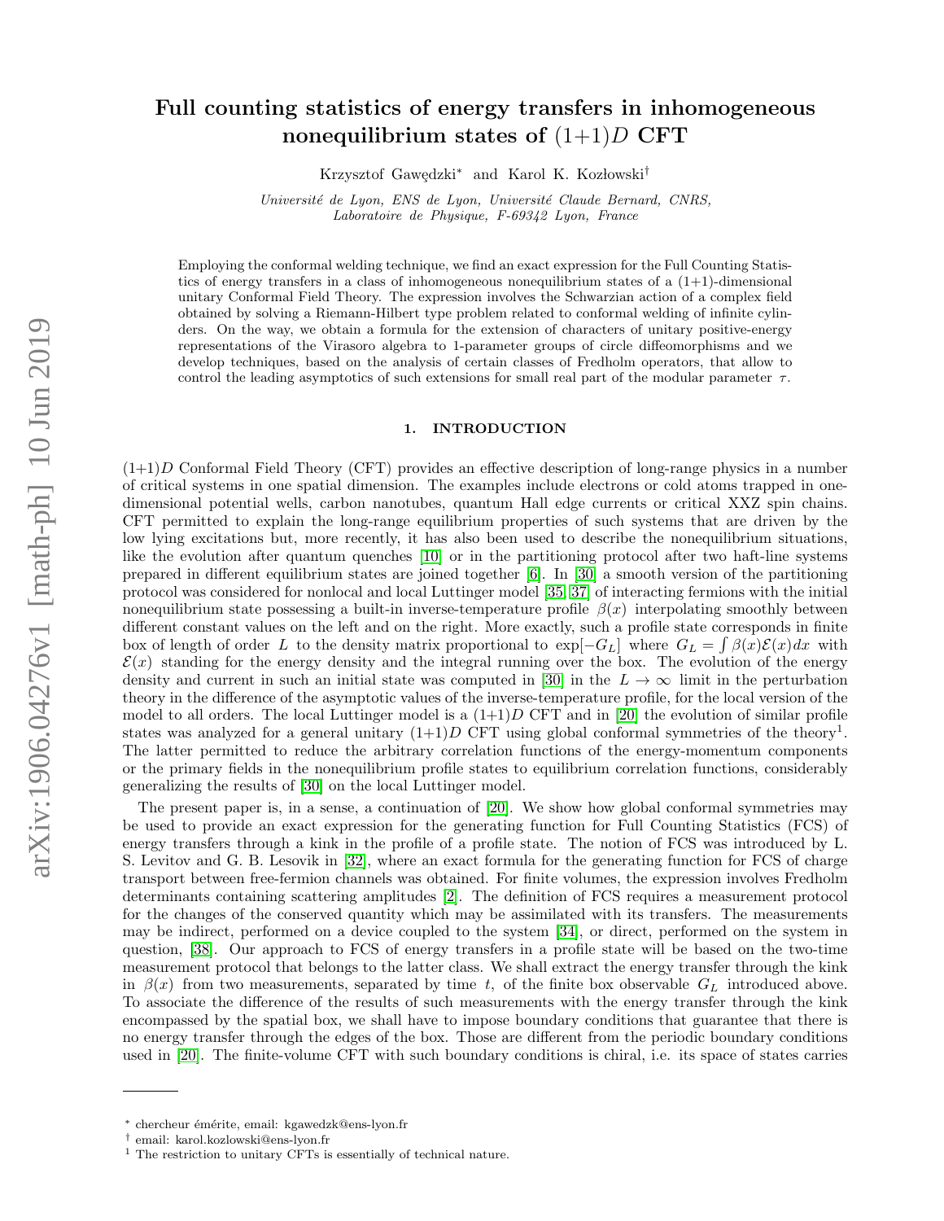# Full counting statistics of energy transfers in inhomogeneous nonequilibrium states of (1+1)$D$ CFT

Krzysztof Gawędzki* and Karol K. Kozłowski†

*Université de Lyon, ENS de Lyon, Université Claude Bernard, CNRS, Laboratoire de Physique, F-69342 Lyon, France*

Employing the conformal welding technique, we find an exact expression for the Full Counting Statistics of energy transfers in a class of inhomogeneous nonequilibrium states of a (1+1)-dimensional unitary Conformal Field Theory. The expression involves the Schwarzian action of a complex field obtained by solving a Riemann-Hilbert type problem related to conformal welding of infinite cylinders. On the way, we obtain a formula for the extension of characters of unitary positive-energy representations of the Virasoro algebra to 1-parameter groups of circle diffeomorphisms and we develop techniques, based on the analysis of certain classes of Fredholm operators, that allow to control the leading asymptotics of such extensions for small real part of the modular parameter $\tau$.

## 1. INTRODUCTION

(1+1)$D$ Conformal Field Theory (CFT) provides an effective description of long-range physics in a number of critical systems in one spatial dimension. The examples include electrons or cold atoms trapped in one-dimensional potential wells, carbon nanotubes, quantum Hall edge currents or critical XXZ spin chains. CFT permitted to explain the long-range equilibrium properties of such systems that are driven by the low lying excitations but, more recently, it has also been used to describe the nonequilibrium situations, like the evolution after quantum quenches [10] or in the partitioning protocol after two haft-line systems prepared in different equilibrium states are joined together [6]. In [30] a smooth version of the partitioning protocol was considered for nonlocal and local Luttinger model [35, 37] of interacting fermions with the initial nonequilibrium state possessing a built-in inverse-temperature profile $\beta(x)$ interpolating smoothly between different constant values on the left and on the right. More exactly, such a profile state corresponds in finite box of length of order $L$ to the density matrix proportional to $\exp[-G_L]$ where $G_L = \int \beta(x)\mathcal{E}(x)dx$ with $\mathcal{E}(x)$ standing for the energy density and the integral running over the box. The evolution of the energy density and current in such an initial state was computed in [30] in the $L \to \infty$ limit in the perturbation theory in the difference of the asymptotic values of the inverse-temperature profile, for the local version of the model to all orders. The local Luttinger model is a (1+1)$D$ CFT and in [20] the evolution of similar profile states was analyzed for a general unitary (1+1)$D$ CFT using global conformal symmetries of the theory[1]. The latter permitted to reduce the arbitrary correlation functions of the energy-momentum components or the primary fields in the nonequilibrium profile states to equilibrium correlation functions, considerably generalizing the results of [30] on the local Luttinger model.

The present paper is, in a sense, a continuation of [20]. We show how global conformal symmetries may be used to provide an exact expression for the generating function for Full Counting Statistics (FCS) of energy transfers through a kink in the profile of a profile state. The notion of FCS was introduced by L. S. Levitov and G. B. Lesovik in [32], where an exact formula for the generating function for FCS of charge transport between free-fermion channels was obtained. For finite volumes, the expression involves Fredholm determinants containing scattering amplitudes [2]. The definition of FCS requires a measurement protocol for the changes of the conserved quantity which may be assimilated with its transfers. The measurements may be indirect, performed on a device coupled to the system [34], or direct, performed on the system in question, [38]. Our approach to FCS of energy transfers in a profile state will be based on the two-time measurement protocol that belongs to the latter class. We shall extract the energy transfer through the kink in $\beta(x)$ from two measurements, separated by time $t$, of the finite box observable $G_L$ introduced above. To associate the difference of the results of such measurements with the energy transfer through the kink encompassed by the spatial box, we shall have to impose boundary conditions that guarantee that there is no energy transfer through the edges of the box. Those are different from the periodic boundary conditions used in [20]. The finite-volume CFT with such boundary conditions is chiral, i.e. its space of states carries

---

\* chercheur émérite, email: kgawedzk@ens-lyon.fr

† email: karol.kozlowski@ens-lyon.fr

[1] The restriction to unitary CFTs is essentially of technical nature.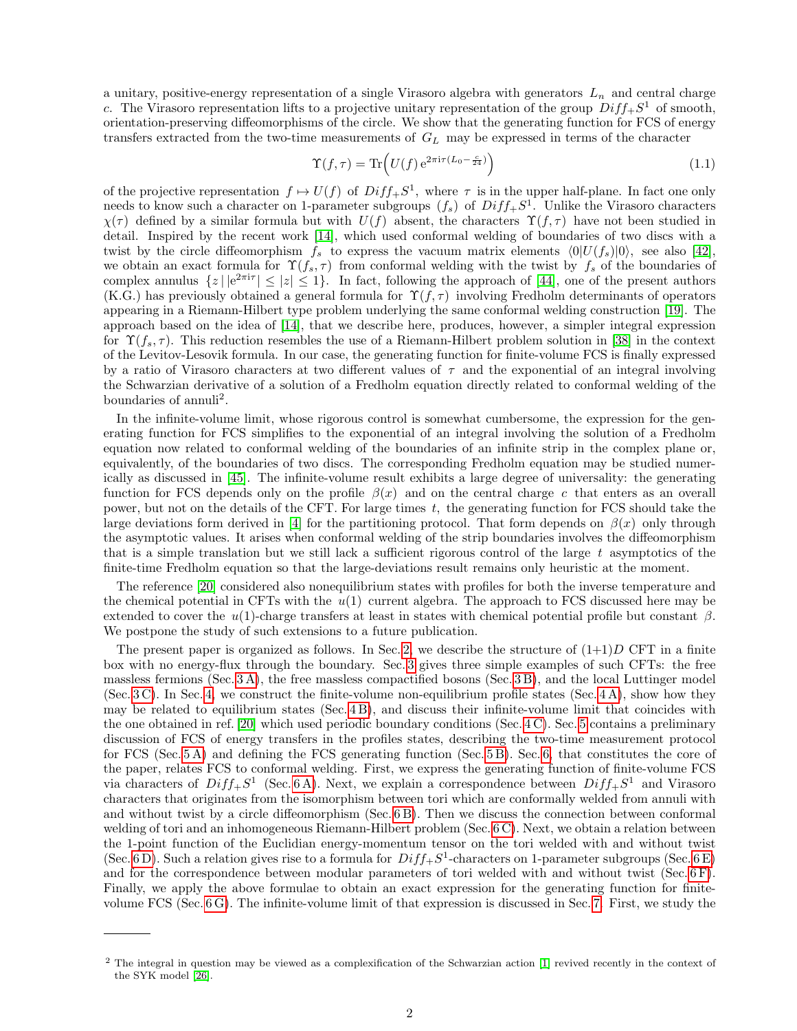a unitary, positive-energy representation of a single Virasoro algebra with generators $L_n$ and central charge $c$. The Virasoro representation lifts to a projective unitary representation of the group $Diff_+S^1$ of smooth, orientation-preserving diffeomorphisms of the circle. We show that the generating function for FCS of energy transfers extracted from the two-time measurements of $G_L$ may be expressed in terms of the character

$$\Upsilon(f,\tau) = \mathrm{Tr}\Big(U(f)\,\mathrm{e}^{2\pi\mathrm{i}\tau(L_0-\frac{c}{24})}\Big) \tag{1.1}$$

of the projective representation $f\mapsto U(f)$ of $Diff_+S^1$, where $\tau$ is in the upper half-plane. In fact one only needs to know such a character on 1-parameter subgroups $(f_s)$ of $Diff_+S^1$. Unlike the Virasoro characters $\chi(\tau)$ defined by a similar formula but with $U(f)$ absent, the characters $\Upsilon(f,\tau)$ have not been studied in detail. Inspired by the recent work [14], which used conformal welding of boundaries of two discs with a twist by the circle diffeomorphism $f_s$ to express the vacuum matrix elements $\langle 0|U(f_s)|0\rangle$, see also [42], we obtain an exact formula for $\Upsilon(f_s,\tau)$ from conformal welding with the twist by $f_s$ of the boundaries of complex annulus $\{z\,|\,|\mathrm{e}^{2\pi\mathrm{i}\tau}|\leq|z|\leq 1\}$. In fact, following the approach of [44], one of the present authors (K.G.) has previously obtained a general formula for $\Upsilon(f,\tau)$ involving Fredholm determinants of operators appearing in a Riemann-Hilbert type problem underlying the same conformal welding construction [19]. The approach based on the idea of [14], that we describe here, produces, however, a simpler integral expression for $\Upsilon(f_s,\tau)$. This reduction resembles the use of a Riemann-Hilbert problem solution in [38] in the context of the Levitov-Lesovik formula. In our case, the generating function for finite-volume FCS is finally expressed by a ratio of Virasoro characters at two different values of $\tau$ and the exponential of an integral involving the Schwarzian derivative of a solution of a Fredholm equation directly related to conformal welding of the boundaries of annuli[2].

In the infinite-volume limit, whose rigorous control is somewhat cumbersome, the expression for the generating function for FCS simplifies to the exponential of an integral involving the solution of a Fredholm equation now related to conformal welding of the boundaries of an infinite strip in the complex plane or, equivalently, of the boundaries of two discs. The corresponding Fredholm equation may be studied numerically as discussed in [45]. The infinite-volume result exhibits a large degree of universality: the generating function for FCS depends only on the profile $\beta(x)$ and on the central charge $c$ that enters as an overall power, but not on the details of the CFT. For large times $t$, the generating function for FCS should take the large deviations form derived in [4] for the partitioning protocol. That form depends on $\beta(x)$ only through the asymptotic values. It arises when conformal welding of the strip boundaries involves the diffeomorphism that is a simple translation but we still lack a sufficient rigorous control of the large $t$ asymptotics of the finite-time Fredholm equation so that the large-deviations result remains only heuristic at the moment.

The reference [20] considered also nonequilibrium states with profiles for both the inverse temperature and the chemical potential in CFTs with the $u(1)$ current algebra. The approach to FCS discussed here may be extended to cover the $u(1)$-charge transfers at least in states with chemical potential profile but constant $\beta$. We postpone the study of such extensions to a future publication.

The present paper is organized as follows. In Sec. 2, we describe the structure of $(1{+}1)D$ CFT in a finite box with no energy-flux through the boundary. Sec. 3 gives three simple examples of such CFTs: the free massless fermions (Sec. 3 A), the free massless compactified bosons (Sec. 3 B), and the local Luttinger model (Sec. 3 C). In Sec. 4, we construct the finite-volume non-equilibrium profile states (Sec. 4 A), show how they may be related to equilibrium states (Sec. 4 B), and discuss their infinite-volume limit that coincides with the one obtained in ref. [20] which used periodic boundary conditions (Sec. 4 C). Sec. 5 contains a preliminary discussion of FCS of energy transfers in the profiles states, describing the two-time measurement protocol for FCS (Sec. 5 A) and defining the FCS generating function (Sec. 5 B). Sec. 6, that constitutes the core of the paper, relates FCS to conformal welding. First, we express the generating function of finite-volume FCS via characters of $Diff_+S^1$ (Sec. 6 A). Next, we explain a correspondence between $Diff_+S^1$ and Virasoro characters that originates from the isomorphism between tori which are conformally welded from annuli with and without twist by a circle diffeomorphism (Sec. 6 B). Then we discuss the connection between conformal welding of tori and an inhomogeneous Riemann-Hilbert problem (Sec. 6 C). Next, we obtain a relation between the 1-point function of the Euclidian energy-momentum tensor on the tori welded with and without twist (Sec. 6 D). Such a relation gives rise to a formula for $Diff_+S^1$-characters on 1-parameter subgroups (Sec. 6 E) and for the correspondence between modular parameters of tori welded with and without twist (Sec. 6 F). Finally, we apply the above formulae to obtain an exact expression for the generating function for finite-volume FCS (Sec. 6 G). The infinite-volume limit of that expression is discussed in Sec. 7. First, we study the

---

[2] The integral in question may be viewed as a complexification of the Schwarzian action [1] revived recently in the context of the SYK model [26].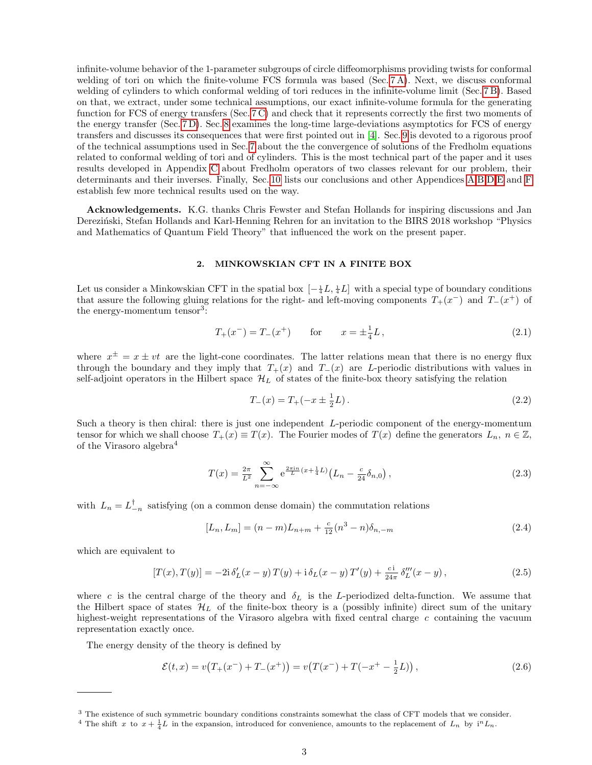infinite-volume behavior of the 1-parameter subgroups of circle diffeomorphisms providing twists for conformal welding of tori on which the finite-volume FCS formula was based (Sec. 7 A). Next, we discuss conformal welding of cylinders to which conformal welding of tori reduces in the infinite-volume limit (Sec. 7 B). Based on that, we extract, under some technical assumptions, our exact infinite-volume formula for the generating function for FCS of energy transfers (Sec. 7 C) and check that it represents correctly the first two moments of the energy transfer (Sec. 7 D). Sec. 8 examines the long-time large-deviations asymptotics for FCS of energy transfers and discusses its consequences that were first pointed out in [4]. Sec. 9 is devoted to a rigorous proof of the technical assumptions used in Sec. 7 about the the convergence of solutions of the Fredholm equations related to conformal welding of tori and of cylinders. This is the most technical part of the paper and it uses results developed in Appendix C about Fredholm operators of two classes relevant for our problem, their determinants and their inverses. Finally, Sec. 10 lists our conclusions and other Appendices A,B,D,E and F establish few more technical results used on the way.

**Acknowledgements.** K.G. thanks Chris Fewster and Stefan Hollands for inspiring discussions and Jan Dereziński, Stefan Hollands and Karl-Henning Rehren for an invitation to the BIRS 2018 workshop "Physics and Mathematics of Quantum Field Theory" that influenced the work on the present paper.

## 2. MINKOWSKIAN CFT IN A FINITE BOX

Let us consider a Minkowskian CFT in the spatial box $[-\frac{1}{4}L,\frac{1}{4}L]$ with a special type of boundary conditions that assure the following gluing relations for the right- and left-moving components $T_+(x^-)$ and $T_-(x^+)$ of the energy-momentum tensor[3]:

$$T_+(x^-)=T_-(x^+)\qquad\text{for}\qquad x=\pm\tfrac{1}{4}L\,, \tag{2.1}$$

where $x^\pm=x\pm vt$ are the light-cone coordinates. The latter relations mean that there is no energy flux through the boundary and they imply that $T_+(x)$ and $T_-(x)$ are $L$-periodic distributions with values in self-adjoint operators in the Hilbert space $\mathcal{H}_L$ of states of the finite-box theory satisfying the relation

$$T_-(x)=T_+(-x\pm\tfrac{1}{2}L)\,. \tag{2.2}$$

Such a theory is then chiral: there is just one independent $L$-periodic component of the energy-momentum tensor for which we shall choose $T_+(x)\equiv T(x)$. The Fourier modes of $T(x)$ define the generators $L_n$, $n\in\mathbb{Z}$, of the Virasoro algebra[4]

$$T(x)=\tfrac{2\pi}{L^2}\sum_{n=-\infty}^{\infty}\mathrm{e}^{\frac{2\pi i n}{L}(x+\frac{1}{4}L)}\big(L_n-\tfrac{c}{24}\delta_{n,0}\big)\,, \tag{2.3}$$

with $L_n=L_{-n}^\dagger$ satisfying (on a common dense domain) the commutation relations

$$[L_n,L_m]=(n-m)L_{n+m}+\tfrac{c}{12}(n^3-n)\delta_{n,-m} \tag{2.4}$$

which are equivalent to

$$[T(x),T(y)]=-2\mathrm{i}\,\delta_L'(x-y)\,T(y)+\mathrm{i}\,\delta_L(x-y)\,T'(y)+\tfrac{c\,\mathrm{i}}{24\pi}\,\delta_L'''(x-y)\,, \tag{2.5}$$

where $c$ is the central charge of the theory and $\delta_L$ is the $L$-periodized delta-function. We assume that the Hilbert space of states $\mathcal{H}_L$ of the finite-box theory is a (possibly infinite) direct sum of the unitary highest-weight representations of the Virasoro algebra with fixed central charge $c$ containing the vacuum representation exactly once.

The energy density of the theory is defined by

$$\mathcal{E}(t,x)=v\big(T_+(x^-)+T_-(x^+)\big)=v\big(T(x^-)+T(-x^+-\tfrac{1}{2}L)\big)\,, \tag{2.6}$$

---

[3] The existence of such symmetric boundary conditions constraints somewhat the class of CFT models that we consider.

[4] The shift $x$ to $x+\frac{1}{4}L$ in the expansion, introduced for convenience, amounts to the replacement of $L_n$ by $\mathrm{i}^nL_n$.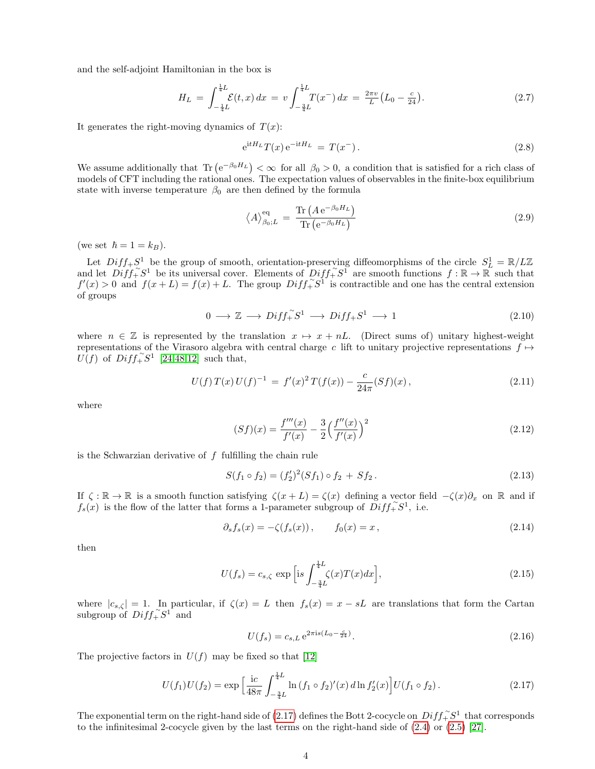and the self-adjoint Hamiltonian in the box is

$$H_L \,=\, \int_{-\frac{1}{4}L}^{\frac{1}{4}L} \mathcal{E}(t,x)\,dx \,=\, v\int_{-\frac{3}{4}L}^{\frac{1}{4}L} T(x^-)\,dx \,=\, \tfrac{2\pi v}{L}\big(L_0 - \tfrac{c}{24}\big). \tag{2.7}$$

It generates the right-moving dynamics of $T(x)$:

$$\mathrm{e}^{\mathrm{i}tH_L}T(x)\,\mathrm{e}^{-\mathrm{i}tH_L} \,=\, T(x^-)\,. \tag{2.8}$$

We assume additionally that $\mathrm{Tr}\left(\mathrm{e}^{-\beta_0 H_L}\right) < \infty$ for all $\beta_0 > 0$, a condition that is satisfied for a rich class of models of CFT including the rational ones. The expectation values of observables in the finite-box equilibrium state with inverse temperature $\beta_0$ are then defined by the formula

$$\big\langle A\big\rangle^{\mathrm{eq}}_{\beta_0;L} \,=\, \frac{\mathrm{Tr}\left(A\,\mathrm{e}^{-\beta_0 H_L}\right)}{\mathrm{Tr}\left(\mathrm{e}^{-\beta_0 H_L}\right)} \tag{2.9}$$

(we set $\hbar = 1 = k_B$).

Let $Diff_+S^1$ be the group of smooth, orientation-preserving diffeomorphisms of the circle $S^1_L = \mathbb{R}/L\mathbb{Z}$ and let $Diff_+\tilde{}S^1$ be its universal cover. Elements of $Diff_+\tilde{}S^1$ are smooth functions $f:\mathbb{R}\to\mathbb{R}$ such that $f'(x) > 0$ and $f(x+L) = f(x)+L$. The group $Diff_+\tilde{}S^1$ is contractible and one has the central extension of groups

$$0 \longrightarrow \mathbb{Z} \longrightarrow Diff_+\tilde{}S^1 \longrightarrow Diff_+S^1 \longrightarrow 1 \tag{2.10}$$

where $n\in\mathbb{Z}$ is represented by the translation $x\mapsto x+nL$. (Direct sums of) unitary highest-weight representations of the Virasoro algebra with central charge $c$ lift to unitary projective representations $f\mapsto U(f)$ of $Diff_+\tilde{}S^1$ [24,48,12] such that,

$$U(f)\,T(x)\,U(f)^{-1} \,=\, f'(x)^2\,T(f(x)) - \frac{c}{24\pi}(Sf)(x)\,, \tag{2.11}$$

where

$$(Sf)(x) = \frac{f'''(x)}{f'(x)} - \frac{3}{2}\Big(\frac{f''(x)}{f'(x)}\Big)^2 \tag{2.12}$$

is the Schwarzian derivative of $f$ fulfilling the chain rule

$$S(f_1\circ f_2) = (f_2')^2(Sf_1)\circ f_2 \,+\, Sf_2\,. \tag{2.13}$$

If $\zeta:\mathbb{R}\to\mathbb{R}$ is a smooth function satisfying $\zeta(x+L)=\zeta(x)$ defining a vector field $-\zeta(x)\partial_x$ on $\mathbb{R}$ and if $f_s(x)$ is the flow of the latter that forms a 1-parameter subgroup of $Diff_+\tilde{}S^1$, i.e.

$$\partial_s f_s(x) = -\zeta(f_s(x))\,, \qquad f_0(x) = x\,, \tag{2.14}$$

then

$$U(f_s) = c_{s,\zeta}\,\exp\Big[\mathrm{i}s\int_{-\frac{3}{4}L}^{\frac{1}{4}L}\zeta(x)T(x)dx\Big], \tag{2.15}$$

where $|c_{s,\zeta}| = 1$. In particular, if $\zeta(x) = L$ then $f_s(x) = x - sL$ are translations that form the Cartan subgroup of $Diff_+\tilde{}S^1$ and

$$U(f_s) = c_{s,L}\,\mathrm{e}^{2\pi\mathrm{i}s(L_0-\frac{c}{24})}. \tag{2.16}$$

The projective factors in $U(f)$ may be fixed so that [12]

$$U(f_1)U(f_2) = \exp\Big[\frac{\mathrm{i}c}{48\pi}\int_{-\frac{3}{4}L}^{\frac{1}{4}L}\ln\,(f_1\circ f_2)'(x)\,d\ln f_2'(x)\Big]U(f_1\circ f_2)\,. \tag{2.17}$$

The exponential term on the right-hand side of (2.17) defines the Bott 2-cocycle on $Diff_+\tilde{}S^1$ that corresponds to the infinitesimal 2-cocycle given by the last terms on the right-hand side of (2.4) or (2.5) [27].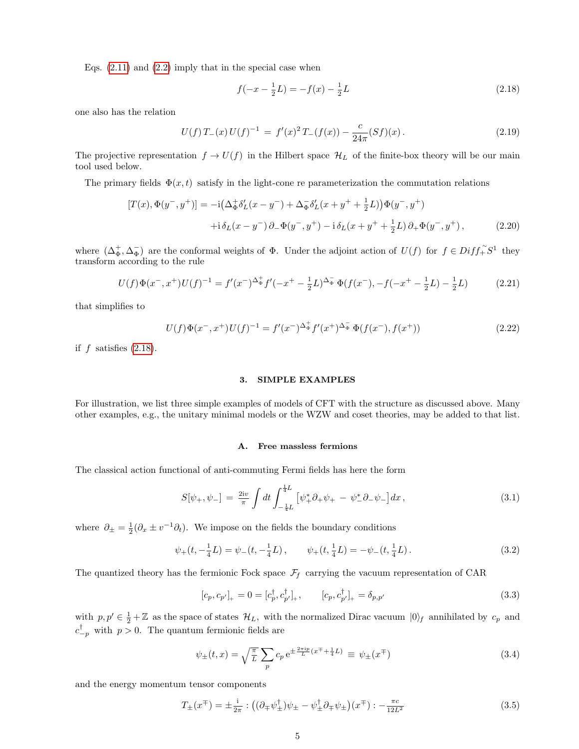Eqs. (2.11) and (2.2) imply that in the special case when

$$f(-x - \tfrac{1}{2}L) = -f(x) - \tfrac{1}{2}L \tag{2.18}$$

one also has the relation

$$U(f)\, T_-(x)\, U(f)^{-1} \,=\, f'(x)^2\, T_-(f(x)) - \frac{c}{24\pi}(Sf)(x)\,. \tag{2.19}$$

The projective representation $f \to U(f)$ in the Hilbert space $\mathcal{H}_L$ of the finite-box theory will be our main tool used below.

The primary fields $\Phi(x,t)$ satisfy in the light-cone re parameterization the commutation relations

$$\begin{aligned}
[T(x), \Phi(y^-, y^+)] = &-\mathrm{i}\big(\Delta^+_\Phi \delta'_L(x - y^-) + \Delta^-_\Phi \delta'_L(x + y^+ + \tfrac{1}{2}L)\big)\Phi(y^-, y^+) \\
&+\mathrm{i}\,\delta_L(x - y^-)\,\partial_-\Phi(y^-, y^+) - \mathrm{i}\,\delta_L(x + y^+ + \tfrac{1}{2}L)\,\partial_+\Phi(y^-, y^+)\,,
\end{aligned} \tag{2.20}$$

where $(\Delta^+_\Phi, \Delta^-_\Phi)$ are the conformal weights of $\Phi$. Under the adjoint action of $U(f)$ for $f \in Di\tilde{f}f_+S^1$ they transform according to the rule

$$U(f)\,\Phi(x^-, x^+)U(f)^{-1} = f'(x^-)^{\Delta^+_\Phi} f'(-x^+ - \tfrac{1}{2}L)^{\Delta^-_\Phi}\,\Phi(f(x^-), -f(-x^+ - \tfrac{1}{2}L) - \tfrac{1}{2}L) \tag{2.21}$$

that simplifies to

$$U(f)\,\Phi(x^-, x^+)U(f)^{-1} = f'(x^-)^{\Delta^+_\Phi} f'(x^+)^{\Delta^-_\Phi}\,\Phi(f(x^-), f(x^+)) \tag{2.22}$$

if $f$ satisfies (2.18).

## 3. SIMPLE EXAMPLES

For illustration, we list three simple examples of models of CFT with the structure as discussed above. Many other examples, e.g., the unitary minimal models or the WZW and coset theories, may be added to that list.

### A. Free massless fermions

The classical action functional of anti-commuting Fermi fields has here the form

$$S[\psi_+, \psi_-] \,=\, \tfrac{2\mathrm{i}v}{\pi} \int dt \int_{-\frac{1}{4}L}^{\frac{1}{4}L} \big[\psi^*_+ \partial_+ \psi_+ \,-\, \psi^*_- \partial_- \psi_-\big]\, dx\,, \tag{3.1}$$

where $\partial_\pm = \frac{1}{2}(\partial_x \pm v^{-1}\partial_t)$. We impose on the fields the boundary conditions

$$\psi_+(t, -\tfrac{1}{4}L) = \psi_-(t, -\tfrac{1}{4}L)\,, \qquad \psi_+(t, \tfrac{1}{4}L) = -\psi_-(t, \tfrac{1}{4}L)\,. \tag{3.2}$$

The quantized theory has the fermionic Fock space $\mathcal{F}_f$ carrying the vacuum representation of CAR

$$[c_p, c_{p'}]_+ = 0 = [c^\dagger_p, c^\dagger_{p'}]_+\,, \qquad [c_p, c^\dagger_{p'}]_+ = \delta_{p,p'} \tag{3.3}$$

with $p, p' \in \frac{1}{2} + \mathbb{Z}$ as the space of states $\mathcal{H}_L$, with the normalized Dirac vacuum $|0\rangle_f$ annihilated by $c_p$ and $c^\dagger_{-p}$ with $p > 0$. The quantum fermionic fields are

$$\psi_\pm(t, x) = \sqrt{\tfrac{\pi}{L}} \sum_p c_p\, \mathrm{e}^{\pm \frac{2\pi \mathrm{i} p}{L}(x^\mp + \frac{1}{4}L)} \,\equiv\, \psi_\pm(x^\mp) \tag{3.4}$$

and the energy momentum tensor components

$$T_\pm(x^\mp) = \pm \tfrac{\mathrm{i}}{2\pi} : \big((\partial_\mp \psi^\dagger_\pm)\psi_\pm - \psi^\dagger_\pm \partial_\mp \psi_\pm\big)(x^\mp) : - \tfrac{\pi c}{12L^2} \tag{3.5}$$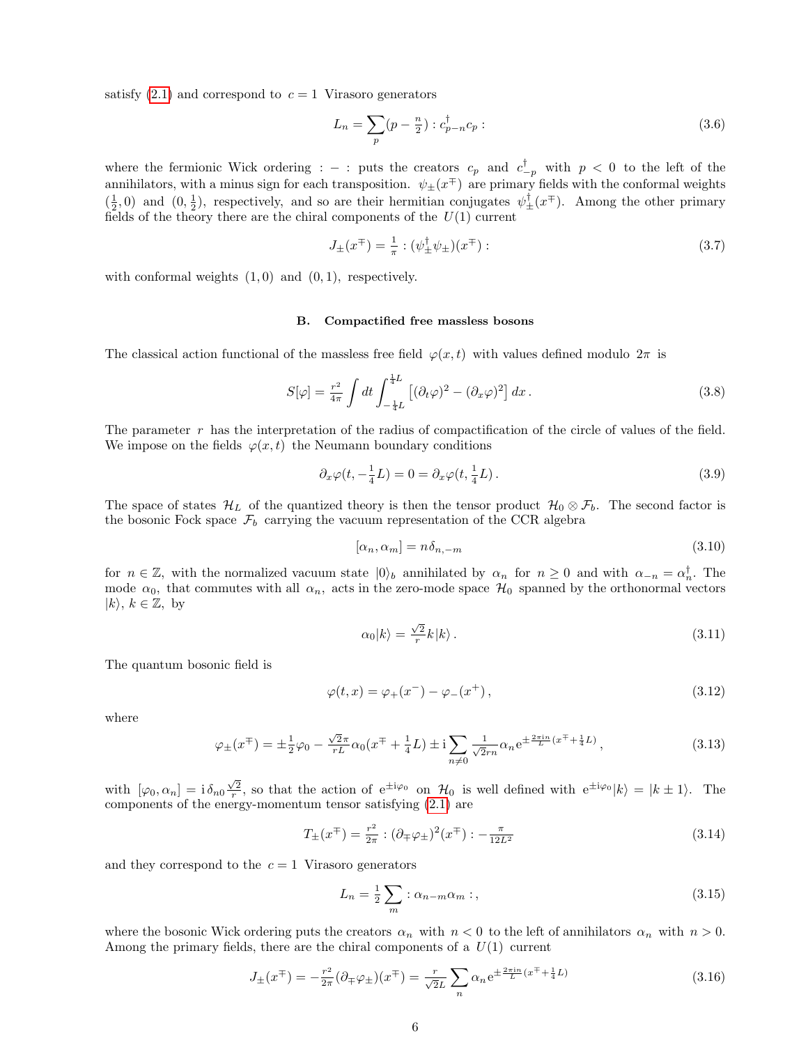satisfy (2.1) and correspond to $c = 1$ Virasoro generators

$$L_n = \sum_p (p - \tfrac{n}{2}) : c^\dagger_{p-n} c_p : \tag{3.6}$$

where the fermionic Wick ordering $: - :$ puts the creators $c_p$ and $c^\dagger_{-p}$ with $p < 0$ to the left of the annihilators, with a minus sign for each transposition. $\psi_\pm(x^\mp)$ are primary fields with the conformal weights $(\frac{1}{2}, 0)$ and $(0, \frac{1}{2})$, respectively, and so are their hermitian conjugates $\psi^\dagger_\pm(x^\mp)$. Among the other primary fields of the theory there are the chiral components of the $U(1)$ current

$$J_\pm(x^\mp) = \tfrac{1}{\pi} : (\psi^\dagger_\pm \psi_\pm)(x^\mp) : \tag{3.7}$$

with conformal weights $(1, 0)$ and $(0, 1)$, respectively.

### B. Compactified free massless bosons

The classical action functional of the massless free field $\varphi(x, t)$ with values defined modulo $2\pi$ is

$$S[\varphi] = \tfrac{r^2}{4\pi} \int dt \int_{-\frac{1}{4}L}^{\frac{1}{4}L} \left[ (\partial_t \varphi)^2 - (\partial_x \varphi)^2 \right] dx \,. \tag{3.8}$$

The parameter $r$ has the interpretation of the radius of compactification of the circle of values of the field. We impose on the fields $\varphi(x, t)$ the Neumann boundary conditions

$$\partial_x \varphi(t, -\tfrac{1}{4}L) = 0 = \partial_x \varphi(t, \tfrac{1}{4}L) \,. \tag{3.9}$$

The space of states $\mathcal{H}_L$ of the quantized theory is then the tensor product $\mathcal{H}_0 \otimes \mathcal{F}_b$. The second factor is the bosonic Fock space $\mathcal{F}_b$ carrying the vacuum representation of the CCR algebra

$$[\alpha_n, \alpha_m] = n \delta_{n,-m} \tag{3.10}$$

for $n \in \mathbb{Z}$, with the normalized vacuum state $|0\rangle_b$ annihilated by $\alpha_n$ for $n \geq 0$ and with $\alpha_{-n} = \alpha_n^\dagger$. The mode $\alpha_0$, that commutes with all $\alpha_n$, acts in the zero-mode space $\mathcal{H}_0$ spanned by the orthonormal vectors $|k\rangle$, $k \in \mathbb{Z}$, by

$$\alpha_0 |k\rangle = \tfrac{\sqrt{2}}{r} k |k\rangle \,. \tag{3.11}$$

The quantum bosonic field is

$$\varphi(t, x) = \varphi_+(x^-) - \varphi_-(x^+) \,, \tag{3.12}$$

where

$$\varphi_\pm(x^\mp) = \pm \tfrac{1}{2} \varphi_0 - \tfrac{\sqrt{2}\pi}{rL} \alpha_0 (x^\mp + \tfrac{1}{4}L) \pm \mathrm{i} \sum_{n \neq 0} \tfrac{1}{\sqrt{2}rn} \alpha_n \mathrm{e}^{\pm \frac{2\pi \mathrm{i} n}{L}(x^\mp + \frac{1}{4}L)} \,, \tag{3.13}$$

with $[\varphi_0, \alpha_n] = \mathrm{i}\, \delta_{n0} \frac{\sqrt{2}}{r}$, so that the action of $\mathrm{e}^{\pm \mathrm{i}\varphi_0}$ on $\mathcal{H}_0$ is well defined with $\mathrm{e}^{\pm \mathrm{i}\varphi_0} |k\rangle = |k \pm 1\rangle$. The components of the energy-momentum tensor satisfying (2.1) are

$$T_\pm(x^\mp) = \tfrac{r^2}{2\pi} : (\partial_\mp \varphi_\pm)^2(x^\mp) : - \tfrac{\pi}{12L^2} \tag{3.14}$$

and they correspond to the $c = 1$ Virasoro generators

$$L_n = \tfrac{1}{2} \sum_m : \alpha_{n-m} \alpha_m : , \tag{3.15}$$

where the bosonic Wick ordering puts the creators $\alpha_n$ with $n < 0$ to the left of annihilators $\alpha_n$ with $n > 0$. Among the primary fields, there are the chiral components of a $U(1)$ current

$$J_\pm(x^\mp) = -\tfrac{r^2}{2\pi} (\partial_\mp \varphi_\pm)(x^\mp) = \tfrac{r}{\sqrt{2}L} \sum_n \alpha_n \mathrm{e}^{\pm \frac{2\pi \mathrm{i} n}{L}(x^\mp + \frac{1}{4}L)} \tag{3.16}$$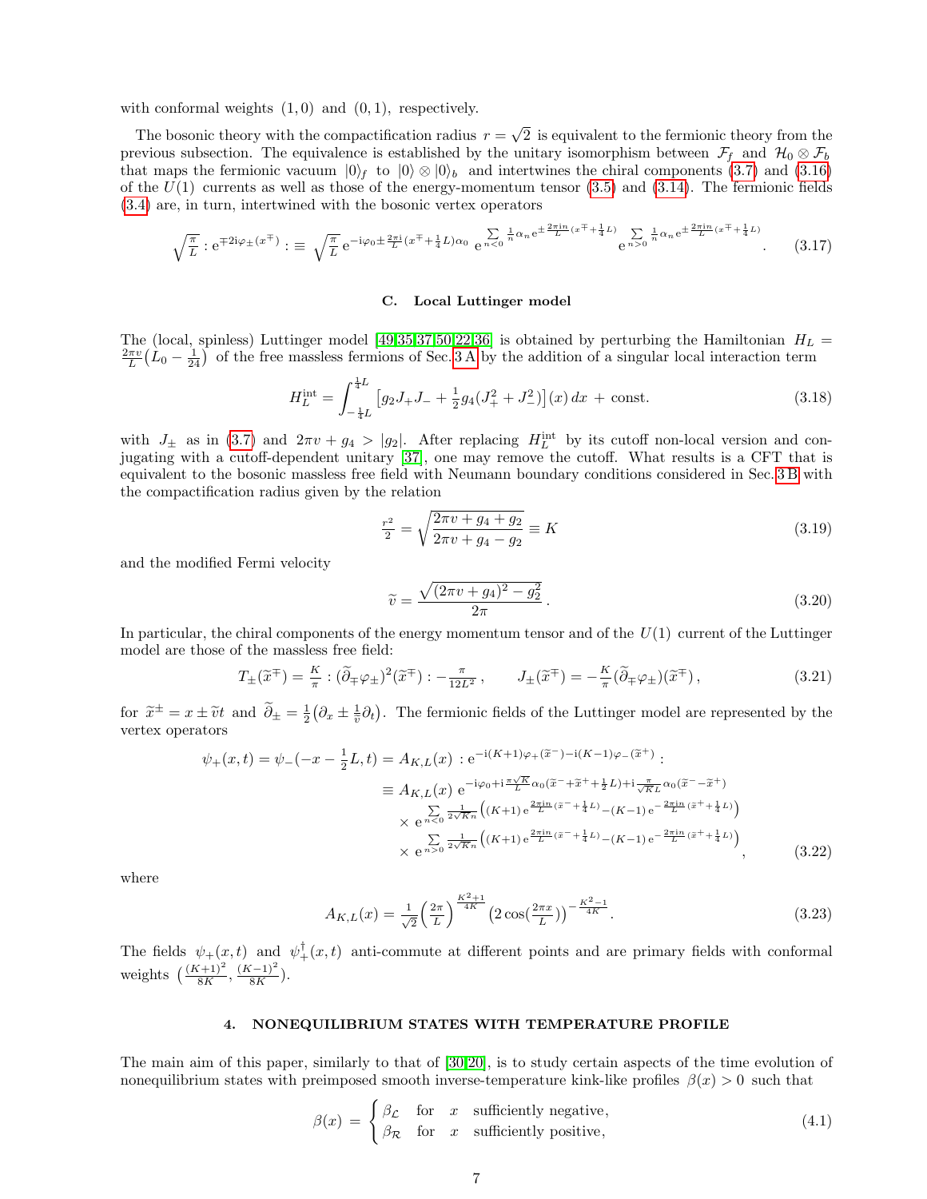with conformal weights $(1,0)$ and $(0,1)$, respectively.

The bosonic theory with the compactification radius $r=\sqrt{2}$ is equivalent to the fermionic theory from the previous subsection. The equivalence is established by the unitary isomorphism between $\mathcal{F}_f$ and $\mathcal{H}_0\otimes\mathcal{F}_b$ that maps the fermionic vacuum $|0\rangle_f$ to $|0\rangle\otimes|0\rangle_b$ and intertwines the chiral components (3.7) and (3.16) of the $U(1)$ currents as well as those of the energy-momentum tensor (3.5) and (3.14). The fermionic fields (3.4) are, in turn, intertwined with the bosonic vertex operators

$$\sqrt{\tfrac{\pi}{L}}:\mathrm{e}^{\mp 2\mathrm{i}\varphi_\pm(x^\mp)}:\,\equiv\,\sqrt{\tfrac{\pi}{L}}\,\mathrm{e}^{-\mathrm{i}\varphi_0\pm\frac{2\pi\mathrm{i}}{L}(x^\mp+\frac{1}{4}L)\alpha_0}\;\mathrm{e}^{\sum\limits_{n<0}\frac{1}{n}\alpha_n\mathrm{e}^{\pm\frac{2\pi\mathrm{i}n}{L}(x^\mp+\frac{1}{4}L)}}\;\mathrm{e}^{\sum\limits_{n>0}\frac{1}{n}\alpha_n\mathrm{e}^{\pm\frac{2\pi\mathrm{i}n}{L}(x^\mp+\frac{1}{4}L)}}\,. \tag{3.17}$$

### C. Local Luttinger model

The (local, spinless) Luttinger model [49,35,37,50,22,36] is obtained by perturbing the Hamiltonian $H_L=\frac{2\pi v}{L}\big(L_0-\frac{1}{24}\big)$ of the free massless fermions of Sec. 3 A by the addition of a singular local interaction term

$$H_L^{\mathrm{int}}=\int_{-\frac{1}{4}L}^{\frac{1}{4}L}\big[g_2J_+J_-+\tfrac{1}{2}g_4(J_+^2+J_-^2)\big](x)\,dx\;+\;\mathrm{const.} \tag{3.18}$$

with $J_\pm$ as in (3.7) and $2\pi v+g_4>|g_2|$. After replacing $H_L^{\mathrm{int}}$ by its cutoff non-local version and conjugating with a cutoff-dependent unitary [37], one may remove the cutoff. What results is a CFT that is equivalent to the bosonic massless free field with Neumann boundary conditions considered in Sec. 3 B with the compactification radius given by the relation

$$\tfrac{r^2}{2}=\sqrt{\frac{2\pi v+g_4+g_2}{2\pi v+g_4-g_2}}\equiv K \tag{3.19}$$

and the modified Fermi velocity

$$\widetilde{v}=\frac{\sqrt{(2\pi v+g_4)^2-g_2^2}}{2\pi}\,. \tag{3.20}$$

In particular, the chiral components of the energy momentum tensor and of the $U(1)$ current of the Luttinger model are those of the massless free field:

$$T_\pm(\widetilde{x}^\mp)=\tfrac{K}{\pi}:(\widetilde{\partial}_\mp\varphi_\pm)^2(\widetilde{x}^\mp):-\tfrac{\pi}{12L^2}\,,\qquad J_\pm(\widetilde{x}^\mp)=-\tfrac{K}{\pi}(\widetilde{\partial}_\mp\varphi_\pm)(\widetilde{x}^\mp)\,, \tag{3.21}$$

for $\widetilde{x}^\pm=x\pm\widetilde{v}t$ and $\widetilde{\partial}_\pm=\frac{1}{2}\big(\partial_x\pm\frac{1}{\widetilde{v}}\partial_t\big)$. The fermionic fields of the Luttinger model are represented by the vertex operators

$$\begin{aligned}\psi_+(x,t)=\psi_-(-x-\tfrac{1}{2}L,t)&=A_{K,L}(x):\mathrm{e}^{-\mathrm{i}(K+1)\varphi_+(\widetilde{x}^-)-\mathrm{i}(K-1)\varphi_-(\widetilde{x}^+)}:\\ &\equiv A_{K,L}(x)\;\mathrm{e}^{-\mathrm{i}\varphi_0+\mathrm{i}\frac{\pi\sqrt{K}}{L}\alpha_0(\widetilde{x}^-+\widetilde{x}^++\frac{1}{2}L)+\mathrm{i}\frac{\pi}{\sqrt{K}L}\alpha_0(\widetilde{x}^--\widetilde{x}^+)}\\ &\quad\times\,\mathrm{e}^{\sum\limits_{n<0}\frac{1}{2\sqrt{K}n}\big((K+1)\,\mathrm{e}^{\frac{2\pi\mathrm{i}n}{L}(\widetilde{x}^-+\frac{1}{4}L)}-(K-1)\,\mathrm{e}^{-\frac{2\pi\mathrm{i}n}{L}(\widetilde{x}^++\frac{1}{4}L)}\big)}\\ &\quad\times\,\mathrm{e}^{\sum\limits_{n>0}\frac{1}{2\sqrt{K}n}\big((K+1)\,\mathrm{e}^{\frac{2\pi\mathrm{i}n}{L}(\widetilde{x}^-+\frac{1}{4}L)}-(K-1)\,\mathrm{e}^{-\frac{2\pi\mathrm{i}n}{L}(\widetilde{x}^++\frac{1}{4}L)}\big)}\,,\end{aligned} \tag{3.22}$$

where

$$A_{K,L}(x)=\tfrac{1}{\sqrt{2}}\Big(\tfrac{2\pi}{L}\Big)^{\frac{K^2+1}{4K}}\big(2\cos(\tfrac{2\pi x}{L})\big)^{-\frac{K^2-1}{4K}}\,. \tag{3.23}$$

The fields $\psi_+(x,t)$ and $\psi_+^\dagger(x,t)$ anti-commute at different points and are primary fields with conformal weights $\big(\frac{(K+1)^2}{8K},\frac{(K-1)^2}{8K}\big)$.

## 4. NONEQUILIBRIUM STATES WITH TEMPERATURE PROFILE

The main aim of this paper, similarly to that of [30,20], is to study certain aspects of the time evolution of nonequilibrium states with preimposed smooth inverse-temperature kink-like profiles $\beta(x)>0$ such that

$$\beta(x)\;=\;\begin{cases}\beta_{\mathcal{L}} & \text{for}\quad x\quad\text{sufficiently negative,}\\ \beta_{\mathcal{R}} & \text{for}\quad x\quad\text{sufficiently positive,}\end{cases} \tag{4.1}$$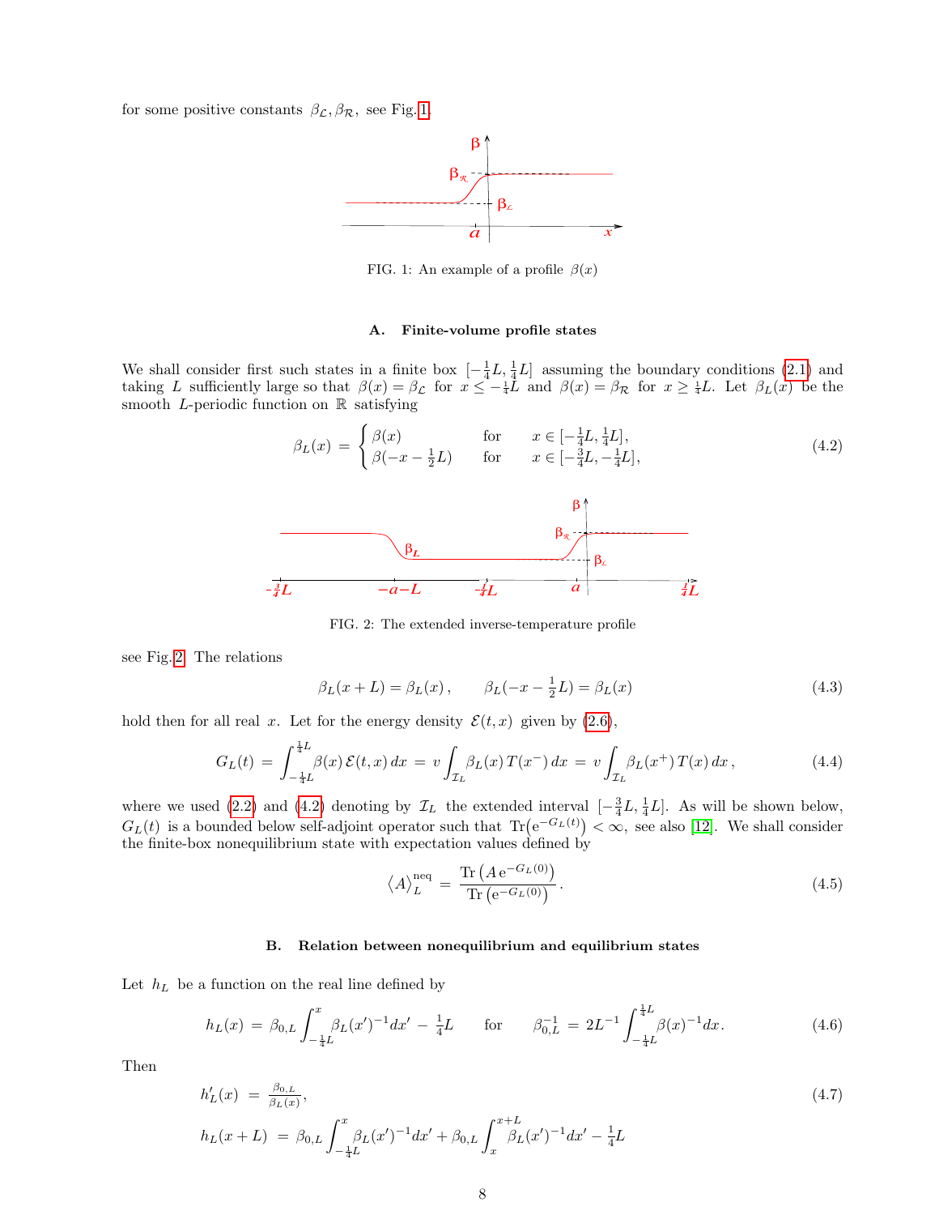for some positive constants $\beta_{\mathcal{L}}, \beta_{\mathcal{R}}$, see Fig. 1.

FIG. 1: An example of a profile $\beta(x)$

### A. Finite-volume profile states

We shall consider first such states in a finite box $[-\frac{1}{4}L, \frac{1}{4}L]$ assuming the boundary conditions (2.1) and taking $L$ sufficiently large so that $\beta(x) = \beta_{\mathcal{L}}$ for $x \leq -\frac{1}{4}L$ and $\beta(x) = \beta_{\mathcal{R}}$ for $x \geq \frac{1}{4}L$. Let $\beta_L(x)$ be the smooth $L$-periodic function on $\mathbb{R}$ satisfying

$$\beta_L(x) \,=\, \begin{cases} \beta(x) & \text{for} \quad x \in [-\frac{1}{4}L, \frac{1}{4}L], \\ \beta(-x - \frac{1}{2}L) & \text{for} \quad x \in [-\frac{3}{4}L, -\frac{1}{4}L], \end{cases} \tag{4.2}$$

FIG. 2: The extended inverse-temperature profile

see Fig. 2. The relations

$$\beta_L(x+L) = \beta_L(x)\,, \qquad \beta_L(-x-\tfrac{1}{2}L) = \beta_L(x) \tag{4.3}$$

hold then for all real $x$. Let for the energy density $\mathcal{E}(t,x)$ given by (2.6),

$$G_L(t) \,=\, \int_{-\frac{1}{4}L}^{\frac{1}{4}L} \beta(x)\, \mathcal{E}(t,x)\, dx \,=\, v \int_{\mathcal{I}_L} \beta_L(x)\, T(x^-)\, dx \,=\, v \int_{\mathcal{I}_L} \beta_L(x^+)\, T(x)\, dx\,, \tag{4.4}$$

where we used (2.2) and (4.2) denoting by $\mathcal{I}_L$ the extended interval $[-\frac{3}{4}L, \frac{1}{4}L]$. As will be shown below, $G_L(t)$ is a bounded below self-adjoint operator such that $\mathrm{Tr}\big(\mathrm{e}^{-G_L(t)}\big) < \infty$, see also [12]. We shall consider the finite-box nonequilibrium state with expectation values defined by

$$\langle A \rangle_L^{\mathrm{neq}} \,=\, \frac{\mathrm{Tr}\left(A\, \mathrm{e}^{-G_L(0)}\right)}{\mathrm{Tr}\left(\mathrm{e}^{-G_L(0)}\right)}\,. \tag{4.5}$$

### B. Relation between nonequilibrium and equilibrium states

Let $h_L$ be a function on the real line defined by

$$h_L(x) \,=\, \beta_{0,L} \int_{-\frac{1}{4}L}^{x} \beta_L(x')^{-1} dx' \,-\, \tfrac{1}{4}L \qquad \text{for} \qquad \beta_{0,L}^{-1} \,=\, 2L^{-1} \int_{-\frac{1}{4}L}^{\frac{1}{4}L} \beta(x)^{-1} dx. \tag{4.6}$$

Then

$$\begin{aligned} h_L'(x) \,&=\, \tfrac{\beta_{0,L}}{\beta_L(x)}, \\ h_L(x+L) \,&=\, \beta_{0,L} \int_{-\frac{1}{4}L}^{x} \beta_L(x')^{-1} dx' + \beta_{0,L} \int_{x}^{x+L} \beta_L(x')^{-1} dx' - \tfrac{1}{4}L \end{aligned} \tag{4.7}$$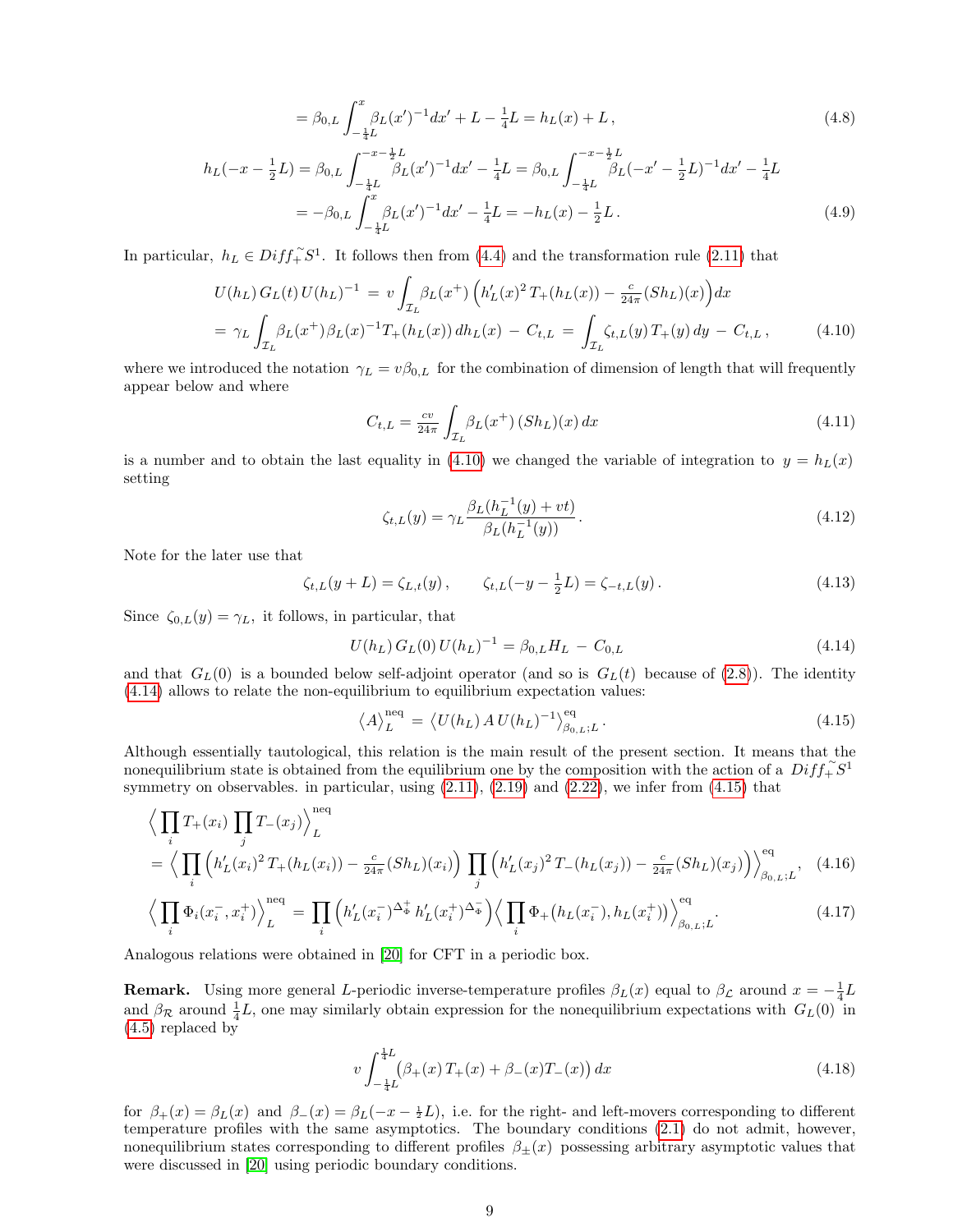$$
= \beta_{0,L}\int_{-\frac14 L}^{x}\beta_L(x')^{-1}dx' + L - \tfrac14 L = h_L(x)+L\,, \tag{4.8}
$$

$$
\begin{aligned}
h_L(-x-\tfrac12 L) &= \beta_{0,L}\int_{-\frac14 L}^{-x-\frac12 L}\beta_L(x')^{-1}dx' - \tfrac14 L = \beta_{0,L}\int_{-\frac14 L}^{-x-\frac12 L}\beta_L(-x'-\tfrac12 L)^{-1}dx' - \tfrac14 L\\
&= -\beta_{0,L}\int_{-\frac14 L}^{x}\beta_L(x')^{-1}dx' - \tfrac14 L = -h_L(x) - \tfrac12 L\,.
\end{aligned} \tag{4.9}
$$

In particular, $h_L\in Diff_+^{\,\sim}S^1$. It follows then from (4.4) and the transformation rule (2.11) that

$$
\begin{aligned}
U(h_L)\,G_L(t)\,U(h_L)^{-1} \;&=\; v\int_{\mathcal{I}_L}\beta_L(x^+)\Big(h_L'(x)^2\,T_+(h_L(x)) - \tfrac{c}{24\pi}(Sh_L)(x)\Big)dx\\
&=\;\gamma_L\int_{\mathcal{I}_L}\beta_L(x^+)\beta_L(x)^{-1}T_+(h_L(x))\,dh_L(x)\;-\;C_{t,L} \;=\;\int_{\mathcal{I}_L}\zeta_{t,L}(y)\,T_+(y)\,dy\;-\;C_{t,L}\,,
\end{aligned} \tag{4.10}
$$

where we introduced the notation $\gamma_L = v\beta_{0,L}$ for the combination of dimension of length that will frequently appear below and where

$$
C_{t,L} = \tfrac{cv}{24\pi}\int_{\mathcal{I}_L}\beta_L(x^+)\,(Sh_L)(x)\,dx \tag{4.11}
$$

is a number and to obtain the last equality in (4.10) we changed the variable of integration to $y=h_L(x)$ setting

$$
\zeta_{t,L}(y) = \gamma_L\frac{\beta_L(h_L^{-1}(y)+vt)}{\beta_L(h_L^{-1}(y))}\,. \tag{4.12}
$$

Note for the later use that

$$
\zeta_{t,L}(y+L) = \zeta_{L,t}(y)\,,\qquad \zeta_{t,L}(-y-\tfrac12 L) = \zeta_{-t,L}(y)\,. \tag{4.13}
$$

Since $\zeta_{0,L}(y)=\gamma_L$, it follows, in particular, that

$$
U(h_L)\,G_L(0)\,U(h_L)^{-1} = \beta_{0,L}H_L \,-\, C_{0,L} \tag{4.14}
$$

and that $G_L(0)$ is a bounded below self-adjoint operator (and so is $G_L(t)$ because of (2.8)). The identity (4.14) allows to relate the non-equilibrium to equilibrium expectation values:

$$
\big\langle A\big\rangle_L^{\rm neq} \,=\, \big\langle U(h_L)\,A\,U(h_L)^{-1}\big\rangle^{\rm eq}_{\beta_{0,L};L}\,. \tag{4.15}
$$

Although essentially tautological, this relation is the main result of the present section. It means that the nonequilibrium state is obtained from the equilibrium one by the composition with the action of a $Diff_+^{\,\sim}S^1$ symmetry on observables. in particular, using (2.11), (2.19) and (2.22), we infer from (4.15) that

$$
\begin{aligned}
&\Big\langle\prod_i T_+(x_i)\,\prod_j T_-(x_j)\Big\rangle_L^{\rm neq}\\
&=\Big\langle\prod_i\Big(h_L'(x_i)^2\,T_+(h_L(x_i)) - \tfrac{c}{24\pi}(Sh_L)(x_i)\Big)\,\prod_j\Big(h_L'(x_j)^2\,T_-(h_L(x_j)) - \tfrac{c}{24\pi}(Sh_L)(x_j)\Big)\Big\rangle^{\rm eq}_{\beta_{0,L};L},
\end{aligned} \tag{4.16}
$$

$$
\Big\langle\prod_i\Phi_i(x_i^-,x_i^+)\Big\rangle_L^{\rm neq} = \prod_i\Big(h_L'(x_i^-)^{\Delta_\Phi^+}\,h_L'(x_i^+)^{\Delta_\Phi^-}\Big)\Big\langle\prod_i\Phi_+\big(h_L(x_i^-),h_L(x_i^+)\big)\Big\rangle^{\rm eq}_{\beta_{0,L};L}. \tag{4.17}
$$

Analogous relations were obtained in [20] for CFT in a periodic box.

**Remark.** Using more general $L$-periodic inverse-temperature profiles $\beta_L(x)$ equal to $\beta_{\mathcal{L}}$ around $x=-\frac14 L$ and $\beta_{\mathcal{R}}$ around $\frac14 L$, one may similarly obtain expression for the nonequilibrium expectations with $G_L(0)$ in (4.5) replaced by

$$
v\int_{-\frac14 L}^{\frac14 L}\big(\beta_+(x)\,T_+(x) + \beta_-(x)T_-(x)\big)\,dx \tag{4.18}
$$

for $\beta_+(x)=\beta_L(x)$ and $\beta_-(x)=\beta_L(-x-\frac12 L)$, i.e. for the right- and left-movers corresponding to different temperature profiles with the same asymptotics. The boundary conditions (2.1) do not admit, however, nonequilibrium states corresponding to different profiles $\beta_\pm(x)$ possessing arbitrary asymptotic values that were discussed in [20] using periodic boundary conditions.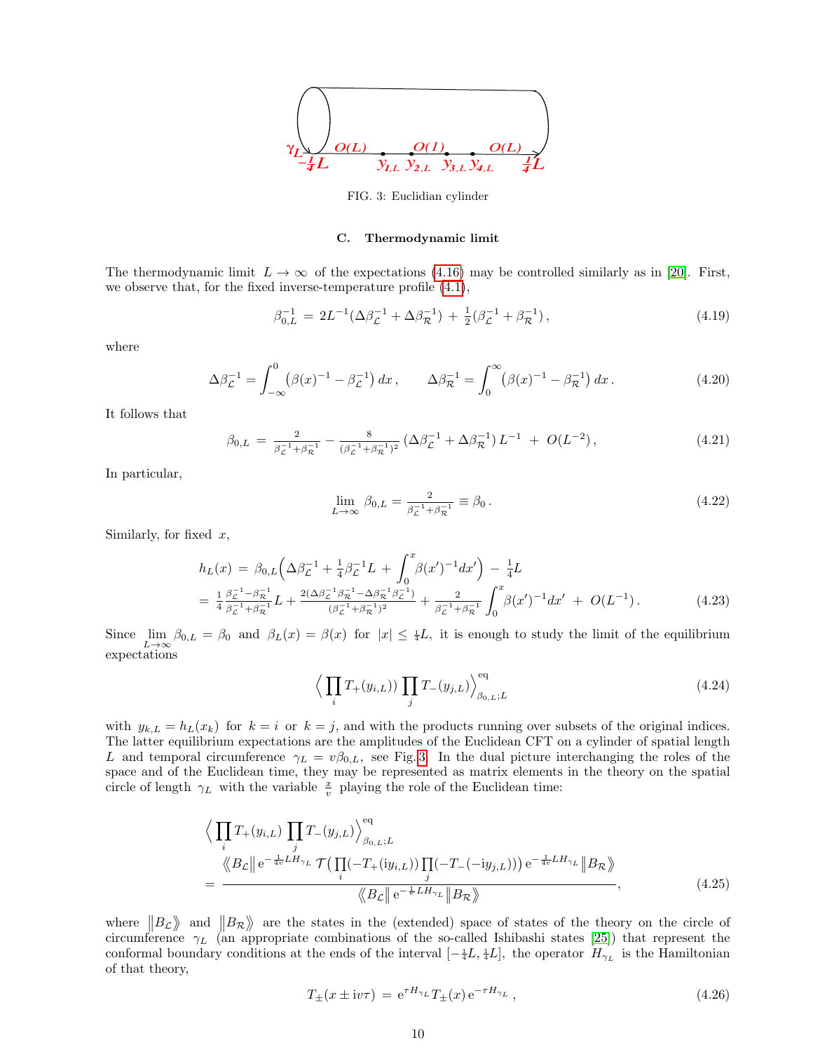FIG. 3: Euclidian cylinder

### C. Thermodynamic limit

The thermodynamic limit $L\to\infty$ of the expectations (4.16) may be controlled similarly as in [20]. First, we observe that, for the fixed inverse-temperature profile (4.1),

$$\beta_{0,L}^{-1} \,=\, 2L^{-1}(\Delta\beta_{\mathcal{L}}^{-1}+\Delta\beta_{\mathcal{R}}^{-1}) \,+\, \tfrac{1}{2}(\beta_{\mathcal{L}}^{-1}+\beta_{\mathcal{R}}^{-1})\,, \tag{4.19}$$

where

$$\Delta\beta_{\mathcal{L}}^{-1}=\int_{-\infty}^{0}\big(\beta(x)^{-1}-\beta_{\mathcal{L}}^{-1}\big)\,dx\,,\qquad \Delta\beta_{\mathcal{R}}^{-1}=\int_{0}^{\infty}\big(\beta(x)^{-1}-\beta_{\mathcal{R}}^{-1}\big)\,dx\,. \tag{4.20}$$

It follows that

$$\beta_{0,L}\,=\,\tfrac{2}{\beta_{\mathcal{L}}^{-1}+\beta_{\mathcal{R}}^{-1}}-\tfrac{8}{(\beta_{\mathcal{L}}^{-1}+\beta_{\mathcal{R}}^{-1})^2}\,(\Delta\beta_{\mathcal{L}}^{-1}+\Delta\beta_{\mathcal{R}}^{-1})\,L^{-1}\,+\,O(L^{-2})\,, \tag{4.21}$$

In particular,

$$\lim\limits_{L\to\infty}\,\beta_{0,L}=\tfrac{2}{\beta_{\mathcal{L}}^{-1}+\beta_{\mathcal{R}}^{-1}}\equiv\beta_0\,. \tag{4.22}$$

Similarly, for fixed $x$,

$$\begin{aligned} h_L(x)\,&=\,\beta_{0,L}\Big(\Delta\beta_{\mathcal{L}}^{-1}+\tfrac{1}{4}\beta_{\mathcal{L}}^{-1}L\,+\,\int_0^x\beta(x')^{-1}dx'\Big)\,-\,\tfrac{1}{4}L\\ &=\,\tfrac{1}{4}\tfrac{\beta_{\mathcal{L}}^{-1}-\beta_{\mathcal{R}}^{-1}}{\beta_{\mathcal{L}}^{-1}+\beta_{\mathcal{R}}^{-1}}L+\tfrac{2(\Delta\beta_{\mathcal{L}}^{-1}\beta_{\mathcal{R}}^{-1}-\Delta\beta_{\mathcal{R}}^{-1}\beta_{\mathcal{L}}^{-1})}{(\beta_{\mathcal{L}}^{-1}+\beta_{\mathcal{R}}^{-1})^2}+\tfrac{2}{\beta_{\mathcal{L}}^{-1}+\beta_{\mathcal{R}}^{-1}}\int_0^x\beta(x')^{-1}dx'\,+\,O(L^{-1})\,. \end{aligned} \tag{4.23}$$

Since $\lim\limits_{L\to\infty}\beta_{0,L}=\beta_0$ and $\beta_L(x)=\beta(x)$ for $|x|\leq\frac{1}{4}L$, it is enough to study the limit of the equilibrium expectations

$$\Big\langle\prod_i T_+(y_{i,L}))\prod_j T_-(y_{j,L})\Big\rangle^{\rm eq}_{\beta_{0,L};L} \tag{4.24}$$

with $y_{k,L}=h_L(x_k)$ for $k=i$ or $k=j$, and with the products running over subsets of the original indices. The latter equilibrium expectations are the amplitudes of the Euclidean CFT on a cylinder of spatial length $L$ and temporal circumference $\gamma_L=v\beta_{0,L}$, see Fig. 3. In the dual picture interchanging the roles of the space and of the Euclidean time, they may be represented as matrix elements in the theory on the spatial circle of length $\gamma_L$ with the variable $\frac{x}{v}$ playing the role of the Euclidean time:

$$\begin{aligned} &\Big\langle\prod_i T_+(y_{i,L})\prod_j T_-(y_{j,L})\Big\rangle^{\rm eq}_{\beta_{0,L};L}\\ &=\frac{\big\langle\!\big\langle B_{\mathcal{L}}\big\|\,{\rm e}^{-\frac{1}{4v}LH_{\gamma_L}}\,\mathcal{T}\big(\prod_i(-T_+({\rm i}y_{i,L}))\prod_j(-T_-(-{\rm i}y_{j,L}))\big)\,{\rm e}^{-\frac{1}{4v}LH_{\gamma_L}}\big\|B_{\mathcal{R}}\big\rangle\!\big\rangle}{\big\langle\!\big\langle B_{\mathcal{L}}\big\|\,{\rm e}^{-\frac{1}{v}LH_{\gamma_L}}\big\|B_{\mathcal{R}}\big\rangle\!\big\rangle}, \end{aligned} \tag{4.25}$$

where $\big\|B_{\mathcal{L}}\big\rangle\!\big\rangle$ and $\big\|B_{\mathcal{R}}\big\rangle\!\big\rangle$ are the states in the (extended) space of states of the theory on the circle of circumference $\gamma_L$ (an appropriate combinations of the so-called Ishibashi states [25]) that represent the conformal boundary conditions at the ends of the interval $[-\frac{1}{4}L,\frac{1}{4}L]$, the operator $H_{\gamma_L}$ is the Hamiltonian of that theory,

$$T_\pm(x\pm{\rm i}v\tau)\,=\,{\rm e}^{\tau H_{\gamma_L}}\,T_\pm(x)\,{\rm e}^{-\tau H_{\gamma_L}}\,, \tag{4.26}$$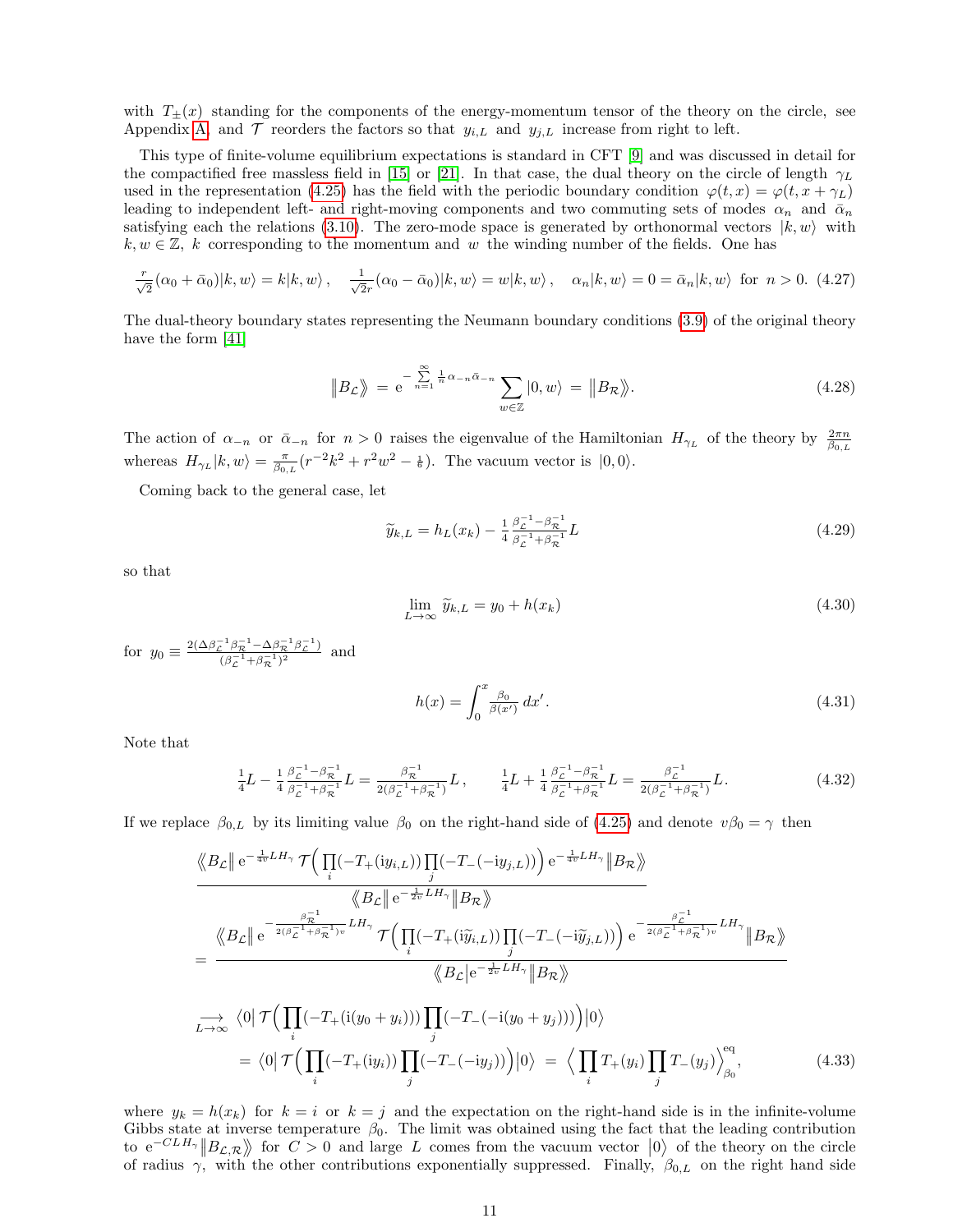with $T_\pm(x)$ standing for the components of the energy-momentum tensor of the theory on the circle, see Appendix A, and $\mathcal{T}$ reorders the factors so that $y_{i,L}$ and $y_{j,L}$ increase from right to left.

This type of finite-volume equilibrium expectations is standard in CFT [9] and was discussed in detail for the compactified free massless field in [15] or [21]. In that case, the dual theory on the circle of length $\gamma_L$ used in the representation (4.25) has the field with the periodic boundary condition $\varphi(t,x) = \varphi(t, x+\gamma_L)$ leading to independent left- and right-moving components and two commuting sets of modes $\alpha_n$ and $\bar\alpha_n$ satisfying each the relations (3.10). The zero-mode space is generated by orthonormal vectors $|k,w\rangle$ with $k,w\in\mathbb{Z}$, $k$ corresponding to the momentum and $w$ the winding number of the fields. One has

$$\tfrac{r}{\sqrt{2}}(\alpha_0+\bar\alpha_0)|k,w\rangle = k|k,w\rangle\,,\quad \tfrac{1}{\sqrt{2}r}(\alpha_0-\bar\alpha_0)|k,w\rangle = w|k,w\rangle\,,\quad \alpha_n|k,w\rangle = 0 = \bar\alpha_n|k,w\rangle \ \text{ for } n>0. \tag{4.27}$$

The dual-theory boundary states representing the Neumann boundary conditions (3.9) of the original theory have the form [41]

$$\big\|B_{\mathcal{L}}\big\rangle\!\big\rangle \,=\, \mathrm{e}^{-\sum\limits_{n=1}^{\infty}\frac{1}{n}\alpha_{-n}\bar\alpha_{-n}}\sum_{w\in\mathbb{Z}}|0,w\rangle \,=\, \big\|B_{\mathcal{R}}\big\rangle\!\big\rangle. \tag{4.28}$$

The action of $\alpha_{-n}$ or $\bar\alpha_{-n}$ for $n>0$ raises the eigenvalue of the Hamiltonian $H_{\gamma_L}$ of the theory by $\frac{2\pi n}{\beta_{0,L}}$ whereas $H_{\gamma_L}|k,w\rangle = \frac{\pi}{\beta_{0,L}}(r^{-2}k^2 + r^2w^2 - \frac{1}{6})$. The vacuum vector is $|0,0\rangle$.

Coming back to the general case, let

$$\widetilde{y}_{k,L} = h_L(x_k) - \tfrac{1}{4}\tfrac{\beta_{\mathcal{L}}^{-1}-\beta_{\mathcal{R}}^{-1}}{\beta_{\mathcal{L}}^{-1}+\beta_{\mathcal{R}}^{-1}}L \tag{4.29}$$

so that

$$\lim_{L\to\infty}\widetilde{y}_{k,L} = y_0 + h(x_k) \tag{4.30}$$

for $y_0 \equiv \frac{2(\Delta\beta_{\mathcal{L}}^{-1}\beta_{\mathcal{R}}^{-1}-\Delta\beta_{\mathcal{R}}^{-1}\beta_{\mathcal{L}}^{-1})}{(\beta_{\mathcal{L}}^{-1}+\beta_{\mathcal{R}}^{-1})^2}$ and

$$h(x) = \int_0^x \tfrac{\beta_0}{\beta(x')}\,dx'. \tag{4.31}$$

Note that

$$\tfrac{1}{4}L - \tfrac{1}{4}\tfrac{\beta_{\mathcal{L}}^{-1}-\beta_{\mathcal{R}}^{-1}}{\beta_{\mathcal{L}}^{-1}+\beta_{\mathcal{R}}^{-1}}L = \tfrac{\beta_{\mathcal{R}}^{-1}}{2(\beta_{\mathcal{L}}^{-1}+\beta_{\mathcal{R}}^{-1})}L\,,\qquad \tfrac{1}{4}L + \tfrac{1}{4}\tfrac{\beta_{\mathcal{L}}^{-1}-\beta_{\mathcal{R}}^{-1}}{\beta_{\mathcal{L}}^{-1}+\beta_{\mathcal{R}}^{-1}}L = \tfrac{\beta_{\mathcal{L}}^{-1}}{2(\beta_{\mathcal{L}}^{-1}+\beta_{\mathcal{R}}^{-1})}L. \tag{4.32}$$

If we replace $\beta_{0,L}$ by its limiting value $\beta_0$ on the right-hand side of (4.25) and denote $v\beta_0=\gamma$ then

$$\begin{aligned}
&\frac{\big\langle\!\big\langle B_{\mathcal{L}}\big\|\,\mathrm{e}^{-\frac{1}{4v}LH_\gamma}\,\mathcal{T}\Big(\prod_i(-T_+(\mathrm{i}y_{i,L}))\prod_j(-T_-(-\mathrm{i}y_{j,L}))\Big)\,\mathrm{e}^{-\frac{1}{4v}LH_\gamma}\big\|B_{\mathcal{R}}\big\rangle\!\big\rangle}{\big\langle\!\big\langle B_{\mathcal{L}}\big\|\,\mathrm{e}^{-\frac{1}{2v}LH_\gamma}\big\|B_{\mathcal{R}}\big\rangle\!\big\rangle}\\
&= \frac{\big\langle\!\big\langle B_{\mathcal{L}}\big\|\,\mathrm{e}^{-\frac{\beta_{\mathcal{R}}^{-1}}{2(\beta_{\mathcal{L}}^{-1}+\beta_{\mathcal{R}}^{-1})v}LH_\gamma}\,\mathcal{T}\Big(\prod_i(-T_+(\mathrm{i}\widetilde{y}_{i,L}))\prod_j(-T_-(-\mathrm{i}\widetilde{y}_{j,L}))\Big)\,\mathrm{e}^{-\frac{\beta_{\mathcal{L}}^{-1}}{2(\beta_{\mathcal{L}}^{-1}+\beta_{\mathcal{R}}^{-1})v}LH_\gamma}\big\|B_{\mathcal{R}}\big\rangle\!\big\rangle}{\big\langle\!\big\langle B_{\mathcal{L}}\big|\mathrm{e}^{-\frac{1}{2v}LH_\gamma}\big\|B_{\mathcal{R}}\big\rangle\!\big\rangle}\\
&\underset{L\to\infty}{\longrightarrow}\ \langle 0|\,\mathcal{T}\Big(\prod_i(-T_+(\mathrm{i}(y_0+y_i)))\prod_j(-T_-(-\mathrm{i}(y_0+y_j)))\Big)|0\rangle\\
&\quad= \langle 0|\,\mathcal{T}\Big(\prod_i(-T_+(\mathrm{i}y_i))\prod_j(-T_-(-\mathrm{i}y_j))\Big)|0\rangle \;=\; \Big\langle\prod_i T_+(y_i)\prod_j T_-(y_j)\Big\rangle^{\mathrm{eq}}_{\beta_0},
\end{aligned}\tag{4.33}$$

where $y_k = h(x_k)$ for $k=i$ or $k=j$ and the expectation on the right-hand side is in the infinite-volume Gibbs state at inverse temperature $\beta_0$. The limit was obtained using the fact that the leading contribution to $\mathrm{e}^{-CLH_\gamma}\big\|B_{\mathcal{L},\mathcal{R}}\big\rangle\!\big\rangle$ for $C>0$ and large $L$ comes from the vacuum vector $\big|0\big\rangle$ of the theory on the circle of radius $\gamma$, with the other contributions exponentially suppressed. Finally, $\beta_{0,L}$ on the right hand side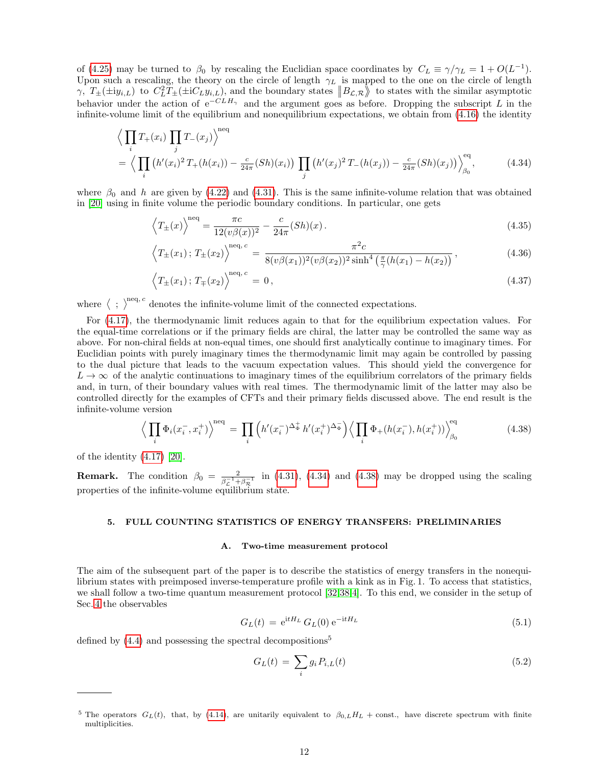of (4.25) may be turned to $\beta_0$ by rescaling the Euclidian space coordinates by $C_L \equiv \gamma/\gamma_L = 1 + O(L^{-1})$. Upon such a rescaling, the theory on the circle of length $\gamma_L$ is mapped to the one on the circle of length $\gamma$, $T_\pm(\pm\mathrm{i}y_{i,L})$ to $C_L^2 T_\pm(\pm\mathrm{i}C_L y_{i,L})$, and the boundary states $\|B_{\mathcal{L},\mathcal{R}}\rangle\!\rangle$ to states with the similar asymptotic behavior under the action of $\mathrm{e}^{-CLH_\gamma}$ and the argument goes as before. Dropping the subscript $L$ in the infinite-volume limit of the equilibrium and nonequilibrium expectations, we obtain from (4.16) the identity

$$
\begin{aligned}
&\Big\langle \prod_i T_+(x_i) \prod_j T_-(x_j)\Big\rangle^{\mathrm{neq}} \\
&= \Big\langle \prod_i \big(h'(x_i)^2\, T_+(h(x_i)) - \tfrac{c}{24\pi}(Sh)(x_i)\big) \prod_j \big(h'(x_j)^2\, T_-(h(x_j)) - \tfrac{c}{24\pi}(Sh)(x_j)\big)\Big\rangle^{\mathrm{eq}}_{\beta_0},
\end{aligned}
\tag{4.34}
$$

where $\beta_0$ and $h$ are given by (4.22) and (4.31). This is the same infinite-volume relation that was obtained in [20] using in finite volume the periodic boundary conditions. In particular, one gets

$$
\Big\langle T_\pm(x)\Big\rangle^{\mathrm{neq}} = \frac{\pi c}{12(v\beta(x))^2} - \frac{c}{24\pi}(Sh)(x)\,. \tag{4.35}
$$

$$
\Big\langle T_\pm(x_1)\,;\,T_\pm(x_2)\Big\rangle^{\mathrm{neq},\,c} = \frac{\pi^2 c}{8(v\beta(x_1))^2(v\beta(x_2))^2 \sinh^4\big(\frac{\pi}{\gamma}(h(x_1)-h(x_2)\big)}\,, \tag{4.36}
$$

$$
\Big\langle T_\pm(x_1)\,;\,T_\mp(x_2)\Big\rangle^{\mathrm{neq},\,c} = 0\,, \tag{4.37}
$$

where $\langle\ ;\ \rangle^{\mathrm{neq},\,c}$ denotes the infinite-volume limit of the connected expectations.

For (4.17), the thermodynamic limit reduces again to that for the equilibrium expectation values. For the equal-time correlations or if the primary fields are chiral, the latter may be controlled the same way as above. For non-chiral fields at non-equal times, one should first analytically continue to imaginary times. For Euclidian points with purely imaginary times the thermodynamic limit may again be controlled by passing to the dual picture that leads to the vacuum expectation values. This should yield the convergence for $L\to\infty$ of the analytic continuations to imaginary times of the equilibrium correlators of the primary fields and, in turn, of their boundary values with real times. The thermodynamic limit of the latter may also be controlled directly for the examples of CFTs and their primary fields discussed above. The end result is the infinite-volume version

$$
\Big\langle \prod_i \Phi_i(x_i^-, x_i^+)\Big\rangle^{\mathrm{neq}} = \prod_i \Big(h'(x_i^-)^{\Delta_\Phi^+}\, h'(x_i^+)^{\Delta_\Phi^-}\Big) \Big\langle \prod_i \Phi_+(h(x_i^-), h(x_i^+))\Big\rangle^{\mathrm{eq}}_{\beta_0} \tag{4.38}
$$

of the identity (4.17) [20].

**Remark.** The condition $\beta_0 = \frac{2}{\beta_{\mathcal{L}}^{-1}+\beta_{\mathcal{R}}^{-1}}$ in (4.31), (4.34) and (4.38) may be dropped using the scaling properties of the infinite-volume equilibrium state.

## 5. FULL COUNTING STATISTICS OF ENERGY TRANSFERS: PRELIMINARIES

### A. Two-time measurement protocol

The aim of the subsequent part of the paper is to describe the statistics of energy transfers in the nonequilibrium states with preimposed inverse-temperature profile with a kink as in Fig. 1. To access that statistics, we shall follow a two-time quantum measurement protocol [32,38,4]. To this end, we consider in the setup of Sec. 4 the observables

$$
G_L(t) = \mathrm{e}^{\mathrm{i}tH_L}\, G_L(0)\, \mathrm{e}^{-\mathrm{i}tH_L} \tag{5.1}
$$

defined by (4.4) and possessing the spectral decompositions[5]

$$
G_L(t) = \sum_i g_i\, P_{i,L}(t) \tag{5.2}
$$

---

[5] The operators $G_L(t)$, that, by (4.14), are unitarily equivalent to $\beta_{0,L}H_L + \mathrm{const.}$, have discrete spectrum with finite multiplicities.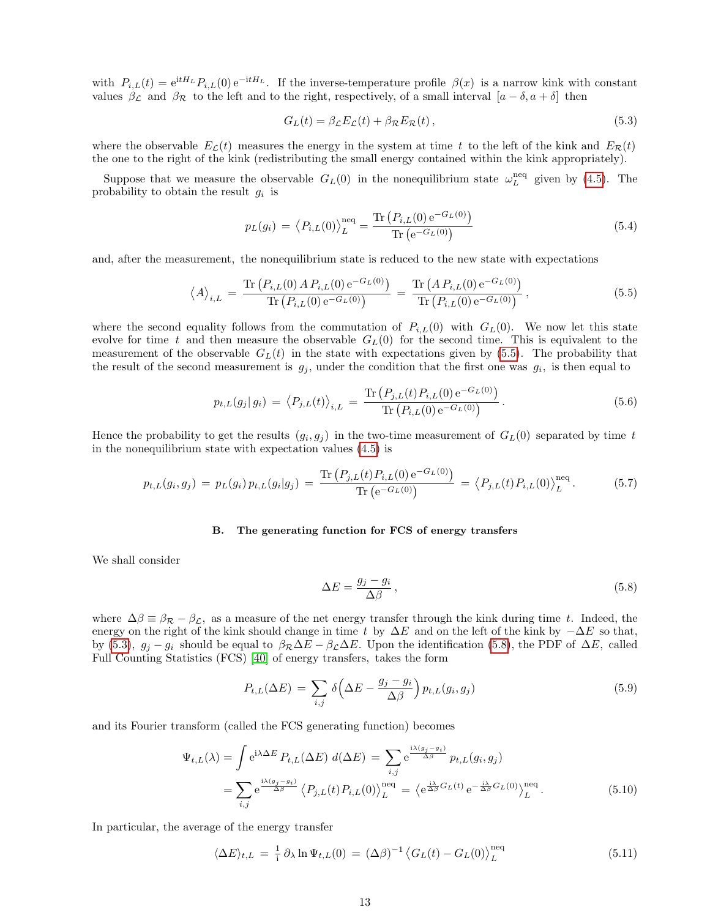with $P_{i,L}(t) = \mathrm{e}^{\mathrm{i}tH_L} P_{i,L}(0)\, \mathrm{e}^{-\mathrm{i}tH_L}$. If the inverse-temperature profile $\beta(x)$ is a narrow kink with constant values $\beta_{\mathcal{L}}$ and $\beta_{\mathcal{R}}$ to the left and to the right, respectively, of a small interval $[a-\delta, a+\delta]$ then

$$G_L(t) = \beta_{\mathcal{L}} E_{\mathcal{L}}(t) + \beta_{\mathcal{R}} E_{\mathcal{R}}(t)\,, \tag{5.3}$$

where the observable $E_{\mathcal{L}}(t)$ measures the energy in the system at time $t$ to the left of the kink and $E_{\mathcal{R}}(t)$ the one to the right of the kink (redistributing the small energy contained within the kink appropriately).

Suppose that we measure the observable $G_L(0)$ in the nonequilibrium state $\omega_L^{\mathrm{neq}}$ given by (4.5). The probability to obtain the result $g_i$ is

$$p_L(g_i) \,=\, \big\langle P_{i,L}(0)\big\rangle_L^{\mathrm{neq}} = \frac{\mathrm{Tr}\left(P_{i,L}(0)\, \mathrm{e}^{-G_L(0)}\right)}{\mathrm{Tr}\left(\mathrm{e}^{-G_L(0)}\right)} \tag{5.4}$$

and, after the measurement, the nonequilibrium state is reduced to the new state with expectations

$$\big\langle A\big\rangle_{i,L} \,=\, \frac{\mathrm{Tr}\left(P_{i,L}(0)\, A\, P_{i,L}(0)\, \mathrm{e}^{-G_L(0)}\right)}{\mathrm{Tr}\left(P_{i,L}(0)\, \mathrm{e}^{-G_L(0)}\right)} \,=\, \frac{\mathrm{Tr}\left(A\, P_{i,L}(0)\, \mathrm{e}^{-G_L(0)}\right)}{\mathrm{Tr}\left(P_{i,L}(0)\, \mathrm{e}^{-G_L(0)}\right)}\,, \tag{5.5}$$

where the second equality follows from the commutation of $P_{i,L}(0)$ with $G_L(0)$. We now let this state evolve for time $t$ and then measure the observable $G_L(0)$ for the second time. This is equivalent to the measurement of the observable $G_L(t)$ in the state with expectations given by (5.5). The probability that the result of the second measurement is $g_j$, under the condition that the first one was $g_i$, is then equal to

$$p_{t,L}(g_j|\, g_i) \,=\, \big\langle P_{j,L}(t)\big\rangle_{i,L} \,=\, \frac{\mathrm{Tr}\left(P_{j,L}(t) P_{i,L}(0)\, \mathrm{e}^{-G_L(0)}\right)}{\mathrm{Tr}\left(P_{i,L}(0)\, \mathrm{e}^{-G_L(0)}\right)}\,. \tag{5.6}$$

Hence the probability to get the results $(g_i, g_j)$ in the two-time measurement of $G_L(0)$ separated by time $t$ in the nonequilibrium state with expectation values (4.5) is

$$p_{t,L}(g_i, g_j) \,=\, p_L(g_i)\, p_{t,L}(g_i|g_j) \,=\, \frac{\mathrm{Tr}\left(P_{j,L}(t) P_{i,L}(0)\, \mathrm{e}^{-G_L(0)}\right)}{\mathrm{Tr}\left(\mathrm{e}^{-G_L(0)}\right)} \,=\, \big\langle P_{j,L}(t) P_{i,L}(0)\big\rangle_L^{\mathrm{neq}}. \tag{5.7}$$

### B. The generating function for FCS of energy transfers

We shall consider

$$\Delta E = \frac{g_j - g_i}{\Delta\beta}\,, \tag{5.8}$$

where $\Delta\beta \equiv \beta_{\mathcal{R}} - \beta_{\mathcal{L}}$, as a measure of the net energy transfer through the kink during time $t$. Indeed, the energy on the right of the kink should change in time $t$ by $\Delta E$ and on the left of the kink by $-\Delta E$ so that, by (5.3), $g_j - g_i$ should be equal to $\beta_{\mathcal{R}}\Delta E - \beta_{\mathcal{L}}\Delta E$. Upon the identification (5.8), the PDF of $\Delta E$, called Full Counting Statistics (FCS) [40] of energy transfers, takes the form

$$P_{t,L}(\Delta E) \,=\, \sum_{i,j} \delta\Big(\Delta E - \frac{g_j - g_i}{\Delta\beta}\Big)\, p_{t,L}(g_i, g_j) \tag{5.9}$$

and its Fourier transform (called the FCS generating function) becomes

$$\begin{aligned}\Psi_{t,L}(\lambda) &= \int \mathrm{e}^{\mathrm{i}\lambda\Delta E}\, P_{t,L}(\Delta E)\; d(\Delta E) \,=\, \sum_{i,j} \mathrm{e}^{\frac{\mathrm{i}\lambda(g_j - g_i)}{\Delta\beta}}\, p_{t,L}(g_i, g_j) \\ &= \sum_{i,j} \mathrm{e}^{\frac{\mathrm{i}\lambda(g_j - g_i)}{\Delta\beta}}\, \big\langle P_{j,L}(t) P_{i,L}(0)\big\rangle_L^{\mathrm{neq}} \,=\, \big\langle \mathrm{e}^{\frac{\mathrm{i}\lambda}{\Delta\beta}G_L(t)}\, \mathrm{e}^{-\frac{\mathrm{i}\lambda}{\Delta\beta}G_L(0)}\big\rangle_L^{\mathrm{neq}}.\end{aligned} \tag{5.10}$$

In particular, the average of the energy transfer

$$\langle \Delta E\rangle_{t,L} \,=\, \tfrac{1}{\mathrm{i}}\, \partial_\lambda \ln \Psi_{t,L}(0) \,=\, (\Delta\beta)^{-1} \big\langle G_L(t) - G_L(0)\big\rangle_L^{\mathrm{neq}} \tag{5.11}$$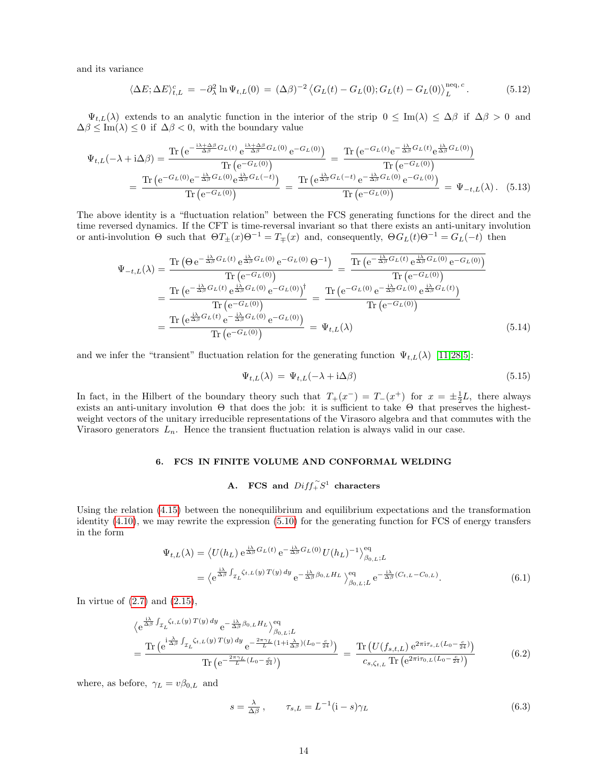and its variance

$$\langle \Delta E; \Delta E\rangle^c_{t,L} \,=\, -\partial_\lambda^2 \ln \Psi_{t,L}(0) \,=\, (\Delta\beta)^{-2}\left\langle G_L(t)-G_L(0); G_L(t)-G_L(0)\right\rangle_L^{\mathrm{neq},\,c}. \tag{5.12}$$

$\Psi_{t,L}(\lambda)$ extends to an analytic function in the interior of the strip $0 \leq \mathrm{Im}(\lambda) \leq \Delta\beta$ if $\Delta\beta > 0$ and $\Delta\beta \leq \mathrm{Im}(\lambda) \leq 0$ if $\Delta\beta < 0$, with the boundary value

$$\begin{aligned}\Psi_{t,L}(-\lambda+\mathrm{i}\Delta\beta) &= \frac{\mathrm{Tr}\left(\mathrm{e}^{-\frac{\mathrm{i}\lambda+\Delta\beta}{\Delta\beta}G_L(t)}\,\mathrm{e}^{\frac{\mathrm{i}\lambda+\Delta\beta}{\Delta\beta}G_L(0)}\,\mathrm{e}^{-G_L(0)}\right)}{\mathrm{Tr}\left(\mathrm{e}^{-G_L(0)}\right)} \,=\, \frac{\mathrm{Tr}\left(\mathrm{e}^{-G_L(t)}\mathrm{e}^{-\frac{\mathrm{i}\lambda}{\Delta\beta}G_L(t)}\mathrm{e}^{\frac{\mathrm{i}\lambda}{\Delta\beta}G_L(0)}\right)}{\mathrm{Tr}\left(\mathrm{e}^{-G_L(0)}\right)}\\ &= \frac{\mathrm{Tr}\left(\mathrm{e}^{-G_L(0)}\mathrm{e}^{-\frac{\mathrm{i}\lambda}{\Delta\beta}G_L(0)}\mathrm{e}^{\frac{\mathrm{i}\lambda}{\Delta\beta}G_L(-t)}\right)}{\mathrm{Tr}\left(\mathrm{e}^{-G_L(0)}\right)} \,=\, \frac{\mathrm{Tr}\left(\mathrm{e}^{\frac{\mathrm{i}\lambda}{\Delta\beta}G_L(-t)}\,\mathrm{e}^{-\frac{\mathrm{i}\lambda}{\Delta\beta}G_L(0)}\,\mathrm{e}^{-G_L(0)}\right)}{\mathrm{Tr}\left(\mathrm{e}^{-G_L(0)}\right)} \,=\, \Psi_{-t,L}(\lambda).\end{aligned} \tag{5.13}$$

The above identity is a "fluctuation relation" between the FCS generating functions for the direct and the time reversed dynamics. If the CFT is time-reversal invariant so that there exists an anti-unitary involution or anti-involution $\Theta$ such that $\Theta T_\pm(x)\Theta^{-1} = T_\mp(x)$ and, consequently, $\Theta G_L(t)\Theta^{-1} = G_L(-t)$ then

$$\begin{aligned}\Psi_{-t,L}(\lambda) &= \frac{\mathrm{Tr}\left(\Theta\,\mathrm{e}^{-\frac{\mathrm{i}\lambda}{\Delta\beta}G_L(t)}\,\mathrm{e}^{\frac{\mathrm{i}\lambda}{\Delta\beta}G_L(0)}\,\mathrm{e}^{-G_L(0)}\,\Theta^{-1}\right)}{\mathrm{Tr}\left(\mathrm{e}^{-G_L(0)}\right)} \,=\, \frac{\overline{\mathrm{Tr}\left(\mathrm{e}^{-\frac{\mathrm{i}\lambda}{\Delta\beta}G_L(t)}\,\mathrm{e}^{\frac{\mathrm{i}\lambda}{\Delta\beta}G_L(0)}\,\mathrm{e}^{-G_L(0)}\right)}}{\mathrm{Tr}\left(\mathrm{e}^{-G_L(0)}\right)}\\ &= \frac{\mathrm{Tr}\left(\mathrm{e}^{-\frac{\mathrm{i}\lambda}{\Delta\beta}G_L(t)}\,\mathrm{e}^{\frac{\mathrm{i}\lambda}{\Delta\beta}G_L(0)}\,\mathrm{e}^{-G_L(0)}\right)^\dagger}{\mathrm{Tr}\left(\mathrm{e}^{-G_L(0)}\right)} \,=\, \frac{\mathrm{Tr}\left(\mathrm{e}^{-G_L(0)}\,\mathrm{e}^{-\frac{\mathrm{i}\lambda}{\Delta\beta}G_L(0)}\,\mathrm{e}^{\frac{\mathrm{i}\lambda}{\Delta\beta}G_L(t)}\right)}{\mathrm{Tr}\left(\mathrm{e}^{-G_L(0)}\right)}\\ &= \frac{\mathrm{Tr}\left(\mathrm{e}^{\frac{\mathrm{i}\lambda}{\Delta\beta}G_L(t)}\,\mathrm{e}^{-\frac{\mathrm{i}\lambda}{\Delta\beta}G_L(0)}\,\mathrm{e}^{-G_L(0)}\right)}{\mathrm{Tr}\left(\mathrm{e}^{-G_L(0)}\right)} \,=\, \Psi_{t,L}(\lambda)\end{aligned} \tag{5.14}$$

and we infer the "transient" fluctuation relation for the generating function $\Psi_{t,L}(\lambda)$ [11,28,5]:

$$\Psi_{t,L}(\lambda) \,=\, \Psi_{t,L}(-\lambda+\mathrm{i}\Delta\beta) \tag{5.15}$$

In fact, in the Hilbert of the boundary theory such that $T_+(x^-) = T_-(x^+)$ for $x = \pm\frac{1}{2}L$, there always exists an anti-unitary involution $\Theta$ that does the job: it is sufficient to take $\Theta$ that preserves the highest-weight vectors of the unitary irreducible representations of the Virasoro algebra and that commutes with the Virasoro generators $L_n$. Hence the transient fluctuation relation is always valid in our case.

## 6. FCS IN FINITE VOLUME AND CONFORMAL WELDING

### A. FCS and $Diff_+^{\sim}S^1$ characters

Using the relation (4.15) between the nonequilibrium and equilibrium expectations and the transformation identity (4.10), we may rewrite the expression (5.10) for the generating function for FCS of energy transfers in the form

$$\begin{aligned}\Psi_{t,L}(\lambda) &= \left\langle U(h_L)\,\mathrm{e}^{\frac{\mathrm{i}\lambda}{\Delta\beta}G_L(t)}\,\mathrm{e}^{-\frac{\mathrm{i}\lambda}{\Delta\beta}G_L(0)}U(h_L)^{-1}\right\rangle^{\mathrm{eq}}_{\beta_{0,L};L}\\ &= \left\langle \mathrm{e}^{\frac{\mathrm{i}\lambda}{\Delta\beta}\int_{\mathcal{I}_L}\zeta_{t,L}(y)\,T(y)\,dy}\,\mathrm{e}^{-\frac{\mathrm{i}\lambda}{\Delta\beta}\beta_{0,L}H_L}\right\rangle^{\mathrm{eq}}_{\beta_{0,L};L}\mathrm{e}^{-\frac{\mathrm{i}\lambda}{\Delta\beta}(C_{t,L}-C_{0,L})}.\end{aligned} \tag{6.1}$$

In virtue of (2.7) and (2.15),

$$\begin{aligned}&\left\langle \mathrm{e}^{\frac{\mathrm{i}\lambda}{\Delta\beta}\int_{\mathcal{I}_L}\zeta_{t,L}(y)\,T(y)\,dy}\,\mathrm{e}^{-\frac{\mathrm{i}\lambda}{\Delta\beta}\beta_{0,L}H_L}\right\rangle^{\mathrm{eq}}_{\beta_{0,L};L}\\ &= \frac{\mathrm{Tr}\left(\mathrm{e}^{\mathrm{i}\frac{\lambda}{\Delta\beta}\int_{\mathcal{I}_L}\zeta_{t,L}(y)\,T(y)\,dy}\,\mathrm{e}^{-\frac{2\pi\gamma_L}{L}(1+\mathrm{i}\frac{\lambda}{\Delta\beta})(L_0-\frac{c}{24})}\right)}{\mathrm{Tr}\left(\mathrm{e}^{-\frac{2\pi\gamma_L}{L}(L_0-\frac{c}{24})}\right)} \,=\, \frac{\mathrm{Tr}\left(U(f_{s,t,L})\,\mathrm{e}^{2\pi\mathrm{i}\tau_{s,L}(L_0-\frac{c}{24})}\right)}{c_{s,\zeta_{t,L}}\,\mathrm{Tr}\left(\mathrm{e}^{2\pi\mathrm{i}\tau_{0,L}(L_0-\frac{c}{24})}\right)}\end{aligned} \tag{6.2}$$

where, as before, $\gamma_L = v\beta_{0,L}$ and

$$s = \tfrac{\lambda}{\Delta\beta}\,, \qquad \tau_{s,L} = L^{-1}(\mathrm{i}-s)\gamma_L \tag{6.3}$$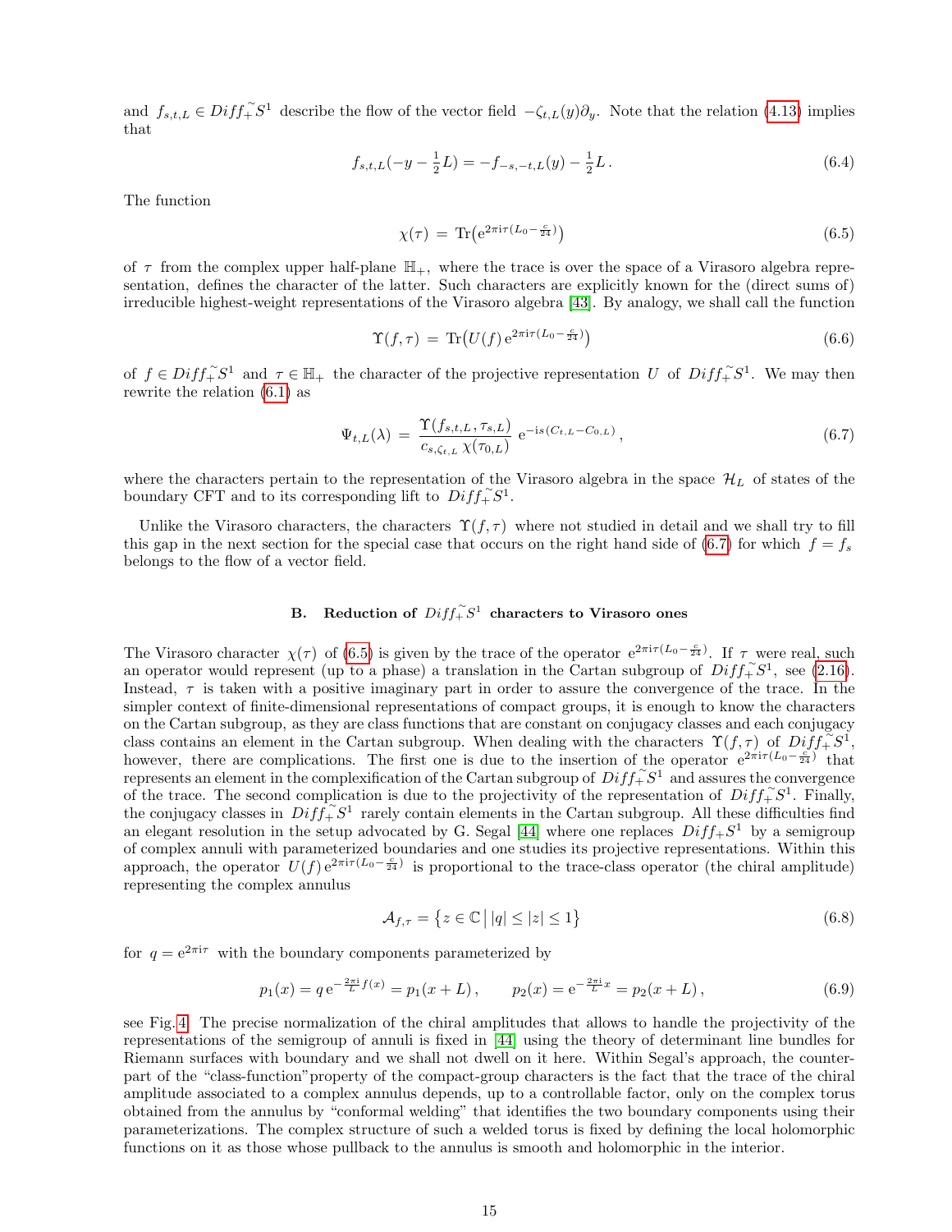and $f_{s,t,L} \in Diff_+^{\sim} S^1$ describe the flow of the vector field $-\zeta_{t,L}(y)\partial_y$. Note that the relation (4.13) implies that

$$f_{s,t,L}(-y - \tfrac{1}{2}L) = -f_{-s,-t,L}(y) - \tfrac{1}{2}L\,. \tag{6.4}$$

The function

$$\chi(\tau) \,=\, \mathrm{Tr}\big(\mathrm{e}^{2\pi\mathrm{i}\tau(L_0 - \frac{c}{24})}\big) \tag{6.5}$$

of $\tau$ from the complex upper half-plane $\mathbb{H}_+$, where the trace is over the space of a Virasoro algebra representation, defines the character of the latter. Such characters are explicitly known for the (direct sums of) irreducible highest-weight representations of the Virasoro algebra [43]. By analogy, we shall call the function

$$\Upsilon(f,\tau) \,=\, \mathrm{Tr}\big(U(f)\,\mathrm{e}^{2\pi\mathrm{i}\tau(L_0 - \frac{c}{24})}\big) \tag{6.6}$$

of $f \in Diff_+^{\sim} S^1$ and $\tau \in \mathbb{H}_+$ the character of the projective representation $U$ of $Diff_+^{\sim} S^1$. We may then rewrite the relation (6.1) as

$$\Psi_{t,L}(\lambda) \,=\, \frac{\Upsilon(f_{s,t,L}, \tau_{s,L})}{c_{s,\zeta_{t,L}}\,\chi(\tau_{0,L})}\, \mathrm{e}^{-\mathrm{i}s(C_{t,L} - C_{0,L})}\,, \tag{6.7}$$

where the characters pertain to the representation of the Virasoro algebra in the space $\mathcal{H}_L$ of states of the boundary CFT and to its corresponding lift to $Diff_+^{\sim} S^1$.

Unlike the Virasoro characters, the characters $\Upsilon(f,\tau)$ where not studied in detail and we shall try to fill this gap in the next section for the special case that occurs on the right hand side of (6.7) for which $f = f_s$ belongs to the flow of a vector field.

### B. Reduction of $Diff_+^{\sim} S^1$ characters to Virasoro ones

The Virasoro character $\chi(\tau)$ of (6.5) is given by the trace of the operator $\mathrm{e}^{2\pi\mathrm{i}\tau(L_0 - \frac{c}{24})}$. If $\tau$ were real, such an operator would represent (up to a phase) a translation in the Cartan subgroup of $Diff_+^{\sim} S^1$, see (2.16). Instead, $\tau$ is taken with a positive imaginary part in order to assure the convergence of the trace. In the simpler context of finite-dimensional representations of compact groups, it is enough to know the characters on the Cartan subgroup, as they are class functions that are constant on conjugacy classes and each conjugacy class contains an element in the Cartan subgroup. When dealing with the characters $\Upsilon(f,\tau)$ of $Diff_+^{\sim} S^1$, however, there are complications. The first one is due to the insertion of the operator $\mathrm{e}^{2\pi\mathrm{i}\tau(L_0 - \frac{c}{24})}$ that represents an element in the complexification of the Cartan subgroup of $Diff_+^{\sim} S^1$ and assures the convergence of the trace. The second complication is due to the projectivity of the representation of $Diff_+^{\sim} S^1$. Finally, the conjugacy classes in $Diff_+^{\sim} S^1$ rarely contain elements in the Cartan subgroup. All these difficulties find an elegant resolution in the setup advocated by G. Segal [44] where one replaces $Diff_+ S^1$ by a semigroup of complex annuli with parameterized boundaries and one studies its projective representations. Within this approach, the operator $U(f)\,\mathrm{e}^{2\pi\mathrm{i}\tau(L_0 - \frac{c}{24})}$ is proportional to the trace-class operator (the chiral amplitude) representing the complex annulus

$$\mathcal{A}_{f,\tau} = \big\{ z \in \mathbb{C} \,\big|\, |q| \le |z| \le 1 \big\} \tag{6.8}$$

for $q = \mathrm{e}^{2\pi\mathrm{i}\tau}$ with the boundary components parameterized by

$$p_1(x) = q\,\mathrm{e}^{-\frac{2\pi\mathrm{i}}{L} f(x)} = p_1(x+L)\,, \qquad p_2(x) = \mathrm{e}^{-\frac{2\pi\mathrm{i}}{L} x} = p_2(x+L)\,, \tag{6.9}$$

see Fig. 4. The precise normalization of the chiral amplitudes that allows to handle the projectivity of the representations of the semigroup of annuli is fixed in [44] using the theory of determinant line bundles for Riemann surfaces with boundary and we shall not dwell on it here. Within Segal's approach, the counterpart of the "class-function" property of the compact-group characters is the fact that the trace of the chiral amplitude associated to a complex annulus depends, up to a controllable factor, only on the complex torus obtained from the annulus by "conformal welding" that identifies the two boundary components using their parameterizations. The complex structure of such a welded torus is fixed by defining the local holomorphic functions on it as those whose pullback to the annulus is smooth and holomorphic in the interior.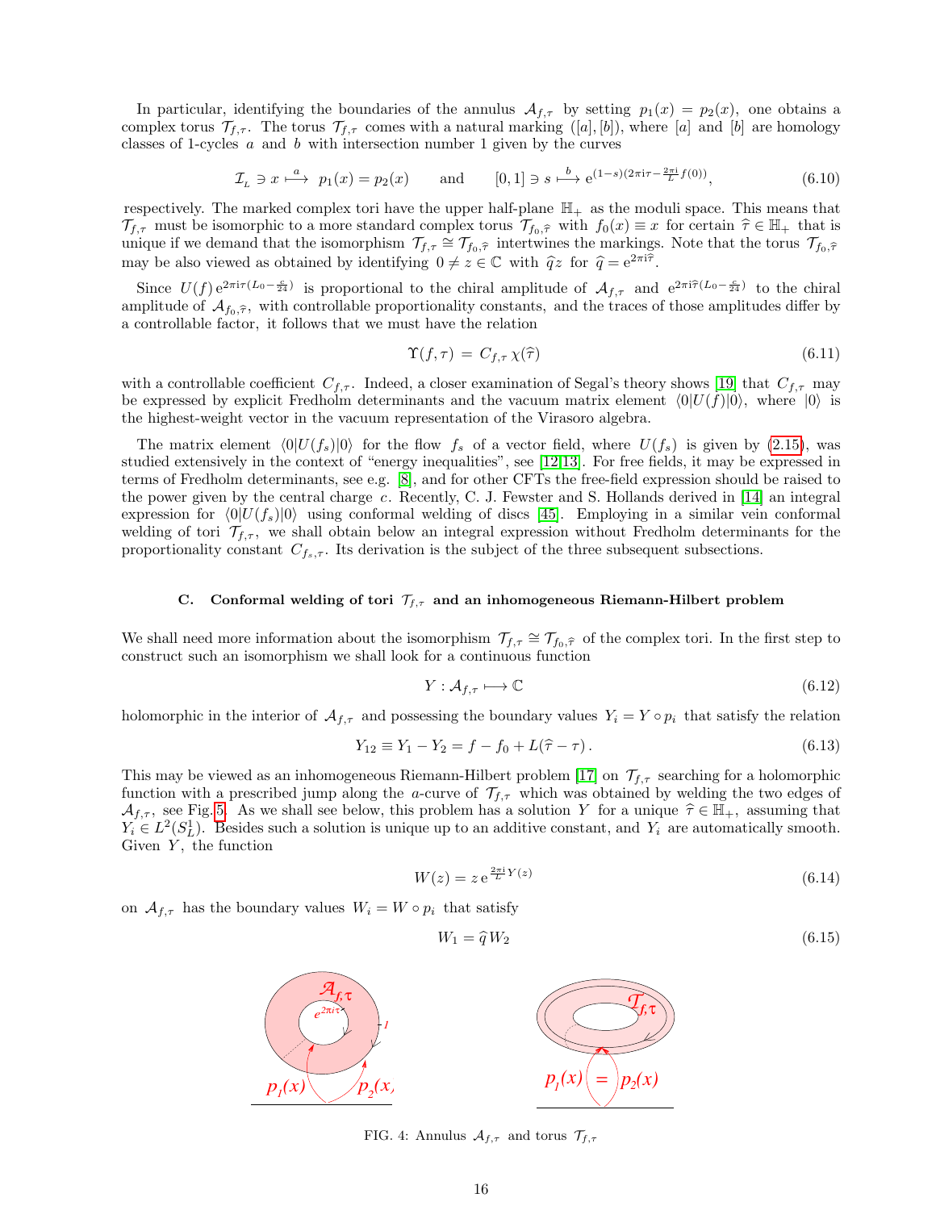In particular, identifying the boundaries of the annulus $\mathcal{A}_{f,\tau}$ by setting $p_1(x) = p_2(x)$, one obtains a complex torus $\mathcal{T}_{f,\tau}$. The torus $\mathcal{T}_{f,\tau}$ comes with a natural marking $([a],[b])$, where $[a]$ and $[b]$ are homology classes of 1-cycles $a$ and $b$ with intersection number 1 given by the curves

$$\mathcal{I}_{_L} \ni x \overset{a}{\longmapsto} p_1(x) = p_2(x) \qquad \text{and} \qquad [0,1] \ni s \overset{b}{\longmapsto} \mathrm{e}^{(1-s)(2\pi \mathrm{i}\tau - \frac{2\pi \mathrm{i}}{L} f(0))}, \tag{6.10}$$

respectively. The marked complex tori have the upper half-plane $\mathbb{H}_+$ as the moduli space. This means that $\mathcal{T}_{f,\tau}$ must be isomorphic to a more standard complex torus $\mathcal{T}_{f_0,\widehat{\tau}}$ with $f_0(x) \equiv x$ for certain $\widehat{\tau} \in \mathbb{H}_+$ that is unique if we demand that the isomorphism $\mathcal{T}_{f,\tau} \cong \mathcal{T}_{f_0,\widehat{\tau}}$ intertwines the markings. Note that the torus $\mathcal{T}_{f_0,\widehat{\tau}}$ may be also viewed as obtained by identifying $0 \neq z \in \mathbb{C}$ with $\widehat{q}z$ for $\widehat{q} = \mathrm{e}^{2\pi \mathrm{i}\widehat{\tau}}$.

Since $U(f)\,\mathrm{e}^{2\pi \mathrm{i}\tau(L_0 - \frac{c}{24})}$ is proportional to the chiral amplitude of $\mathcal{A}_{f,\tau}$ and $\mathrm{e}^{2\pi \mathrm{i}\widehat{\tau}(L_0 - \frac{c}{24})}$ to the chiral amplitude of $\mathcal{A}_{f_0,\widehat{\tau}}$, with controllable proportionality constants, and the traces of those amplitudes differ by a controllable factor, it follows that we must have the relation

$$\Upsilon(f,\tau) \,=\, C_{f,\tau}\,\chi(\widehat{\tau}) \tag{6.11}$$

with a controllable coefficient $C_{f,\tau}$. Indeed, a closer examination of Segal's theory shows [19] that $C_{f,\tau}$ may be expressed by explicit Fredholm determinants and the vacuum matrix element $\langle 0|U(f)|0\rangle$, where $|0\rangle$ is the highest-weight vector in the vacuum representation of the Virasoro algebra.

The matrix element $\langle 0|U(f_s)|0\rangle$ for the flow $f_s$ of a vector field, where $U(f_s)$ is given by (2.15), was studied extensively in the context of "energy inequalities", see [12,13]. For free fields, it may be expressed in terms of Fredholm determinants, see e.g. [8], and for other CFTs the free-field expression should be raised to the power given by the central charge $c$. Recently, C. J. Fewster and S. Hollands derived in [14] an integral expression for $\langle 0|U(f_s)|0\rangle$ using conformal welding of discs [45]. Employing in a similar vein conformal welding of tori $\mathcal{T}_{f,\tau}$, we shall obtain below an integral expression without Fredholm determinants for the proportionality constant $C_{f_s,\tau}$. Its derivation is the subject of the three subsequent subsections.

### C. Conformal welding of tori $\mathcal{T}_{f,\tau}$ and an inhomogeneous Riemann-Hilbert problem

We shall need more information about the isomorphism $\mathcal{T}_{f,\tau} \cong \mathcal{T}_{f_0,\widehat{\tau}}$ of the complex tori. In the first step to construct such an isomorphism we shall look for a continuous function

$$Y : \mathcal{A}_{f,\tau} \longmapsto \mathbb{C} \tag{6.12}$$

holomorphic in the interior of $\mathcal{A}_{f,\tau}$ and possessing the boundary values $Y_i = Y \circ p_i$ that satisfy the relation

$$Y_{12} \equiv Y_1 - Y_2 = f - f_0 + L(\widehat{\tau} - \tau)\,. \tag{6.13}$$

This may be viewed as an inhomogeneous Riemann-Hilbert problem [17] on $\mathcal{T}_{f,\tau}$ searching for a holomorphic function with a prescribed jump along the $a$-curve of $\mathcal{T}_{f,\tau}$ which was obtained by welding the two edges of $\mathcal{A}_{f,\tau}$, see Fig. 5. As we shall see below, this problem has a solution $Y$ for a unique $\widehat{\tau} \in \mathbb{H}_+$, assuming that $Y_i \in L^2(S^1_L)$. Besides such a solution is unique up to an additive constant, and $Y_i$ are automatically smooth. Given $Y$, the function

$$W(z) = z\,\mathrm{e}^{\frac{2\pi \mathrm{i}}{L}Y(z)} \tag{6.14}$$

on $\mathcal{A}_{f,\tau}$ has the boundary values $W_i = W \circ p_i$ that satisfy

$$W_1 = \widehat{q}\,W_2 \tag{6.15}$$

FIG. 4: Annulus $\mathcal{A}_{f,\tau}$ and torus $\mathcal{T}_{f,\tau}$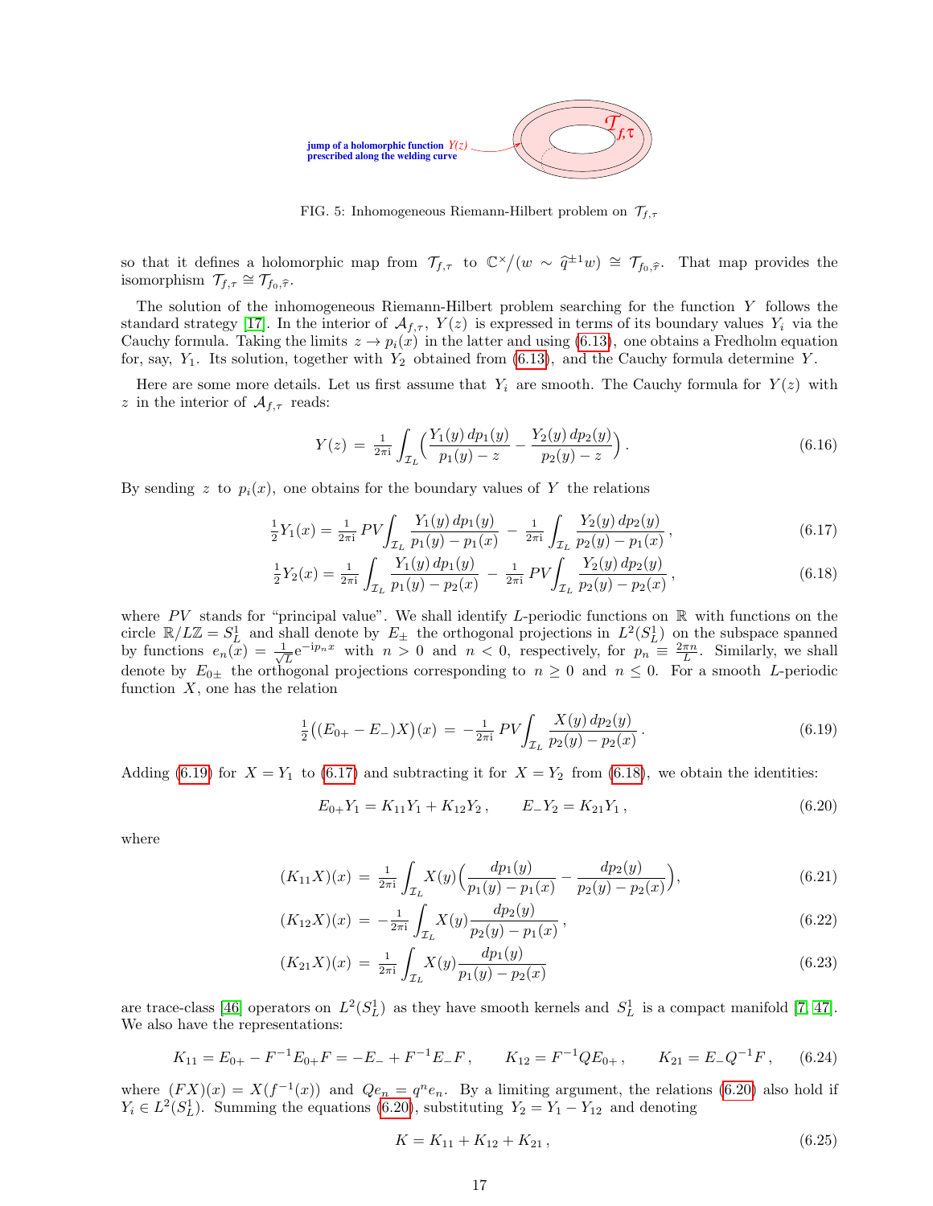jump of a holomorphic function $Y(z)$ prescribed along the welding curve

FIG. 5: Inhomogeneous Riemann-Hilbert problem on $\mathcal{T}_{f,\tau}$

so that it defines a holomorphic map from $\mathcal{T}_{f,\tau}$ to $\mathbb{C}^\times/(w \sim \widehat{q}^{\pm1}w) \cong \mathcal{T}_{f_0,\widehat{\tau}}$. That map provides the isomorphism $\mathcal{T}_{f,\tau} \cong \mathcal{T}_{f_0,\widehat{\tau}}$.

The solution of the inhomogeneous Riemann-Hilbert problem searching for the function $Y$ follows the standard strategy [17]. In the interior of $\mathcal{A}_{f,\tau}$, $Y(z)$ is expressed in terms of its boundary values $Y_i$ via the Cauchy formula. Taking the limits $z \to p_i(x)$ in the latter and using (6.13), one obtains a Fredholm equation for, say, $Y_1$. Its solution, together with $Y_2$ obtained from (6.13), and the Cauchy formula determine $Y$.

Here are some more details. Let us first assume that $Y_i$ are smooth. The Cauchy formula for $Y(z)$ with $z$ in the interior of $\mathcal{A}_{f,\tau}$ reads:

$$Y(z) \,=\, \tfrac{1}{2\pi\mathrm{i}}\int_{\mathcal{I}_L}\Big(\frac{Y_1(y)\,dp_1(y)}{p_1(y)-z} - \frac{Y_2(y)\,dp_2(y)}{p_2(y)-z}\Big)\,. \tag{6.16}$$

By sending $z$ to $p_i(x)$, one obtains for the boundary values of $Y$ the relations

$$\tfrac{1}{2}Y_1(x) = \tfrac{1}{2\pi\mathrm{i}}\,PV\!\!\int_{\mathcal{I}_L}\frac{Y_1(y)\,dp_1(y)}{p_1(y)-p_1(x)} \,-\, \tfrac{1}{2\pi\mathrm{i}}\int_{\mathcal{I}_L}\frac{Y_2(y)\,dp_2(y)}{p_2(y)-p_1(x)}\,, \tag{6.17}$$

$$\tfrac{1}{2}Y_2(x) = \tfrac{1}{2\pi\mathrm{i}}\int_{\mathcal{I}_L}\frac{Y_1(y)\,dp_1(y)}{p_1(y)-p_2(x)} \,-\, \tfrac{1}{2\pi\mathrm{i}}\,PV\!\!\int_{\mathcal{I}_L}\frac{Y_2(y)\,dp_2(y)}{p_2(y)-p_2(x)}\,, \tag{6.18}$$

where $PV$ stands for "principal value". We shall identify $L$-periodic functions on $\mathbb{R}$ with functions on the circle $\mathbb{R}/L\mathbb{Z} = S^1_L$ and shall denote by $E_\pm$ the orthogonal projections in $L^2(S^1_L)$ on the subspace spanned by functions $e_n(x) = \frac{1}{\sqrt{L}}\mathrm{e}^{-\mathrm{i}p_n x}$ with $n > 0$ and $n < 0$, respectively, for $p_n \equiv \frac{2\pi n}{L}$. Similarly, we shall denote by $E_{0\pm}$ the orthogonal projections corresponding to $n \geq 0$ and $n \leq 0$. For a smooth $L$-periodic function $X$, one has the relation

$$\tfrac{1}{2}\big((E_{0+}-E_-)X\big)(x) \,=\, -\tfrac{1}{2\pi\mathrm{i}}\,PV\!\!\int_{\mathcal{I}_L}\frac{X(y)\,dp_2(y)}{p_2(y)-p_2(x)}\,. \tag{6.19}$$

Adding (6.19) for $X = Y_1$ to (6.17) and subtracting it for $X = Y_2$ from (6.18), we obtain the identities:

$$E_{0+}Y_1 = K_{11}Y_1 + K_{12}Y_2\,, \qquad E_-Y_2 = K_{21}Y_1\,, \tag{6.20}$$

where

$$(K_{11}X)(x) \,=\, \tfrac{1}{2\pi\mathrm{i}}\int_{\mathcal{I}_L}X(y)\Big(\frac{dp_1(y)}{p_1(y)-p_1(x)} - \frac{dp_2(y)}{p_2(y)-p_2(x)}\Big), \tag{6.21}$$

$$(K_{12}X)(x) \,=\, -\tfrac{1}{2\pi\mathrm{i}}\int_{\mathcal{I}_L}X(y)\frac{dp_2(y)}{p_2(y)-p_1(x)}\,, \tag{6.22}$$

$$(K_{21}X)(x) \,=\, \tfrac{1}{2\pi\mathrm{i}}\int_{\mathcal{I}_L}X(y)\frac{dp_1(y)}{p_1(y)-p_2(x)} \tag{6.23}$$

are trace-class [46] operators on $L^2(S^1_L)$ as they have smooth kernels and $S^1_L$ is a compact manifold [7, 47]. We also have the representations:

$$K_{11} = E_{0+} - F^{-1}E_{0+}F = -E_- + F^{-1}E_-F\,, \qquad K_{12} = F^{-1}QE_{0+}\,, \qquad K_{21} = E_-Q^{-1}F\,, \tag{6.24}$$

where $(FX)(x) = X(f^{-1}(x))$ and $Qe_n = q^n e_n$. By a limiting argument, the relations (6.20) also hold if $Y_i \in L^2(S^1_L)$. Summing the equations (6.20), substituting $Y_2 = Y_1 - Y_{12}$ and denoting

$$K = K_{11} + K_{12} + K_{21}\,, \tag{6.25}$$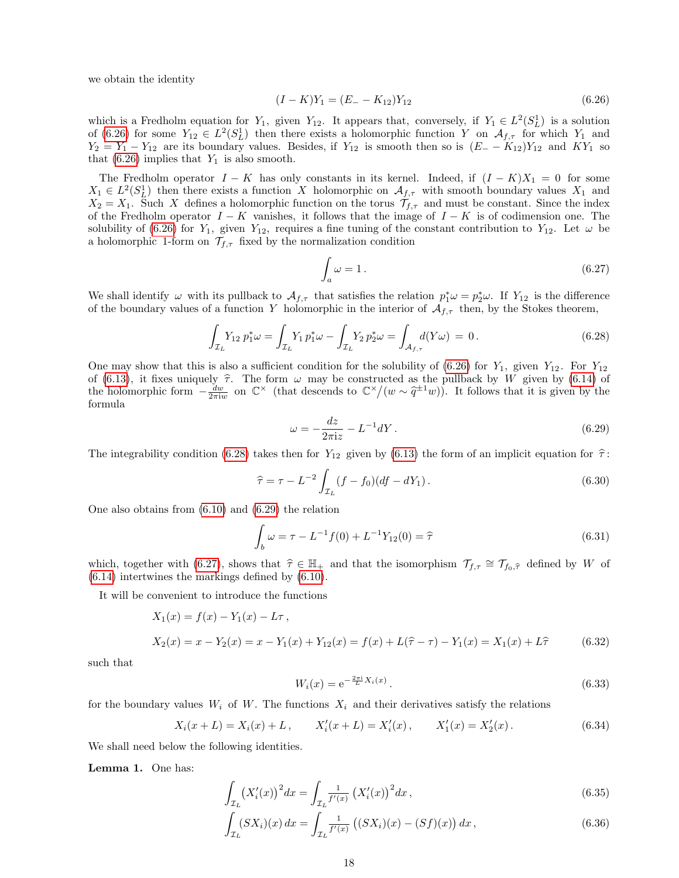we obtain the identity

$$(I-K)Y_1 = (E_- - K_{12})Y_{12} \tag{6.26}$$

which is a Fredholm equation for $Y_1$, given $Y_{12}$. It appears that, conversely, if $Y_1 \in L^2(S^1_L)$ is a solution of (6.26) for some $Y_{12} \in L^2(S^1_L)$ then there exists a holomorphic function $Y$ on $\mathcal{A}_{f,\tau}$ for which $Y_1$ and $Y_2 = Y_1 - Y_{12}$ are its boundary values. Besides, if $Y_{12}$ is smooth then so is $(E_- - K_{12})Y_{12}$ and $KY_1$ so that (6.26) implies that $Y_1$ is also smooth.

The Fredholm operator $I-K$ has only constants in its kernel. Indeed, if $(I-K)X_1 = 0$ for some $X_1 \in L^2(S^1_L)$ then there exists a function $X$ holomorphic on $\mathcal{A}_{f,\tau}$ with smooth boundary values $X_1$ and $X_2 = X_1$. Such $X$ defines a holomorphic function on the torus $\mathcal{T}_{f,\tau}$ and must be constant. Since the index of the Fredholm operator $I-K$ vanishes, it follows that the image of $I-K$ is of codimension one. The solubility of (6.26) for $Y_1$, given $Y_{12}$, requires a fine tuning of the constant contribution to $Y_{12}$. Let $\omega$ be a holomorphic 1-form on $\mathcal{T}_{f,\tau}$ fixed by the normalization condition

$$\int_a \omega = 1\,. \tag{6.27}$$

We shall identify $\omega$ with its pullback to $\mathcal{A}_{f,\tau}$ that satisfies the relation $p_1^*\omega = p_2^*\omega$. If $Y_{12}$ is the difference of the boundary values of a function $Y$ holomorphic in the interior of $\mathcal{A}_{f,\tau}$ then, by the Stokes theorem,

$$\int_{\mathcal{I}_L} Y_{12}\, p_1^*\omega = \int_{\mathcal{I}_L} Y_1\, p_1^*\omega - \int_{\mathcal{I}_L} Y_2\, p_2^*\omega = \int_{\mathcal{A}_{f,\tau}} d(Y\omega) \;=\; 0\,. \tag{6.28}$$

One may show that this is also a sufficient condition for the solubility of (6.26) for $Y_1$, given $Y_{12}$. For $Y_{12}$ of (6.13), it fixes uniquely $\widehat{\tau}$. The form $\omega$ may be constructed as the pullback by $W$ given by (6.14) of the holomorphic form $-\frac{dw}{2\pi i w}$ on $\mathbb{C}^\times$ (that descends to $\mathbb{C}^\times/(w \sim \widehat{q}^{\pm 1}w)$). It follows that it is given by the formula

$$\omega = -\frac{dz}{2\pi i z} - L^{-1} dY\,. \tag{6.29}$$

The integrability condition (6.28) takes then for $Y_{12}$ given by (6.13) the form of an implicit equation for $\widehat{\tau}$:

$$\widehat{\tau} = \tau - L^{-2}\int_{\mathcal{I}_L} (f - f_0)(df - dY_1)\,. \tag{6.30}$$

One also obtains from (6.10) and (6.29) the relation

$$\int_b \omega = \tau - L^{-1}f(0) + L^{-1}Y_{12}(0) = \widehat{\tau} \tag{6.31}$$

which, together with (6.27), shows that $\widehat{\tau} \in \mathbb{H}_+$ and that the isomorphism $\mathcal{T}_{f,\tau} \cong \mathcal{T}_{f_0,\widehat{\tau}}$ defined by $W$ of (6.14) intertwines the markings defined by (6.10).

It will be convenient to introduce the functions

$$\begin{aligned}
&X_1(x) = f(x) - Y_1(x) - L\tau\,,\\
&X_2(x) = x - Y_2(x) = x - Y_1(x) + Y_{12}(x) = f(x) + L(\widehat{\tau}-\tau) - Y_1(x) = X_1(x) + L\widehat{\tau}
\end{aligned} \tag{6.32}$$

such that

$$W_i(x) = \mathrm{e}^{-\frac{2\pi i}{L}X_i(x)}\,. \tag{6.33}$$

for the boundary values $W_i$ of $W$. The functions $X_i$ and their derivatives satisfy the relations

$$X_i(x+L) = X_i(x) + L\,,\qquad X_i'(x+L) = X_i'(x)\,,\qquad X_1'(x) = X_2'(x)\,. \tag{6.34}$$

We shall need below the following identities.

**Lemma 1.** One has:

$$\int_{\mathcal{I}_L} \big(X_i'(x)\big)^2 dx = \int_{\mathcal{I}_L} \tfrac{1}{f'(x)}\big(X_i'(x)\big)^2 dx\,, \tag{6.35}$$

$$\int_{\mathcal{I}_L} (SX_i)(x)\, dx = \int_{\mathcal{I}_L} \tfrac{1}{f'(x)}\big((SX_i)(x) - (Sf)(x)\big)\, dx\,, \tag{6.36}$$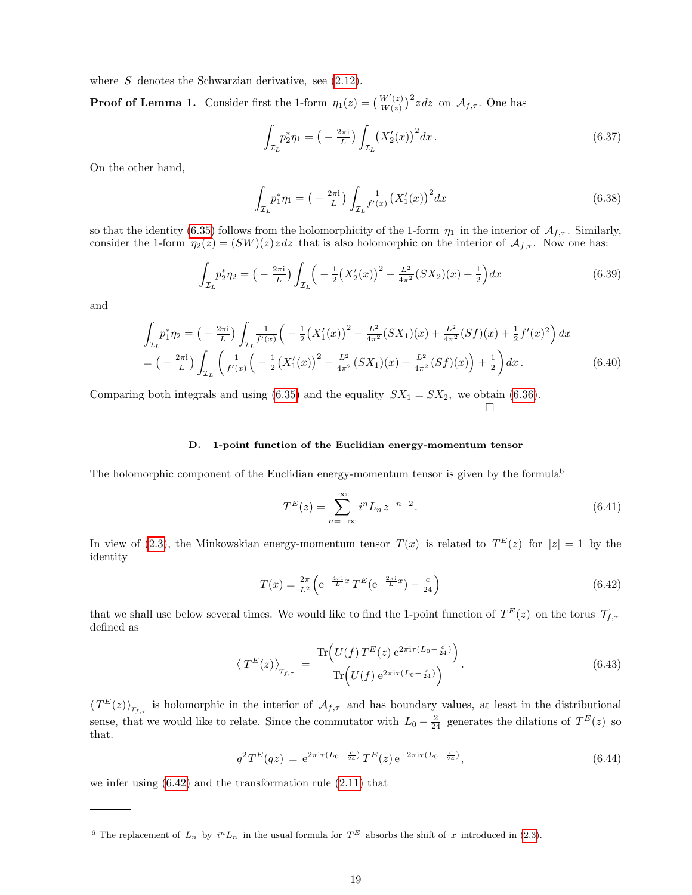where $S$ denotes the Schwarzian derivative, see (2.12).

**Proof of Lemma 1.** Consider first the 1-form $\eta_1(z) = \big(\frac{W'(z)}{W(z)}\big)^2 z\,dz$ on $\mathcal{A}_{f,\tau}$. One has

$$\int_{\mathcal{I}_L} p_2^*\eta_1 = \big(-\tfrac{2\pi \mathrm{i}}{L}\big)\int_{\mathcal{I}_L} \big(X_2'(x)\big)^2 dx\,. \tag{6.37}$$

On the other hand,

$$\int_{\mathcal{I}_L} p_1^*\eta_1 = \big(-\tfrac{2\pi \mathrm{i}}{L}\big)\int_{\mathcal{I}_L} \tfrac{1}{f'(x)}\big(X_1'(x)\big)^2 dx \tag{6.38}$$

so that the identity (6.35) follows from the holomorphicity of the 1-form $\eta_1$ in the interior of $\mathcal{A}_{f,\tau}$. Similarly, consider the 1-form $\eta_2(z) = (SW)(z)z\,dz$ that is also holomorphic on the interior of $\mathcal{A}_{f,\tau}$. Now one has:

$$\int_{\mathcal{I}_L} p_2^*\eta_2 = \big(-\tfrac{2\pi \mathrm{i}}{L}\big)\int_{\mathcal{I}_L} \Big(-\tfrac{1}{2}\big(X_2'(x)\big)^2 - \tfrac{L^2}{4\pi^2}(SX_2)(x) + \tfrac{1}{2}\Big)dx \tag{6.39}$$

and

$$\begin{aligned}\int_{\mathcal{I}_L} p_1^*\eta_2 &= \big(-\tfrac{2\pi \mathrm{i}}{L}\big)\int_{\mathcal{I}_L} \tfrac{1}{f'(x)}\Big(-\tfrac{1}{2}\big(X_1'(x)\big)^2 - \tfrac{L^2}{4\pi^2}(SX_1)(x) + \tfrac{L^2}{4\pi^2}(Sf)(x) + \tfrac{1}{2}f'(x)^2\Big)\,dx \\ &= \big(-\tfrac{2\pi \mathrm{i}}{L}\big)\int_{\mathcal{I}_L}\left(\tfrac{1}{f'(x)}\Big(-\tfrac{1}{2}\big(X_1'(x)\big)^2 - \tfrac{L^2}{4\pi^2}(SX_1)(x) + \tfrac{L^2}{4\pi^2}(Sf)(x)\Big) + \tfrac{1}{2}\right)dx\,. \end{aligned}\tag{6.40}$$

Comparing both integrals and using (6.35) and the equality $SX_1 = SX_2$, we obtain (6.36). □

### D. 1-point function of the Euclidian energy-momentum tensor

The holomorphic component of the Euclidian energy-momentum tensor is given by the formula[6]

$$T^E(z) = \sum_{n=-\infty}^{\infty} i^n L_n z^{-n-2}\,. \tag{6.41}$$

In view of (2.3), the Minkowskian energy-momentum tensor $T(x)$ is related to $T^E(z)$ for $|z| = 1$ by the identity

$$T(x) = \tfrac{2\pi}{L^2}\Big(\mathrm{e}^{-\frac{4\pi \mathrm{i}}{L}x}\,T^E(\mathrm{e}^{-\frac{2\pi \mathrm{i}}{L}x}) - \tfrac{c}{24}\Big) \tag{6.42}$$

that we shall use below several times. We would like to find the 1-point function of $T^E(z)$ on the torus $\mathcal{T}_{f,\tau}$ defined as

$$\big\langle T^E(z)\big\rangle_{\mathcal{T}_{f,\tau}} = \frac{\mathrm{Tr}\Big(U(f)\,T^E(z)\,\mathrm{e}^{2\pi \mathrm{i}\tau(L_0-\frac{c}{24})}\Big)}{\mathrm{Tr}\Big(U(f)\,\mathrm{e}^{2\pi \mathrm{i}\tau(L_0-\frac{c}{24})}\Big)}\,. \tag{6.43}$$

$\langle T^E(z)\rangle_{\mathcal{T}_{f,\tau}}$ is holomorphic in the interior of $\mathcal{A}_{f,\tau}$ and has boundary values, at least in the distributional sense, that we would like to relate. Since the commutator with $L_0 - \frac{2}{24}$ generates the dilations of $T^E(z)$ so that.

$$q^2 T^E(qz) = \mathrm{e}^{2\pi \mathrm{i}\tau(L_0-\frac{c}{24})}\,T^E(z)\,\mathrm{e}^{-2\pi \mathrm{i}\tau(L_0-\frac{c}{24})}, \tag{6.44}$$

we infer using (6.42) and the transformation rule (2.11) that

[6] The replacement of $L_n$ by $i^n L_n$ in the usual formula for $T^E$ absorbs the shift of $x$ introduced in (2.3).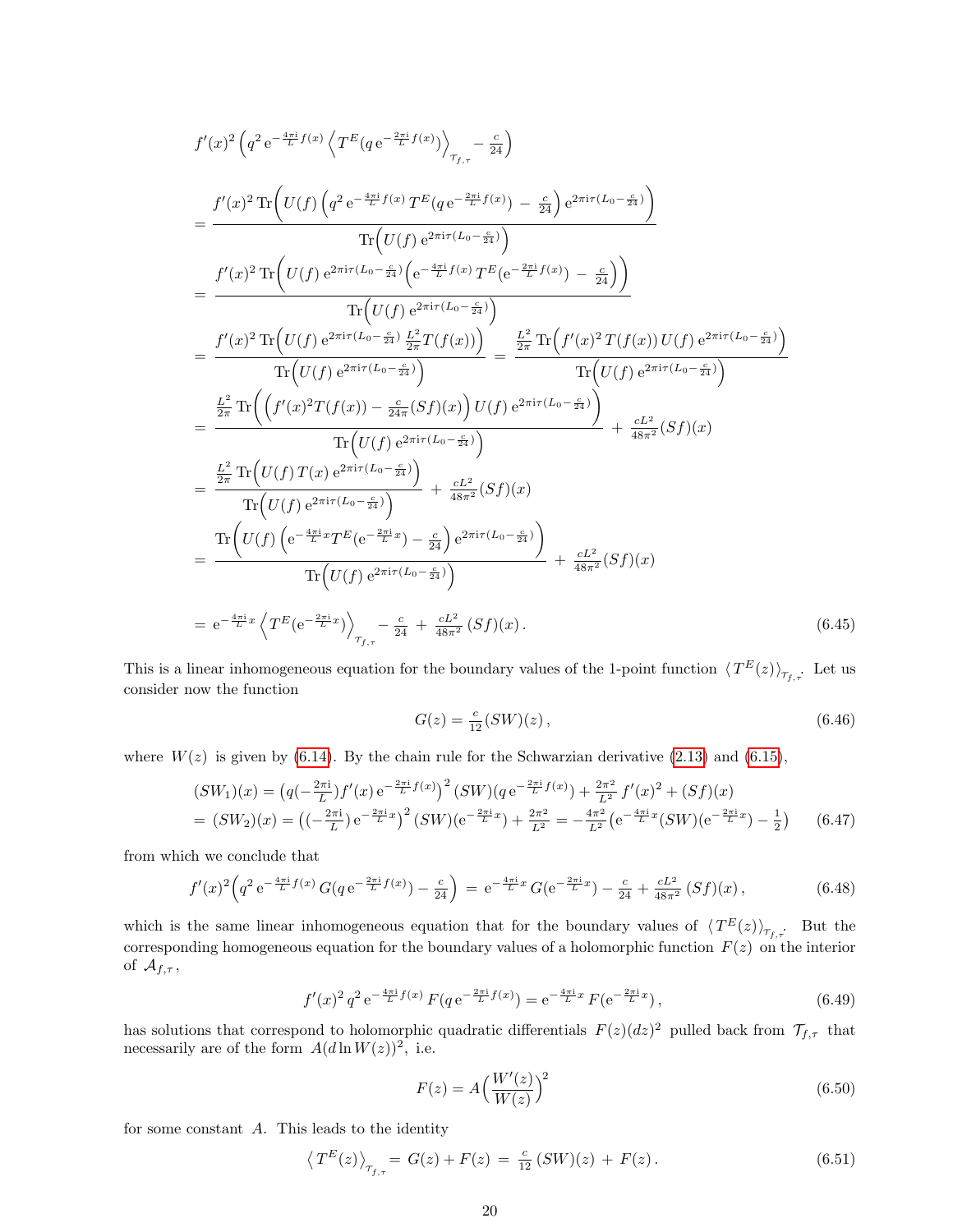$$
\begin{aligned}
&f'(x)^2 \Big( q^2 \, \mathrm{e}^{-\frac{4\pi \mathrm{i}}{L} f(x)} \left\langle T^E(q\, \mathrm{e}^{-\frac{2\pi\mathrm{i}}{L} f(x)}) \right\rangle_{\mathcal{T}_{f,\tau}} - \tfrac{c}{24} \Big) \\
&= \frac{f'(x)^2 \, \mathrm{Tr}\Big( U(f) \left( q^2 \, \mathrm{e}^{-\frac{4\pi\mathrm{i}}{L} f(x)} \, T^E(q\, \mathrm{e}^{-\frac{2\pi\mathrm{i}}{L} f(x)}) \,-\, \tfrac{c}{24} \right) \mathrm{e}^{2\pi\mathrm{i}\tau(L_0 - \frac{c}{24})} \Big)}{\mathrm{Tr}\Big( U(f)\, \mathrm{e}^{2\pi\mathrm{i}\tau(L_0-\frac{c}{24})} \Big)} \\
&= \frac{f'(x)^2 \, \mathrm{Tr}\Big( U(f)\, \mathrm{e}^{2\pi\mathrm{i}\tau(L_0-\frac{c}{24})} \Big( \mathrm{e}^{-\frac{4\pi\mathrm{i}}{L} f(x)} \, T^E(\mathrm{e}^{-\frac{2\pi\mathrm{i}}{L} f(x)}) \,-\, \tfrac{c}{24} \Big) \Big)}{\mathrm{Tr}\Big( U(f)\, \mathrm{e}^{2\pi\mathrm{i}\tau(L_0-\frac{c}{24})} \Big)} \\
&= \frac{f'(x)^2 \, \mathrm{Tr}\Big( U(f)\, \mathrm{e}^{2\pi\mathrm{i}\tau(L_0-\frac{c}{24})} \, \frac{L^2}{2\pi} T(f(x)) \Big)}{\mathrm{Tr}\Big( U(f)\, \mathrm{e}^{2\pi\mathrm{i}\tau(L_0-\frac{c}{24})} \Big)} \,=\, \frac{\frac{L^2}{2\pi} \, \mathrm{Tr}\Big( f'(x)^2 \, T(f(x))\, U(f)\, \mathrm{e}^{2\pi\mathrm{i}\tau(L_0-\frac{c}{24})} \Big)}{\mathrm{Tr}\Big( U(f)\, \mathrm{e}^{2\pi\mathrm{i}\tau(L_0-\frac{c}{24})} \Big)} \\
&= \frac{\frac{L^2}{2\pi} \, \mathrm{Tr}\Big( \Big( f'(x)^2 T(f(x)) - \tfrac{c}{24\pi} (Sf)(x) \Big)\, U(f)\, \mathrm{e}^{2\pi\mathrm{i}\tau(L_0-\frac{c}{24})} \Big)}{\mathrm{Tr}\Big( U(f)\, \mathrm{e}^{2\pi\mathrm{i}\tau(L_0-\frac{c}{24})} \Big)} \,+\, \tfrac{cL^2}{48\pi^2} (Sf)(x) \\
&= \frac{\frac{L^2}{2\pi} \, \mathrm{Tr}\Big( U(f)\, T(x)\, \mathrm{e}^{2\pi\mathrm{i}\tau(L_0-\frac{c}{24})} \Big)}{\mathrm{Tr}\Big( U(f)\, \mathrm{e}^{2\pi\mathrm{i}\tau(L_0-\frac{c}{24})} \Big)} \,+\, \tfrac{cL^2}{48\pi^2} (Sf)(x) \\
&= \frac{\mathrm{Tr}\Big( U(f) \left( \mathrm{e}^{-\frac{4\pi\mathrm{i}}{L} x} T^E(\mathrm{e}^{-\frac{2\pi\mathrm{i}}{L} x}) - \tfrac{c}{24} \right) \mathrm{e}^{2\pi\mathrm{i}\tau(L_0-\frac{c}{24})} \Big)}{\mathrm{Tr}\Big( U(f)\, \mathrm{e}^{2\pi\mathrm{i}\tau(L_0-\frac{c}{24})} \Big)} \,+\, \tfrac{cL^2}{48\pi^2} (Sf)(x) \\
&= \mathrm{e}^{-\frac{4\pi\mathrm{i}}{L} x} \left\langle T^E(\mathrm{e}^{-\frac{2\pi\mathrm{i}}{L} x}) \right\rangle_{\mathcal{T}_{f,\tau}} - \tfrac{c}{24} \,+\, \tfrac{cL^2}{48\pi^2} \, (Sf)(x) \,. 
\end{aligned}
\tag{6.45}
$$

This is a linear inhomogeneous equation for the boundary values of the 1-point function $\langle T^E(z) \rangle_{\mathcal{T}_{f,\tau}}$. Let us consider now the function

$$
G(z) = \tfrac{c}{12} (SW)(z) \,, \tag{6.46}
$$

where $W(z)$ is given by (6.14). By the chain rule for the Schwarzian derivative (2.13) and (6.15),

$$
\begin{aligned}
(SW_1)(x) &= \big( q(-\tfrac{2\pi\mathrm{i}}{L}) f'(x)\, \mathrm{e}^{-\frac{2\pi\mathrm{i}}{L} f(x)} \big)^2 \, (SW)(q\, \mathrm{e}^{-\frac{2\pi\mathrm{i}}{L} f(x)}) + \tfrac{2\pi^2}{L^2}\, f'(x)^2 + (Sf)(x) \\
&= (SW_2)(x) = \big( (-\tfrac{2\pi\mathrm{i}}{L})\, \mathrm{e}^{-\frac{2\pi\mathrm{i}}{L} x} \big)^2 \, (SW)(\mathrm{e}^{-\frac{2\pi\mathrm{i}}{L} x}) + \tfrac{2\pi^2}{L^2} = -\tfrac{4\pi^2}{L^2} \big( \mathrm{e}^{-\frac{4\pi\mathrm{i}}{L} x} (SW)(\mathrm{e}^{-\frac{2\pi\mathrm{i}}{L} x}) - \tfrac{1}{2} \big)
\end{aligned}
\tag{6.47}
$$

from which we conclude that

$$
f'(x)^2 \Big( q^2 \, \mathrm{e}^{-\frac{4\pi\mathrm{i}}{L} f(x)} \, G(q\, \mathrm{e}^{-\frac{2\pi\mathrm{i}}{L} f(x)}) - \tfrac{c}{24} \Big) \,=\, \mathrm{e}^{-\frac{4\pi\mathrm{i}}{L} x} \, G(\mathrm{e}^{-\frac{2\pi\mathrm{i}}{L} x}) - \tfrac{c}{24} + \tfrac{cL^2}{48\pi^2} \, (Sf)(x) \,, \tag{6.48}
$$

which is the same linear inhomogeneous equation that for the boundary values of $\langle T^E(z) \rangle_{\mathcal{T}_{f,\tau}}$. But the corresponding homogeneous equation for the boundary values of a holomorphic function $F(z)$ on the interior of $\mathcal{A}_{f,\tau}$,

$$
f'(x)^2 \, q^2 \, \mathrm{e}^{-\frac{4\pi\mathrm{i}}{L} f(x)} \, F(q\, \mathrm{e}^{-\frac{2\pi\mathrm{i}}{L} f(x)}) = \mathrm{e}^{-\frac{4\pi\mathrm{i}}{L} x} \, F(\mathrm{e}^{-\frac{2\pi\mathrm{i}}{L} x}) \,, \tag{6.49}
$$

has solutions that correspond to holomorphic quadratic differentials $F(z)(dz)^2$ pulled back from $\mathcal{T}_{f,\tau}$ that necessarily are of the form $A(d\ln W(z))^2$, i.e.

$$
F(z) = A \Big( \frac{W'(z)}{W(z)} \Big)^2 \tag{6.50}
$$

for some constant $A$. This leads to the identity

$$
\left\langle T^E(z) \right\rangle_{\mathcal{T}_{f,\tau}} = G(z) + F(z) \,=\, \tfrac{c}{12} \, (SW)(z) \,+\, F(z) \,. \tag{6.51}
$$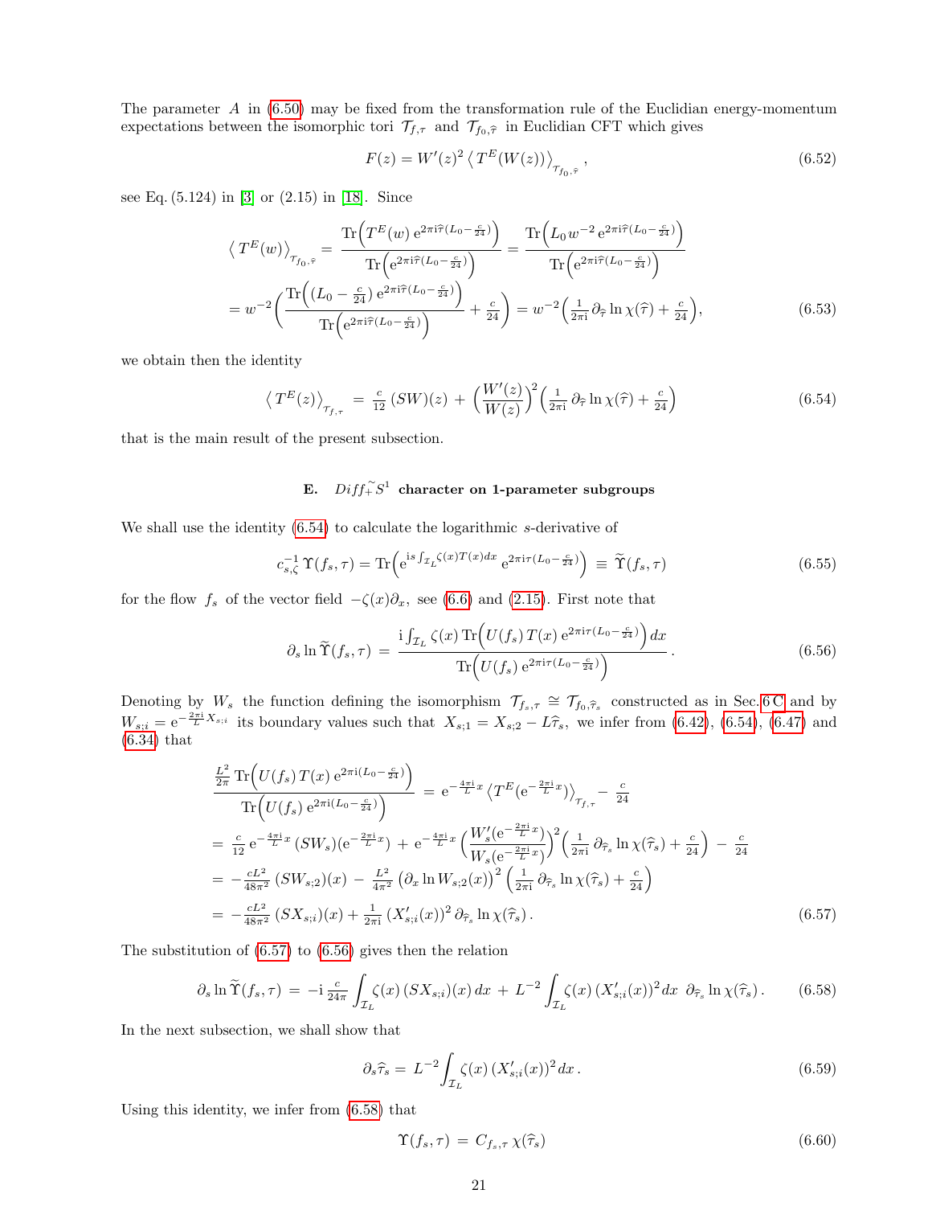The parameter $A$ in (6.50) may be fixed from the transformation rule of the Euclidian energy-momentum expectations between the isomorphic tori $\mathcal{T}_{f,\tau}$ and $\mathcal{T}_{f_0,\widehat{\tau}}$ in Euclidian CFT which gives

$$F(z) = W'(z)^2 \left\langle T^E(W(z)) \right\rangle_{\mathcal{T}_{f_0,\widehat{\tau}}}, \tag{6.52}$$

see Eq. (5.124) in [3] or (2.15) in [18]. Since

$$\begin{aligned}
\left\langle T^E(w) \right\rangle_{\mathcal{T}_{f_0,\widehat{\tau}}} &= \frac{\mathrm{Tr}\Big(T^E(w)\, \mathrm{e}^{2\pi\mathrm{i}\widehat{\tau}(L_0-\frac{c}{24})}\Big)}{\mathrm{Tr}\Big(\mathrm{e}^{2\pi\mathrm{i}\widehat{\tau}(L_0-\frac{c}{24})}\Big)} = \frac{\mathrm{Tr}\Big(L_0\, w^{-2}\, \mathrm{e}^{2\pi\mathrm{i}\widehat{\tau}(L_0-\frac{c}{24})}\Big)}{\mathrm{Tr}\Big(\mathrm{e}^{2\pi\mathrm{i}\widehat{\tau}(L_0-\frac{c}{24})}\Big)} \\
&= w^{-2}\Bigg(\frac{\mathrm{Tr}\Big((L_0-\frac{c}{24})\, \mathrm{e}^{2\pi\mathrm{i}\widehat{\tau}(L_0-\frac{c}{24})}\Big)}{\mathrm{Tr}\Big(\mathrm{e}^{2\pi\mathrm{i}\widehat{\tau}(L_0-\frac{c}{24})}\Big)} + \tfrac{c}{24}\Bigg) = w^{-2}\Big(\tfrac{1}{2\pi\mathrm{i}}\, \partial_{\widehat{\tau}} \ln\chi(\widehat{\tau}) + \tfrac{c}{24}\Big),
\end{aligned} \tag{6.53}$$

we obtain then the identity

$$\left\langle T^E(z) \right\rangle_{\mathcal{T}_{f,\tau}} \,=\, \tfrac{c}{12}\,(SW)(z) \,+\, \Big(\frac{W'(z)}{W(z)}\Big)^2 \Big(\tfrac{1}{2\pi\mathrm{i}}\, \partial_{\widehat{\tau}} \ln\chi(\widehat{\tau}) + \tfrac{c}{24}\Big) \tag{6.54}$$

that is the main result of the present subsection.

### E. $\widetilde{Diff_+}S^1$ character on 1-parameter subgroups

We shall use the identity (6.54) to calculate the logarithmic $s$-derivative of

$$c_{s,\zeta}^{-1}\,\Upsilon(f_s,\tau) = \mathrm{Tr}\Big(\mathrm{e}^{\mathrm{i}s\int_{\mathcal{I}_L}\zeta(x)T(x)dx}\, \mathrm{e}^{2\pi\mathrm{i}\tau(L_0-\frac{c}{24})}\Big) \,\equiv\, \widetilde{\Upsilon}(f_s,\tau) \tag{6.55}$$

for the flow $f_s$ of the vector field $-\zeta(x)\partial_x$, see (6.6) and (2.15). First note that

$$\partial_s \ln\widetilde{\Upsilon}(f_s,\tau) \,=\, \frac{\mathrm{i}\int_{\mathcal{I}_L}\zeta(x)\,\mathrm{Tr}\Big(U(f_s)\,T(x)\, \mathrm{e}^{2\pi\mathrm{i}\tau(L_0-\frac{c}{24})}\Big)\,dx}{\mathrm{Tr}\Big(U(f_s)\, \mathrm{e}^{2\pi\mathrm{i}\tau(L_0-\frac{c}{24})}\Big)}\,. \tag{6.56}$$

Denoting by $W_s$ the function defining the isomorphism $\mathcal{T}_{f_s,\tau} \cong \mathcal{T}_{f_0,\widehat{\tau}_s}$ constructed as in Sec. 6 C and by $W_{s;i} = \mathrm{e}^{-\frac{2\pi\mathrm{i}}{L}X_{s;i}}$ its boundary values such that $X_{s;1} = X_{s;2} - L\widehat{\tau}_s$, we infer from (6.42), (6.54), (6.47) and (6.34) that

$$\begin{aligned}
&\frac{\frac{L^2}{2\pi}\,\mathrm{Tr}\Big(U(f_s)\,T(x)\, \mathrm{e}^{2\pi\mathrm{i}(L_0-\frac{c}{24})}\Big)}{\mathrm{Tr}\Big(U(f_s)\, \mathrm{e}^{2\pi\mathrm{i}(L_0-\frac{c}{24})}\Big)} \,=\, \mathrm{e}^{-\frac{4\pi\mathrm{i}}{L}x}\left\langle T^E(\mathrm{e}^{-\frac{2\pi\mathrm{i}}{L}x})\right\rangle_{\mathcal{T}_{f,\tau}} - \tfrac{c}{24} \\
&= \tfrac{c}{12}\,\mathrm{e}^{-\frac{4\pi\mathrm{i}}{L}x}\,(SW_s)(\mathrm{e}^{-\frac{2\pi\mathrm{i}}{L}x}) \,+\, \mathrm{e}^{-\frac{4\pi\mathrm{i}}{L}x}\left(\frac{W_s'(\mathrm{e}^{-\frac{2\pi\mathrm{i}}{L}x})}{W_s(\mathrm{e}^{-\frac{2\pi\mathrm{i}}{L}x})}\right)^2\Big(\tfrac{1}{2\pi\mathrm{i}}\,\partial_{\widehat{\tau}_s}\ln\chi(\widehat{\tau}_s) + \tfrac{c}{24}\Big) \,-\, \tfrac{c}{24} \\
&= -\tfrac{cL^2}{48\pi^2}\,(SW_{s;2})(x) \,-\, \tfrac{L^2}{4\pi^2}\,\big(\partial_x \ln W_{s;2}(x)\big)^2\,\Big(\tfrac{1}{2\pi\mathrm{i}}\,\partial_{\widehat{\tau}_s}\ln\chi(\widehat{\tau}_s) + \tfrac{c}{24}\Big) \\
&= -\tfrac{cL^2}{48\pi^2}\,(SX_{s;i})(x) + \tfrac{1}{2\pi\mathrm{i}}\,(X_{s;i}'(x))^2\,\partial_{\widehat{\tau}_s}\ln\chi(\widehat{\tau}_s)\,.
\end{aligned} \tag{6.57}$$

The substitution of (6.57) to (6.56) gives then the relation

$$\partial_s \ln\widetilde{\Upsilon}(f_s,\tau) \,=\, -\mathrm{i}\,\tfrac{c}{24\pi}\int_{\mathcal{I}_L}\zeta(x)\,(SX_{s;i})(x)\,dx \,+\, L^{-2}\int_{\mathcal{I}_L}\zeta(x)\,(X_{s;i}'(x))^2\,dx\;\, \partial_{\widehat{\tau}_s}\ln\chi(\widehat{\tau}_s)\,. \tag{6.58}$$

In the next subsection, we shall show that

$$\partial_s\widehat{\tau}_s = \, L^{-2}\!\int_{\mathcal{I}_L}\zeta(x)\,(X_{s;i}'(x))^2\,dx\,. \tag{6.59}$$

Using this identity, we infer from (6.58) that

$$\Upsilon(f_s,\tau) \,=\, C_{f_s,\tau}\,\chi(\widehat{\tau}_s) \tag{6.60}$$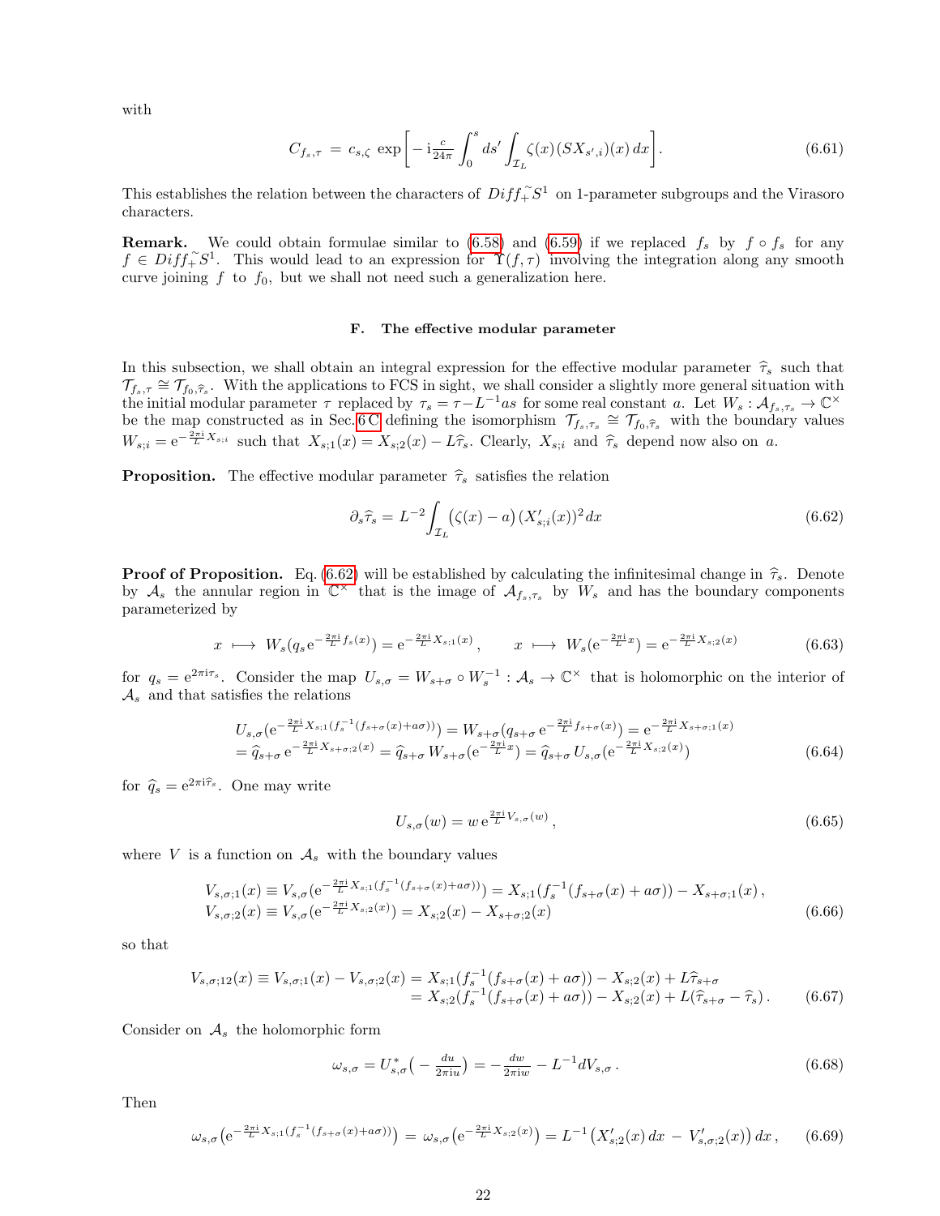with

$$C_{f_s,\tau} \,=\, c_{s,\zeta}\,\exp\Big[-\,\mathrm{i}\tfrac{c}{24\pi}\int_0^s ds'\int_{\mathcal{I}_L}\zeta(x)\,(SX_{s',i})(x)\,dx\Big]. \tag{6.61}$$

This establishes the relation between the characters of $Di\widetilde{ff}_+S^1$ on 1-parameter subgroups and the Virasoro characters.

**Remark.** We could obtain formulae similar to (6.58) and (6.59) if we replaced $f_s$ by $f\circ f_s$ for any $f\in Di\widetilde{ff}_+S^1$. This would lead to an expression for $\Upsilon(f,\tau)$ involving the integration along any smooth curve joining $f$ to $f_0$, but we shall not need such a generalization here.

### F. The effective modular parameter

In this subsection, we shall obtain an integral expression for the effective modular parameter $\widehat\tau_s$ such that $\mathcal{T}_{f_s,\tau}\cong\mathcal{T}_{f_0,\widehat\tau_s}$. With the applications to FCS in sight, we shall consider a slightly more general situation with the initial modular parameter $\tau$ replaced by $\tau_s=\tau-L^{-1}as$ for some real constant $a$. Let $W_s:\mathcal{A}_{f_s,\tau_s}\to\mathbb{C}^\times$ be the map constructed as in Sec. 6 C defining the isomorphism $\mathcal{T}_{f_s,\tau_s}\cong\mathcal{T}_{f_0,\widehat\tau_s}$ with the boundary values $W_{s;i}=\mathrm{e}^{-\frac{2\pi\mathrm{i}}{L}X_{s;i}}$ such that $X_{s;1}(x)=X_{s;2}(x)-L\widehat\tau_s$. Clearly, $X_{s;i}$ and $\widehat\tau_s$ depend now also on $a$.

**Proposition.** The effective modular parameter $\widehat\tau_s$ satisfies the relation

$$\partial_s\widehat\tau_s = L^{-2}\int_{\mathcal{I}_L}\big(\zeta(x)-a\big)\,(X'_{s;i}(x))^2\,dx \tag{6.62}$$

**Proof of Proposition.** Eq. (6.62) will be established by calculating the infinitesimal change in $\widehat\tau_s$. Denote by $\mathcal{A}_s$ the annular region in $\mathbb{C}^\times$ that is the image of $\mathcal{A}_{f_s,\tau_s}$ by $W_s$ and has the boundary components parameterized by

$$x\;\longmapsto\; W_s(q_s\,\mathrm{e}^{-\frac{2\pi\mathrm{i}}{L}f_s(x)})=\mathrm{e}^{-\frac{2\pi\mathrm{i}}{L}X_{s;1}(x)}\,,\qquad x\;\longmapsto\; W_s(\mathrm{e}^{-\frac{2\pi\mathrm{i}}{L}x})=\mathrm{e}^{-\frac{2\pi\mathrm{i}}{L}X_{s;2}(x)} \tag{6.63}$$

for $q_s=\mathrm{e}^{2\pi\mathrm{i}\tau_s}$. Consider the map $U_{s,\sigma}=W_{s+\sigma}\circ W_s^{-1}:\mathcal{A}_s\to\mathbb{C}^\times$ that is holomorphic on the interior of $\mathcal{A}_s$ and that satisfies the relations

$$\begin{aligned}&U_{s,\sigma}(\mathrm{e}^{-\frac{2\pi\mathrm{i}}{L}X_{s;1}(f_s^{-1}(f_{s+\sigma}(x)+a\sigma))})=W_{s+\sigma}(q_{s+\sigma}\,\mathrm{e}^{-\frac{2\pi\mathrm{i}}{L}f_{s+\sigma}(x)})=\mathrm{e}^{-\frac{2\pi\mathrm{i}}{L}X_{s+\sigma;1}(x)}\\&=\widehat q_{s+\sigma}\,\mathrm{e}^{-\frac{2\pi\mathrm{i}}{L}X_{s+\sigma;2}(x)}=\widehat q_{s+\sigma}\,W_{s+\sigma}(\mathrm{e}^{-\frac{2\pi\mathrm{i}}{L}x})=\widehat q_{s+\sigma}\,U_{s,\sigma}(\mathrm{e}^{-\frac{2\pi\mathrm{i}}{L}X_{s;2}(x)})\end{aligned} \tag{6.64}$$

for $\widehat q_s=\mathrm{e}^{2\pi\mathrm{i}\widehat\tau_s}$. One may write

$$U_{s,\sigma}(w)=w\,\mathrm{e}^{\frac{2\pi\mathrm{i}}{L}V_{s,\sigma}(w)}\,, \tag{6.65}$$

where $V$ is a function on $\mathcal{A}_s$ with the boundary values

$$\begin{aligned}V_{s,\sigma;1}(x)&\equiv V_{s,\sigma}(\mathrm{e}^{-\frac{2\pi\mathrm{i}}{L}X_{s;1}(f_s^{-1}(f_{s+\sigma}(x)+a\sigma))})=X_{s;1}(f_s^{-1}(f_{s+\sigma}(x)+a\sigma))-X_{s+\sigma;1}(x)\,,\\ V_{s,\sigma;2}(x)&\equiv V_{s,\sigma}(\mathrm{e}^{-\frac{2\pi\mathrm{i}}{L}X_{s;2}(x)})=X_{s;2}(x)-X_{s+\sigma;2}(x)\end{aligned} \tag{6.66}$$

so that

$$\begin{aligned}V_{s,\sigma;12}(x)\equiv V_{s,\sigma;1}(x)-V_{s,\sigma;2}(x)&=X_{s;1}(f_s^{-1}(f_{s+\sigma}(x)+a\sigma))-X_{s;2}(x)+L\widehat\tau_{s+\sigma}\\&=X_{s;2}(f_s^{-1}(f_{s+\sigma}(x)+a\sigma))-X_{s;2}(x)+L(\widehat\tau_{s+\sigma}-\widehat\tau_s)\,.\end{aligned} \tag{6.67}$$

Consider on $\mathcal{A}_s$ the holomorphic form

$$\omega_{s,\sigma}=U_{s,\sigma}^*\big(-\tfrac{du}{2\pi\mathrm{i}u}\big)=-\tfrac{dw}{2\pi\mathrm{i}w}-L^{-1}dV_{s,\sigma}\,. \tag{6.68}$$

Then

$$\omega_{s,\sigma}\big(\mathrm{e}^{-\frac{2\pi\mathrm{i}}{L}X_{s;1}(f_s^{-1}(f_{s+\sigma}(x)+a\sigma))}\big)=\omega_{s,\sigma}\big(\mathrm{e}^{-\frac{2\pi\mathrm{i}}{L}X_{s;2}(x)}\big)=L^{-1}\big(X'_{s;2}(x)\,dx\,-\,V'_{s,\sigma;2}(x)\big)\,dx\,, \tag{6.69}$$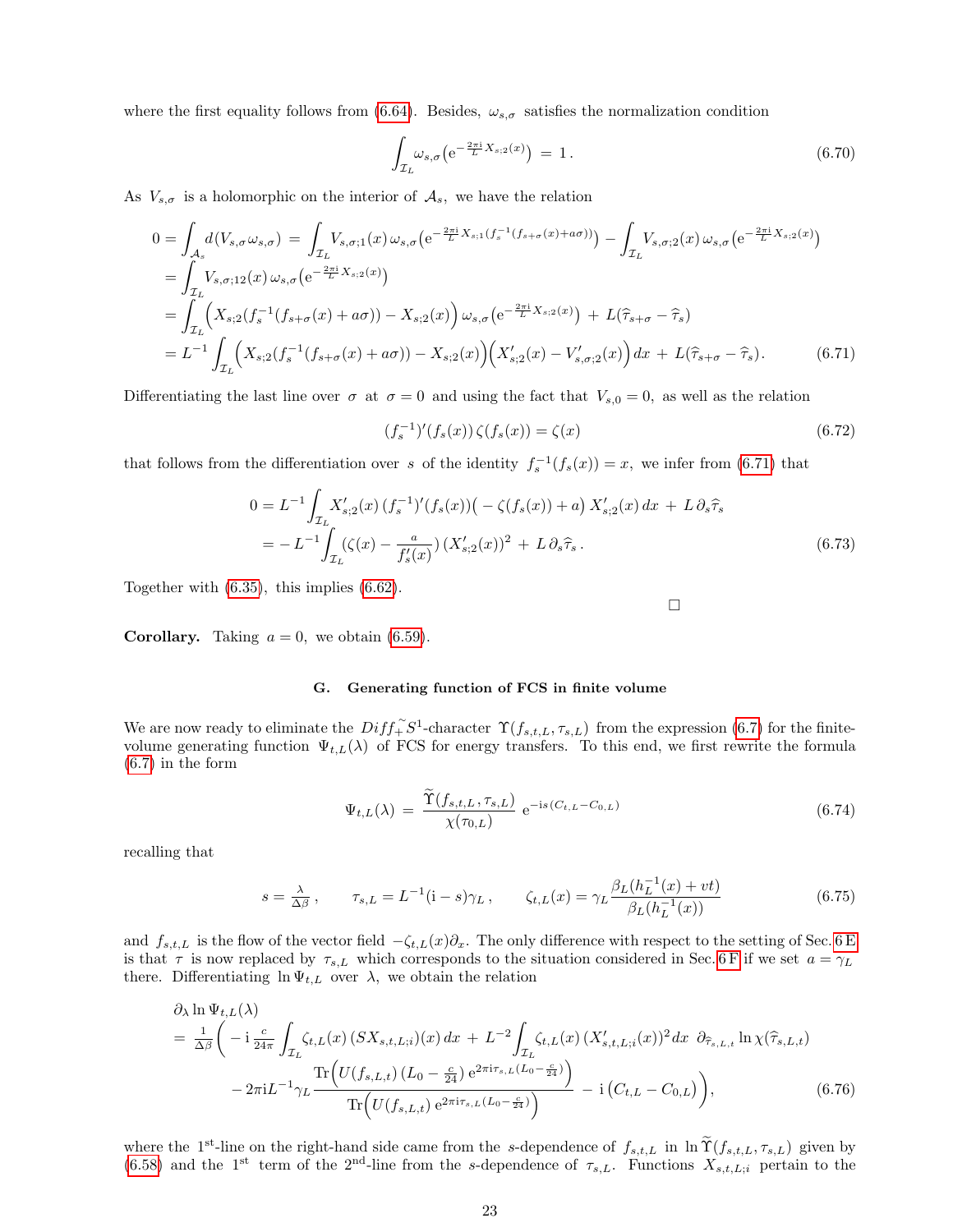where the first equality follows from (6.64). Besides, $\omega_{s,\sigma}$ satisfies the normalization condition

$$\int_{\mathcal{I}_L} \omega_{s,\sigma}\big(\mathrm{e}^{-\frac{2\pi\mathrm{i}}{L}X_{s;2}(x)}\big) \,=\, 1\,. \tag{6.70}$$

As $V_{s,\sigma}$ is a holomorphic on the interior of $\mathcal{A}_s$, we have the relation

$$\begin{aligned}
0 &= \int_{\mathcal{A}_s} d(V_{s,\sigma}\omega_{s,\sigma}) \,=\, \int_{\mathcal{I}_L} V_{s,\sigma;1}(x)\,\omega_{s,\sigma}\big(\mathrm{e}^{-\frac{2\pi\mathrm{i}}{L}X_{s;1}(f_s^{-1}(f_{s+\sigma}(x)+a\sigma))}\big) - \int_{\mathcal{I}_L} V_{s,\sigma;2}(x)\,\omega_{s,\sigma}\big(\mathrm{e}^{-\frac{2\pi\mathrm{i}}{L}X_{s;2}(x)}\big) \\
&= \int_{\mathcal{I}_L} V_{s,\sigma;12}(x)\,\omega_{s,\sigma}\big(\mathrm{e}^{-\frac{2\pi\mathrm{i}}{L}X_{s;2}(x)}\big) \\
&= \int_{\mathcal{I}_L} \Big(X_{s;2}(f_s^{-1}(f_{s+\sigma}(x)+a\sigma)) - X_{s;2}(x)\Big)\,\omega_{s,\sigma}\big(\mathrm{e}^{-\frac{2\pi\mathrm{i}}{L}X_{s;2}(x)}\big) \,+\, L(\widehat{\tau}_{s+\sigma}-\widehat{\tau}_s) \\
&= L^{-1}\int_{\mathcal{I}_L} \Big(X_{s;2}(f_s^{-1}(f_{s+\sigma}(x)+a\sigma)) - X_{s;2}(x)\Big)\Big(X'_{s;2}(x) - V'_{s,\sigma;2}(x)\Big)\,dx \,+\, L(\widehat{\tau}_{s+\sigma}-\widehat{\tau}_s).
\end{aligned} \tag{6.71}$$

Differentiating the last line over $\sigma$ at $\sigma=0$ and using the fact that $V_{s,0}=0$, as well as the relation

$$(f_s^{-1})'(f_s(x))\,\zeta(f_s(x)) = \zeta(x) \tag{6.72}$$

that follows from the differentiation over $s$ of the identity $f_s^{-1}(f_s(x))=x$, we infer from (6.71) that

$$\begin{aligned}
0 &= L^{-1}\int_{\mathcal{I}_L} X'_{s;2}(x)\,(f_s^{-1})'(f_s(x))\big(-\zeta(f_s(x))+a\big)\,X'_{s;2}(x)\,dx \,+\, L\,\partial_s\widehat{\tau}_s \\
&= -\,L^{-1}\int_{\mathcal{I}_L} (\zeta(x) - \tfrac{a}{f'_s(x)})\,(X'_{s;2}(x))^2 \,+\, L\,\partial_s\widehat{\tau}_s\,.
\end{aligned} \tag{6.73}$$

Together with (6.35), this implies (6.62).

□

**Corollary.** Taking $a=0$, we obtain (6.59).

### G. Generating function of FCS in finite volume

We are now ready to eliminate the $Diff_+^{\sim}S^1$-character $\Upsilon(f_{s,t,L},\tau_{s,L})$ from the expression (6.7) for the finite-volume generating function $\Psi_{t,L}(\lambda)$ of FCS for energy transfers. To this end, we first rewrite the formula (6.7) in the form

$$\Psi_{t,L}(\lambda) \,=\, \frac{\widetilde{\Upsilon}(f_{s,t,L},\tau_{s,L})}{\chi(\tau_{0,L})}\;\mathrm{e}^{-\mathrm{i}s(C_{t,L}-C_{0,L})} \tag{6.74}$$

recalling that

$$s=\tfrac{\lambda}{\Delta\beta}\,,\qquad \tau_{s,L}=L^{-1}(\mathrm{i}-s)\gamma_L\,,\qquad \zeta_{t,L}(x)=\gamma_L\frac{\beta_L(h_L^{-1}(x)+vt)}{\beta_L(h_L^{-1}(x))} \tag{6.75}$$

and $f_{s,t,L}$ is the flow of the vector field $-\zeta_{t,L}(x)\partial_x$. The only difference with respect to the setting of Sec. 6 E is that $\tau$ is now replaced by $\tau_{s,L}$ which corresponds to the situation considered in Sec. 6 F if we set $a=\gamma_L$ there. Differentiating $\ln\Psi_{t,L}$ over $\lambda$, we obtain the relation

$$\begin{aligned}
&\partial_\lambda \ln\Psi_{t,L}(\lambda) \\
&= \tfrac{1}{\Delta\beta}\Big(-\mathrm{i}\,\tfrac{c}{24\pi}\int_{\mathcal{I}_L}\zeta_{t,L}(x)\,(SX_{s,t,L;i})(x)\,dx \,+\, L^{-2}\int_{\mathcal{I}_L}\zeta_{t,L}(x)\,(X'_{s,t,L;i}(x))^2dx\;\;\partial_{\widehat{\tau}_{s,L,t}}\ln\chi(\widehat{\tau}_{s,L,t}) \\
&\quad -2\pi\mathrm{i}L^{-1}\gamma_L\frac{\mathrm{Tr}\Big(U(f_{s,L,t})\,(L_0-\frac{c}{24})\,\mathrm{e}^{2\pi\mathrm{i}\tau_{s,L}(L_0-\frac{c}{24})}\Big)}{\mathrm{Tr}\Big(U(f_{s,L,t})\,\mathrm{e}^{2\pi\mathrm{i}\tau_{s,L}(L_0-\frac{c}{24})}\Big)} \,-\,\mathrm{i}\,\big(C_{t,L}-C_{0,L}\big)\Big),
\end{aligned} \tag{6.76}$$

where the 1st-line on the right-hand side came from the $s$-dependence of $f_{s,t,L}$ in $\ln\widetilde{\Upsilon}(f_{s,t,L},\tau_{s,L})$ given by (6.58) and the 1st term of the 2nd-line from the $s$-dependence of $\tau_{s,L}$. Functions $X_{s,t,L;i}$ pertain to the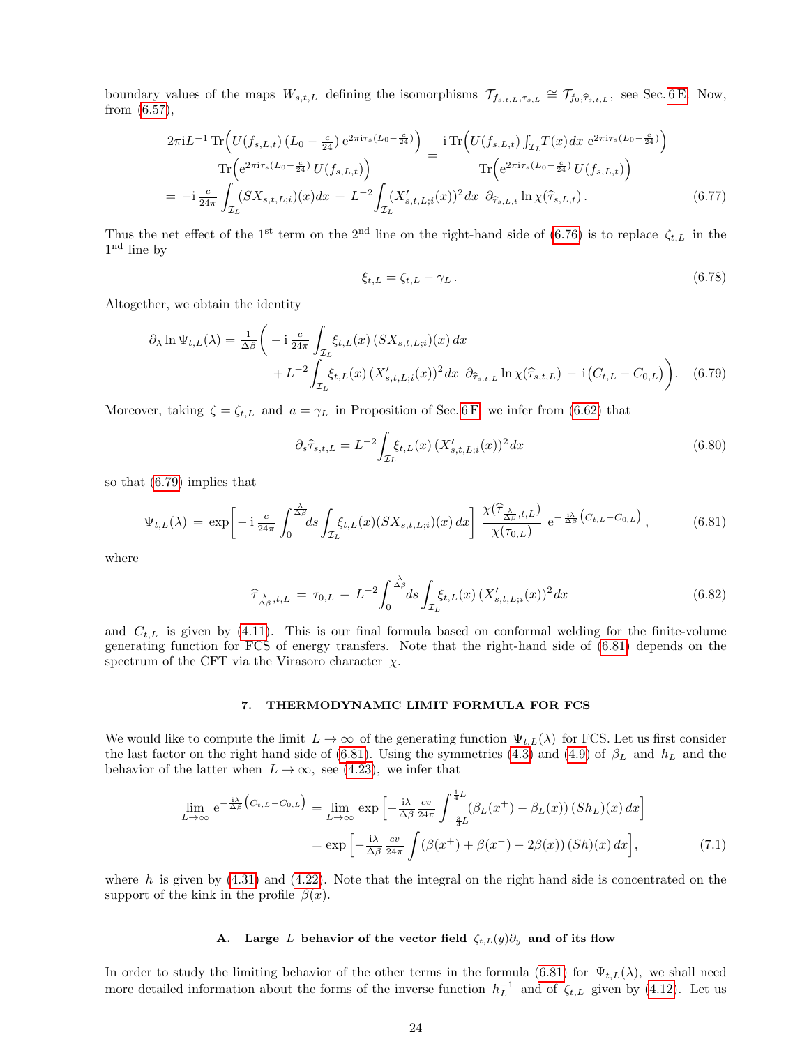boundary values of the maps $W_{s,t,L}$ defining the isomorphisms $\mathcal{T}_{f_{s,t,L},\tau_{s,L}} \cong \mathcal{T}_{f_0,\widehat{\tau}_{s,t,L}}$, see Sec. 6 E. Now, from (6.57),

$$\frac{2\pi\mathrm{i}L^{-1}\,\mathrm{Tr}\Big(U(f_{s,L,t})\,(L_0-\frac{c}{24})\,\mathrm{e}^{2\pi\mathrm{i}\tau_s(L_0-\frac{c}{24})}\Big)}{\mathrm{Tr}\Big(\mathrm{e}^{2\pi\mathrm{i}\tau_s(L_0-\frac{c}{24})}\,U(f_{s,L,t})\Big)} = \frac{\mathrm{i}\,\mathrm{Tr}\Big(U(f_{s,L,t})\int_{\mathcal{I}_L}T(x)\,dx\;\mathrm{e}^{2\pi\mathrm{i}\tau_s(L_0-\frac{c}{24})}\Big)}{\mathrm{Tr}\Big(\mathrm{e}^{2\pi\mathrm{i}\tau_s(L_0-\frac{c}{24})}\,U(f_{s,L,t})\Big)}$$
$$= -\mathrm{i}\,\tfrac{c}{24\pi}\int_{\mathcal{I}_L}(SX_{s,t,L;i})(x)dx \;+\; L^{-2}\int_{\mathcal{I}_L}(X'_{s,t,L;i}(x))^2\,dx\;\;\partial_{\widehat{\tau}_{s,L,t}}\ln\chi(\widehat{\tau}_{s,L,t})\,. \tag{6.77}$$

Thus the net effect of the 1[st] term on the 2[nd] line on the right-hand side of (6.76) is to replace $\zeta_{t,L}$ in the 1[nd] line by

$$\xi_{t,L} = \zeta_{t,L} - \gamma_L\,. \tag{6.78}$$

Altogether, we obtain the identity

$$\partial_\lambda \ln\Psi_{t,L}(\lambda) = \tfrac{1}{\Delta\beta}\bigg(-\mathrm{i}\,\tfrac{c}{24\pi}\int_{\mathcal{I}_L}\xi_{t,L}(x)\,(SX_{s,t,L;i})(x)\,dx$$
$$+\,L^{-2}\int_{\mathcal{I}_L}\xi_{t,L}(x)\,(X'_{s,t,L;i}(x))^2\,dx\;\;\partial_{\widehat{\tau}_{s,t,L}}\ln\chi(\widehat{\tau}_{s,t,L})\;-\;\mathrm{i}\big(C_{t,L}-C_{0,L}\big)\bigg). \tag{6.79}$$

Moreover, taking $\zeta=\zeta_{t,L}$ and $a=\gamma_L$ in Proposition of Sec. 6 F, we infer from (6.62) that

$$\partial_s\widehat{\tau}_{s,t,L} = L^{-2}\int_{\mathcal{I}_L}\xi_{t,L}(x)\,(X'_{s,t,L;i}(x))^2\,dx \tag{6.80}$$

so that (6.79) implies that

$$\Psi_{t,L}(\lambda) \;=\; \exp\!\bigg[-\mathrm{i}\,\tfrac{c}{24\pi}\int_0^{\frac{\lambda}{\Delta\beta}}\!ds\int_{\mathcal{I}_L}\xi_{t,L}(x)(SX_{s,t,L;i})(x)\,dx\bigg]\;\frac{\chi(\widehat{\tau}_{\frac{\lambda}{\Delta\beta},t,L})}{\chi(\tau_{0,L})}\;\mathrm{e}^{-\frac{\mathrm{i}\lambda}{\Delta\beta}\left(C_{t,L}-C_{0,L}\right)}\,, \tag{6.81}$$

where

$$\widehat{\tau}_{\frac{\lambda}{\Delta\beta},t,L} \;=\; \tau_{0,L} \;+\; L^{-2}\int_0^{\frac{\lambda}{\Delta\beta}}\!ds\int_{\mathcal{I}_L}\xi_{t,L}(x)\,(X'_{s,t,L;i}(x))^2\,dx \tag{6.82}$$

and $C_{t,L}$ is given by (4.11). This is our final formula based on conformal welding for the finite-volume generating function for FCS of energy transfers. Note that the right-hand side of (6.81) depends on the spectrum of the CFT via the Virasoro character $\chi$.

## 7. THERMODYNAMIC LIMIT FORMULA FOR FCS

We would like to compute the limit $L\to\infty$ of the generating function $\Psi_{t,L}(\lambda)$ for FCS. Let us first consider the last factor on the right hand side of (6.81). Using the symmetries (4.3) and (4.9) of $\beta_L$ and $h_L$ and the behavior of the latter when $L\to\infty$, see (4.23), we infer that

$$\lim_{L\to\infty}\mathrm{e}^{-\frac{\mathrm{i}\lambda}{\Delta\beta}\left(C_{t,L}-C_{0,L}\right)} = \lim_{L\to\infty}\exp\Big[-\tfrac{\mathrm{i}\lambda}{\Delta\beta}\,\tfrac{cv}{24\pi}\int_{-\frac{3}{4}L}^{\frac{1}{4}L}(\beta_L(x^+)-\beta_L(x))\,(Sh_L)(x)\,dx\Big]$$
$$=\exp\Big[-\tfrac{\mathrm{i}\lambda}{\Delta\beta}\,\tfrac{cv}{24\pi}\int(\beta(x^+)+\beta(x^-)-2\beta(x))\,(Sh)(x)\,dx\Big], \tag{7.1}$$

where $h$ is given by (4.31) and (4.22). Note that the integral on the right hand side is concentrated on the support of the kink in the profile $\beta(x)$.

### A. Large $L$ behavior of the vector field $\zeta_{t,L}(y)\partial_y$ and of its flow

In order to study the limiting behavior of the other terms in the formula (6.81) for $\Psi_{t,L}(\lambda)$, we shall need more detailed information about the forms of the inverse function $h_L^{-1}$ and of $\zeta_{t,L}$ given by (4.12). Let us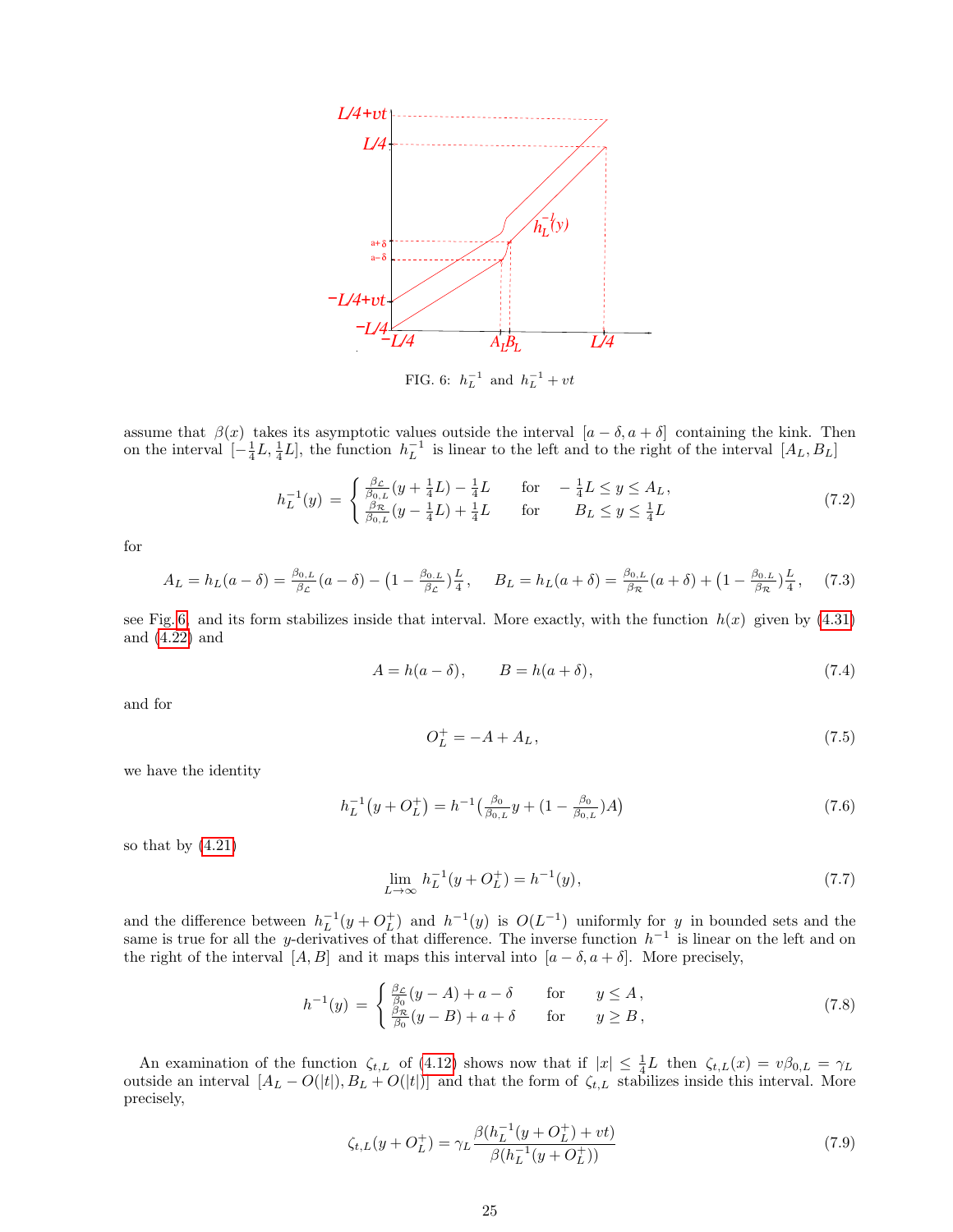FIG. 6: $h_L^{-1}$ and $h_L^{-1}+vt$

assume that $\beta(x)$ takes its asymptotic values outside the interval $[a-\delta, a+\delta]$ containing the kink. Then on the interval $[-\frac{1}{4}L, \frac{1}{4}L]$, the function $h_L^{-1}$ is linear to the left and to the right of the interval $[A_L, B_L]$

$$
h_L^{-1}(y) \;=\; \begin{cases} \frac{\beta_{\mathcal{L}}}{\beta_{0,L}}(y+\frac{1}{4}L)-\frac{1}{4}L & \text{for} \quad -\frac{1}{4}L \leq y \leq A_L\,, \\ \frac{\beta_{\mathcal{R}}}{\beta_{0,L}}(y-\frac{1}{4}L)+\frac{1}{4}L & \text{for} \quad\;\; B_L \leq y \leq \frac{1}{4}L \end{cases} \tag{7.2}
$$

for

$$
A_L = h_L(a-\delta) = \tfrac{\beta_{0,L}}{\beta_{\mathcal{L}}}(a-\delta) - \big(1-\tfrac{\beta_{0,L}}{\beta_{\mathcal{L}}}\big)\tfrac{L}{4}, \qquad B_L = h_L(a+\delta) = \tfrac{\beta_{0,L}}{\beta_{\mathcal{R}}}(a+\delta) + \big(1-\tfrac{\beta_{0,L}}{\beta_{\mathcal{R}}}\big)\tfrac{L}{4}, \tag{7.3}
$$

see Fig. 6, and its form stabilizes inside that interval. More exactly, with the function $h(x)$ given by (4.31) and (4.22) and

$$
A = h(a-\delta), \qquad B = h(a+\delta), \tag{7.4}
$$

and for

$$
O_L^+ = -A + A_L, \tag{7.5}
$$

we have the identity

$$
h_L^{-1}\big(y+O_L^+\big) = h^{-1}\big(\tfrac{\beta_0}{\beta_{0,L}}y + (1-\tfrac{\beta_0}{\beta_{0,L}})A\big) \tag{7.6}
$$

so that by (4.21)

$$
\lim_{L\to\infty} h_L^{-1}(y+O_L^+) = h^{-1}(y), \tag{7.7}
$$

and the difference between $h_L^{-1}(y+O_L^+)$ and $h^{-1}(y)$ is $O(L^{-1})$ uniformly for $y$ in bounded sets and the same is true for all the $y$-derivatives of that difference. The inverse function $h^{-1}$ is linear on the left and on the right of the interval $[A, B]$ and it maps this interval into $[a-\delta, a+\delta]$. More precisely,

$$
h^{-1}(y) \;=\; \begin{cases} \frac{\beta_{\mathcal{L}}}{\beta_0}(y-A)+a-\delta & \text{for} \quad y \leq A\,, \\ \frac{\beta_{\mathcal{R}}}{\beta_0}(y-B)+a+\delta & \text{for} \quad y \geq B\,, \end{cases} \tag{7.8}
$$

An examination of the function $\zeta_{t,L}$ of (4.12) shows now that if $|x| \leq \frac{1}{4}L$ then $\zeta_{t,L}(x) = v\beta_{0,L} = \gamma_L$ outside an interval $[A_L - O(|t|), B_L + O(|t|)]$ and that the form of $\zeta_{t,L}$ stabilizes inside this interval. More precisely,

$$
\zeta_{t,L}(y+O_L^+) = \gamma_L \frac{\beta(h_L^{-1}(y+O_L^+)+vt)}{\beta(h_L^{-1}(y+O_L^+))} \tag{7.9}
$$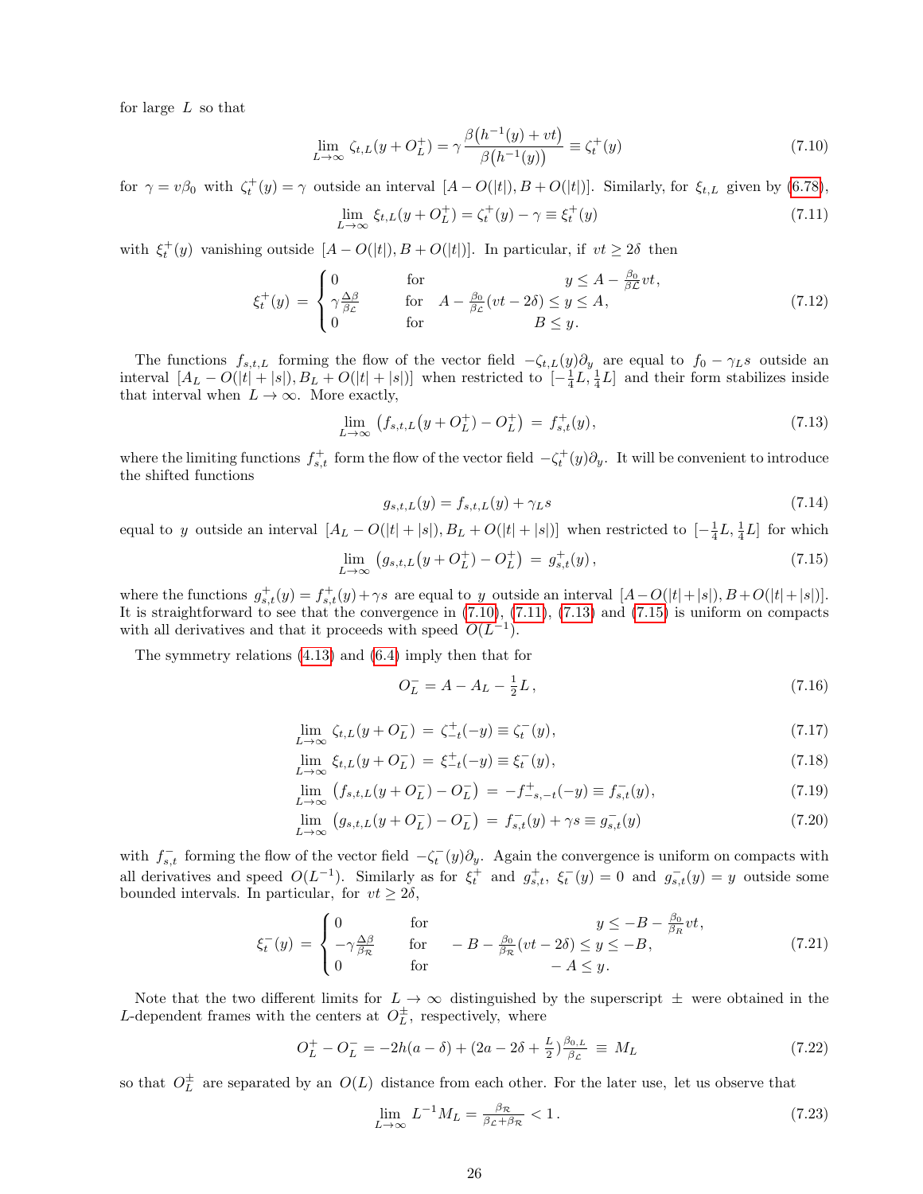for large $L$ so that

$$\lim_{L\to\infty}\,\zeta_{t,L}(y+O_L^+) = \gamma\,\frac{\beta\big(h^{-1}(y)+vt\big)}{\beta\big(h^{-1}(y)\big)} \equiv \zeta_t^+(y) \tag{7.10}$$

for $\gamma = v\beta_0$ with $\zeta_t^+(y)=\gamma$ outside an interval $[A-O(|t|), B+O(|t|)]$. Similarly, for $\xi_{t,L}$ given by (6.78),

$$\lim_{L\to\infty}\,\xi_{t,L}(y+O_L^+) = \zeta_t^+(y)-\gamma \equiv \xi_t^+(y) \tag{7.11}$$

with $\xi_t^+(y)$ vanishing outside $[A-O(|t|), B+O(|t|)]$. In particular, if $vt\geq 2\delta$ then

$$\xi_t^+(y) \;=\; \begin{cases} 0 & \text{for} \qquad\qquad\qquad y\leq A-\frac{\beta_0}{\beta_{\mathcal{L}}}vt,\\ \gamma\frac{\Delta\beta}{\beta_{\mathcal{L}}} & \text{for} \quad A-\frac{\beta_0}{\beta_{\mathcal{L}}}(vt-2\delta)\leq y\leq A,\\ 0 & \text{for} \qquad\qquad\qquad B\leq y.\end{cases} \tag{7.12}$$

The functions $f_{s,t,L}$ forming the flow of the vector field $-\zeta_{t,L}(y)\partial_y$ are equal to $f_0-\gamma_L s$ outside an interval $[A_L-O(|t|+|s|), B_L+O(|t|+|s|)]$ when restricted to $[-\frac{1}{4}L,\frac{1}{4}L]$ and their form stabilizes inside that interval when $L\to\infty$. More exactly,

$$\lim_{L\to\infty}\,\big(f_{s,t,L}(y+O_L^+)-O_L^+\big) \;=\; f_{s,t}^+(y), \tag{7.13}$$

where the limiting functions $f_{s,t}^+$ form the flow of the vector field $-\zeta_t^+(y)\partial_y$. It will be convenient to introduce the shifted functions

$$g_{s,t,L}(y) = f_{s,t,L}(y)+\gamma_L s \tag{7.14}$$

equal to $y$ outside an interval $[A_L-O(|t|+|s|), B_L+O(|t|+|s|)]$ when restricted to $[-\frac{1}{4}L,\frac{1}{4}L]$ for which

$$\lim_{L\to\infty}\,\big(g_{s,t,L}(y+O_L^+)-O_L^+\big) \;=\; g_{s,t}^+(y)\,, \tag{7.15}$$

where the functions $g_{s,t}^+(y)=f_{s,t}^+(y)+\gamma s$ are equal to $y$ outside an interval $[A-O(|t|+|s|), B+O(|t|+|s|)]$. It is straightforward to see that the convergence in (7.10), (7.11), (7.13) and (7.15) is uniform on compacts with all derivatives and that it proceeds with speed $O(L^{-1})$.

The symmetry relations (4.13) and (6.4) imply then that for

$$O_L^- = A-A_L-\tfrac{1}{2}L\,, \tag{7.16}$$

$$\lim_{L\to\infty}\,\zeta_{t,L}(y+O_L^-) \;=\; \zeta_{-t}^+(-y)\equiv\zeta_t^-(y), \tag{7.17}$$

$$\lim_{L\to\infty}\,\xi_{t,L}(y+O_L^-) \;=\; \xi_{-t}^+(-y)\equiv\xi_t^-(y), \tag{7.18}$$

$$\lim_{L\to\infty}\,\big(f_{s,t,L}(y+O_L^-)-O_L^-\big) \;=\; -f_{-s,-t}^+(-y)\equiv f_{s,t}^-(y), \tag{7.19}$$

$$\lim_{L\to\infty}\,\big(g_{s,t,L}(y+O_L^-)-O_L^-\big) \;=\; f_{s,t}^-(y)+\gamma s\equiv g_{s,t}^-(y) \tag{7.20}$$

with $f_{s,t}^-$ forming the flow of the vector field $-\zeta_t^-(y)\partial_y$. Again the convergence is uniform on compacts with all derivatives and speed $O(L^{-1})$. Similarly as for $\xi_t^+$ and $g_{s,t}^+$, $\xi_t^-(y)=0$ and $g_{s,t}^-(y)=y$ outside some bounded intervals. In particular, for $vt\geq 2\delta$,

$$\xi_t^-(y) \;=\; \begin{cases} 0 & \text{for} \qquad\qquad\qquad y\leq -B-\frac{\beta_0}{\beta_{\mathcal{R}}}vt,\\ -\gamma\frac{\Delta\beta}{\beta_{\mathcal{R}}} & \text{for} \quad -B-\frac{\beta_0}{\beta_{\mathcal{R}}}(vt-2\delta)\leq y\leq -B,\\ 0 & \text{for} \qquad\qquad\qquad -A\leq y.\end{cases} \tag{7.21}$$

Note that the two different limits for $L\to\infty$ distinguished by the superscript $\pm$ were obtained in the $L$-dependent frames with the centers at $O_L^\pm$, respectively, where

$$O_L^+-O_L^- = -2h(a-\delta)+(2a-2\delta+\tfrac{L}{2})\tfrac{\beta_{0,L}}{\beta_{\mathcal{L}}} \equiv M_L \tag{7.22}$$

so that $O_L^\pm$ are separated by an $O(L)$ distance from each other. For the later use, let us observe that

$$\lim_{L\to\infty}\,L^{-1}M_L = \tfrac{\beta_{\mathcal{R}}}{\beta_{\mathcal{L}}+\beta_{\mathcal{R}}}<1\,. \tag{7.23}$$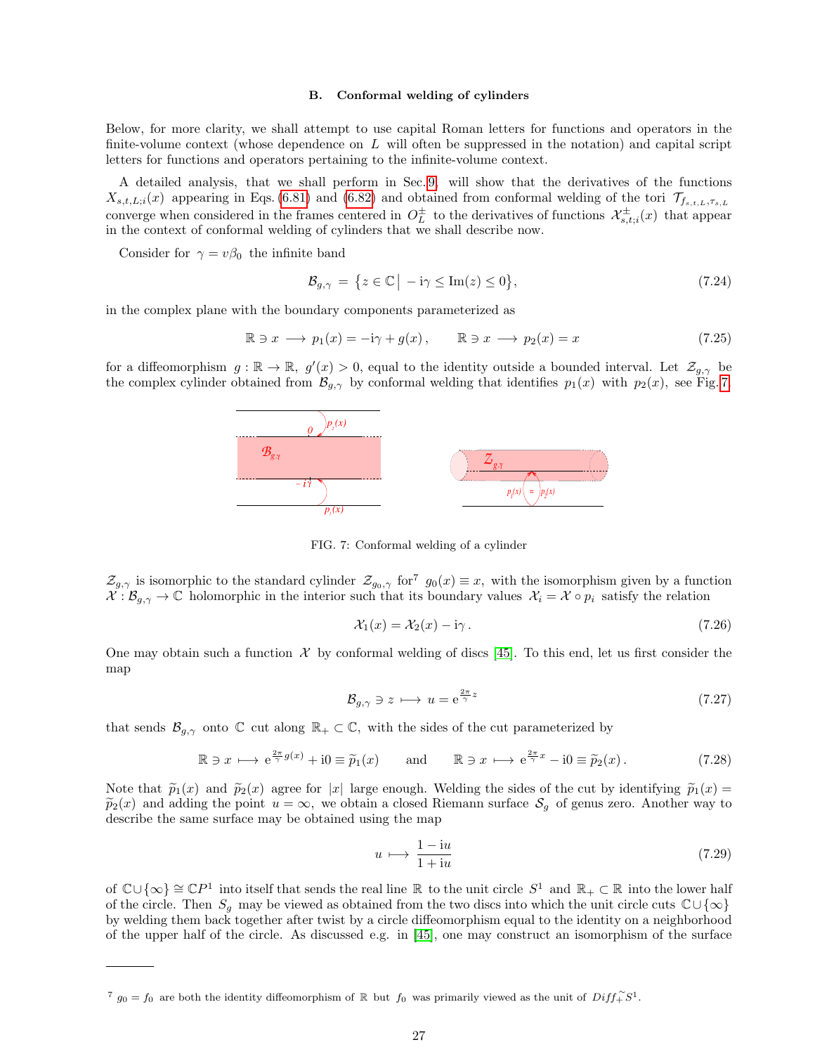### B. Conformal welding of cylinders

Below, for more clarity, we shall attempt to use capital Roman letters for functions and operators in the finite-volume context (whose dependence on $L$ will often be suppressed in the notation) and capital script letters for functions and operators pertaining to the infinite-volume context.

A detailed analysis, that we shall perform in Sec. 9, will show that the derivatives of the functions $X_{s,t,L;i}(x)$ appearing in Eqs. (6.81) and (6.82) and obtained from conformal welding of the tori $\mathcal{T}_{f_{s,t,L},\tau_{s,L}}$ converge when considered in the frames centered in $O_L^\pm$ to the derivatives of functions $\mathcal{X}^\pm_{s,t;i}(x)$ that appear in the context of conformal welding of cylinders that we shall describe now.

Consider for $\gamma = v\beta_0$ the infinite band

$$\mathcal{B}_{g,\gamma} \,=\, \big\{z\in\mathbb{C}\,\big|\,-\mathrm{i}\gamma\leq \mathrm{Im}(z)\leq 0\big\}, \tag{7.24}$$

in the complex plane with the boundary components parameterized as

$$\mathbb{R}\ni x\,\longrightarrow\, p_1(x) = -\mathrm{i}\gamma + g(x)\,,\qquad \mathbb{R}\ni x\,\longrightarrow\, p_2(x) = x \tag{7.25}$$

for a diffeomorphism $g:\mathbb{R}\to\mathbb{R}$, $g'(x)>0$, equal to the identity outside a bounded interval. Let $\mathcal{Z}_{g,\gamma}$ be the complex cylinder obtained from $\mathcal{B}_{g,\gamma}$ by conformal welding that identifies $p_1(x)$ with $p_2(x)$, see Fig. 7.

FIG. 7: Conformal welding of a cylinder

$\mathcal{Z}_{g,\gamma}$ is isomorphic to the standard cylinder $\mathcal{Z}_{g_0,\gamma}$ for[7] $g_0(x)\equiv x$, with the isomorphism given by a function $\mathcal{X}:\mathcal{B}_{g,\gamma}\to\mathbb{C}$ holomorphic in the interior such that its boundary values $\mathcal{X}_i = \mathcal{X}\circ p_i$ satisfy the relation

$$\mathcal{X}_1(x) = \mathcal{X}_2(x) - \mathrm{i}\gamma\,. \tag{7.26}$$

One may obtain such a function $\mathcal{X}$ by conformal welding of discs [45]. To this end, let us first consider the map

$$\mathcal{B}_{g,\gamma}\ni z\,\longmapsto\, u = \mathrm{e}^{\frac{2\pi}{\gamma}z} \tag{7.27}$$

that sends $\mathcal{B}_{g,\gamma}$ onto $\mathbb{C}$ cut along $\mathbb{R}_+\subset\mathbb{C}$, with the sides of the cut parameterized by

$$\mathbb{R}\ni x\,\longmapsto\,\mathrm{e}^{\frac{2\pi}{\gamma}g(x)} + \mathrm{i}0 \equiv \widetilde{p}_1(x)\qquad\text{and}\qquad \mathbb{R}\ni x\,\longmapsto\,\mathrm{e}^{\frac{2\pi}{\gamma}x} - \mathrm{i}0 \equiv \widetilde{p}_2(x)\,. \tag{7.28}$$

Note that $\widetilde{p}_1(x)$ and $\widetilde{p}_2(x)$ agree for $|x|$ large enough. Welding the sides of the cut by identifying $\widetilde{p}_1(x) = \widetilde{p}_2(x)$ and adding the point $u=\infty$, we obtain a closed Riemann surface $\mathcal{S}_g$ of genus zero. Another way to describe the same surface may be obtained using the map

$$u\,\longmapsto\,\frac{1-\mathrm{i}u}{1+\mathrm{i}u} \tag{7.29}$$

of $\mathbb{C}\cup\{\infty\}\cong\mathbb{C}P^1$ into itself that sends the real line $\mathbb{R}$ to the unit circle $S^1$ and $\mathbb{R}_+\subset\mathbb{R}$ into the lower half of the circle. Then $S_g$ may be viewed as obtained from the two discs into which the unit circle cuts $\mathbb{C}\cup\{\infty\}$ by welding them back together after twist by a circle diffeomorphism equal to the identity on a neighborhood of the upper half of the circle. As discussed e.g. in [45], one may construct an isomorphism of the surface

---

[7] $g_0 = f_0$ are both the identity diffeomorphism of $\mathbb{R}$ but $f_0$ was primarily viewed as the unit of $\widetilde{Diff_+}S^1$.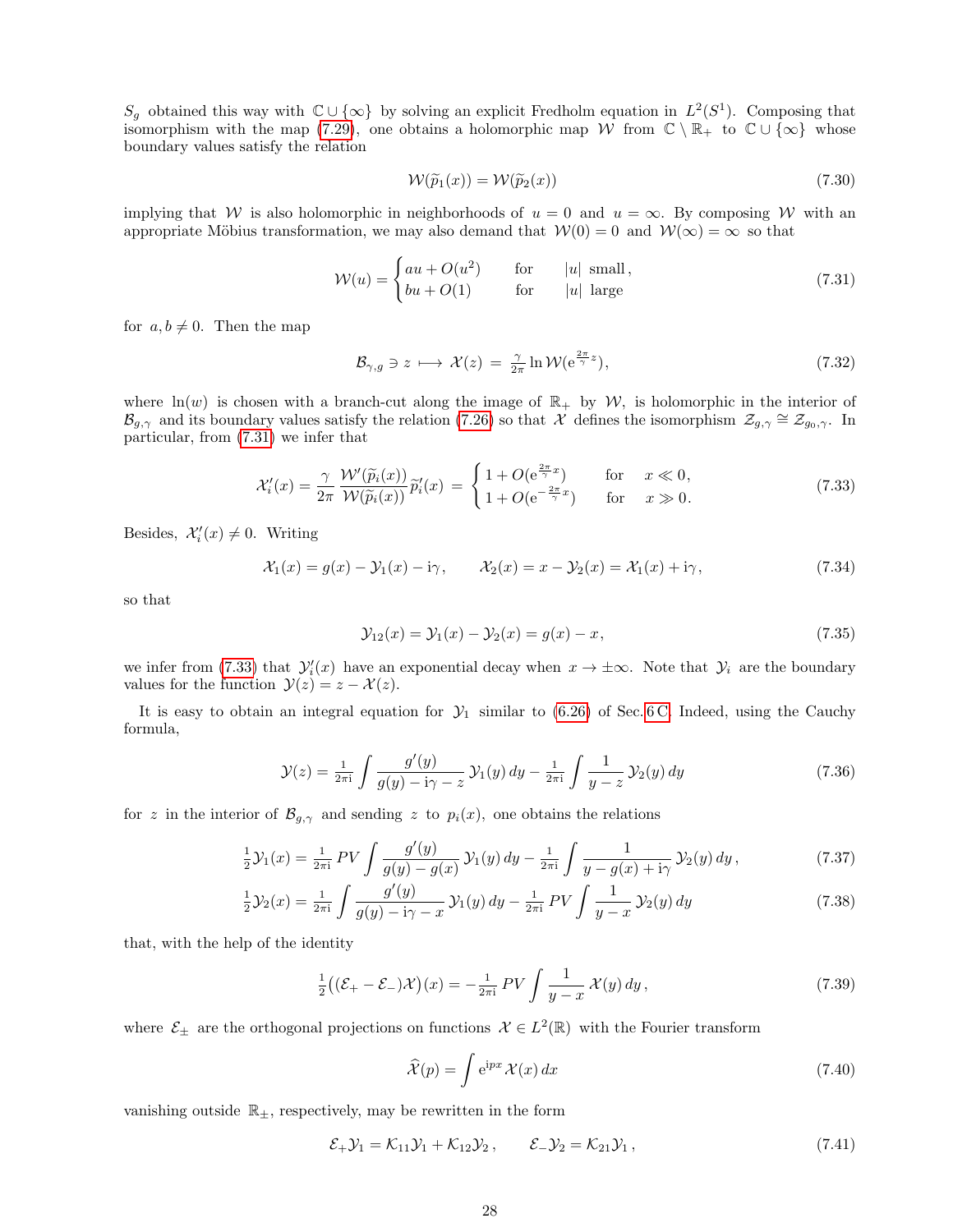$S_g$ obtained this way with $\mathbb{C}\cup\{\infty\}$ by solving an explicit Fredholm equation in $L^2(S^1)$. Composing that isomorphism with the map (7.29), one obtains a holomorphic map $\mathcal{W}$ from $\mathbb{C}\setminus\mathbb{R}_+$ to $\mathbb{C}\cup\{\infty\}$ whose boundary values satisfy the relation

$$\mathcal{W}(\widetilde{p}_1(x)) = \mathcal{W}(\widetilde{p}_2(x)) \tag{7.30}$$

implying that $\mathcal{W}$ is also holomorphic in neighborhoods of $u=0$ and $u=\infty$. By composing $\mathcal{W}$ with an appropriate Möbius transformation, we may also demand that $\mathcal{W}(0)=0$ and $\mathcal{W}(\infty)=\infty$ so that

$$\mathcal{W}(u) = \begin{cases} au + O(u^2) & \text{for} \quad |u| \text{ small}, \\ bu + O(1) & \text{for} \quad |u| \text{ large} \end{cases} \tag{7.31}$$

for $a,b\neq 0$. Then the map

$$\mathcal{B}_{\gamma,g} \ni z \longmapsto \mathcal{X}(z) \,=\, \tfrac{\gamma}{2\pi}\ln \mathcal{W}(\mathrm{e}^{\frac{2\pi}{\gamma}z}), \tag{7.32}$$

where $\ln(w)$ is chosen with a branch-cut along the image of $\mathbb{R}_+$ by $\mathcal{W}$, is holomorphic in the interior of $\mathcal{B}_{g,\gamma}$ and its boundary values satisfy the relation (7.26) so that $\mathcal{X}$ defines the isomorphism $\mathcal{Z}_{g,\gamma}\cong\mathcal{Z}_{g_0,\gamma}$. In particular, from (7.31) we infer that

$$\mathcal{X}_i'(x) = \frac{\gamma}{2\pi}\,\frac{\mathcal{W}'(\widetilde{p}_i(x))}{\mathcal{W}(\widetilde{p}_i(x))}\,\widetilde{p}_i'(x) \,=\, \begin{cases} 1+O(\mathrm{e}^{\frac{2\pi}{\gamma}x}) & \text{for} \quad x\ll 0, \\ 1+O(\mathrm{e}^{-\frac{2\pi}{\gamma}x}) & \text{for} \quad x\gg 0. \end{cases} \tag{7.33}$$

Besides, $\mathcal{X}_i'(x)\neq 0$. Writing

$$\mathcal{X}_1(x) = g(x) - \mathcal{Y}_1(x) - \mathrm{i}\gamma, \qquad \mathcal{X}_2(x) = x - \mathcal{Y}_2(x) = \mathcal{X}_1(x) + \mathrm{i}\gamma, \tag{7.34}$$

so that

$$\mathcal{Y}_{12}(x) = \mathcal{Y}_1(x) - \mathcal{Y}_2(x) = g(x) - x, \tag{7.35}$$

we infer from (7.33) that $\mathcal{Y}_i'(x)$ have an exponential decay when $x\to\pm\infty$. Note that $\mathcal{Y}_i$ are the boundary values for the function $\mathcal{Y}(z) = z - \mathcal{X}(z)$.

It is easy to obtain an integral equation for $\mathcal{Y}_1$ similar to (6.26) of Sec. 6 C. Indeed, using the Cauchy formula,

$$\mathcal{Y}(z) = \tfrac{1}{2\pi\mathrm{i}}\int \frac{g'(y)}{g(y)-\mathrm{i}\gamma - z}\,\mathcal{Y}_1(y)\,dy - \tfrac{1}{2\pi\mathrm{i}}\int\frac{1}{y-z}\,\mathcal{Y}_2(y)\,dy \tag{7.36}$$

for $z$ in the interior of $\mathcal{B}_{g,\gamma}$ and sending $z$ to $p_i(x)$, one obtains the relations

$$\tfrac12\mathcal{Y}_1(x) = \tfrac{1}{2\pi\mathrm{i}}\,PV\!\int \frac{g'(y)}{g(y)-g(x)}\,\mathcal{Y}_1(y)\,dy - \tfrac{1}{2\pi\mathrm{i}}\int\frac{1}{y-g(x)+\mathrm{i}\gamma}\,\mathcal{Y}_2(y)\,dy\,, \tag{7.37}$$

$$\tfrac12\mathcal{Y}_2(x) = \tfrac{1}{2\pi\mathrm{i}}\int \frac{g'(y)}{g(y)-\mathrm{i}\gamma-x}\,\mathcal{Y}_1(y)\,dy - \tfrac{1}{2\pi\mathrm{i}}\,PV\!\int\frac{1}{y-x}\,\mathcal{Y}_2(y)\,dy \tag{7.38}$$

that, with the help of the identity

$$\tfrac12\big((\mathcal{E}_+ - \mathcal{E}_-)\mathcal{X}\big)(x) = -\tfrac{1}{2\pi\mathrm{i}}\,PV\!\int\frac{1}{y-x}\,\mathcal{X}(y)\,dy\,, \tag{7.39}$$

where $\mathcal{E}_\pm$ are the orthogonal projections on functions $\mathcal{X}\in L^2(\mathbb{R})$ with the Fourier transform

$$\widehat{\mathcal{X}}(p) = \int \mathrm{e}^{\mathrm{i}px}\,\mathcal{X}(x)\,dx \tag{7.40}$$

vanishing outside $\mathbb{R}_\pm$, respectively, may be rewritten in the form

$$\mathcal{E}_+\mathcal{Y}_1 = \mathcal{K}_{11}\mathcal{Y}_1 + \mathcal{K}_{12}\mathcal{Y}_2\,, \qquad \mathcal{E}_-\mathcal{Y}_2 = \mathcal{K}_{21}\mathcal{Y}_1\,, \tag{7.41}$$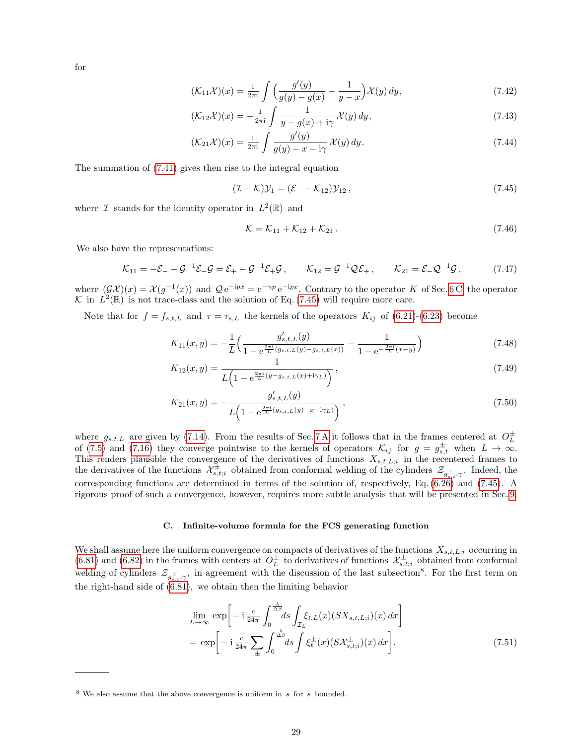for

$$(\mathcal{K}_{11}\mathcal{X})(x) = \tfrac{1}{2\pi \mathrm{i}} \int \Big( \frac{g'(y)}{g(y)-g(x)} - \frac{1}{y-x} \Big) \mathcal{X}(y)\, dy, \tag{7.42}$$

$$(\mathcal{K}_{12}\mathcal{X})(x) = -\tfrac{1}{2\pi \mathrm{i}} \int \frac{1}{y-g(x)+\mathrm{i}\gamma}\, \mathcal{X}(y)\, dy, \tag{7.43}$$

$$(\mathcal{K}_{21}\mathcal{X})(x) = \tfrac{1}{2\pi \mathrm{i}} \int \frac{g'(y)}{g(y)-x-\mathrm{i}\gamma}\, \mathcal{X}(y)\, dy. \tag{7.44}$$

The summation of (7.41) gives then rise to the integral equation

$$(\mathcal{I}-\mathcal{K})\mathcal{Y}_1 = (\mathcal{E}_- - \mathcal{K}_{12})\mathcal{Y}_{12}\,, \tag{7.45}$$

where $\mathcal{I}$ stands for the identity operator in $L^2(\mathbb{R})$ and

$$\mathcal{K} = \mathcal{K}_{11} + \mathcal{K}_{12} + \mathcal{K}_{21}\,. \tag{7.46}$$

We also have the representations:

$$\mathcal{K}_{11} = -\mathcal{E}_- + \mathcal{G}^{-1}\mathcal{E}_-\mathcal{G} = \mathcal{E}_+ - \mathcal{G}^{-1}\mathcal{E}_+\mathcal{G}\,, \qquad \mathcal{K}_{12} = \mathcal{G}^{-1}\mathcal{Q}\mathcal{E}_+\,, \qquad \mathcal{K}_{21} = \mathcal{E}_-\mathcal{Q}^{-1}\mathcal{G}\,, \tag{7.47}$$

where $(\mathcal{G}\mathcal{X})(x) = \mathcal{X}(g^{-1}(x))$ and $\mathcal{Q}\,\mathrm{e}^{-\mathrm{i}px} = \mathrm{e}^{-\gamma p}\,\mathrm{e}^{-\mathrm{i}px}$. Contrary to the operator $K$ of Sec. 6 C, the operator $\mathcal{K}$ in $L^2(\mathbb{R})$ is not trace-class and the solution of Eq. (7.45) will require more care.

Note that for $f = f_{s,t,L}$ and $\tau = \tau_{s,L}$ the kernels of the operators $K_{ij}$ of (6.21)-(6.23) become

$$K_{11}(x,y) = -\frac{1}{L}\Big( \frac{g'_{s,t,L}(y)}{1-\mathrm{e}^{\frac{2\pi\mathrm{i}}{L}(g_{s,t,L}(y)-g_{s,t,L}(x))}} - \frac{1}{1-\mathrm{e}^{-\frac{2\pi\mathrm{i}}{L}(x-y)}} \Big) \tag{7.48}$$

$$K_{12}(x,y) = \frac{1}{L\Big(1-\mathrm{e}^{\frac{2\pi\mathrm{i}}{L}(y-g_{s,t,L}(x)+\mathrm{i}\gamma_L)}\Big)}\,, \tag{7.49}$$

$$K_{21}(x,y) = -\frac{g'_{s,t,L}(y)}{L\Big(1-\mathrm{e}^{\frac{2\pi\mathrm{i}}{L}(g_{s,t,L}(y)-x-\mathrm{i}\gamma_L)}\Big)}\,, \tag{7.50}$$

where $g_{s,t,L}$ are given by (7.14). From the results of Sec. 7 A it follows that in the frames centered at $O^\pm_L$ of (7.5) and (7.16) they converge pointwise to the kernels of operators $\mathcal{K}_{ij}$ for $g = g^\pm_{s,t}$ when $L \to \infty$. This renders plausible the convergence of the derivatives of functions $X_{s,t,L;i}$ in the recentered frames to the derivatives of the functions $\mathcal{X}^\pm_{s,t;i}$ obtained from conformal welding of the cylinders $\mathcal{Z}_{g^\pm_{s,t},\gamma}$. Indeed, the corresponding functions are determined in terms of the solution of, respectively, Eq. (6.26) and (7.45). A rigorous proof of such a convergence, however, requires more subtle analysis that will be presented in Sec. 9.

### C. Infinite-volume formula for the FCS generating function

We shall assume here the uniform convergence on compacts of derivatives of the functions $X_{s,t,L;i}$ occurring in (6.81) and (6.82) in the frames with centers at $O^\pm_L$ to derivatives of functions $\mathcal{X}^\pm_{s,t;i}$ obtained from conformal welding of cylinders $\mathcal{Z}_{g^\pm_{s,t},\gamma}$, in agreement with the discussion of the last subsection[8]. For the first term on the right-hand side of (6.81), we obtain then the limiting behavior

$$\lim_{L\to\infty} \exp\Big[-\mathrm{i}\,\tfrac{c}{24\pi}\int_0^{\frac{\lambda}{\Delta\beta}} ds \int_{\mathcal{I}_L} \xi_{t,L}(x)(SX_{s,t,L;i})(x)\,dx\Big]$$
$$= \exp\Big[-\mathrm{i}\,\tfrac{c}{24\pi}\sum_\pm \int_0^{\frac{\lambda}{\Delta\beta}} ds \int \xi^\pm_t(x)(S\mathcal{X}^\pm_{s,t;i})(x)\,dx\Big]. \tag{7.51}$$

---

[8] We also assume that the above convergence is uniform in $s$ for $s$ bounded.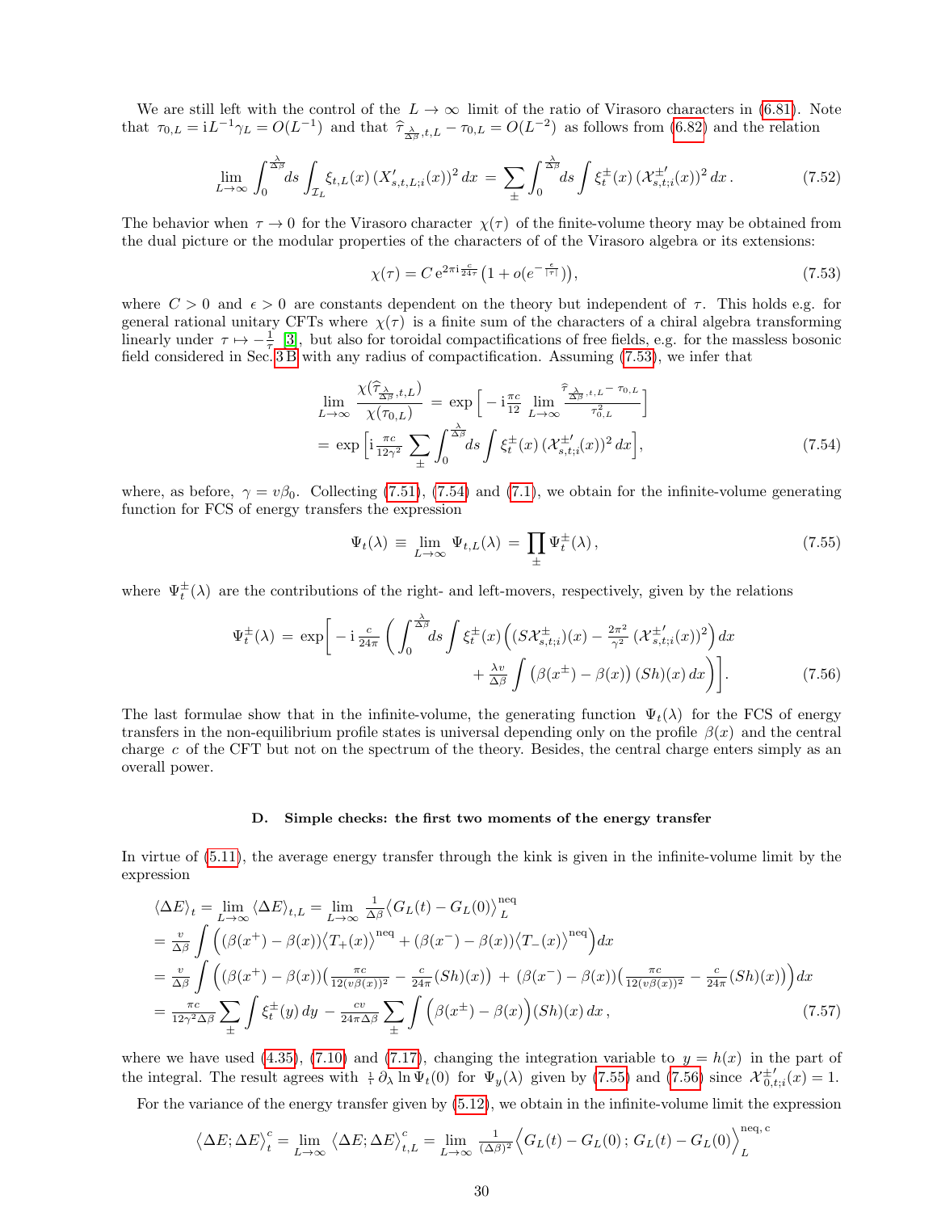We are still left with the control of the $L\to\infty$ limit of the ratio of Virasoro characters in (6.81). Note that $\tau_{0,L} = \mathrm{i}L^{-1}\gamma_L = O(L^{-1})$ and that $\widehat{\tau}_{\frac{\lambda}{\Delta\beta},t,L} - \tau_{0,L} = O(L^{-2})$ as follows from (6.82) and the relation

$$\lim_{L\to\infty}\int_0^{\frac{\lambda}{\Delta\beta}} ds \int_{\mathcal{I}_L} \xi_{t,L}(x)\,(X'_{s,t,L;i}(x))^2\,dx \;=\; \sum_{\pm}\int_0^{\frac{\lambda}{\Delta\beta}} ds \int \xi_t^{\pm}(x)\,(\mathcal{X}^{\pm\,\prime}_{s,t;i}(x))^2\,dx\,. \tag{7.52}$$

The behavior when $\tau\to 0$ for the Virasoro character $\chi(\tau)$ of the finite-volume theory may be obtained from the dual picture or the modular properties of the characters of of the Virasoro algebra or its extensions:

$$\chi(\tau) = C\,\mathrm{e}^{2\pi\mathrm{i}\frac{c}{24\tau}}\big(1 + o(e^{-\frac{\epsilon}{|\tau|}})\big), \tag{7.53}$$

where $C>0$ and $\epsilon>0$ are constants dependent on the theory but independent of $\tau$. This holds e.g. for general rational unitary CFTs where $\chi(\tau)$ is a finite sum of the characters of a chiral algebra transforming linearly under $\tau\mapsto -\frac{1}{\tau}$ [3], but also for toroidal compactifications of free fields, e.g. for the massless bosonic field considered in Sec. 3 B with any radius of compactification. Assuming (7.53), we infer that

$$\begin{aligned}\lim_{L\to\infty}\frac{\chi(\widehat{\tau}_{\frac{\lambda}{\Delta\beta},t,L})}{\chi(\tau_{0,L})} \;&=\; \exp\Big[-\mathrm{i}\tfrac{\pi c}{12}\lim_{L\to\infty}\frac{\widehat{\tau}_{\frac{\lambda}{\Delta\beta},t,L}-\tau_{0,L}}{\tau_{0,L}^2}\Big]\\ &=\; \exp\Big[\mathrm{i}\,\tfrac{\pi c}{12\gamma^2}\sum_{\pm}\int_0^{\frac{\lambda}{\Delta\beta}} ds\int \xi_t^{\pm}(x)\,(\mathcal{X}^{\pm\,\prime}_{s,t;i}(x))^2\,dx\Big],\end{aligned} \tag{7.54}$$

where, as before, $\gamma = v\beta_0$. Collecting (7.51), (7.54) and (7.1), we obtain for the infinite-volume generating function for FCS of energy transfers the expression

$$\Psi_t(\lambda) \;\equiv\; \lim_{L\to\infty}\Psi_{t,L}(\lambda) \;=\; \prod_{\pm}\Psi_t^{\pm}(\lambda)\,, \tag{7.55}$$

where $\Psi_t^{\pm}(\lambda)$ are the contributions of the right- and left-movers, respectively, given by the relations

$$\begin{aligned}\Psi_t^{\pm}(\lambda) \;=\; \exp\Big[-\mathrm{i}\,\tfrac{c}{24\pi}\,\Big(&\int_0^{\frac{\lambda}{\Delta\beta}} ds\int \xi_t^{\pm}(x)\Big((S\mathcal{X}^{\pm}_{s,t;i})(x) - \tfrac{2\pi^2}{\gamma^2}\,(\mathcal{X}^{\pm\,\prime}_{s,t;i}(x))^2\Big)\,dx\\ &+ \tfrac{\lambda v}{\Delta\beta}\int\big(\beta(x^{\pm})-\beta(x)\big)\,(Sh)(x)\,dx\Big)\Big].\end{aligned} \tag{7.56}$$

The last formulae show that in the infinite-volume, the generating function $\Psi_t(\lambda)$ for the FCS of energy transfers in the non-equilibrium profile states is universal depending only on the profile $\beta(x)$ and the central charge $c$ of the CFT but not on the spectrum of the theory. Besides, the central charge enters simply as an overall power.

### D. Simple checks: the first two moments of the energy transfer

In virtue of (5.11), the average energy transfer through the kink is given in the infinite-volume limit by the expression

$$\begin{aligned}\langle\Delta E\rangle_t &= \lim_{L\to\infty}\langle\Delta E\rangle_{t,L} = \lim_{L\to\infty}\tfrac{1}{\Delta\beta}\big\langle G_L(t)-G_L(0)\big\rangle_L^{\mathrm{neq}}\\ &= \tfrac{v}{\Delta\beta}\int\Big((\beta(x^+)-\beta(x))\big\langle T_+(x)\big\rangle^{\mathrm{neq}} + (\beta(x^-)-\beta(x))\big\langle T_-(x)\big\rangle^{\mathrm{neq}}\Big)dx\\ &= \tfrac{v}{\Delta\beta}\int\Big((\beta(x^+)-\beta(x))\big(\tfrac{\pi c}{12(v\beta(x))^2}-\tfrac{c}{24\pi}(Sh)(x)\big) + (\beta(x^-)-\beta(x))\big(\tfrac{\pi c}{12(v\beta(x))^2}-\tfrac{c}{24\pi}(Sh)(x)\big)\Big)dx\\ &= \tfrac{\pi c}{12\gamma^2\Delta\beta}\sum_{\pm}\int\xi_t^{\pm}(y)\,dy - \tfrac{cv}{24\pi\Delta\beta}\sum_{\pm}\int\Big(\beta(x^{\pm})-\beta(x)\Big)(Sh)(x)\,dx\,,\end{aligned} \tag{7.57}$$

where we have used (4.35), (7.10) and (7.17), changing the integration variable to $y=h(x)$ in the part of the integral. The result agrees with $\frac{1}{\mathrm{i}}\,\partial_\lambda\ln\Psi_t(0)$ for $\Psi_y(\lambda)$ given by (7.55) and (7.56) since $\mathcal{X}^{\pm\,\prime}_{0,t;i}(x)=1$.

For the variance of the energy transfer given by (5.12), we obtain in the infinite-volume limit the expression

$$\big\langle\Delta E;\Delta E\big\rangle_t^c = \lim_{L\to\infty}\big\langle\Delta E;\Delta E\big\rangle_{t,L}^c = \lim_{L\to\infty}\tfrac{1}{(\Delta\beta)^2}\Big\langle G_L(t)-G_L(0)\,;\,G_L(t)-G_L(0)\Big\rangle_L^{\mathrm{neq,\,c}}$$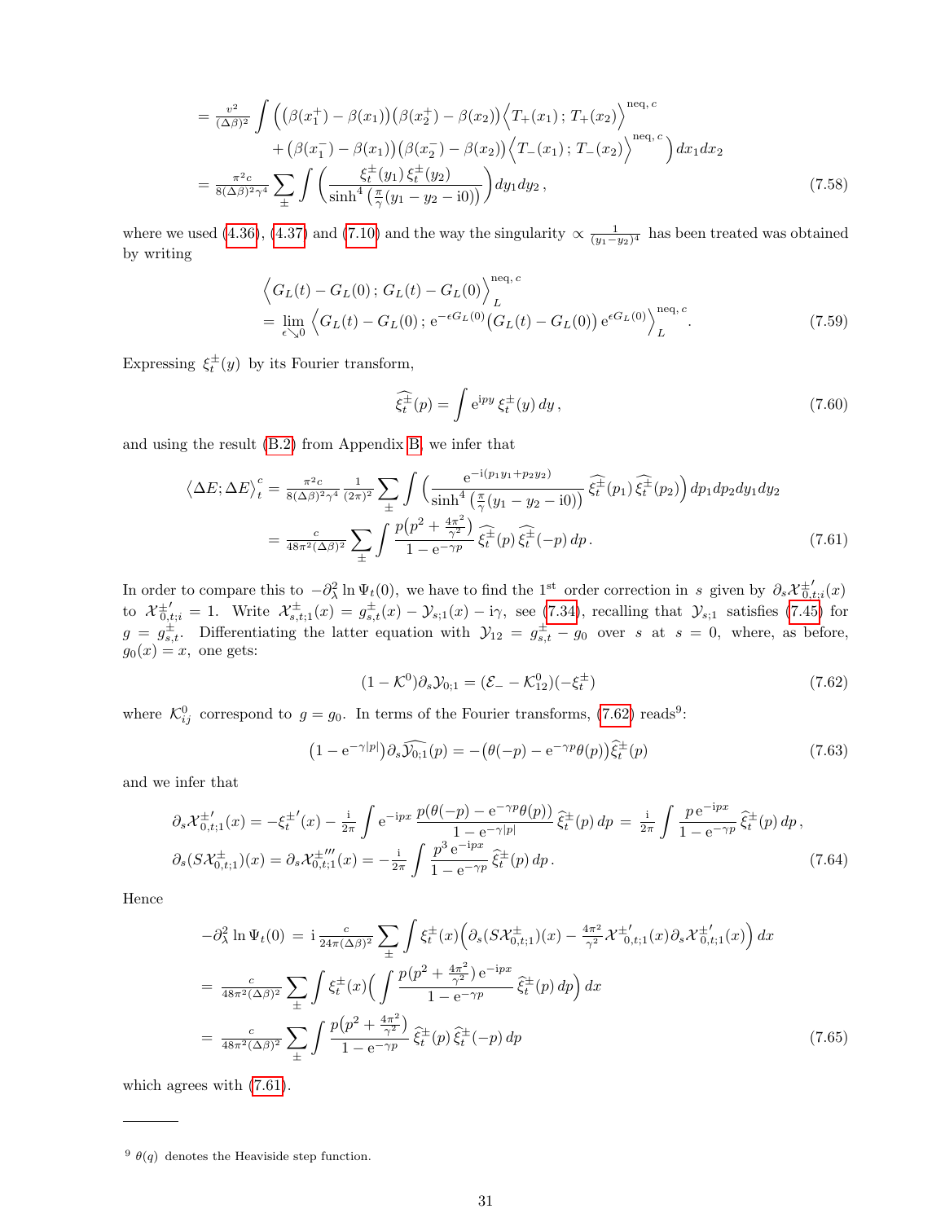$$
\begin{aligned}
&= \tfrac{v^2}{(\Delta\beta)^2} \int \Big( \big(\beta(x_1^+) - \beta(x_1)\big)\big(\beta(x_2^+) - \beta(x_2)\big) \Big\langle T_+(x_1)\,;\, T_+(x_2) \Big\rangle^{\mathrm{neq},\,c} \\
&\qquad + \big(\beta(x_1^-) - \beta(x_1)\big)\big(\beta(x_2^-) - \beta(x_2)\big) \Big\langle T_-(x_1)\,;\, T_-(x_2) \Big\rangle^{\mathrm{neq},\,c} \Big)\, dx_1 dx_2 \\
&= \tfrac{\pi^2 c}{8(\Delta\beta)^2\gamma^4} \sum_\pm \int \Big( \frac{\xi_t^\pm(y_1)\,\xi_t^\pm(y_2)}{\sinh^4\big(\frac{\pi}{\gamma}(y_1 - y_2 - \mathrm{i}0)\big)} \Big)\, dy_1 dy_2\,,
\end{aligned} \tag{7.58}
$$

where we used (4.36), (4.37) and (7.10) and the way the singularity $\propto \frac{1}{(y_1-y_2)^4}$ has been treated was obtained by writing

$$
\begin{aligned}
&\Big\langle G_L(t) - G_L(0)\,;\, G_L(t) - G_L(0) \Big\rangle_L^{\mathrm{neq},\,c} \\
&= \lim_{\epsilon\searrow 0} \Big\langle G_L(t) - G_L(0)\,;\, \mathrm{e}^{-\epsilon G_L(0)}\big(G_L(t) - G_L(0)\big)\,\mathrm{e}^{\epsilon G_L(0)} \Big\rangle_L^{\mathrm{neq},\,c}.
\end{aligned} \tag{7.59}
$$

Expressing $\xi_t^\pm(y)$ by its Fourier transform,

$$
\widehat{\xi_t^\pm}(p) = \int \mathrm{e}^{\mathrm{i}py}\,\xi_t^\pm(y)\,dy\,, \tag{7.60}
$$

and using the result (B.2) from Appendix B, we infer that

$$
\begin{aligned}
\big\langle \Delta E; \Delta E \big\rangle_t^c &= \tfrac{\pi^2 c}{8(\Delta\beta)^2\gamma^4}\,\tfrac{1}{(2\pi)^2} \sum_\pm \int \Big( \frac{\mathrm{e}^{-\mathrm{i}(p_1 y_1 + p_2 y_2)}}{\sinh^4\big(\frac{\pi}{\gamma}(y_1 - y_2 - \mathrm{i}0)\big)}\,\widehat{\xi_t^\pm}(p_1)\,\widehat{\xi_t^\pm}(p_2) \Big)\, dp_1 dp_2 dy_1 dy_2 \\
&= \tfrac{c}{48\pi^2(\Delta\beta)^2} \sum_\pm \int \frac{p\big(p^2 + \frac{4\pi^2}{\gamma^2}\big)}{1 - \mathrm{e}^{-\gamma p}}\,\widehat{\xi_t^\pm}(p)\,\widehat{\xi_t^\pm}(-p)\,dp\,.
\end{aligned} \tag{7.61}
$$

In order to compare this to $-\partial_\lambda^2 \ln \Psi_t(0)$, we have to find the 1[st] order correction in $s$ given by $\partial_s \mathcal{X}^{\pm\prime}_{0,t;i}(x)$ to $\mathcal{X}^{\pm\prime}_{0,t;i} = 1$. Write $\mathcal{X}^\pm_{s,t;1}(x) = g^\pm_{s,t}(x) - \mathcal{Y}_{s;1}(x) - \mathrm{i}\gamma$, see (7.34), recalling that $\mathcal{Y}_{s;1}$ satisfies (7.45) for $g = g^\pm_{s,t}$. Differentiating the latter equation with $\mathcal{Y}_{12} = g^\pm_{s,t} - g_0$ over $s$ at $s = 0$, where, as before, $g_0(x) = x$, one gets:

$$
(1 - \mathcal{K}^0)\,\partial_s \mathcal{Y}_{0;1} = (\mathcal{E}_- - \mathcal{K}^0_{12})(-\xi_t^\pm) \tag{7.62}
$$

where $\mathcal{K}^0_{ij}$ correspond to $g = g_0$. In terms of the Fourier transforms, (7.62) reads[9]:

$$
\big(1 - \mathrm{e}^{-\gamma|p|}\big)\,\partial_s \widehat{\mathcal{Y}_{0;1}}(p) = -\big(\theta(-p) - \mathrm{e}^{-\gamma p}\theta(p)\big)\,\widehat{\xi}_t^\pm(p) \tag{7.63}
$$

and we infer that

$$
\begin{aligned}
\partial_s \mathcal{X}^{\pm\prime}_{0,t;1}(x) &= -\xi_t^{\pm\prime}(x) - \tfrac{\mathrm{i}}{2\pi} \int \mathrm{e}^{-\mathrm{i}px}\,\frac{p\big(\theta(-p) - \mathrm{e}^{-\gamma p}\theta(p)\big)}{1 - \mathrm{e}^{-\gamma|p|}}\,\widehat{\xi}_t^\pm(p)\,dp \;=\; \tfrac{\mathrm{i}}{2\pi} \int \frac{p\,\mathrm{e}^{-\mathrm{i}px}}{1 - \mathrm{e}^{-\gamma p}}\,\widehat{\xi}_t^\pm(p)\,dp\,, \\
\partial_s (S\mathcal{X}^\pm_{0,t;1})(x) &= \partial_s \mathcal{X}^{\pm\prime\prime\prime}_{0,t;1}(x) = -\tfrac{\mathrm{i}}{2\pi} \int \frac{p^3\,\mathrm{e}^{-\mathrm{i}px}}{1 - \mathrm{e}^{-\gamma p}}\,\widehat{\xi}_t^\pm(p)\,dp\,.
\end{aligned} \tag{7.64}
$$

Hence

$$
\begin{aligned}
-\partial_\lambda^2 \ln \Psi_t(0) \;&=\; \mathrm{i}\,\tfrac{c}{24\pi(\Delta\beta)^2} \sum_\pm \int \xi_t^\pm(x) \Big( \partial_s (S\mathcal{X}^\pm_{0,t;1})(x) - \tfrac{4\pi^2}{\gamma^2}\,\mathcal{X}^{\pm\prime}_{0,t;1}(x)\,\partial_s \mathcal{X}^{\pm\prime}_{0,t;1}(x) \Big)\, dx \\
&=\; \tfrac{c}{48\pi^2(\Delta\beta)^2} \sum_\pm \int \xi_t^\pm(x) \Big( \int \frac{p\big(p^2 + \frac{4\pi^2}{\gamma^2}\big)\,\mathrm{e}^{-\mathrm{i}px}}{1 - \mathrm{e}^{-\gamma p}}\,\widehat{\xi}_t^\pm(p)\,dp \Big)\, dx \\
&=\; \tfrac{c}{48\pi^2(\Delta\beta)^2} \sum_\pm \int \frac{p\big(p^2 + \frac{4\pi^2}{\gamma^2}\big)}{1 - \mathrm{e}^{-\gamma p}}\,\widehat{\xi}_t^\pm(p)\,\widehat{\xi}_t^\pm(-p)\,dp
\end{aligned} \tag{7.65}
$$

which agrees with (7.61).

---

[9] $\theta(q)$ denotes the Heaviside step function.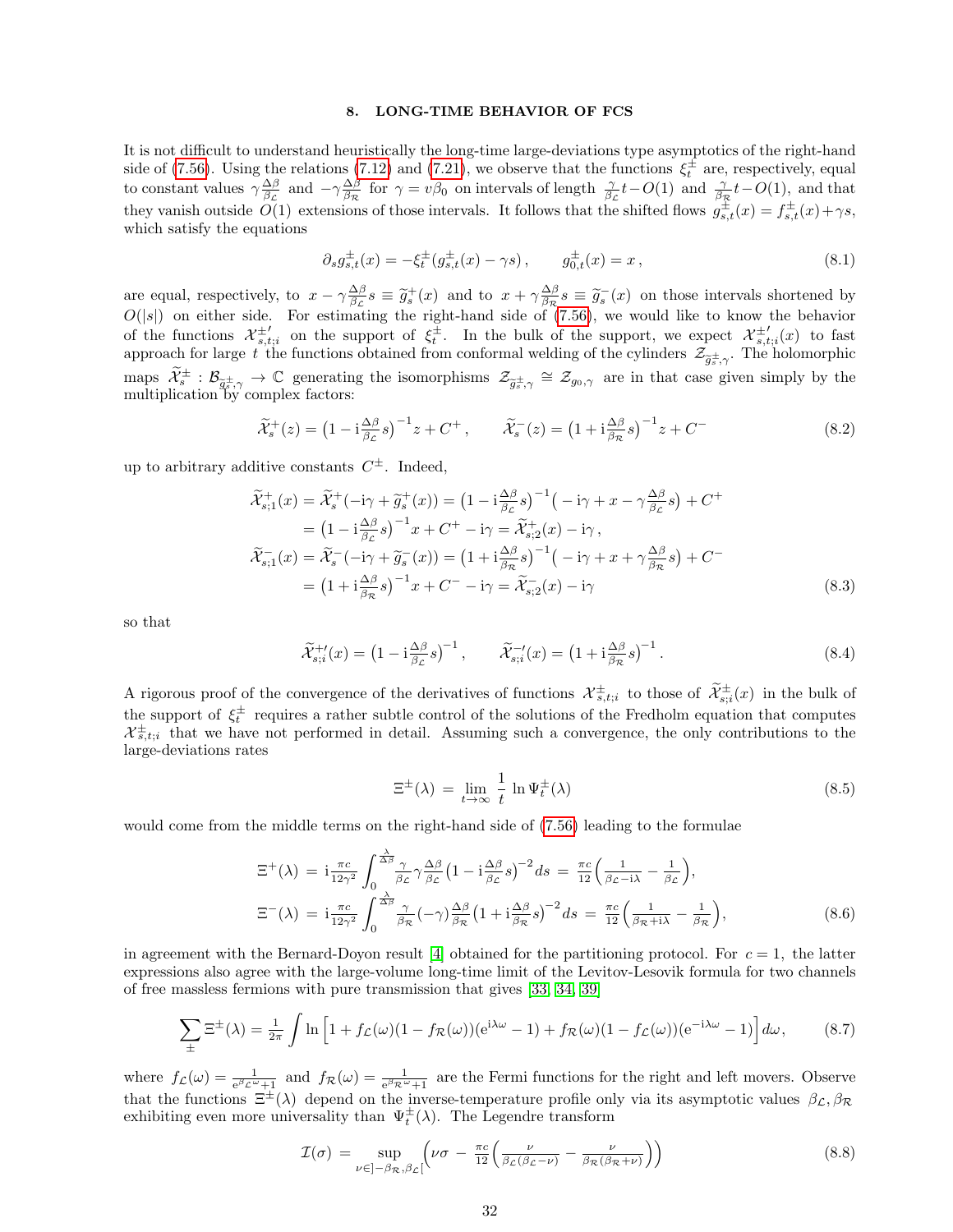## 8. LONG-TIME BEHAVIOR OF FCS

It is not difficult to understand heuristically the long-time large-deviations type asymptotics of the right-hand side of (7.56). Using the relations (7.12) and (7.21), we observe that the functions $\xi_t^\pm$ are, respectively, equal to constant values $\gamma\frac{\Delta\beta}{\beta_{\mathcal{L}}}$ and $-\gamma\frac{\Delta\beta}{\beta_{\mathcal{R}}}$ for $\gamma = v\beta_0$ on intervals of length $\frac{\gamma}{\beta_{\mathcal{L}}}t - O(1)$ and $\frac{\gamma}{\beta_{\mathcal{R}}}t - O(1)$, and that they vanish outside $O(1)$ extensions of those intervals. It follows that the shifted flows $g_{s,t}^\pm(x) = f_{s,t}^\pm(x) + \gamma s$, which satisfy the equations

$$\partial_s g_{s,t}^\pm(x) = -\xi_t^\pm(g_{s,t}^\pm(x) - \gamma s)\,, \qquad g_{0,t}^\pm(x) = x\,, \tag{8.1}$$

are equal, respectively, to $x - \gamma\frac{\Delta\beta}{\beta_{\mathcal{L}}}s \equiv \widetilde{g}_s^+(x)$ and to $x + \gamma\frac{\Delta\beta}{\beta_{\mathcal{R}}}s \equiv \widetilde{g}_s^-(x)$ on those intervals shortened by $O(|s|)$ on either side. For estimating the right-hand side of (7.56), we would like to know the behavior of the functions $\mathcal{X}_{s,t;i}^{\pm\prime}$ on the support of $\xi_t^\pm$. In the bulk of the support, we expect $\mathcal{X}_{s,t;i}^{\pm\prime}(x)$ to fast approach for large $t$ the functions obtained from conformal welding of the cylinders $\mathcal{Z}_{\widetilde{g}_s^\pm,\gamma}$. The holomorphic maps $\widetilde{\mathcal{X}}_s^\pm : \mathcal{B}_{\widetilde{g}_s^\pm,\gamma} \to \mathbb{C}$ generating the isomorphisms $\mathcal{Z}_{\widetilde{g}_s^\pm,\gamma} \cong \mathcal{Z}_{g_0,\gamma}$ are in that case given simply by the multiplication by complex factors:

$$\widetilde{\mathcal{X}}_s^+(z) = \big(1 - \mathrm{i}\tfrac{\Delta\beta}{\beta_{\mathcal{L}}}s\big)^{-1}z + C^+\,, \qquad \widetilde{\mathcal{X}}_s^-(z) = \big(1 + \mathrm{i}\tfrac{\Delta\beta}{\beta_{\mathcal{R}}}s\big)^{-1}z + C^- \tag{8.2}$$

up to arbitrary additive constants $C^\pm$. Indeed,

$$\begin{aligned}
\widetilde{\mathcal{X}}_{s;1}^+(x) &= \widetilde{\mathcal{X}}_s^+(-\mathrm{i}\gamma + \widetilde{g}_s^+(x)) = \big(1 - \mathrm{i}\tfrac{\Delta\beta}{\beta_{\mathcal{L}}}s\big)^{-1}\big(-\mathrm{i}\gamma + x - \gamma\tfrac{\Delta\beta}{\beta_{\mathcal{L}}}s\big) + C^+ \\
&= \big(1 - \mathrm{i}\tfrac{\Delta\beta}{\beta_{\mathcal{L}}}s\big)^{-1}x + C^+ - \mathrm{i}\gamma = \widetilde{\mathcal{X}}_{s;2}^+(x) - \mathrm{i}\gamma\,, \\
\widetilde{\mathcal{X}}_{s;1}^-(x) &= \widetilde{\mathcal{X}}_s^-(-\mathrm{i}\gamma + \widetilde{g}_s^-(x)) = \big(1 + \mathrm{i}\tfrac{\Delta\beta}{\beta_{\mathcal{R}}}s\big)^{-1}\big(-\mathrm{i}\gamma + x + \gamma\tfrac{\Delta\beta}{\beta_{\mathcal{R}}}s\big) + C^- \\
&= \big(1 + \mathrm{i}\tfrac{\Delta\beta}{\beta_{\mathcal{R}}}s\big)^{-1}x + C^- - \mathrm{i}\gamma = \widetilde{\mathcal{X}}_{s;2}^-(x) - \mathrm{i}\gamma
\end{aligned} \tag{8.3}$$

so that

$$\widetilde{\mathcal{X}}_{s;i}^{+\prime}(x) = \big(1 - \mathrm{i}\tfrac{\Delta\beta}{\beta_{\mathcal{L}}}s\big)^{-1}\,, \qquad \widetilde{\mathcal{X}}_{s;i}^{-\prime}(x) = \big(1 + \mathrm{i}\tfrac{\Delta\beta}{\beta_{\mathcal{R}}}s\big)^{-1}\,. \tag{8.4}$$

A rigorous proof of the convergence of the derivatives of functions $\mathcal{X}_{s,t;i}^\pm$ to those of $\widetilde{\mathcal{X}}_{s;i}^\pm(x)$ in the bulk of the support of $\xi_t^\pm$ requires a rather subtle control of the solutions of the Fredholm equation that computes $\mathcal{X}_{s,t;i}^\pm$ that we have not performed in detail. Assuming such a convergence, the only contributions to the large-deviations rates

$$\Xi^\pm(\lambda) \,=\, \lim_{t\to\infty}\,\frac{1}{t}\,\ln \Psi_t^\pm(\lambda) \tag{8.5}$$

would come from the middle terms on the right-hand side of (7.56) leading to the formulae

$$\begin{aligned}
\Xi^+(\lambda) \,&=\, \mathrm{i}\tfrac{\pi c}{12\gamma^2}\int_0^{\frac{\lambda}{\Delta\beta}} \tfrac{\gamma}{\beta_{\mathcal{L}}}\gamma\tfrac{\Delta\beta}{\beta_{\mathcal{L}}}\big(1 - \mathrm{i}\tfrac{\Delta\beta}{\beta_{\mathcal{L}}}s\big)^{-2}ds \,=\, \tfrac{\pi c}{12}\Big(\tfrac{1}{\beta_{\mathcal{L}} - \mathrm{i}\lambda} - \tfrac{1}{\beta_{\mathcal{L}}}\Big), \\
\Xi^-(\lambda) \,&=\, \mathrm{i}\tfrac{\pi c}{12\gamma^2}\int_0^{\frac{\lambda}{\Delta\beta}} \tfrac{\gamma}{\beta_{\mathcal{R}}}(-\gamma)\tfrac{\Delta\beta}{\beta_{\mathcal{R}}}\big(1 + \mathrm{i}\tfrac{\Delta\beta}{\beta_{\mathcal{R}}}s\big)^{-2}ds \,=\, \tfrac{\pi c}{12}\Big(\tfrac{1}{\beta_{\mathcal{R}} + \mathrm{i}\lambda} - \tfrac{1}{\beta_{\mathcal{R}}}\Big),
\end{aligned} \tag{8.6}$$

in agreement with the Bernard-Doyon result [4] obtained for the partitioning protocol. For $c = 1$, the latter expressions also agree with the large-volume long-time limit of the Levitov-Lesovik formula for two channels of free massless fermions with pure transmission that gives [33, 34, 39]

$$\sum_\pm \Xi^\pm(\lambda) = \tfrac{1}{2\pi}\int \ln\Big[1 + f_{\mathcal{L}}(\omega)(1 - f_{\mathcal{R}}(\omega))(\mathrm{e}^{\mathrm{i}\lambda\omega} - 1) + f_{\mathcal{R}}(\omega)(1 - f_{\mathcal{L}}(\omega))(\mathrm{e}^{-\mathrm{i}\lambda\omega} - 1)\Big]d\omega, \tag{8.7}$$

where $f_{\mathcal{L}}(\omega) = \frac{1}{\mathrm{e}^{\beta_{\mathcal{L}}\omega}+1}$ and $f_{\mathcal{R}}(\omega) = \frac{1}{\mathrm{e}^{\beta_{\mathcal{R}}\omega}+1}$ are the Fermi functions for the right and left movers. Observe that the functions $\Xi^\pm(\lambda)$ depend on the inverse-temperature profile only via its asymptotic values $\beta_{\mathcal{L}}, \beta_{\mathcal{R}}$ exhibiting even more universality than $\Psi_t^\pm(\lambda)$. The Legendre transform

$$\mathcal{I}(\sigma) \,=\, \sup_{\nu\in]-\beta_{\mathcal{R}},\beta_{\mathcal{L}}[}\Big(\nu\sigma \,-\, \tfrac{\pi c}{12}\Big(\tfrac{\nu}{\beta_{\mathcal{L}}(\beta_{\mathcal{L}} - \nu)} - \tfrac{\nu}{\beta_{\mathcal{R}}(\beta_{\mathcal{R}} + \nu)}\Big)\Big) \tag{8.8}$$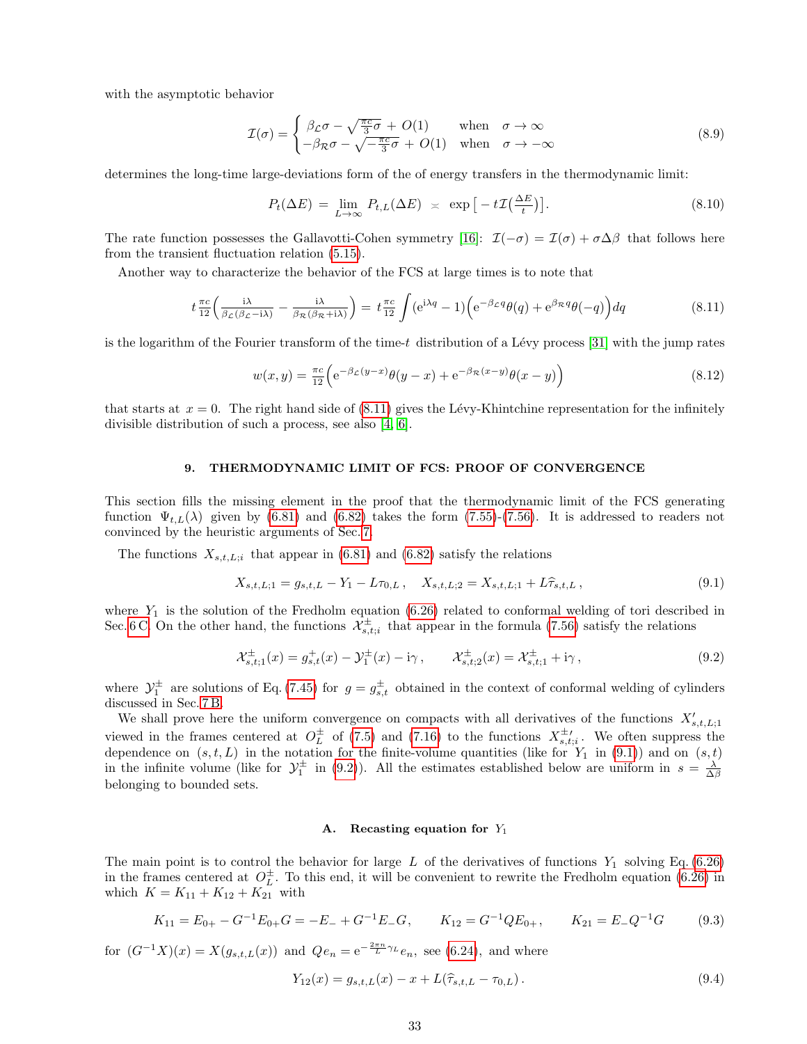with the asymptotic behavior

$$\mathcal{I}(\sigma) = \begin{cases} \beta_{\mathcal{L}}\sigma - \sqrt{\frac{\pi c}{3}\sigma} + O(1) & \text{when} \quad \sigma \to \infty \\ -\beta_{\mathcal{R}}\sigma - \sqrt{-\frac{\pi c}{3}\sigma} + O(1) & \text{when} \quad \sigma \to -\infty \end{cases} \tag{8.9}$$

determines the long-time large-deviations form of the of energy transfers in the thermodynamic limit:

$$P_t(\Delta E) = \lim_{L\to\infty} P_{t,L}(\Delta E) \asymp \exp\big[-t\mathcal{I}(\tfrac{\Delta E}{t})\big]. \tag{8.10}$$

The rate function possesses the Gallavotti-Cohen symmetry [16]: $\mathcal{I}(-\sigma) = \mathcal{I}(\sigma) + \sigma\Delta\beta$ that follows here from the transient fluctuation relation (5.15).

Another way to characterize the behavior of the FCS at large times is to note that

$$t\,\tfrac{\pi c}{12}\Big(\tfrac{\mathrm{i}\lambda}{\beta_{\mathcal{L}}(\beta_{\mathcal{L}}-\mathrm{i}\lambda)} - \tfrac{\mathrm{i}\lambda}{\beta_{\mathcal{R}}(\beta_{\mathcal{R}}+\mathrm{i}\lambda)}\Big) = t\,\tfrac{\pi c}{12}\int(\mathrm{e}^{\mathrm{i}\lambda q}-1)\Big(\mathrm{e}^{-\beta_{\mathcal{L}}q}\theta(q) + \mathrm{e}^{\beta_{\mathcal{R}}q}\theta(-q)\Big)dq \tag{8.11}$$

is the logarithm of the Fourier transform of the time-$t$ distribution of a Lévy process [31] with the jump rates

$$w(x,y) = \tfrac{\pi c}{12}\Big(\mathrm{e}^{-\beta_{\mathcal{L}}(y-x)}\theta(y-x) + \mathrm{e}^{-\beta_{\mathcal{R}}(x-y)}\theta(x-y)\Big) \tag{8.12}$$

that starts at $x=0$. The right hand side of (8.11) gives the Lévy-Khintchine representation for the infinitely divisible distribution of such a process, see also [4, 6].

## 9. THERMODYNAMIC LIMIT OF FCS: PROOF OF CONVERGENCE

This section fills the missing element in the proof that the thermodynamic limit of the FCS generating function $\Psi_{t,L}(\lambda)$ given by (6.81) and (6.82) takes the form (7.55)-(7.56). It is addressed to readers not convinced by the heuristic arguments of Sec. 7.

The functions $X_{s,t,L;i}$ that appear in (6.81) and (6.82) satisfy the relations

$$X_{s,t,L;1} = g_{s,t,L} - Y_1 - L\tau_{0,L}\,, \quad X_{s,t,L;2} = X_{s,t,L;1} + L\widehat{\tau}_{s,t,L}\,, \tag{9.1}$$

where $Y_1$ is the solution of the Fredholm equation (6.26) related to conformal welding of tori described in Sec. 6 C. On the other hand, the functions $\mathcal{X}^{\pm}_{s,t;i}$ that appear in the formula (7.56) satisfy the relations

$$\mathcal{X}^{\pm}_{s,t;1}(x) = g^{+}_{s,t}(x) - \mathcal{Y}^{\pm}_1(x) - \mathrm{i}\gamma\,, \qquad \mathcal{X}^{\pm}_{s,t;2}(x) = \mathcal{X}^{\pm}_{s,t;1} + \mathrm{i}\gamma\,, \tag{9.2}$$

where $\mathcal{Y}^{\pm}_1$ are solutions of Eq. (7.45) for $g = g^{\pm}_{s,t}$ obtained in the context of conformal welding of cylinders discussed in Sec. 7 B.

We shall prove here the uniform convergence on compacts with all derivatives of the functions $X'_{s,t,L;1}$ viewed in the frames centered at $O^{\pm}_L$ of (7.5) and (7.16) to the functions $X^{\pm\prime}_{s,t;i}$. We often suppress the dependence on $(s,t,L)$ in the notation for the finite-volume quantities (like for $Y_1$ in (9.1)) and on $(s,t)$ in the infinite volume (like for $\mathcal{Y}^{\pm}_1$ in (9.2)). All the estimates established below are uniform in $s = \frac{\lambda}{\Delta\beta}$ belonging to bounded sets.

### A. Recasting equation for $Y_1$

The main point is to control the behavior for large $L$ of the derivatives of functions $Y_1$ solving Eq. (6.26) in the frames centered at $O^{\pm}_L$. To this end, it will be convenient to rewrite the Fredholm equation (6.26) in which $K = K_{11} + K_{12} + K_{21}$ with

$$K_{11} = E_{0+} - G^{-1}E_{0+}G = -E_- + G^{-1}E_-G, \qquad K_{12} = G^{-1}QE_{0+}, \qquad K_{21} = E_-Q^{-1}G \tag{9.3}$$

for $(G^{-1}X)(x) = X(g_{s,t,L}(x))$ and $Qe_n = \mathrm{e}^{-\frac{2\pi n}{L}\gamma_L}e_n$, see (6.24), and where

$$Y_{12}(x) = g_{s,t,L}(x) - x + L(\widehat{\tau}_{s,t,L} - \tau_{0,L})\,. \tag{9.4}$$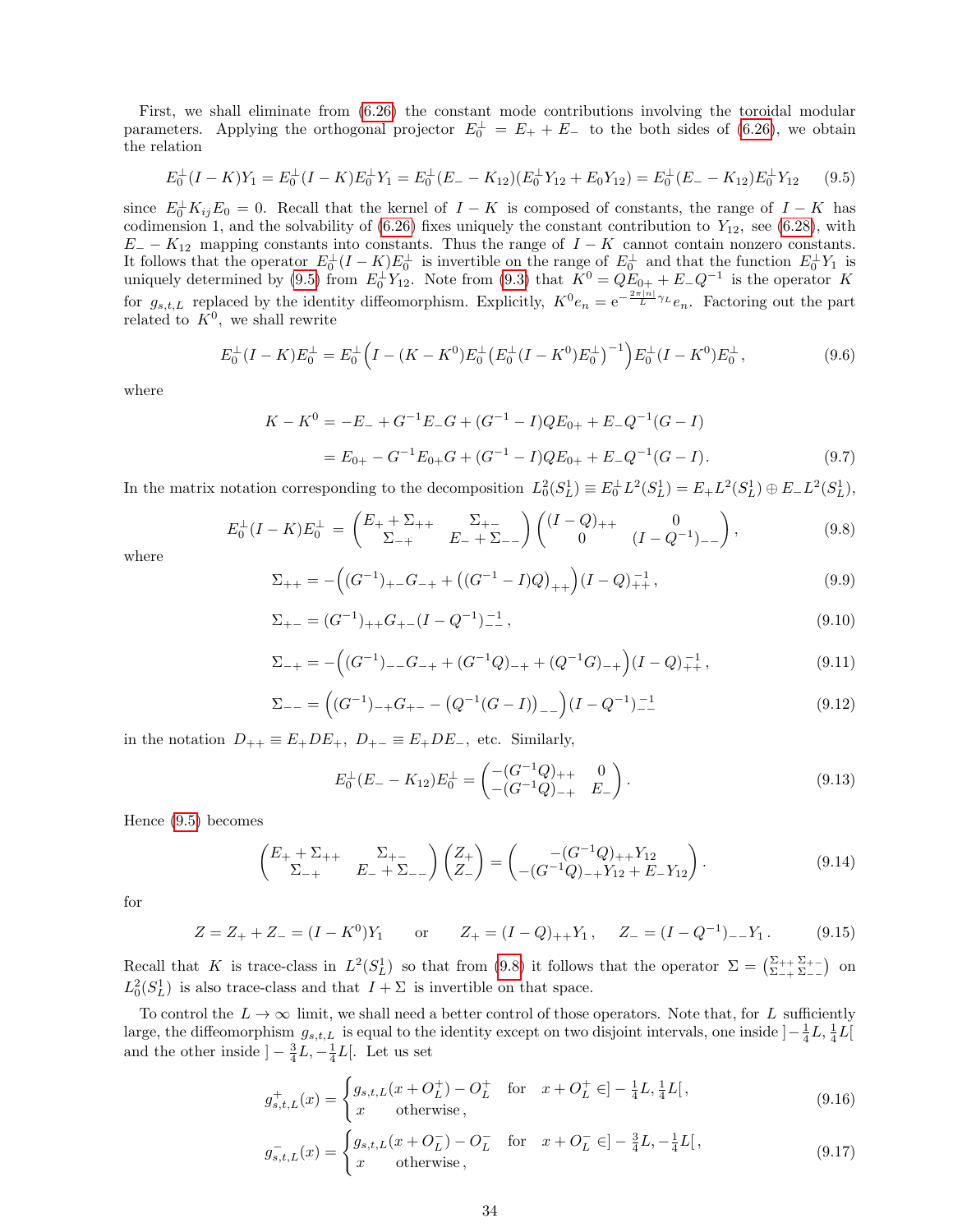First, we shall eliminate from (6.26) the constant mode contributions involving the toroidal modular parameters. Applying the orthogonal projector $E_0^\perp = E_+ + E_-$ to the both sides of (6.26), we obtain the relation

$$E_0^\perp(I-K)Y_1 = E_0^\perp(I-K)E_0^\perp Y_1 = E_0^\perp(E_- - K_{12})(E_0^\perp Y_{12} + E_0 Y_{12}) = E_0^\perp(E_- - K_{12})E_0^\perp Y_{12} \tag{9.5}$$

since $E_0^\perp K_{ij} E_0 = 0$. Recall that the kernel of $I-K$ is composed of constants, the range of $I-K$ has codimension 1, and the solvability of (6.26) fixes uniquely the constant contribution to $Y_{12}$, see (6.28), with $E_- - K_{12}$ mapping constants into constants. Thus the range of $I-K$ cannot contain nonzero constants. It follows that the operator $E_0^\perp(I-K)E_0^\perp$ is invertible on the range of $E_0^\perp$ and that the function $E_0^\perp Y_1$ is uniquely determined by (9.5) from $E_0^\perp Y_{12}$. Note from (9.3) that $K^0 = QE_{0+} + E_- Q^{-1}$ is the operator $K$ for $g_{s,t,L}$ replaced by the identity diffeomorphism. Explicitly, $K^0 e_n = \mathrm{e}^{-\frac{2\pi|n|}{L}\gamma_L} e_n$. Factoring out the part related to $K^0$, we shall rewrite

$$E_0^\perp(I-K)E_0^\perp = E_0^\perp\Big(I - (K-K^0)E_0^\perp\big(E_0^\perp(I-K^0)E_0^\perp\big)^{-1}\Big)E_0^\perp(I-K^0)E_0^\perp\,, \tag{9.6}$$

where

$$\begin{aligned} K - K^0 &= -E_- + G^{-1}E_-G + (G^{-1}-I)QE_{0+} + E_-Q^{-1}(G-I) \\ &= E_{0+} - G^{-1}E_{0+}G + (G^{-1}-I)QE_{0+} + E_-Q^{-1}(G-I). \end{aligned} \tag{9.7}$$

In the matrix notation corresponding to the decomposition $L^2_0(S^1_L) \equiv E_0^\perp L^2(S^1_L) = E_+L^2(S^1_L) \oplus E_-L^2(S^1_L)$,

$$E_0^\perp(I-K)E_0^\perp = \begin{pmatrix} E_+ + \Sigma_{++} & \Sigma_{+-} \\ \Sigma_{-+} & E_- + \Sigma_{--} \end{pmatrix} \begin{pmatrix} (I-Q)_{++} & 0 \\ 0 & (I-Q^{-1})_{--} \end{pmatrix}, \tag{9.8}$$

where

$$\Sigma_{++} = -\Big((G^{-1})_{+-}G_{-+} + \big((G^{-1}-I)Q\big)_{++}\Big)(I-Q)^{-1}_{++}\,, \tag{9.9}$$

$$\Sigma_{+-} = (G^{-1})_{++}G_{+-}(I-Q^{-1})^{-1}_{--}\,, \tag{9.10}$$

$$\Sigma_{-+} = -\Big((G^{-1})_{--}G_{-+} + (G^{-1}Q)_{-+} + (Q^{-1}G)_{-+}\Big)(I-Q)^{-1}_{++}\,, \tag{9.11}$$

$$\Sigma_{--} = \Big((G^{-1})_{-+}G_{+-} - \big(Q^{-1}(G-I)\big)_{--}\Big)(I-Q^{-1})^{-1}_{--} \tag{9.12}$$

in the notation $D_{++} \equiv E_+DE_+$, $D_{+-} \equiv E_+DE_-$, etc. Similarly,

$$E_0^\perp(E_- - K_{12})E_0^\perp = \begin{pmatrix} -(G^{-1}Q)_{++} & 0 \\ -(G^{-1}Q)_{-+} & E_- \end{pmatrix}. \tag{9.13}$$

Hence (9.5) becomes

$$\begin{pmatrix} E_+ + \Sigma_{++} & \Sigma_{+-} \\ \Sigma_{-+} & E_- + \Sigma_{--} \end{pmatrix} \begin{pmatrix} Z_+ \\ Z_- \end{pmatrix} = \begin{pmatrix} -(G^{-1}Q)_{++}Y_{12} \\ -(G^{-1}Q)_{-+}Y_{12} + E_-Y_{12} \end{pmatrix}. \tag{9.14}$$

for

$$Z = Z_+ + Z_- = (I-K^0)Y_1 \qquad \text{or} \qquad Z_+ = (I-Q)_{++}Y_1\,, \quad Z_- = (I-Q^{-1})_{--}Y_1\,. \tag{9.15}$$

Recall that $K$ is trace-class in $L^2(S^1_L)$ so that from (9.8) it follows that the operator $\Sigma = \begin{pmatrix} \Sigma_{++} & \Sigma_{+-} \\ \Sigma_{-+} & \Sigma_{--} \end{pmatrix}$ on $L^2_0(S^1_L)$ is also trace-class and that $I+\Sigma$ is invertible on that space.

To control the $L \to \infty$ limit, we shall need a better control of those operators. Note that, for $L$ sufficiently large, the diffeomorphism $g_{s,t,L}$ is equal to the identity except on two disjoint intervals, one inside $]-\frac{1}{4}L, \frac{1}{4}L[$ and the other inside $]-\frac{3}{4}L, -\frac{1}{4}L[$. Let us set

$$g^+_{s,t,L}(x) = \begin{cases} g_{s,t,L}(x + O^+_L) - O^+_L & \text{for} \quad x + O^+_L \in ]-\frac{1}{4}L, \frac{1}{4}L[\,, \\ x & \text{otherwise}\,, \end{cases} \tag{9.16}$$

$$g^-_{s,t,L}(x) = \begin{cases} g_{s,t,L}(x + O^-_L) - O^-_L & \text{for} \quad x + O^-_L \in ]-\frac{3}{4}L, -\frac{1}{4}L[\,, \\ x & \text{otherwise}\,, \end{cases} \tag{9.17}$$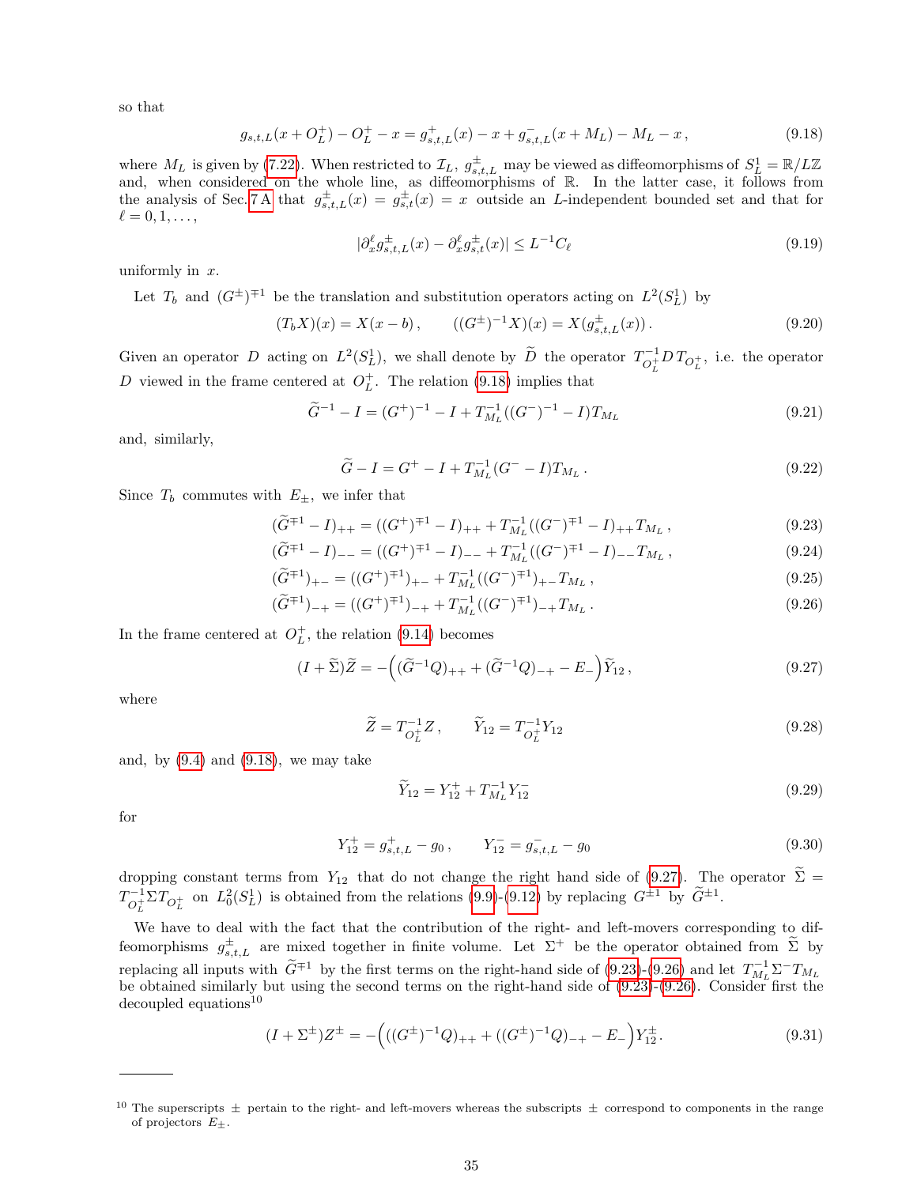so that

$$
g_{s,t,L}(x+O_L^+) - O_L^+ - x = g_{s,t,L}^+(x) - x + g_{s,t,L}^-(x+M_L) - M_L - x\,, \tag{9.18}
$$

where $M_L$ is given by (7.22). When restricted to $\mathcal{I}_L$, $g^\pm_{s,t,L}$ may be viewed as diffeomorphisms of $S^1_L = \mathbb{R}/L\mathbb{Z}$ and, when considered on the whole line, as diffeomorphisms of $\mathbb{R}$. In the latter case, it follows from the analysis of Sec. 7 A that $g^\pm_{s,t,L}(x) = g^\pm_{s,t}(x) = x$ outside an $L$-independent bounded set and that for $\ell = 0, 1, \dots,$

$$
|\partial_x^\ell g^\pm_{s,t,L}(x) - \partial_x^\ell g^\pm_{s,t}(x)| \le L^{-1} C_\ell \tag{9.19}
$$

uniformly in $x$.

Let $T_b$ and $(G^\pm)^{\mp 1}$ be the translation and substitution operators acting on $L^2(S^1_L)$ by

$$
(T_b X)(x) = X(x-b)\,, \qquad ((G^\pm)^{-1}X)(x) = X(g^\pm_{s,t,L}(x))\,. \tag{9.20}
$$

Given an operator $D$ acting on $L^2(S^1_L)$, we shall denote by $\widetilde{D}$ the operator $T^{-1}_{O_L^+} D\, T_{O_L^+}$, i.e. the operator $D$ viewed in the frame centered at $O_L^+$. The relation (9.18) implies that

$$
\widetilde{G}^{-1} - I = (G^+)^{-1} - I + T_{M_L}^{-1}((G^-)^{-1} - I)T_{M_L} \tag{9.21}
$$

and, similarly,

$$
\widetilde{G} - I = G^+ - I + T_{M_L}^{-1}(G^- - I)T_{M_L}\,. \tag{9.22}
$$

Since $T_b$ commutes with $E_\pm$, we infer that

$$
(\widetilde{G}^{\mp 1} - I)_{++} = ((G^+)^{\mp 1} - I)_{++} + T_{M_L}^{-1}((G^-)^{\mp 1} - I)_{++}T_{M_L}\,, \tag{9.23}
$$

$$
(\widetilde{G}^{\mp 1} - I)_{--} = ((G^+)^{\mp 1} - I)_{--} + T_{M_L}^{-1}((G^-)^{\mp 1} - I)_{--}T_{M_L}\,, \tag{9.24}
$$

$$
(\widetilde{G}^{\mp 1})_{+-} = ((G^+)^{\mp 1})_{+-} + T_{M_L}^{-1}((G^-)^{\mp 1})_{+-}T_{M_L}\,, \tag{9.25}
$$

$$
(\widetilde{G}^{\mp 1})_{-+} = ((G^+)^{\mp 1})_{-+} + T_{M_L}^{-1}((G^-)^{\mp 1})_{-+}T_{M_L}\,. \tag{9.26}
$$

In the frame centered at $O_L^+$, the relation (9.14) becomes

$$
(I+\widetilde{\Sigma})\widetilde{Z} = -\Big((\widetilde{G}^{-1}Q)_{++} + (\widetilde{G}^{-1}Q)_{-+} - E_-\Big)\widetilde{Y}_{12}\,, \tag{9.27}
$$

where

$$
\widetilde{Z} = T^{-1}_{O_L^+} Z\,, \qquad \widetilde{Y}_{12} = T^{-1}_{O_L^+} Y_{12} \tag{9.28}
$$

and, by (9.4) and (9.18), we may take

$$
\widetilde{Y}_{12} = Y_{12}^+ + T_{M_L}^{-1} Y_{12}^- \tag{9.29}
$$

for

$$
Y_{12}^+ = g^+_{s,t,L} - g_0\,, \qquad Y_{12}^- = g^-_{s,t,L} - g_0 \tag{9.30}
$$

dropping constant terms from $Y_{12}$ that do not change the right hand side of (9.27). The operator $\widetilde{\Sigma} = T^{-1}_{O_L^+}\Sigma T_{O_L^+}$ on $L^2_0(S^1_L)$ is obtained from the relations (9.9)-(9.12) by replacing $G^{\pm 1}$ by $\widetilde{G}^{\pm 1}$.

We have to deal with the fact that the contribution of the right- and left-movers corresponding to diffeomorphisms $g^\pm_{s,t,L}$ are mixed together in finite volume. Let $\Sigma^+$ be the operator obtained from $\widetilde{\Sigma}$ by replacing all inputs with $\widetilde{G}^{\mp 1}$ by the first terms on the right-hand side of (9.23)-(9.26) and let $T_{M_L}^{-1}\Sigma^- T_{M_L}$ be obtained similarly but using the second terms on the right-hand side of (9.23)-(9.26). Consider first the decoupled equations[10]

$$
(I+\Sigma^\pm)Z^\pm = -\Big(((G^\pm)^{-1}Q)_{++} + ((G^\pm)^{-1}Q)_{-+} - E_-\Big)Y_{12}^\pm\,. \tag{9.31}
$$

---

[10] The superscripts $\pm$ pertain to the right- and left-movers whereas the subscripts $\pm$ correspond to components in the range of projectors $E_\pm$.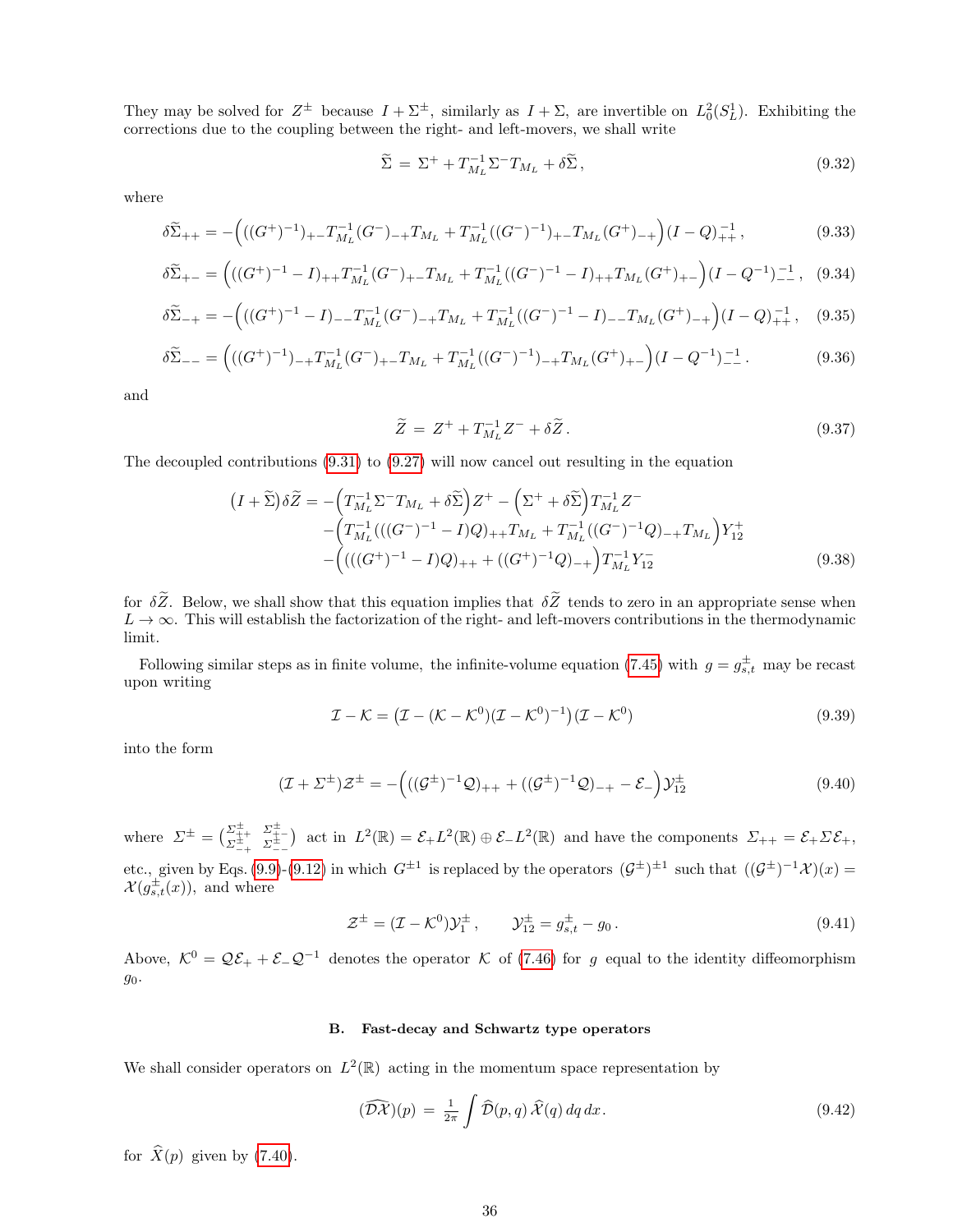They may be solved for $Z^\pm$ because $I+\Sigma^\pm$, similarly as $I+\Sigma$, are invertible on $L^2_0(S^1_L)$. Exhibiting the corrections due to the coupling between the right- and left-movers, we shall write

$$\widetilde{\Sigma} \,=\, \Sigma^+ + T_{M_L}^{-1}\Sigma^- T_{M_L} + \delta\widetilde{\Sigma}\,, \tag{9.32}$$

where

$$\delta\widetilde{\Sigma}_{++} = -\Big(((G^+)^{-1})_{+-}T_{M_L}^{-1}(G^-)_{-+}T_{M_L} + T_{M_L}^{-1}((G^-)^{-1})_{+-}T_{M_L}(G^+)_{-+}\Big)(I-Q)^{-1}_{++}\,, \tag{9.33}$$

$$\delta\widetilde{\Sigma}_{+-} = \Big(((G^+)^{-1}-I)_{++}T_{M_L}^{-1}(G^-)_{+-}T_{M_L} + T_{M_L}^{-1}((G^-)^{-1}-I)_{++}T_{M_L}(G^+)_{+-}\Big)(I-Q^{-1})^{-1}_{--}\,, \tag{9.34}$$

$$\delta\widetilde{\Sigma}_{-+} = -\Big(((G^+)^{-1}-I)_{--}T_{M_L}^{-1}(G^-)_{-+}T_{M_L} + T_{M_L}^{-1}((G^-)^{-1}-I)_{--}T_{M_L}(G^+)_{-+}\Big)(I-Q)^{-1}_{++}\,, \tag{9.35}$$

$$\delta\widetilde{\Sigma}_{--} = \Big(((G^+)^{-1})_{-+}T_{M_L}^{-1}(G^-)_{+-}T_{M_L} + T_{M_L}^{-1}((G^-)^{-1})_{-+}T_{M_L}(G^+)_{+-}\Big)(I-Q^{-1})^{-1}_{--}\,. \tag{9.36}$$

and

$$\widetilde{Z} \,=\, Z^+ + T_{M_L}^{-1}Z^- + \delta\widetilde{Z}\,. \tag{9.37}$$

The decoupled contributions (9.31) to (9.27) will now cancel out resulting in the equation

$$\begin{aligned}\big(I+\widetilde{\Sigma}\big)\delta\widetilde{Z} = &-\Big(T_{M_L}^{-1}\Sigma^- T_{M_L} + \delta\widetilde{\Sigma}\Big)Z^+ - \Big(\Sigma^+ + \delta\widetilde{\Sigma}\Big)T_{M_L}^{-1}Z^- \\ &-\Big(T_{M_L}^{-1}(((G^-)^{-1}-I)Q)_{++}T_{M_L} + T_{M_L}^{-1}((G^-)^{-1}Q)_{-+}T_{M_L}\Big)Y_{12}^+ \\ &-\Big((((G^+)^{-1}-I)Q)_{++} + ((G^+)^{-1}Q)_{-+}\Big)T_{M_L}^{-1}Y_{12}^-\end{aligned} \tag{9.38}$$

for $\delta\widetilde{Z}$. Below, we shall show that this equation implies that $\delta\widetilde{Z}$ tends to zero in an appropriate sense when $L\to\infty$. This will establish the factorization of the right- and left-movers contributions in the thermodynamic limit.

Following similar steps as in finite volume, the infinite-volume equation (7.45) with $g=g^\pm_{s,t}$ may be recast upon writing

$$\mathcal{I}-\mathcal{K} = \big(\mathcal{I}-(\mathcal{K}-\mathcal{K}^0)(\mathcal{I}-\mathcal{K}^0)^{-1}\big)(\mathcal{I}-\mathcal{K}^0) \tag{9.39}$$

into the form

$$(\mathcal{I}+\varSigma^\pm)\mathcal{Z}^\pm = -\Big(((\mathcal{G}^\pm)^{-1}\mathcal{Q})_{++} + ((\mathcal{G}^\pm)^{-1}\mathcal{Q})_{-+} - \mathcal{E}_-\Big)\mathcal{Y}^\pm_{12} \tag{9.40}$$

where $\varSigma^\pm = \begin{pmatrix}\varSigma^\pm_{++} & \varSigma^\pm_{+-}\\ \varSigma^\pm_{-+} & \varSigma^\pm_{--}\end{pmatrix}$ act in $L^2(\mathbb{R}) = \mathcal{E}_+L^2(\mathbb{R})\oplus\mathcal{E}_-L^2(\mathbb{R})$ and have the components $\varSigma_{++}=\mathcal{E}_+\varSigma\mathcal{E}_+$, etc., given by Eqs. (9.9)-(9.12) in which $G^{\pm1}$ is replaced by the operators $(\mathcal{G}^\pm)^{\pm1}$ such that $((\mathcal{G}^\pm)^{-1}\mathcal{X})(x) = \mathcal{X}(g^\pm_{s,t}(x))$, and where

$$\mathcal{Z}^\pm = (\mathcal{I}-\mathcal{K}^0)\mathcal{Y}^\pm_1\,,\qquad \mathcal{Y}^\pm_{12} = g^\pm_{s,t} - g_0\,. \tag{9.41}$$

Above, $\mathcal{K}^0 = \mathcal{Q}\mathcal{E}_+ + \mathcal{E}_-\mathcal{Q}^{-1}$ denotes the operator $\mathcal{K}$ of (7.46) for $g$ equal to the identity diffeomorphism $g_0$.

### B. Fast-decay and Schwartz type operators

We shall consider operators on $L^2(\mathbb{R})$ acting in the momentum space representation by

$$(\widehat{\mathcal{D}\mathcal{X}})(p) \,=\, \tfrac{1}{2\pi}\int \widehat{\mathcal{D}}(p,q)\,\widehat{\mathcal{X}}(q)\,dq\,dx\,. \tag{9.42}$$

for $\widehat{X}(p)$ given by (7.40).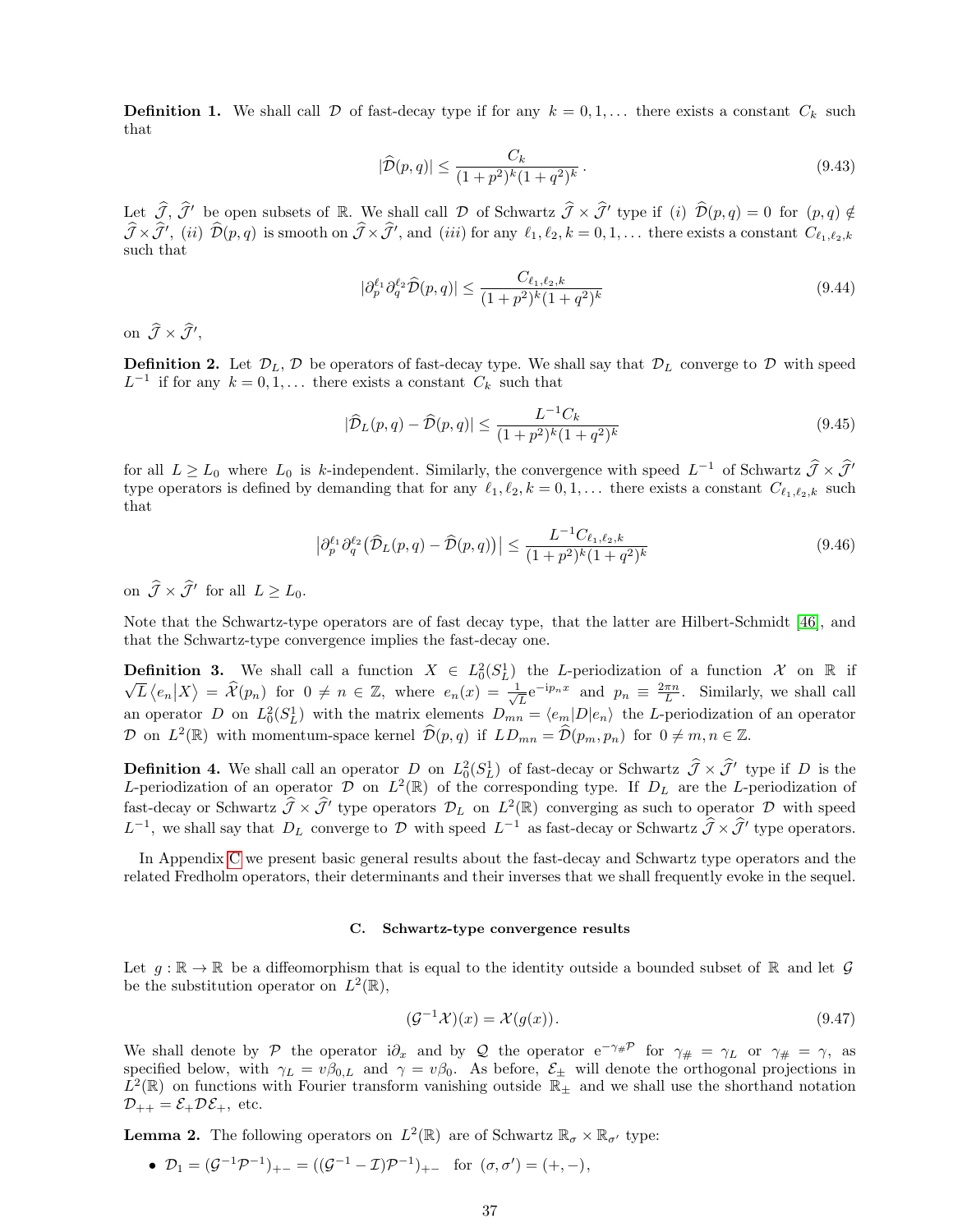**Definition 1.** We shall call $\mathcal{D}$ of fast-decay type if for any $k = 0, 1, \dots$ there exists a constant $C_k$ such that

$$|\widehat{\mathcal{D}}(p,q)| \leq \frac{C_k}{(1+p^2)^k(1+q^2)^k}\,. \tag{9.43}$$

Let $\widehat{\mathcal{J}}$, $\widehat{\mathcal{J}}'$ be open subsets of $\mathbb{R}$. We shall call $\mathcal{D}$ of Schwartz $\widehat{\mathcal{J}} \times \widehat{\mathcal{J}}'$ type if $(i)$ $\widehat{\mathcal{D}}(p,q) = 0$ for $(p,q) \notin \widehat{\mathcal{J}} \times \widehat{\mathcal{J}}'$, $(ii)$ $\widehat{\mathcal{D}}(p,q)$ is smooth on $\widehat{\mathcal{J}} \times \widehat{\mathcal{J}}'$, and $(iii)$ for any $\ell_1, \ell_2, k = 0, 1, \dots$ there exists a constant $C_{\ell_1,\ell_2,k}$ such that

$$|\partial_p^{\ell_1}\partial_q^{\ell_2}\widehat{\mathcal{D}}(p,q)| \leq \frac{C_{\ell_1,\ell_2,k}}{(1+p^2)^k(1+q^2)^k} \tag{9.44}$$

on $\widehat{\mathcal{J}} \times \widehat{\mathcal{J}}'$,

**Definition 2.** Let $\mathcal{D}_L$, $\mathcal{D}$ be operators of fast-decay type. We shall say that $\mathcal{D}_L$ converge to $\mathcal{D}$ with speed $L^{-1}$ if for any $k = 0, 1, \dots$ there exists a constant $C_k$ such that

$$|\widehat{\mathcal{D}}_L(p,q) - \widehat{\mathcal{D}}(p,q)| \leq \frac{L^{-1}C_k}{(1+p^2)^k(1+q^2)^k} \tag{9.45}$$

for all $L \geq L_0$ where $L_0$ is $k$-independent. Similarly, the convergence with speed $L^{-1}$ of Schwartz $\widehat{\mathcal{J}} \times \widehat{\mathcal{J}}'$ type operators is defined by demanding that for any $\ell_1, \ell_2, k = 0, 1, \dots$ there exists a constant $C_{\ell_1,\ell_2,k}$ such that

$$\big|\partial_p^{\ell_1}\partial_q^{\ell_2}\big(\widehat{\mathcal{D}}_L(p,q) - \widehat{\mathcal{D}}(p,q)\big)\big| \leq \frac{L^{-1}C_{\ell_1,\ell_2,k}}{(1+p^2)^k(1+q^2)^k} \tag{9.46}$$

on $\widehat{\mathcal{J}} \times \widehat{\mathcal{J}}'$ for all $L \geq L_0$.

Note that the Schwartz-type operators are of fast decay type, that the latter are Hilbert-Schmidt [46], and that the Schwartz-type convergence implies the fast-decay one.

**Definition 3.** We shall call a function $X \in L^2_0(S^1_L)$ the $L$-periodization of a function $\mathcal{X}$ on $\mathbb{R}$ if $\sqrt{L}\,\langle e_n | X\rangle = \widehat{\mathcal{X}}(p_n)$ for $0 \neq n \in \mathbb{Z}$, where $e_n(x) = \frac{1}{\sqrt{L}}\mathrm{e}^{-\mathrm{i}p_n x}$ and $p_n \equiv \frac{2\pi n}{L}$. Similarly, we shall call an operator $D$ on $L^2_0(S^1_L)$ with the matrix elements $D_{mn} = \langle e_m | D | e_n\rangle$ the $L$-periodization of an operator $\mathcal{D}$ on $L^2(\mathbb{R})$ with momentum-space kernel $\widehat{\mathcal{D}}(p,q)$ if $L D_{mn} = \widehat{\mathcal{D}}(p_m, p_n)$ for $0 \neq m, n \in \mathbb{Z}$.

**Definition 4.** We shall call an operator $D$ on $L^2_0(S^1_L)$ of fast-decay or Schwartz $\widehat{\mathcal{J}} \times \widehat{\mathcal{J}}'$ type if $D$ is the $L$-periodization of an operator $\mathcal{D}$ on $L^2(\mathbb{R})$ of the corresponding type. If $D_L$ are the $L$-periodization of fast-decay or Schwartz $\widehat{\mathcal{J}} \times \widehat{\mathcal{J}}'$ type operators $\mathcal{D}_L$ on $L^2(\mathbb{R})$ converging as such to operator $\mathcal{D}$ with speed $L^{-1}$, we shall say that $D_L$ converge to $\mathcal{D}$ with speed $L^{-1}$ as fast-decay or Schwartz $\widehat{\mathcal{J}} \times \widehat{\mathcal{J}}'$ type operators.

In Appendix C we present basic general results about the fast-decay and Schwartz type operators and the related Fredholm operators, their determinants and their inverses that we shall frequently evoke in the sequel.

### C. Schwartz-type convergence results

Let $g : \mathbb{R} \to \mathbb{R}$ be a diffeomorphism that is equal to the identity outside a bounded subset of $\mathbb{R}$ and let $\mathcal{G}$ be the substitution operator on $L^2(\mathbb{R})$,

$$(\mathcal{G}^{-1}\mathcal{X})(x) = \mathcal{X}(g(x)). \tag{9.47}$$

We shall denote by $\mathcal{P}$ the operator $\mathrm{i}\partial_x$ and by $\mathcal{Q}$ the operator $\mathrm{e}^{-\gamma_\# \mathcal{P}}$ for $\gamma_\# = \gamma_L$ or $\gamma_\# = \gamma$, as specified below, with $\gamma_L = v\beta_{0,L}$ and $\gamma = v\beta_0$. As before, $\mathcal{E}_\pm$ will denote the orthogonal projections in $L^2(\mathbb{R})$ on functions with Fourier transform vanishing outside $\mathbb{R}_\pm$ and we shall use the shorthand notation $\mathcal{D}_{++} = \mathcal{E}_+\mathcal{D}\mathcal{E}_+$, etc.

**Lemma 2.** The following operators on $L^2(\mathbb{R})$ are of Schwartz $\mathbb{R}_\sigma \times \mathbb{R}_{\sigma'}$ type:

- $\mathcal{D}_1 = (\mathcal{G}^{-1}\mathcal{P}^{-1})_{+-} = ((\mathcal{G}^{-1} - \mathcal{I})\mathcal{P}^{-1})_{+-}$ for $(\sigma, \sigma') = (+, -)$,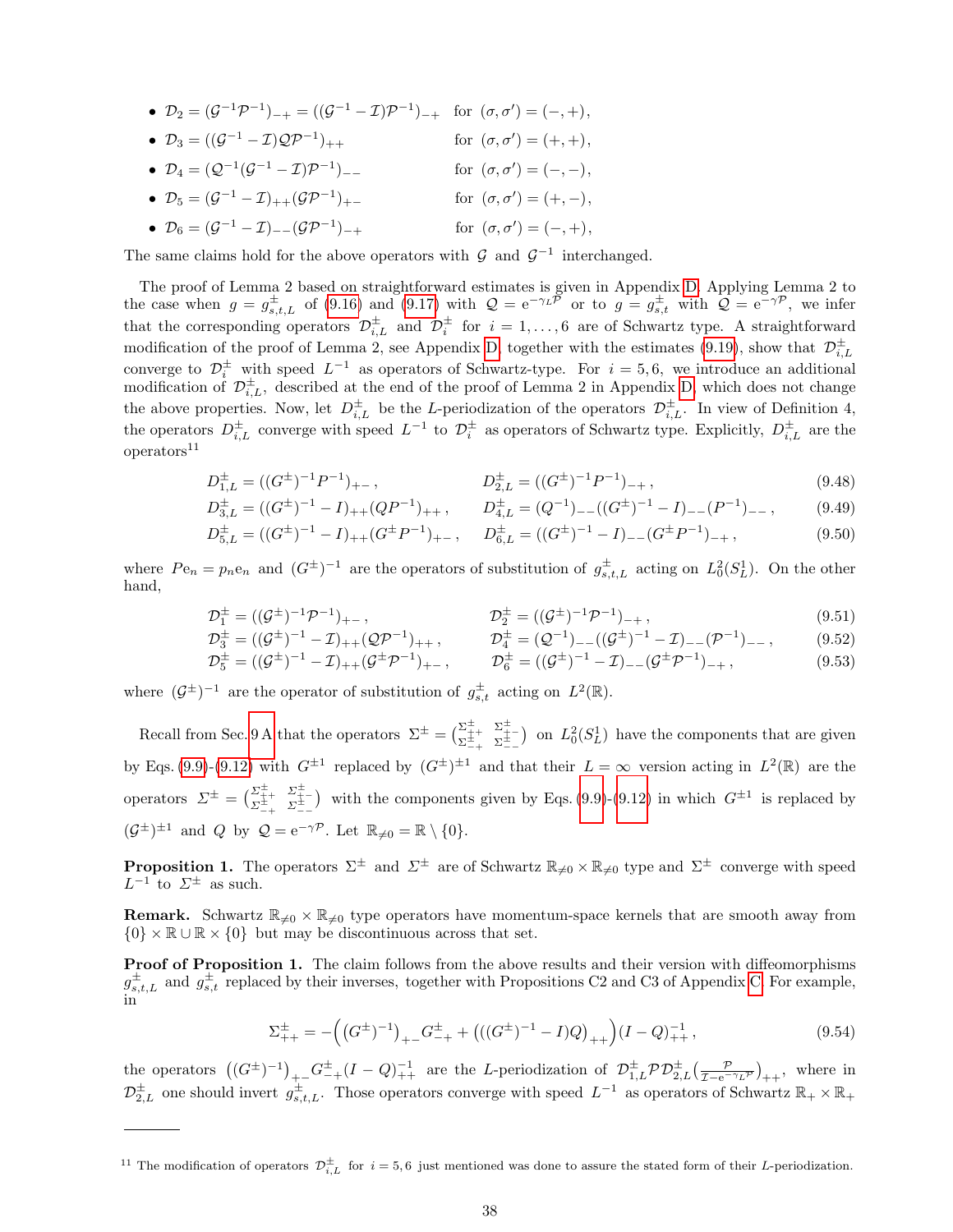- $\mathcal{D}_2 = (\mathcal{G}^{-1}\mathcal{P}^{-1})_{-+} = ((\mathcal{G}^{-1} - \mathcal{I})\mathcal{P}^{-1})_{-+}$ for $(\sigma, \sigma') = (-, +)$,
- $\mathcal{D}_3 = ((\mathcal{G}^{-1} - \mathcal{I})\mathcal{Q}\mathcal{P}^{-1})_{++}$ for $(\sigma, \sigma') = (+, +)$,
- $\mathcal{D}_4 = (\mathcal{Q}^{-1}(\mathcal{G}^{-1} - \mathcal{I})\mathcal{P}^{-1})_{--}$ for $(\sigma, \sigma') = (-, -)$,
- $\mathcal{D}_5 = (\mathcal{G}^{-1} - \mathcal{I})_{++}(\mathcal{G}\mathcal{P}^{-1})_{+-}$ for $(\sigma, \sigma') = (+, -)$,
- $\mathcal{D}_6 = (\mathcal{G}^{-1} - \mathcal{I})_{--}(\mathcal{G}\mathcal{P}^{-1})_{-+}$ for $(\sigma, \sigma') = (-, +)$,

The same claims hold for the above operators with $\mathcal{G}$ and $\mathcal{G}^{-1}$ interchanged.

The proof of Lemma 2 based on straightforward estimates is given in Appendix D. Applying Lemma 2 to the case when $g = g^{\pm}_{s,t,L}$ of (9.16) and (9.17) with $\mathcal{Q} = \mathrm{e}^{-\gamma_L \mathcal{P}}$ or to $g = g^{\pm}_{s,t}$ with $\mathcal{Q} = \mathrm{e}^{-\gamma \mathcal{P}}$, we infer that the corresponding operators $\mathcal{D}^{\pm}_{i,L}$ and $\mathcal{D}^{\pm}_{i}$ for $i = 1, \dots, 6$ are of Schwartz type. A straightforward modification of the proof of Lemma 2, see Appendix D, together with the estimates (9.19), show that $\mathcal{D}^{\pm}_{i,L}$ converge to $\mathcal{D}^{\pm}_{i}$ with speed $L^{-1}$ as operators of Schwartz-type. For $i = 5, 6$, we introduce an additional modification of $\mathcal{D}^{\pm}_{i,L}$, described at the end of the proof of Lemma 2 in Appendix D, which does not change the above properties. Now, let $D^{\pm}_{i,L}$ be the $L$-periodization of the operators $\mathcal{D}^{\pm}_{i,L}$. In view of Definition 4, the operators $D^{\pm}_{i,L}$ converge with speed $L^{-1}$ to $\mathcal{D}^{\pm}_{i}$ as operators of Schwartz type. Explicitly, $D^{\pm}_{i,L}$ are the operators[11]

$$D^{\pm}_{1,L} = ((G^{\pm})^{-1}P^{-1})_{+-}\,, \qquad D^{\pm}_{2,L} = ((G^{\pm})^{-1}P^{-1})_{-+}\,, \tag{9.48}$$

$$D^{\pm}_{3,L} = ((G^{\pm})^{-1} - I)_{++}(QP^{-1})_{++}\,, \qquad D^{\pm}_{4,L} = (Q^{-1})_{--}((G^{\pm})^{-1} - I)_{--}(P^{-1})_{--}\,, \tag{9.49}$$

$$D^{\pm}_{5,L} = ((G^{\pm})^{-1} - I)_{++}(G^{\pm}P^{-1})_{+-}\,, \qquad D^{\pm}_{6,L} = ((G^{\pm})^{-1} - I)_{--}(G^{\pm}P^{-1})_{-+}\,, \tag{9.50}$$

where $Pe_n = p_n e_n$ and $(G^{\pm})^{-1}$ are the operators of substitution of $g^{\pm}_{s,t,L}$ acting on $L^2_0(S^1_L)$. On the other hand,

$$\mathcal{D}^{\pm}_{1} = ((\mathcal{G}^{\pm})^{-1}\mathcal{P}^{-1})_{+-}\,, \qquad \mathcal{D}^{\pm}_{2} = ((\mathcal{G}^{\pm})^{-1}\mathcal{P}^{-1})_{-+}\,, \tag{9.51}$$

$$\mathcal{D}^{\pm}_{3} = ((\mathcal{G}^{\pm})^{-1} - \mathcal{I})_{++}(\mathcal{Q}\mathcal{P}^{-1})_{++}\,, \qquad \mathcal{D}^{\pm}_{4} = (\mathcal{Q}^{-1})_{--}((\mathcal{G}^{\pm})^{-1} - \mathcal{I})_{--}(\mathcal{P}^{-1})_{--}\,, \tag{9.52}$$

$$\mathcal{D}^{\pm}_{5} = ((\mathcal{G}^{\pm})^{-1} - \mathcal{I})_{++}(\mathcal{G}^{\pm}\mathcal{P}^{-1})_{+-}\,, \qquad \mathcal{D}^{\pm}_{6} = ((\mathcal{G}^{\pm})^{-1} - \mathcal{I})_{--}(\mathcal{G}^{\pm}\mathcal{P}^{-1})_{-+}\,, \tag{9.53}$$

where $(\mathcal{G}^{\pm})^{-1}$ are the operator of substitution of $g^{\pm}_{s,t}$ acting on $L^2(\mathbb{R})$.

Recall from Sec. 9 A that the operators $\Sigma^{\pm} = \begin{pmatrix} \Sigma^{\pm}_{++} & \Sigma^{\pm}_{+-} \\ \Sigma^{\pm}_{-+} & \Sigma^{\pm}_{--} \end{pmatrix}$ on $L^2_0(S^1_L)$ have the components that are given by Eqs. (9.9)-(9.12) with $G^{\pm 1}$ replaced by $(G^{\pm})^{\pm 1}$ and that their $L = \infty$ version acting in $L^2(\mathbb{R})$ are the operators $\mathit{\Sigma}^{\pm} = \begin{pmatrix} \mathit{\Sigma}^{\pm}_{++} & \mathit{\Sigma}^{\pm}_{+-} \\ \mathit{\Sigma}^{\pm}_{-+} & \mathit{\Sigma}^{\pm}_{--} \end{pmatrix}$ with the components given by Eqs. (9.9)-(9.12) in which $G^{\pm 1}$ is replaced by $(\mathcal{G}^{\pm})^{\pm 1}$ and $Q$ by $\mathcal{Q} = \mathrm{e}^{-\gamma \mathcal{P}}$. Let $\mathbb{R}_{\neq 0} = \mathbb{R} \setminus \{0\}$.

**Proposition 1.** *The operators $\Sigma^{\pm}$ and $\mathit{\Sigma}^{\pm}$ are of Schwartz $\mathbb{R}_{\neq 0} \times \mathbb{R}_{\neq 0}$ type and $\Sigma^{\pm}$ converge with speed $L^{-1}$ to $\mathit{\Sigma}^{\pm}$ as such.*

**Remark.** Schwartz $\mathbb{R}_{\neq 0} \times \mathbb{R}_{\neq 0}$ type operators have momentum-space kernels that are smooth away from $\{0\} \times \mathbb{R} \cup \mathbb{R} \times \{0\}$ but may be discontinuous across that set.

**Proof of Proposition 1.** The claim follows from the above results and their version with diffeomorphisms $g^{\pm}_{s,t,L}$ and $g^{\pm}_{s,t}$ replaced by their inverses, together with Propositions C2 and C3 of Appendix C. For example, in

$$\Sigma^{\pm}_{++} = -\Big(\big((G^{\pm})^{-1}\big)_{+-}G^{\pm}_{-+} + \big(((G^{\pm})^{-1} - I)Q\big)_{++}\Big)(I - Q)^{-1}_{++}\,, \tag{9.54}$$

the operators $\big((G^{\pm})^{-1}\big)_{+-}G^{\pm}_{-+}(I - Q)^{-1}_{++}$ are the $L$-periodization of $\mathcal{D}^{\pm}_{1,L}\mathcal{P}\mathcal{D}^{\pm}_{2,L}\big(\frac{\mathcal{P}}{\mathcal{I} - \mathrm{e}^{-\gamma_L \mathcal{P}}}\big)_{++}$, where in $\mathcal{D}^{\pm}_{2,L}$ one should invert $g^{\pm}_{s,t,L}$. Those operators converge with speed $L^{-1}$ as operators of Schwartz $\mathbb{R}_{+} \times \mathbb{R}_{+}$

[11] The modification of operators $\mathcal{D}^{\pm}_{i,L}$ for $i = 5, 6$ just mentioned was done to assure the stated form of their $L$-periodization.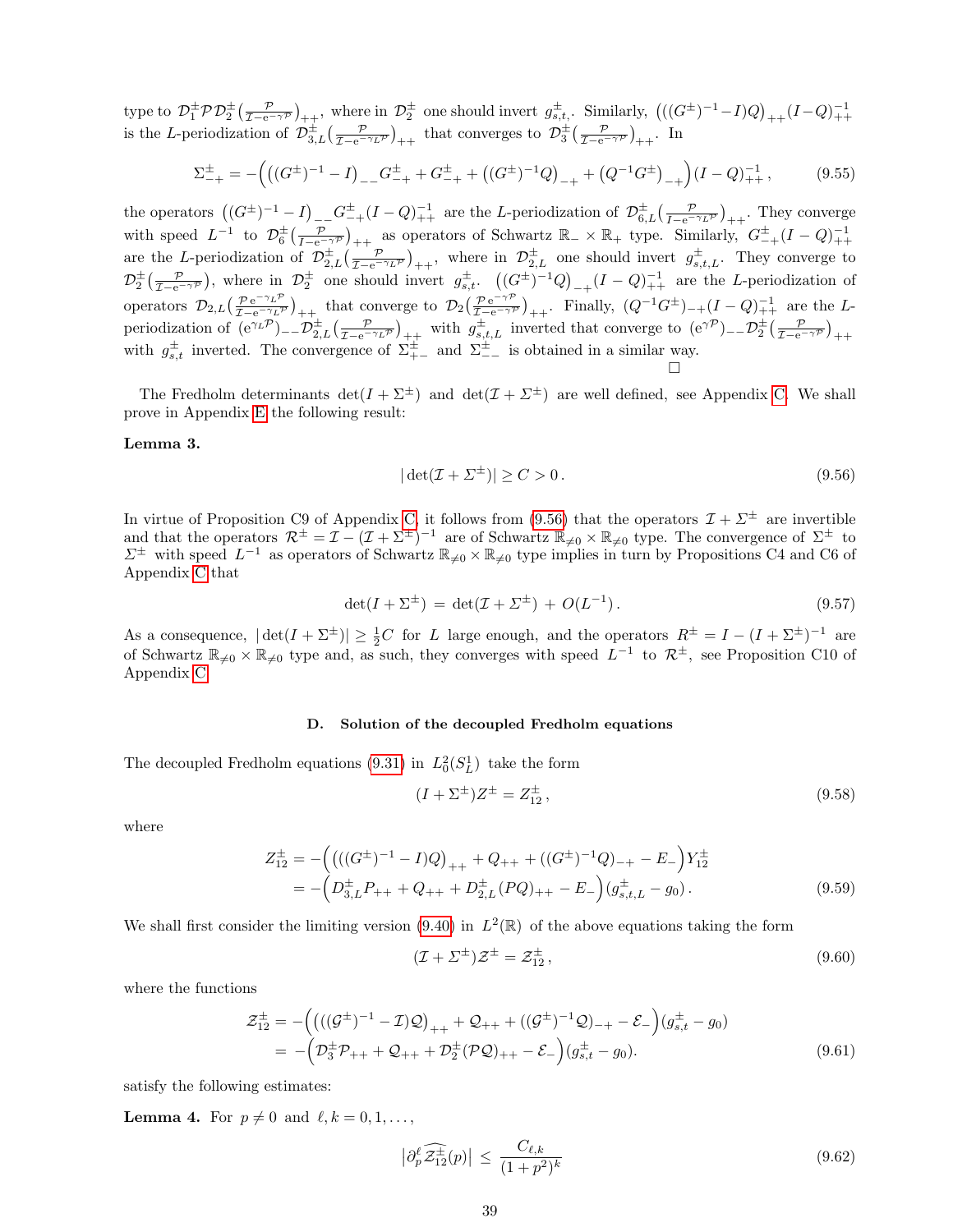type to $\mathcal{D}_1^\pm \mathcal{P} \mathcal{D}_2^\pm \big(\frac{\mathcal{P}}{\mathcal{I}-\mathrm{e}^{-\gamma\mathcal{P}}}\big)_{++}$, where in $\mathcal{D}_2^\pm$ one should invert $g^\pm_{s,t,}$. Similarly, $\big(((G^\pm)^{-1}-I)Q\big)_{++}(I-Q)^{-1}_{++}$ is the $L$-periodization of $\mathcal{D}^\pm_{3,L}\big(\frac{\mathcal{P}}{\mathcal{I}-\mathrm{e}^{-\gamma_L\mathcal{P}}}\big)_{++}$ that converges to $\mathcal{D}^\pm_3\big(\frac{\mathcal{P}}{\mathcal{I}-\mathrm{e}^{-\gamma\mathcal{P}}}\big)_{++}$. In

$$
\Sigma^\pm_{-+} = -\Big(\big((G^\pm)^{-1}-I\big)_{--}G^\pm_{-+} + G^\pm_{-+} + \big((G^\pm)^{-1}Q\big)_{-+} + \big(Q^{-1}G^\pm\big)_{-+}\Big)(I-Q)^{-1}_{++}\,, \tag{9.55}
$$

the operators $\big((G^\pm)^{-1}-I\big)_{--}G^\pm_{-+}(I-Q)^{-1}_{++}$ are the $L$-periodization of $\mathcal{D}^\pm_{6,L}\big(\frac{\mathcal{P}}{I-\mathrm{e}^{-\gamma_L\mathcal{P}}}\big)_{++}$. They converge with speed $L^{-1}$ to $\mathcal{D}^\pm_6\big(\frac{\mathcal{P}}{I-\mathrm{e}^{-\gamma\mathcal{P}}}\big)_{++}$ as operators of Schwartz $\mathbb{R}_-\times\mathbb{R}_+$ type. Similarly, $G^\pm_{-+}(I-Q)^{-1}_{++}$ are the $L$-periodization of $\mathcal{D}^\pm_{2,L}\big(\frac{\mathcal{P}}{\mathcal{I}-\mathrm{e}^{-\gamma_L\mathcal{P}}}\big)_{++}$, where in $\mathcal{D}^\pm_{2,L}$ one should invert $g^\pm_{s,t,L}$. They converge to $\mathcal{D}^\pm_2\big(\frac{\mathcal{P}}{\mathcal{I}-\mathrm{e}^{-\gamma\mathcal{P}}}\big)$, where in $\mathcal{D}^\pm_2$ one should invert $g^\pm_{s,t}$. $\big((G^\pm)^{-1}Q\big)_{-+}(I-Q)^{-1}_{++}$ are the $L$-periodization of operators $\mathcal{D}_{2,L}\big(\frac{\mathcal{P}\,\mathrm{e}^{-\gamma_L\mathcal{P}}}{\mathcal{I}-\mathrm{e}^{-\gamma_L\mathcal{P}}}\big)_{++}$ that converge to $\mathcal{D}_2\big(\frac{\mathcal{P}\,\mathrm{e}^{-\gamma\mathcal{P}}}{\mathcal{I}-\mathrm{e}^{-\gamma\mathcal{P}}}\big)_{++}$. Finally, $(Q^{-1}G^\pm)_{-+}(I-Q)^{-1}_{++}$ are the $L$-periodization of $(\mathrm{e}^{\gamma_L\mathcal{P}})_{--}\mathcal{D}^\pm_{2,L}\big(\frac{\mathcal{P}}{\mathcal{I}-\mathrm{e}^{-\gamma_L\mathcal{P}}}\big)_{++}$ with $g^\pm_{s,t,L}$ inverted that converge to $(\mathrm{e}^{\gamma\mathcal{P}})_{--}\mathcal{D}^\pm_2\big(\frac{\mathcal{P}}{\mathcal{I}-\mathrm{e}^{-\gamma\mathcal{P}}}\big)_{++}$ with $g^\pm_{s,t}$ inverted. The convergence of $\Sigma^\pm_{+-}$ and $\Sigma^\pm_{--}$ is obtained in a similar way.

□

The Fredholm determinants $\det(I+\Sigma^\pm)$ and $\det(\mathcal{I}+\varSigma^\pm)$ are well defined, see Appendix C. We shall prove in Appendix E the following result:

**Lemma 3.**

$$
|\det(\mathcal{I}+\varSigma^\pm)| \geq C > 0\,. \tag{9.56}
$$

In virtue of Proposition C9 of Appendix C, it follows from (9.56) that the operators $\mathcal{I}+\varSigma^\pm$ are invertible and that the operators $\mathcal{R}^\pm = \mathcal{I}-(\mathcal{I}+\varSigma^\pm)^{-1}$ are of Schwartz $\mathbb{R}_{\neq 0}\times\mathbb{R}_{\neq 0}$ type. The convergence of $\Sigma^\pm$ to $\varSigma^\pm$ with speed $L^{-1}$ as operators of Schwartz $\mathbb{R}_{\neq 0}\times\mathbb{R}_{\neq 0}$ type implies in turn by Propositions C4 and C6 of Appendix C that

$$
\det(I+\Sigma^\pm) \,=\, \det(\mathcal{I}+\varSigma^\pm) \,+\, O(L^{-1})\,. \tag{9.57}
$$

As a consequence, $|\det(I+\Sigma^\pm)| \geq \frac{1}{2}C$ for $L$ large enough, and the operators $R^\pm = I-(I+\Sigma^\pm)^{-1}$ are of Schwartz $\mathbb{R}_{\neq 0}\times\mathbb{R}_{\neq 0}$ type and, as such, they converges with speed $L^{-1}$ to $\mathcal{R}^\pm$, see Proposition C10 of Appendix C.

### D. Solution of the decoupled Fredholm equations

The decoupled Fredholm equations (9.31) in $L^2_0(S^1_L)$ take the form

$$
(I+\Sigma^\pm)Z^\pm = Z^\pm_{12}\,, \tag{9.58}
$$

where

$$
\begin{aligned}
Z^\pm_{12} &= -\Big(\big(((G^\pm)^{-1}-I)Q\big)_{++} + Q_{++} + ((G^\pm)^{-1}Q)_{-+} - E_-\Big)Y^\pm_{12} \\
&= -\Big(D^\pm_{3,L}P_{++} + Q_{++} + D^\pm_{2,L}(PQ)_{++} - E_-\Big)(g^\pm_{s,t,L}-g_0)\,.
\end{aligned} \tag{9.59}
$$

We shall first consider the limiting version (9.40) in $L^2(\mathbb{R})$ of the above equations taking the form

$$
(\mathcal{I}+\varSigma^\pm)\mathcal{Z}^\pm = \mathcal{Z}^\pm_{12}\,, \tag{9.60}
$$

where the functions

$$
\begin{aligned}
\mathcal{Z}^\pm_{12} &= -\Big(\big(((\mathcal{G}^\pm)^{-1}-\mathcal{I})\mathcal{Q}\big)_{++} + \mathcal{Q}_{++} + ((\mathcal{G}^\pm)^{-1}\mathcal{Q})_{-+} - \mathcal{E}_-\Big)(g^\pm_{s,t}-g_0) \\
&= -\Big(\mathcal{D}^\pm_3\mathcal{P}_{++} + \mathcal{Q}_{++} + \mathcal{D}^\pm_2(\mathcal{P}\mathcal{Q})_{++} - \mathcal{E}_-\Big)(g^\pm_{s,t}-g_0).
\end{aligned} \tag{9.61}
$$

satisfy the following estimates:

**Lemma 4.** For $p\neq 0$ and $\ell,k=0,1,\dots$,

$$
\big|\partial^\ell_p\,\widehat{\mathcal{Z}^\pm_{12}}(p)\big| \,\leq\, \frac{C_{\ell,k}}{(1+p^2)^k} \tag{9.62}
$$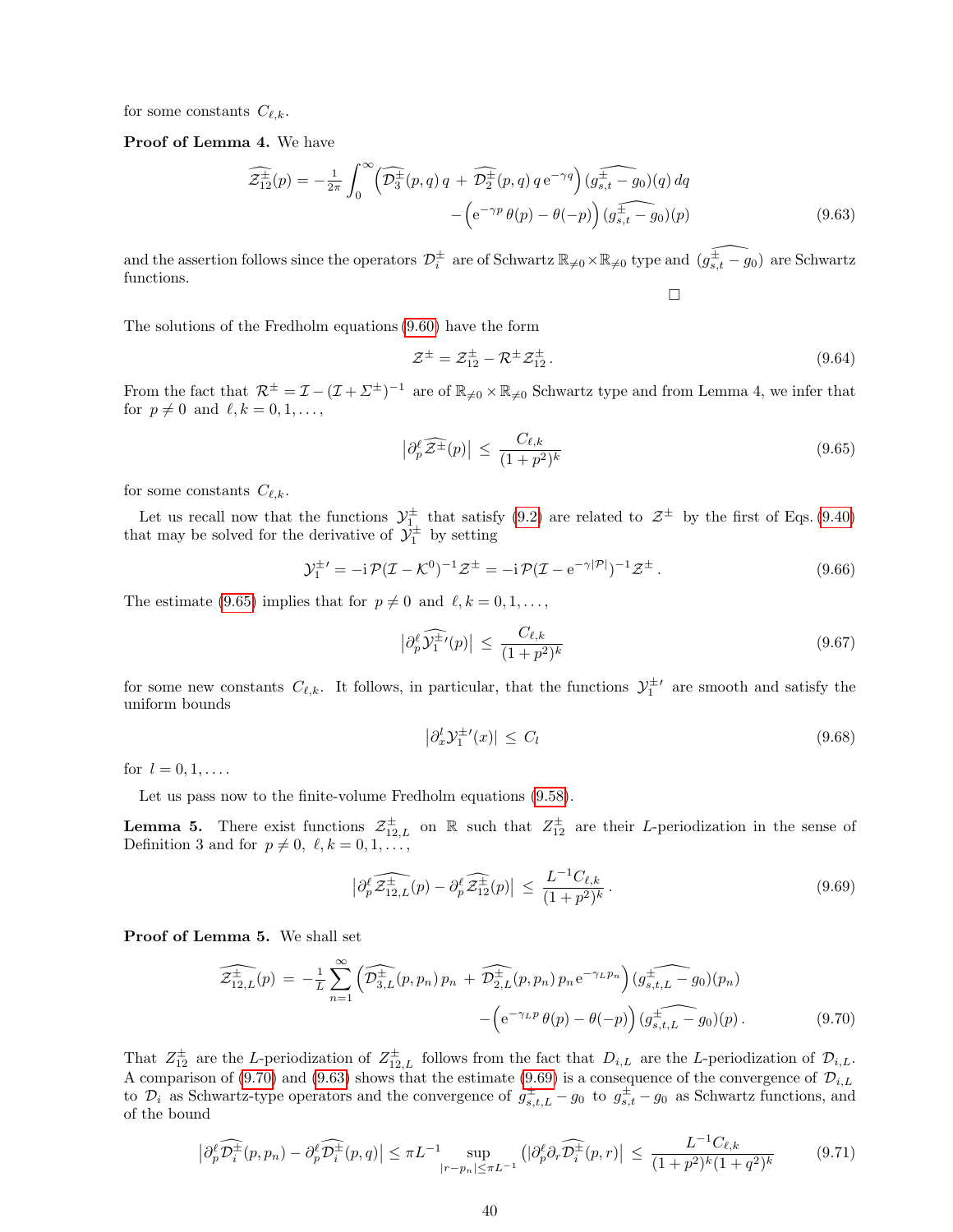for some constants $C_{\ell,k}$.

**Proof of Lemma 4.** We have

$$\widehat{\mathcal{Z}_{12}^{\pm}}(p) = -\tfrac{1}{2\pi}\int_0^\infty \Big(\widehat{\mathcal{D}_3^{\pm}}(p,q)\,q \,+\, \widehat{\mathcal{D}_2^{\pm}}(p,q)\,q\,\mathrm{e}^{-\gamma q}\Big)\,(\widehat{g_{s,t}^{\pm}-g_0})(q)\,dq \\ -\Big(\mathrm{e}^{-\gamma p}\,\theta(p)-\theta(-p)\Big)\,(\widehat{g_{s,t}^{\pm}-g_0})(p) \tag{9.63}$$

and the assertion follows since the operators $\mathcal{D}_i^{\pm}$ are of Schwartz $\mathbb{R}_{\neq 0}\times\mathbb{R}_{\neq 0}$ type and $(\widehat{g_{s,t}^{\pm}-g_0})$ are Schwartz functions.

□

The solutions of the Fredholm equations (9.60) have the form

$$\mathcal{Z}^{\pm} = \mathcal{Z}_{12}^{\pm} - \mathcal{R}^{\pm}\mathcal{Z}_{12}^{\pm}. \tag{9.64}$$

From the fact that $\mathcal{R}^{\pm} = \mathcal{I}-(\mathcal{I}+\Sigma^{\pm})^{-1}$ are of $\mathbb{R}_{\neq 0}\times\mathbb{R}_{\neq 0}$ Schwartz type and from Lemma 4, we infer that for $p\neq 0$ and $\ell,k=0,1,\dots,$

$$\big|\partial_p^\ell\widehat{\mathcal{Z}^{\pm}}(p)\big| \,\leq\, \frac{C_{\ell,k}}{(1+p^2)^k} \tag{9.65}$$

for some constants $C_{\ell,k}$.

Let us recall now that the functions $\mathcal{Y}_1^{\pm}$ that satisfy (9.2) are related to $\mathcal{Z}^{\pm}$ by the first of Eqs. (9.40) that may be solved for the derivative of $\mathcal{Y}_1^{\pm}$ by setting

$$\mathcal{Y}_1^{\pm\prime} = -\mathrm{i}\,\mathcal{P}(\mathcal{I}-\mathcal{K}^0)^{-1}\mathcal{Z}^{\pm} = -\mathrm{i}\,\mathcal{P}(\mathcal{I}-\mathrm{e}^{-\gamma|\mathcal{P}|})^{-1}\mathcal{Z}^{\pm}. \tag{9.66}$$

The estimate (9.65) implies that for $p\neq 0$ and $\ell,k=0,1,\dots,$

$$\big|\partial_p^\ell\widehat{\mathcal{Y}_1^{\pm\prime}}(p)\big| \,\leq\, \frac{C_{\ell,k}}{(1+p^2)^k} \tag{9.67}$$

for some new constants $C_{\ell,k}$. It follows, in particular, that the functions $\mathcal{Y}_1^{\pm\prime}$ are smooth and satisfy the uniform bounds

$$\big|\partial_x^l\mathcal{Y}_1^{\pm\prime}(x)\big| \,\leq\, C_l \tag{9.68}$$

for $l=0,1,\dots$.

Let us pass now to the finite-volume Fredholm equations (9.58).

**Lemma 5.** There exist functions $\mathcal{Z}_{12,L}^{\pm}$ on $\mathbb{R}$ such that $Z_{12}^{\pm}$ are their $L$-periodization in the sense of Definition 3 and for $p\neq 0$, $\ell,k=0,1,\dots,$

$$\big|\partial_p^\ell\widehat{\mathcal{Z}_{12,L}^{\pm}}(p)-\partial_p^\ell\widehat{\mathcal{Z}_{12}^{\pm}}(p)\big| \,\leq\, \frac{L^{-1}C_{\ell,k}}{(1+p^2)^k}. \tag{9.69}$$

**Proof of Lemma 5.** We shall set

$$\widehat{\mathcal{Z}_{12,L}^{\pm}}(p) \,=\, -\tfrac{1}{L}\sum_{n=1}^{\infty}\Big(\widehat{\mathcal{D}_{3,L}^{\pm}}(p,p_n)\,p_n \,+\, \widehat{\mathcal{D}_{2,L}^{\pm}}(p,p_n)\,p_n\,\mathrm{e}^{-\gamma_L p_n}\Big)\,(\widehat{g_{s,t,L}^{\pm}-g_0})(p_n) \\ -\Big(\mathrm{e}^{-\gamma_L p}\,\theta(p)-\theta(-p)\Big)\,(\widehat{g_{s,t,L}^{\pm}-g_0})(p). \tag{9.70}$$

That $Z_{12}^{\pm}$ are the $L$-periodization of $Z_{12,L}^{\pm}$ follows from the fact that $D_{i,L}$ are the $L$-periodization of $\mathcal{D}_{i,L}$. A comparison of (9.70) and (9.63) shows that the estimate (9.69) is a consequence of the convergence of $\mathcal{D}_{i,L}$ to $\mathcal{D}_i$ as Schwartz-type operators and the convergence of $g_{s,t,L}^{\pm}-g_0$ to $g_{s,t}^{\pm}-g_0$ as Schwartz functions, and of the bound

$$\big|\partial_p^\ell\widehat{\mathcal{D}_i^{\pm}}(p,p_n)-\partial_p^\ell\widehat{\mathcal{D}_i^{\pm}}(p,q)\big| \leq \pi L^{-1}\sup_{|r-p_n|\leq\pi L^{-1}}\big(\big|\partial_p^\ell\partial_r\widehat{\mathcal{D}_i^{\pm}}(p,r)\big| \,\leq\, \frac{L^{-1}C_{\ell,k}}{(1+p^2)^k(1+q^2)^k} \tag{9.71}$$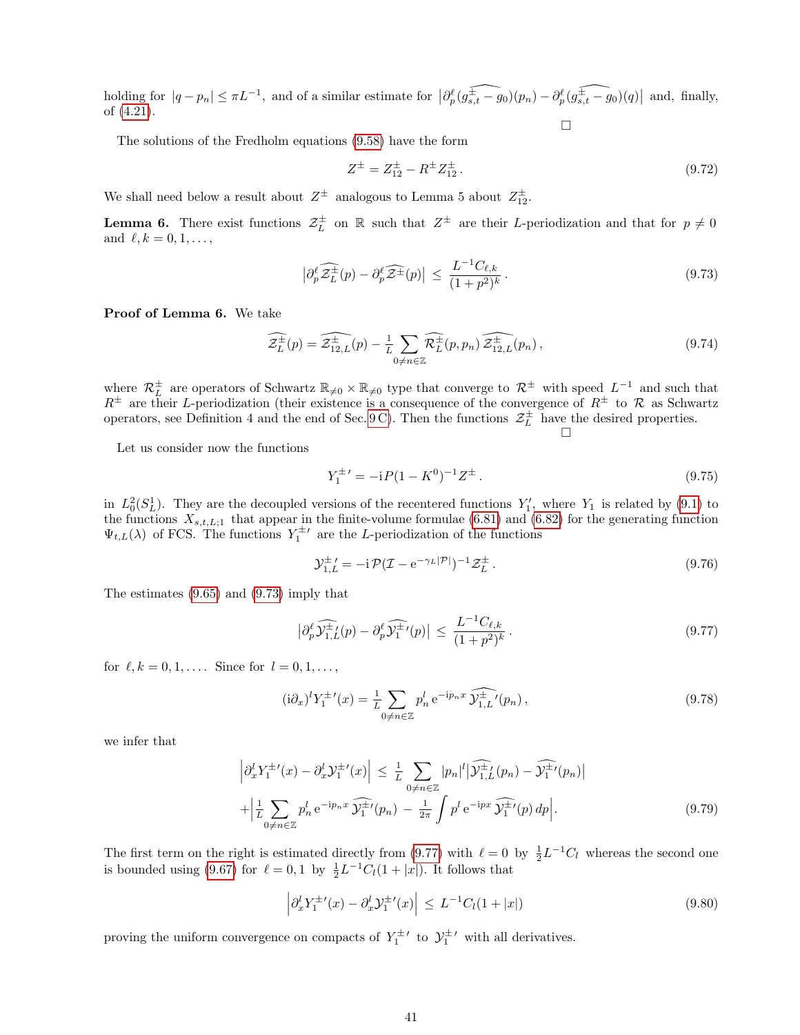holding for $|q - p_n| \leq \pi L^{-1}$, and of a similar estimate for $\big|\partial_p^\ell(\widehat{g_{s,t}^{\pm} - g_0})(p_n) - \partial_p^\ell(\widehat{g_{s,t}^{\pm} - g_0})(q)\big|$ and, finally, of (4.21).

□

The solutions of the Fredholm equations (9.58) have the form

$$Z^{\pm} = Z_{12}^{\pm} - R^{\pm} Z_{12}^{\pm}. \tag{9.72}$$

We shall need below a result about $Z^{\pm}$ analogous to Lemma 5 about $Z_{12}^{\pm}$.

**Lemma 6.** There exist functions $\mathcal{Z}_L^{\pm}$ on $\mathbb{R}$ such that $Z^{\pm}$ are their $L$-periodization and that for $p \neq 0$ and $\ell, k = 0, 1, \dots$,

$$\big|\partial_p^\ell \widehat{\mathcal{Z}_L^{\pm}}(p) - \partial_p^\ell \widehat{\mathcal{Z}^{\pm}}(p)\big| \;\leq\; \frac{L^{-1} C_{\ell,k}}{(1+p^2)^k}. \tag{9.73}$$

**Proof of Lemma 6.** We take

$$\widehat{\mathcal{Z}_L^{\pm}}(p) = \widehat{\mathcal{Z}_{12,L}^{\pm}}(p) - \tfrac{1}{L}\sum_{0 \neq n \in \mathbb{Z}} \widehat{\mathcal{R}_L^{\pm}}(p, p_n)\, \widehat{\mathcal{Z}_{12,L}^{\pm}}(p_n), \tag{9.74}$$

where $\mathcal{R}_L^{\pm}$ are operators of Schwartz $\mathbb{R}_{\neq 0} \times \mathbb{R}_{\neq 0}$ type that converge to $\mathcal{R}^{\pm}$ with speed $L^{-1}$ and such that $R^{\pm}$ are their $L$-periodization (their existence is a consequence of the convergence of $R^{\pm}$ to $\mathcal{R}$ as Schwartz operators, see Definition 4 and the end of Sec. 9 C). Then the functions $\mathcal{Z}_L^{\pm}$ have the desired properties.

□

Let us consider now the functions

$$Y_1^{\pm\,\prime} = -\mathrm{i}\, P(1 - K^0)^{-1} Z^{\pm}. \tag{9.75}$$

in $L^2_0(S^1_L)$. They are the decoupled versions of the recentered functions $Y_1'$, where $Y_1$ is related by (9.1) to the functions $X_{s,t,L;1}$ that appear in the finite-volume formulae (6.81) and (6.82) for the generating function $\Psi_{t,L}(\lambda)$ of FCS. The functions $Y_1^{\pm\,\prime}$ are the $L$-periodization of the functions

$$\mathcal{Y}_{1,L}^{\pm\,\prime} = -\mathrm{i}\, \mathcal{P}(\mathcal{I} - \mathrm{e}^{-\gamma_L |\mathcal{P}|})^{-1} \mathcal{Z}_L^{\pm}. \tag{9.76}$$

The estimates (9.65) and (9.73) imply that

$$\big|\partial_p^\ell \widehat{\mathcal{Y}_{1,L}^{\pm\,\prime}}(p) - \partial_p^\ell \widehat{\mathcal{Y}_1^{\pm\,\prime}}(p)\big| \;\leq\; \frac{L^{-1} C_{\ell,k}}{(1+p^2)^k}. \tag{9.77}$$

for $\ell, k = 0, 1, \dots$. Since for $l = 0, 1, \dots$,

$$(\mathrm{i}\partial_x)^l Y_1^{\pm\,\prime}(x) = \tfrac{1}{L}\sum_{0 \neq n \in \mathbb{Z}} p_n^l\, \mathrm{e}^{-\mathrm{i}p_n x}\, \widehat{\mathcal{Y}_{1,L}^{\pm\,\prime}}(p_n), \tag{9.78}$$

we infer that

$$\begin{aligned}\Big|\partial_x^l Y_1^{\pm\,\prime}(x) - \partial_x^l \mathcal{Y}_1^{\pm\,\prime}(x)\Big| \;&\leq\; \tfrac{1}{L}\sum_{0 \neq n \in \mathbb{Z}} |p_n|^l \big|\widehat{\mathcal{Y}_{1,L}^{\pm\,\prime}}(p_n) - \widehat{\mathcal{Y}_1^{\pm\,\prime}}(p_n)\big| \\ &+ \Big|\tfrac{1}{L}\sum_{0 \neq n \in \mathbb{Z}} p_n^l\, \mathrm{e}^{-\mathrm{i}p_n x}\, \widehat{\mathcal{Y}_1^{\pm\,\prime}}(p_n) \;-\; \tfrac{1}{2\pi}\int p^l\, \mathrm{e}^{-\mathrm{i}px}\, \widehat{\mathcal{Y}_1^{\pm\,\prime}}(p)\, dp\Big|.\end{aligned} \tag{9.79}$$

The first term on the right is estimated directly from (9.77) with $\ell = 0$ by $\frac{1}{2}L^{-1}C_l$ whereas the second one is bounded using (9.67) for $\ell = 0, 1$ by $\frac{1}{2}L^{-1}C_l(1 + |x|)$. It follows that

$$\Big|\partial_x^l Y_1^{\pm\,\prime}(x) - \partial_x^l \mathcal{Y}_1^{\pm\,\prime}(x)\Big| \;\leq\; L^{-1} C_l (1 + |x|) \tag{9.80}$$

proving the uniform convergence on compacts of $Y_1^{\pm\,\prime}$ to $\mathcal{Y}_1^{\pm\,\prime}$ with all derivatives.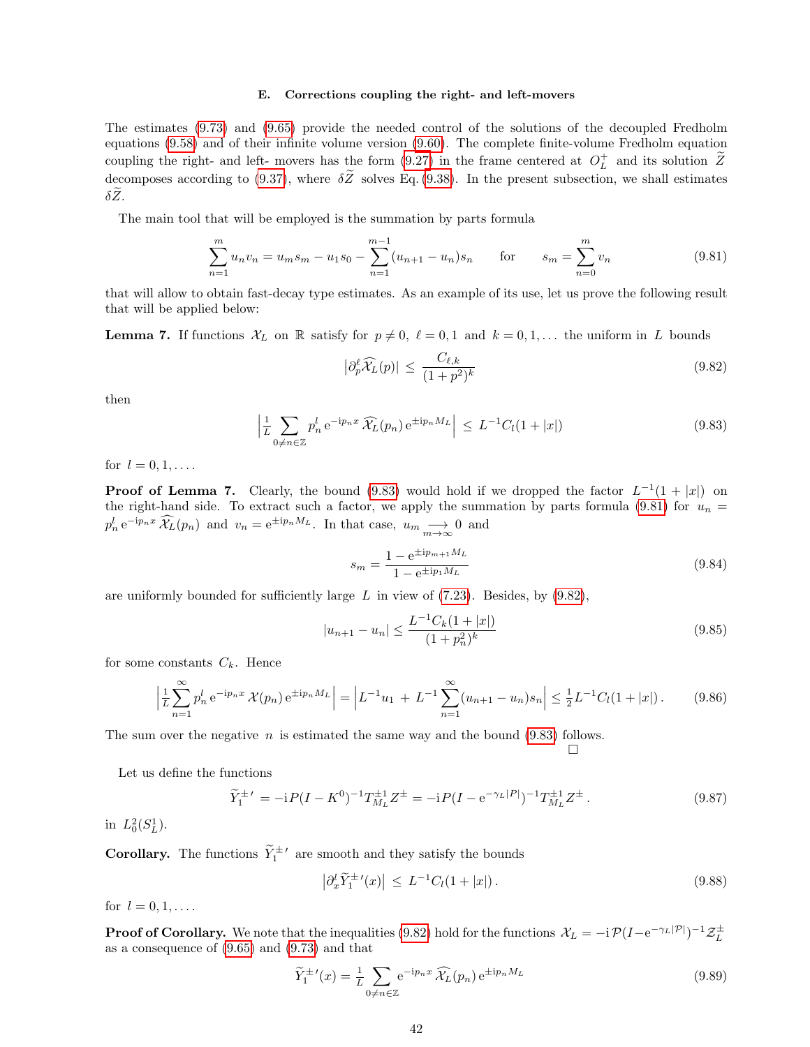### E. Corrections coupling the right- and left-movers

The estimates (9.73) and (9.65) provide the needed control of the solutions of the decoupled Fredholm equations (9.58) and of their infinite volume version (9.60). The complete finite-volume Fredholm equation coupling the right- and left- movers has the form (9.27) in the frame centered at $O_L^+$ and its solution $\widetilde{Z}$ decomposes according to (9.37), where $\delta\widetilde{Z}$ solves Eq. (9.38). In the present subsection, we shall estimates $\delta\widetilde{Z}$.

The main tool that will be employed is the summation by parts formula

$$\sum_{n=1}^{m} u_n v_n = u_m s_m - u_1 s_0 - \sum_{n=1}^{m-1}(u_{n+1}-u_n)s_n \qquad \text{for} \qquad s_m = \sum_{n=0}^{m} v_n \tag{9.81}$$

that will allow to obtain fast-decay type estimates. As an example of its use, let us prove the following result that will be applied below:

**Lemma 7.** If functions $\mathcal{X}_L$ on $\mathbb{R}$ satisfy for $p \neq 0$, $\ell = 0,1$ and $k = 0,1,\dots$ the uniform in $L$ bounds

$$\left|\partial_p^\ell \widehat{\mathcal{X}}_L(p)\right| \leq \frac{C_{\ell,k}}{(1+p^2)^k} \tag{9.82}$$

then

$$\left|\tfrac{1}{L}\sum_{0\neq n\in\mathbb{Z}} p_n^l\, \mathrm{e}^{-\mathrm{i}p_n x}\, \widehat{\mathcal{X}}_L(p_n)\, \mathrm{e}^{\pm \mathrm{i}p_n M_L}\right| \leq L^{-1}C_l(1+|x|) \tag{9.83}$$

for $l = 0,1,\dots$.

**Proof of Lemma 7.** Clearly, the bound (9.83) would hold if we dropped the factor $L^{-1}(1+|x|)$ on the right-hand side. To extract such a factor, we apply the summation by parts formula (9.81) for $u_n = p_n^l\, \mathrm{e}^{-\mathrm{i}p_n x}\, \widehat{\mathcal{X}}_L(p_n)$ and $v_n = \mathrm{e}^{\pm \mathrm{i}p_n M_L}$. In that case, $u_m \underset{m\to\infty}{\longrightarrow} 0$ and

$$s_m = \frac{1-\mathrm{e}^{\pm \mathrm{i}p_{m+1}M_L}}{1-\mathrm{e}^{\pm \mathrm{i}p_1 M_L}} \tag{9.84}$$

are uniformly bounded for sufficiently large $L$ in view of (7.23). Besides, by (9.82),

$$|u_{n+1}-u_n| \leq \frac{L^{-1}C_k(1+|x|)}{(1+p_n^2)^k} \tag{9.85}$$

for some constants $C_k$. Hence

$$\left|\tfrac{1}{L}\sum_{n=1}^{\infty} p_n^l\, \mathrm{e}^{-\mathrm{i}p_n x}\, \mathcal{X}(p_n)\, \mathrm{e}^{\pm \mathrm{i}p_n M_L}\right| = \left|L^{-1}u_1 + L^{-1}\sum_{n=1}^{\infty}(u_{n+1}-u_n)s_n\right| \leq \tfrac{1}{2}L^{-1}C_l(1+|x|)\,. \tag{9.86}$$

The sum over the negative $n$ is estimated the same way and the bound (9.83) follows. $\square$

Let us define the functions

$$\widetilde{Y}_1^{\pm\,\prime} = -\mathrm{i}P(I-K^0)^{-1}T_{M_L}^{\pm 1}Z^{\pm} = -\mathrm{i}P(I-\mathrm{e}^{-\gamma_L|P|})^{-1}T_{M_L}^{\pm 1}Z^{\pm}\,. \tag{9.87}$$

in $L_0^2(S_L^1)$.

**Corollary.** The functions $\widetilde{Y}_1^{\pm\,\prime}$ are smooth and they satisfy the bounds

$$\left|\partial_x^l \widetilde{Y}_1^{\pm\,\prime}(x)\right| \leq L^{-1}C_l(1+|x|)\,. \tag{9.88}$$

for $l = 0,1,\dots$.

**Proof of Corollary.** We note that the inequalities (9.82) hold for the functions $\mathcal{X}_L = -\mathrm{i}\,\mathcal{P}(I-\mathrm{e}^{-\gamma_L|\mathcal{P}|})^{-1}\mathcal{Z}_L^{\pm}$ as a consequence of (9.65) and (9.73) and that

$$\widetilde{Y}_1^{\pm\,\prime}(x) = \tfrac{1}{L}\sum_{0\neq n\in\mathbb{Z}} \mathrm{e}^{-\mathrm{i}p_n x}\, \widehat{\mathcal{X}}_L(p_n)\, \mathrm{e}^{\pm \mathrm{i}p_n M_L} \tag{9.89}$$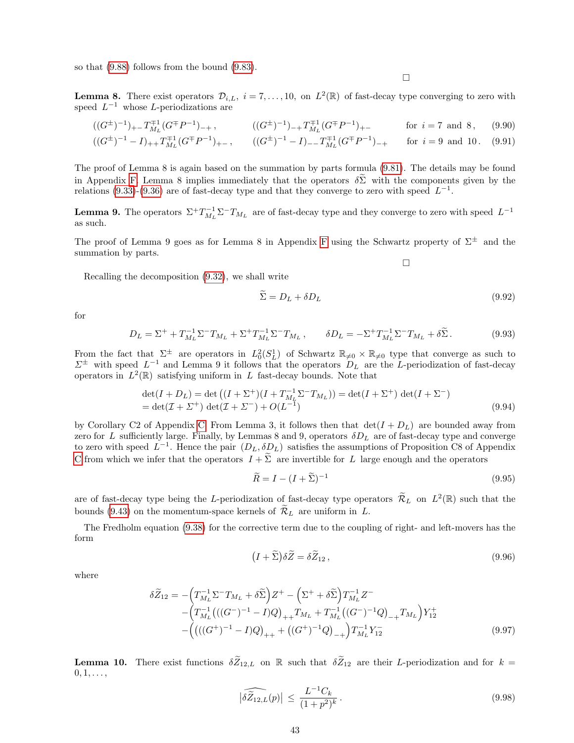so that (9.88) follows from the bound (9.83).

□

**Lemma 8.** There exist operators $\mathcal{D}_{i,L}$, $i = 7,\dots,10$, on $L^2(\mathbb{R})$ of fast-decay type converging to zero with speed $L^{-1}$ whose $L$-periodizations are

$$((G^\pm)^{-1})_{+-} T^{\mp 1}_{M_L} (G^\mp P^{-1})_{-+}\,, \qquad ((G^\pm)^{-1})_{-+} T^{\mp 1}_{M_L} (G^\mp P^{-1})_{+-} \qquad \text{for } i = 7 \text{ and } 8\,, \tag{9.90}$$

$$((G^\pm)^{-1} - I)_{++} T^{\mp 1}_{M_L} (G^\mp P^{-1})_{+-}\,, \qquad ((G^\pm)^{-1} - I)_{--} T^{\mp 1}_{M_L} (G^\mp P^{-1})_{-+} \qquad \text{for } i = 9 \text{ and } 10\,. \tag{9.91}$$

The proof of Lemma 8 is again based on the summation by parts formula (9.81). The details may be found in Appendix F. Lemma 8 implies immediately that the operators $\delta\widetilde{\Sigma}$ with the components given by the relations (9.33)-(9.36) are of fast-decay type and that they converge to zero with speed $L^{-1}$.

**Lemma 9.** The operators $\Sigma^+ T^{-1}_{M_L} \Sigma^- T_{M_L}$ are of fast-decay type and they converge to zero with speed $L^{-1}$ as such.

The proof of Lemma 9 goes as for Lemma 8 in Appendix F using the Schwartz property of $\Sigma^\pm$ and the summation by parts.

□

Recalling the decomposition (9.32), we shall write

$$\widetilde{\Sigma} = D_L + \delta D_L \tag{9.92}$$

for

$$D_L = \Sigma^+ + T^{-1}_{M_L}\Sigma^- T_{M_L} + \Sigma^+ T^{-1}_{M_L}\Sigma^- T_{M_L}\,, \qquad \delta D_L = -\Sigma^+ T^{-1}_{M_L}\Sigma^- T_{M_L} + \delta\widetilde{\Sigma}\,. \tag{9.93}$$

From the fact that $\Sigma^\pm$ are operators in $L^2_0(S^1_L)$ of Schwartz $\mathbb{R}_{\neq 0}\times\mathbb{R}_{\neq 0}$ type that converge as such to $\mathit{\Sigma}^\pm$ with speed $L^{-1}$ and Lemma 9 it follows that the operators $D_L$ are the $L$-periodization of fast-decay operators in $L^2(\mathbb{R})$ satisfying uniform in $L$ fast-decay bounds. Note that

$$\begin{aligned}
\det(I + D_L) &= \det\big((I+\Sigma^+)(I + T^{-1}_{M_L}\Sigma^- T_{M_L})\big) = \det(I+\Sigma^+)\,\det(I+\Sigma^-)\\
&= \det(\mathcal{I}+\mathit{\Sigma}^+)\,\det(\mathcal{I}+\mathit{\Sigma}^-) + O(L^{-1})
\end{aligned} \tag{9.94}$$

by Corollary C2 of Appendix C. From Lemma 3, it follows then that $\det(I+D_L)$ are bounded away from zero for $L$ sufficiently large. Finally, by Lemmas 8 and 9, operators $\delta D_L$ are of fast-decay type and converge to zero with speed $L^{-1}$. Hence the pair $(D_L, \delta D_L)$ satisfies the assumptions of Proposition C8 of Appendix C from which we infer that the operators $I + \widetilde{\Sigma}$ are invertible for $L$ large enough and the operators

$$\widetilde{R} = I - (I+\widetilde{\Sigma})^{-1} \tag{9.95}$$

are of fast-decay type being the $L$-periodization of fast-decay type operators $\widetilde{\mathcal{R}}_L$ on $L^2(\mathbb{R})$ such that the bounds (9.43) on the momentum-space kernels of $\widetilde{\mathcal{R}}_L$ are uniform in $L$.

The Fredholm equation (9.38) for the corrective term due to the coupling of right- and left-movers has the form

$$(I+\widetilde{\Sigma})\delta\widetilde{Z} = \delta\widetilde{Z}_{12}\,, \tag{9.96}$$

where

$$\begin{aligned}
\delta\widetilde{Z}_{12} = &-\Big(T^{-1}_{M_L}\Sigma^- T_{M_L} + \delta\widetilde{\Sigma}\Big) Z^+ - \Big(\Sigma^+ + \delta\widetilde{\Sigma}\Big) T^{-1}_{M_L} Z^-\\
&-\Big(T^{-1}_{M_L}\big(((G^-)^{-1}-I)Q\big)_{++} T_{M_L} + T^{-1}_{M_L}\big((G^-)^{-1}Q\big)_{-+} T_{M_L}\Big) Y^+_{12}\\
&-\Big(\big(((G^+)^{-1}-I)Q\big)_{++} + \big((G^+)^{-1}Q\big)_{-+}\Big) T^{-1}_{M_L} Y^-_{12}
\end{aligned} \tag{9.97}$$

**Lemma 10.** There exist functions $\delta\widetilde{Z}_{12,L}$ on $\mathbb{R}$ such that $\delta\widetilde{Z}_{12}$ are their $L$-periodization and for $k = 0,1,\dots$,

$$\big|\widehat{\delta\widetilde{Z}_{12,L}(p)}\big| \,\leq\, \frac{L^{-1}C_k}{(1+p^2)^k}\,. \tag{9.98}$$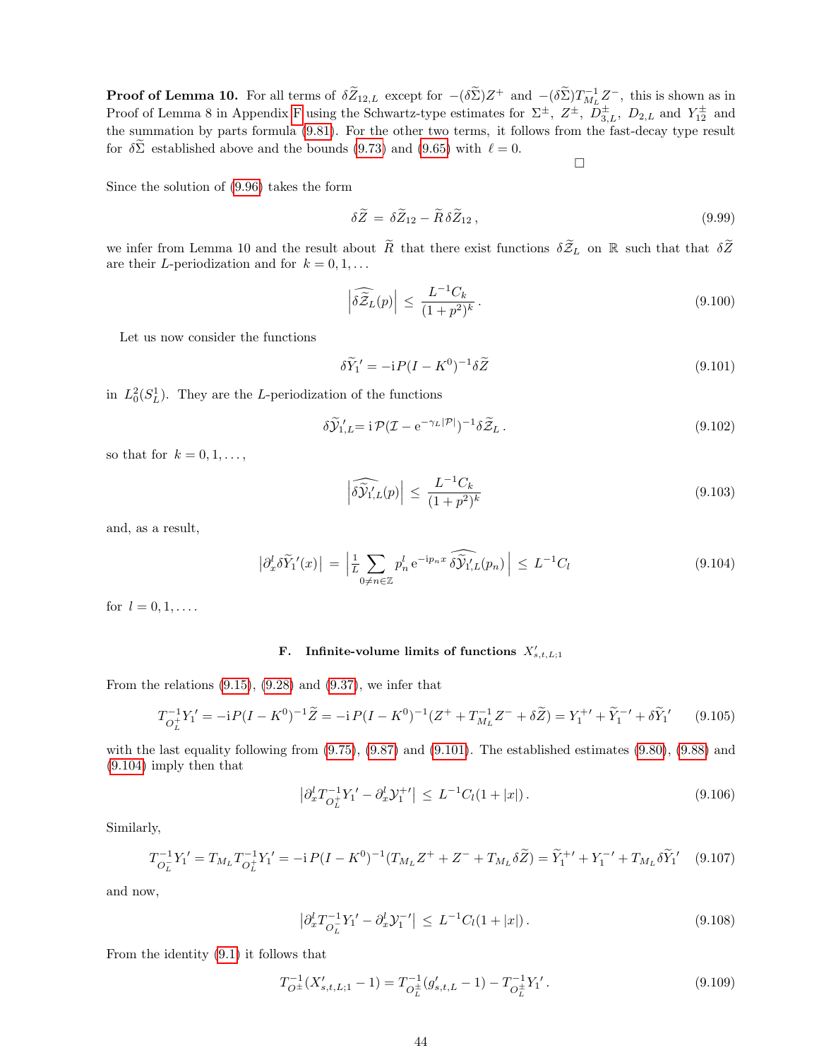**Proof of Lemma 10.** For all terms of $\delta\widetilde{Z}_{12,L}$ except for $-(\delta\widetilde{\Sigma})Z^+$ and $-(\delta\widetilde{\Sigma})T^{-1}_{M_L}Z^-$, this is shown as in Proof of Lemma 8 in Appendix F using the Schwartz-type estimates for $\Sigma^\pm$, $Z^\pm$, $D^\pm_{3,L}$, $D_{2,L}$ and $Y^\pm_{12}$ and the summation by parts formula (9.81). For the other two terms, it follows from the fast-decay type result for $\delta\widetilde{\Sigma}$ established above and the bounds (9.73) and (9.65) with $\ell = 0$.

□

Since the solution of (9.96) takes the form

$$\delta\widetilde{Z} \,=\, \delta\widetilde{Z}_{12} - \widetilde{R}\,\delta\widetilde{Z}_{12}\,, \tag{9.99}$$

we infer from Lemma 10 and the result about $\widetilde{R}$ that there exist functions $\delta\widetilde{\mathcal{Z}}_L$ on $\mathbb{R}$ such that that $\delta\widetilde{Z}$ are their $L$-periodization and for $k = 0, 1, \dots$

$$\Big|\widehat{\delta\widetilde{\mathcal{Z}}_L}(p)\Big| \,\leq\, \frac{L^{-1}C_k}{(1+p^2)^k}\,. \tag{9.100}$$

Let us now consider the functions

$$\delta\widetilde{Y}_1{}' = -\mathrm{i}P(I-K^0)^{-1}\delta\widetilde{Z} \tag{9.101}$$

in $L^2_0(S^1_L)$. They are the $L$-periodization of the functions

$$\delta\widetilde{\mathcal{Y}}_{1,L}'{=}\,\mathrm{i}\,\mathcal{P}(\mathcal{I}-\mathrm{e}^{-\gamma_L|\mathcal{P}|})^{-1}\delta\widetilde{\mathcal{Z}}_L\,. \tag{9.102}$$

so that for $k = 0, 1, \dots,$

$$\Big|\widehat{\delta\widetilde{\mathcal{Y}}_{1,L}'}(p)\Big| \,\leq\, \frac{L^{-1}C_k}{(1+p^2)^k} \tag{9.103}$$

and, as a result,

$$\big|\partial_x^l\delta\widetilde{Y}_1{}'(x)\big| \,=\, \Big|\tfrac{1}{L}\sum_{0\neq n\in\mathbb{Z}} p_n^l\,\mathrm{e}^{-\mathrm{i}p_nx}\,\widehat{\delta\widetilde{\mathcal{Y}}_{1,L}'}(p_n)\Big| \,\leq\, L^{-1}C_l \tag{9.104}$$

for $l = 0, 1, \dots$.

### F. Infinite-volume limits of functions $X'_{s,t,L;1}$

From the relations (9.15), (9.28) and (9.37), we infer that

$$T^{-1}_{O^+_L}Y_1' = -\mathrm{i}P(I-K^0)^{-1}\widetilde{Z} = -\mathrm{i}\,P(I-K^0)^{-1}(Z^+ + T^{-1}_{M_L}Z^- + \delta\widetilde{Z}) = Y_1^{+\prime} + \widetilde{Y}_1^{-\prime} + \delta\widetilde{Y}_1{}' \tag{9.105}$$

with the last equality following from (9.75), (9.87) and (9.101). The established estimates (9.80), (9.88) and (9.104) imply then that

$$\big|\partial_x^l T^{-1}_{O^+_L}Y_1' - \partial_x^l\mathcal{Y}_1^{+\prime}\big| \,\leq\, L^{-1}C_l(1+|x|)\,. \tag{9.106}$$

Similarly,

$$T^{-1}_{O^-_L}Y_1' = T_{M_L}T^{-1}_{O^+_L}Y_1' = -\mathrm{i}\,P(I-K^0)^{-1}(T_{M_L}Z^+ + Z^- + T_{M_L}\delta\widetilde{Z}) = \widetilde{Y}_1^{+\prime} + Y_1^{-\prime} + T_{M_L}\delta\widetilde{Y}_1{}' \tag{9.107}$$

and now,

$$\big|\partial_x^l T^{-1}_{O^-_L}Y_1' - \partial_x^l\mathcal{Y}_1^{-\prime}\big| \,\leq\, L^{-1}C_l(1+|x|)\,. \tag{9.108}$$

From the identity (9.1) it follows that

$$T^{-1}_{O^\pm}(X'_{s,t,L;1}-1) = T^{-1}_{O^\pm_L}(g'_{s,t,L}-1) - T^{-1}_{O^\pm_L}Y_1'\,. \tag{9.109}$$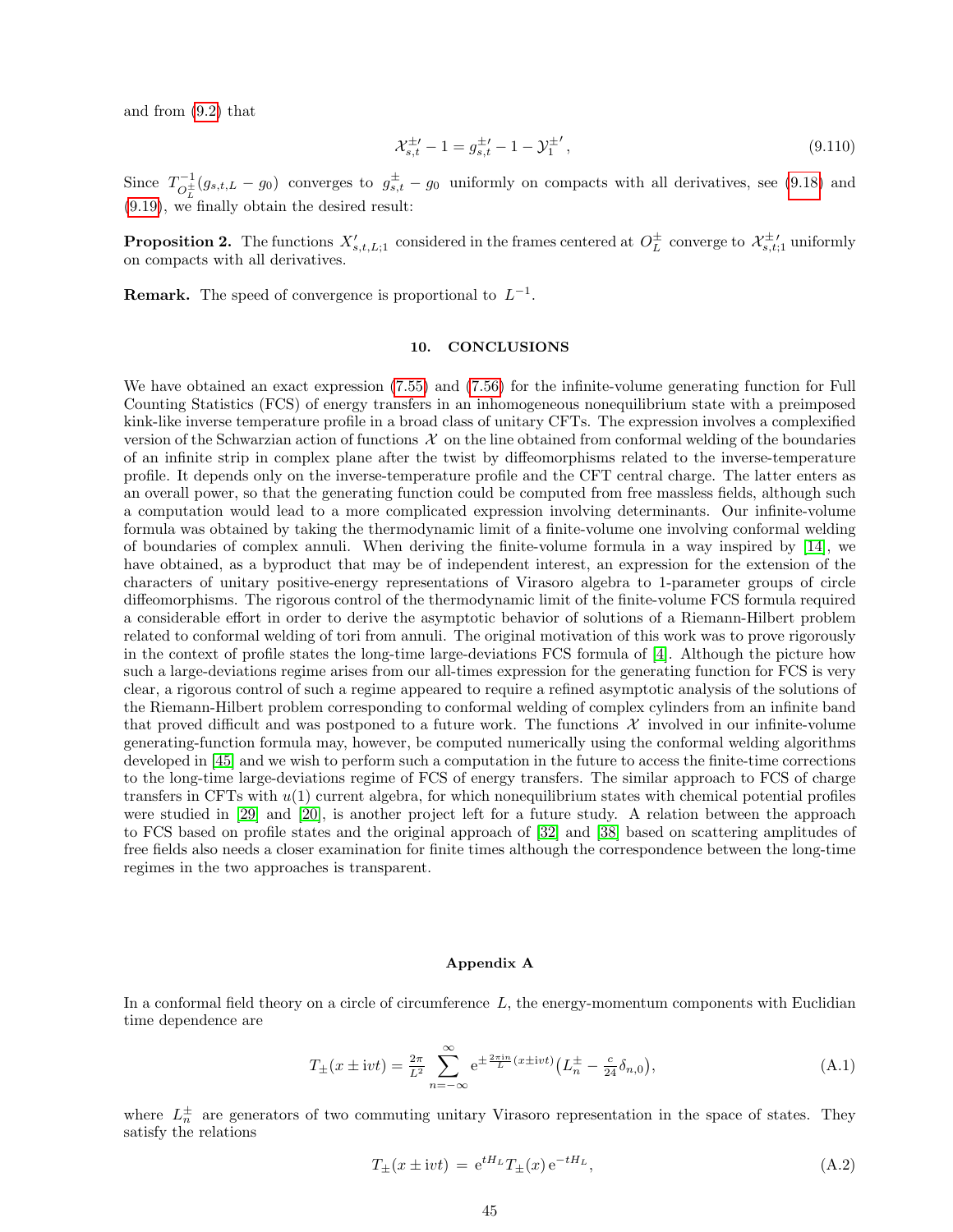and from (9.2) that

$$\mathcal{X}_{s,t}^{\pm\prime} - 1 = g_{s,t}^{\pm\prime} - 1 - \mathcal{Y}_1^{\pm\prime}\,, \tag{9.110}$$

Since $T_{O_L^\pm}^{-1}(g_{s,t,L} - g_0)$ converges to $g_{s,t}^\pm - g_0$ uniformly on compacts with all derivatives, see (9.18) and (9.19), we finally obtain the desired result:

**Proposition 2.** The functions $X'_{s,t,L;1}$ considered in the frames centered at $O_L^\pm$ converge to $\mathcal{X}_{s,t;1}^{\pm\prime}$ uniformly on compacts with all derivatives.

**Remark.** The speed of convergence is proportional to $L^{-1}$.

## 10. CONCLUSIONS

We have obtained an exact expression (7.55) and (7.56) for the infinite-volume generating function for Full Counting Statistics (FCS) of energy transfers in an inhomogeneous nonequilibrium state with a preimposed kink-like inverse temperature profile in a broad class of unitary CFTs. The expression involves a complexified version of the Schwarzian action of functions $\mathcal{X}$ on the line obtained from conformal welding of the boundaries of an infinite strip in complex plane after the twist by diffeomorphisms related to the inverse-temperature profile. It depends only on the inverse-temperature profile and the CFT central charge. The latter enters as an overall power, so that the generating function could be computed from free massless fields, although such a computation would lead to a more complicated expression involving determinants. Our infinite-volume formula was obtained by taking the thermodynamic limit of a finite-volume one involving conformal welding of boundaries of complex annuli. When deriving the finite-volume formula in a way inspired by [14], we have obtained, as a byproduct that may be of independent interest, an expression for the extension of the characters of unitary positive-energy representations of Virasoro algebra to 1-parameter groups of circle diffeomorphisms. The rigorous control of the thermodynamic limit of the finite-volume FCS formula required a considerable effort in order to derive the asymptotic behavior of solutions of a Riemann-Hilbert problem related to conformal welding of tori from annuli. The original motivation of this work was to prove rigorously in the context of profile states the long-time large-deviations FCS formula of [4]. Although the picture how such a large-deviations regime arises from our all-times expression for the generating function for FCS is very clear, a rigorous control of such a regime appeared to require a refined asymptotic analysis of the solutions of the Riemann-Hilbert problem corresponding to conformal welding of complex cylinders from an infinite band that proved difficult and was postponed to a future work. The functions $\mathcal{X}$ involved in our infinite-volume generating-function formula may, however, be computed numerically using the conformal welding algorithms developed in [45] and we wish to perform such a computation in the future to access the finite-time corrections to the long-time large-deviations regime of FCS of energy transfers. The similar approach to FCS of charge transfers in CFTs with $u(1)$ current algebra, for which nonequilibrium states with chemical potential profiles were studied in [29] and [20], is another project left for a future study. A relation between the approach to FCS based on profile states and the original approach of [32] and [38] based on scattering amplitudes of free fields also needs a closer examination for finite times although the correspondence between the long-time regimes in the two approaches is transparent.

## Appendix A

In a conformal field theory on a circle of circumference $L$, the energy-momentum components with Euclidian time dependence are

$$T_\pm(x \pm \mathrm{i}vt) = \tfrac{2\pi}{L^2} \sum_{n=-\infty}^{\infty} \mathrm{e}^{\pm \frac{2\pi \mathrm{i} n}{L}(x \pm \mathrm{i}vt)} \big(L_n^\pm - \tfrac{c}{24}\delta_{n,0}\big), \tag{A.1}$$

where $L_n^\pm$ are generators of two commuting unitary Virasoro representation in the space of states. They satisfy the relations

$$T_\pm(x \pm \mathrm{i}vt) \,=\, \mathrm{e}^{tH_L} T_\pm(x)\, \mathrm{e}^{-tH_L}, \tag{A.2}$$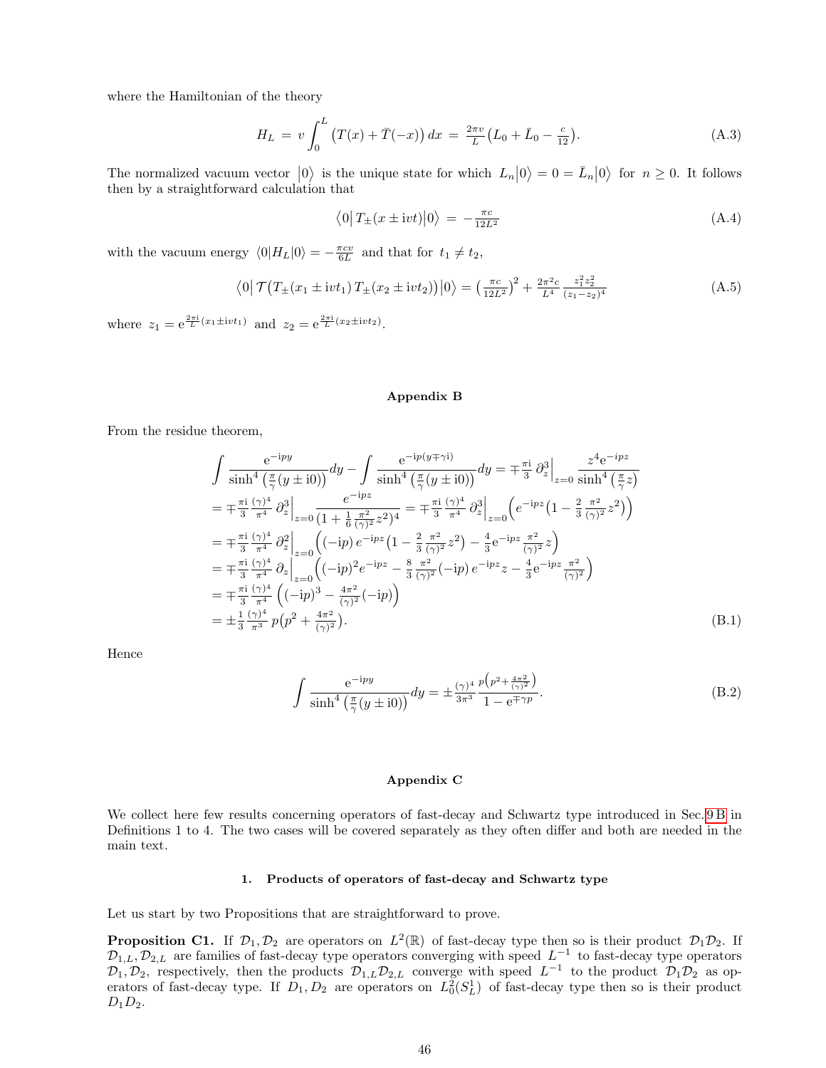where the Hamiltonian of the theory

$$H_L \,=\, v\int_0^L \big(T(x)+\bar T(-x)\big)\,dx \,=\, \tfrac{2\pi v}{L}\big(L_0+\bar L_0-\tfrac{c}{12}\big). \tag{A.3}$$

The normalized vacuum vector $\big|0\big\rangle$ is the unique state for which $L_n\big|0\big\rangle = 0 = \bar L_n\big|0\big\rangle$ for $n\geq 0$. It follows then by a straightforward calculation that

$$\big\langle 0\big|\,T_\pm(x\pm \mathrm{i}vt)\big|0\big\rangle \,=\, -\tfrac{\pi c}{12L^2} \tag{A.4}$$

with the vacuum energy $\langle 0|H_L|0\rangle = -\frac{\pi c v}{6L}$ and that for $t_1\neq t_2$,

$$\big\langle 0\big|\,\mathcal{T}\big(T_\pm(x_1\pm \mathrm{i}vt_1)\,T_\pm(x_2\pm \mathrm{i}vt_2)\big)\big|0\big\rangle = \big(\tfrac{\pi c}{12L^2}\big)^2+\tfrac{2\pi^2 c}{L^4}\,\tfrac{z_1^2 z_2^2}{(z_1-z_2)^4} \tag{A.5}$$

where $z_1=\mathrm{e}^{\frac{2\pi\mathrm{i}}{L}(x_1\pm \mathrm{i}vt_1)}$ and $z_2=\mathrm{e}^{\frac{2\pi\mathrm{i}}{L}(x_2\pm \mathrm{i}vt_2)}$.

## Appendix B

From the residue theorem,

$$\begin{aligned}
&\int \frac{\mathrm{e}^{-\mathrm{i}py}}{\sinh^4\big(\frac{\pi}{\gamma}(y\pm \mathrm{i}0)\big)}dy - \int \frac{\mathrm{e}^{-\mathrm{i}p(y\mp\gamma \mathrm{i})}}{\sinh^4\big(\frac{\pi}{\gamma}(y\pm \mathrm{i}0)\big)}dy = \mp\tfrac{\pi\mathrm{i}}{3}\,\partial_z^3\Big|_{z=0}\frac{z^4\mathrm{e}^{-\mathrm{i}pz}}{\sinh^4\big(\frac{\pi}{\gamma}z\big)}\\
&=\mp\tfrac{\pi\mathrm{i}}{3}\tfrac{(\gamma)^4}{\pi^4}\,\partial_z^3\Big|_{z=0}\frac{e^{-\mathrm{i}pz}}{(1+\frac{1}{6}\frac{\pi^2}{(\gamma)^2}z^2)^4} = \mp\tfrac{\pi\mathrm{i}}{3}\tfrac{(\gamma)^4}{\pi^4}\,\partial_z^3\Big|_{z=0}\Big(e^{-\mathrm{i}pz}\big(1-\tfrac{2}{3}\tfrac{\pi^2}{(\gamma)^2}z^2\big)\Big)\\
&=\mp\tfrac{\pi\mathrm{i}}{3}\tfrac{(\gamma)^4}{\pi^4}\,\partial_z^2\Big|_{z=0}\Big((-\mathrm{i}p)\,e^{-\mathrm{i}pz}\big(1-\tfrac{2}{3}\tfrac{\pi^2}{(\gamma)^2}z^2\big)-\tfrac{4}{3}\mathrm{e}^{-\mathrm{i}pz}\tfrac{\pi^2}{(\gamma)^2}z\Big)\\
&=\mp\tfrac{\pi\mathrm{i}}{3}\tfrac{(\gamma)^4}{\pi^4}\,\partial_z\Big|_{z=0}\Big((-\mathrm{i}p)^2e^{-\mathrm{i}pz}-\tfrac{8}{3}\tfrac{\pi^2}{(\gamma)^2}(-\mathrm{i}p)\,e^{-\mathrm{i}pz}z-\tfrac{4}{3}\mathrm{e}^{-\mathrm{i}pz}\tfrac{\pi^2}{(\gamma)^2}\Big)\\
&=\mp\tfrac{\pi\mathrm{i}}{3}\tfrac{(\gamma)^4}{\pi^4}\,\Big((-\mathrm{i}p)^3-\tfrac{4\pi^2}{(\gamma)^2}(-\mathrm{i}p)\Big)\\
&=\pm\tfrac{1}{3}\tfrac{(\gamma)^4}{\pi^3}\,p\big(p^2+\tfrac{4\pi^2}{(\gamma)^2}\big).
\end{aligned} \tag{B.1}$$

Hence

$$\int \frac{\mathrm{e}^{-\mathrm{i}py}}{\sinh^4\big(\frac{\pi}{\gamma}(y\pm \mathrm{i}0)\big)}dy = \pm\tfrac{(\gamma)^4}{3\pi^3}\,\frac{p\big(p^2+\frac{4\pi^2}{(\gamma)^2}\big)}{1-\mathrm{e}^{\mp\gamma p}}. \tag{B.2}$$

## Appendix C

We collect here few results concerning operators of fast-decay and Schwartz type introduced in Sec. 9 B in Definitions 1 to 4. The two cases will be covered separately as they often differ and both are needed in the main text.

### 1. Products of operators of fast-decay and Schwartz type

Let us start by two Propositions that are straightforward to prove.

**Proposition C1.** If $\mathcal{D}_1,\mathcal{D}_2$ are operators on $L^2(\mathbb{R})$ of fast-decay type then so is their product $\mathcal{D}_1\mathcal{D}_2$. If $\mathcal{D}_{1,L},\mathcal{D}_{2,L}$ are families of fast-decay type operators converging with speed $L^{-1}$ to fast-decay type operators $\mathcal{D}_1,\mathcal{D}_2$, respectively, then the products $\mathcal{D}_{1,L}\mathcal{D}_{2,L}$ converge with speed $L^{-1}$ to the product $\mathcal{D}_1\mathcal{D}_2$ as operators of fast-decay type. If $D_1,D_2$ are operators on $L^2_0(S^1_L)$ of fast-decay type then so is their product $D_1D_2$.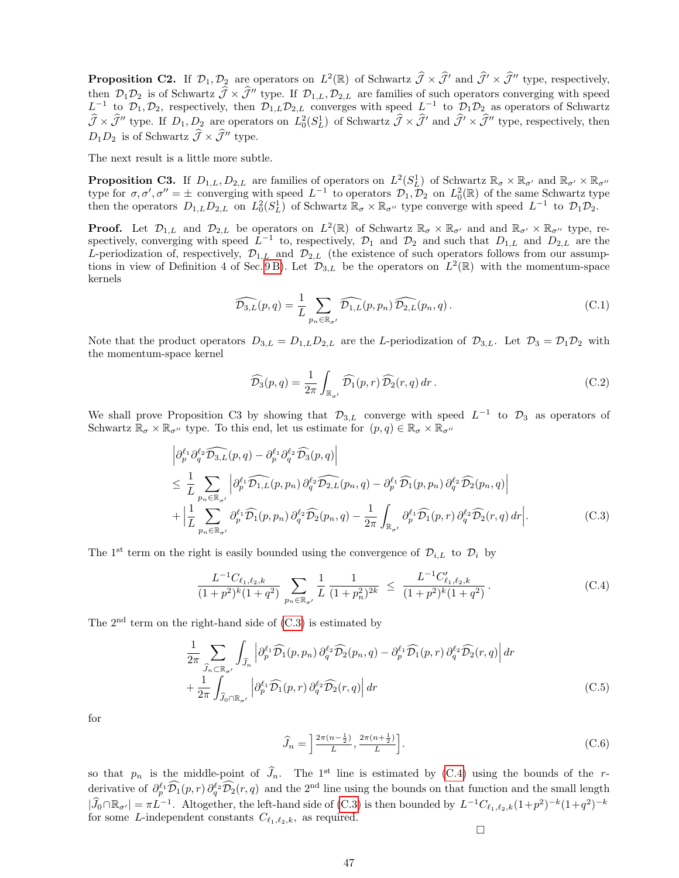**Proposition C2.** If $\mathcal{D}_1, \mathcal{D}_2$ are operators on $L^2(\mathbb{R})$ of Schwartz $\widehat{\mathcal{J}} \times \widehat{\mathcal{J}}'$ and $\widehat{\mathcal{J}}' \times \widehat{\mathcal{J}}''$ type, respectively, then $\mathcal{D}_1\mathcal{D}_2$ is of Schwartz $\widehat{\mathcal{J}} \times \widehat{\mathcal{J}}''$ type. If $\mathcal{D}_{1,L}, \mathcal{D}_{2,L}$ are families of such operators converging with speed $L^{-1}$ to $\mathcal{D}_1, \mathcal{D}_2$, respectively, then $\mathcal{D}_{1,L}\mathcal{D}_{2,L}$ converges with speed $L^{-1}$ to $\mathcal{D}_1\mathcal{D}_2$ as operators of Schwartz $\widehat{\mathcal{J}} \times \widehat{\mathcal{J}}''$ type. If $D_1, D_2$ are operators on $L^2_0(S^1_L)$ of Schwartz $\widehat{\mathcal{J}} \times \widehat{\mathcal{J}}'$ and $\widehat{\mathcal{J}}' \times \widehat{\mathcal{J}}''$ type, respectively, then $D_1 D_2$ is of Schwartz $\widehat{\mathcal{J}} \times \widehat{\mathcal{J}}''$ type.

The next result is a little more subtle.

**Proposition C3.** If $D_{1,L}, D_{2,L}$ are families of operators on $L^2(S^1_L)$ of Schwartz $\mathbb{R}_\sigma \times \mathbb{R}_{\sigma'}$ and $\mathbb{R}_{\sigma'} \times \mathbb{R}_{\sigma''}$ type for $\sigma, \sigma', \sigma'' = \pm$ converging with speed $L^{-1}$ to operators $\mathcal{D}_1, \mathcal{D}_2$ on $L^2_0(\mathbb{R})$ of the same Schwartz type then the operators $D_{1,L}D_{2,L}$ on $L^2_0(S^1_L)$ of Schwartz $\mathbb{R}_\sigma \times \mathbb{R}_{\sigma''}$ type converge with speed $L^{-1}$ to $\mathcal{D}_1\mathcal{D}_2$.

**Proof.** Let $\mathcal{D}_{1,L}$ and $\mathcal{D}_{2,L}$ be operators on $L^2(\mathbb{R})$ of Schwartz $\mathbb{R}_\sigma \times \mathbb{R}_{\sigma'}$ and and $\mathbb{R}_{\sigma'} \times \mathbb{R}_{\sigma''}$ type, respectively, converging with speed $L^{-1}$ to, respectively, $\mathcal{D}_1$ and $\mathcal{D}_2$ and such that $D_{1,L}$ and $D_{2,L}$ are the $L$-periodization of, respectively, $\mathcal{D}_{1,L}$ and $\mathcal{D}_{2,L}$ (the existence of such operators follows from our assumptions in view of Definition 4 of Sec. 9 B). Let $\mathcal{D}_{3,L}$ be the operators on $L^2(\mathbb{R})$ with the momentum-space kernels

$$\widehat{\mathcal{D}_{3,L}}(p,q) = \frac{1}{L}\sum_{p_n \in \mathbb{R}_{\sigma'}} \widehat{\mathcal{D}_{1,L}}(p,p_n)\,\widehat{\mathcal{D}_{2,L}}(p_n,q)\,. \tag{C.1}$$

Note that the product operators $D_{3,L} = D_{1,L}D_{2,L}$ are the $L$-periodization of $\mathcal{D}_{3,L}$. Let $\mathcal{D}_3 = \mathcal{D}_1\mathcal{D}_2$ with the momentum-space kernel

$$\widehat{\mathcal{D}_3}(p,q) = \frac{1}{2\pi}\int_{\mathbb{R}_{\sigma'}} \widehat{\mathcal{D}_1}(p,r)\,\widehat{\mathcal{D}_2}(r,q)\,dr\,. \tag{C.2}$$

We shall prove Proposition C3 by showing that $\mathcal{D}_{3,L}$ converge with speed $L^{-1}$ to $\mathcal{D}_3$ as operators of Schwartz $\mathbb{R}_\sigma \times \mathbb{R}_{\sigma''}$ type. To this end, let us estimate for $(p,q) \in \mathbb{R}_\sigma \times \mathbb{R}_{\sigma''}$

$$\begin{aligned}
&\Big|\partial_p^{\ell_1}\partial_q^{\ell_2}\widehat{\mathcal{D}_{3,L}}(p,q) - \partial_p^{\ell_1}\partial_q^{\ell_2}\widehat{\mathcal{D}_3}(p,q)\Big| \\
&\leq \frac{1}{L}\sum_{p_n \in \mathbb{R}_{\sigma'}} \Big|\partial_p^{\ell_1}\widehat{\mathcal{D}_{1,L}}(p,p_n)\,\partial_q^{\ell_2}\widehat{\mathcal{D}_{2,L}}(p_n,q) - \partial_p^{\ell_1}\widehat{\mathcal{D}_1}(p,p_n)\,\partial_q^{\ell_2}\widehat{\mathcal{D}_2}(p_n,q)\Big| \\
&+\Big|\frac{1}{L}\sum_{p_n \in \mathbb{R}_{\sigma'}} \partial_p^{\ell_1}\widehat{\mathcal{D}_1}(p,p_n)\,\partial_q^{\ell_2}\widehat{\mathcal{D}_2}(p_n,q) - \frac{1}{2\pi}\int_{\mathbb{R}_{\sigma'}} \partial_p^{\ell_1}\widehat{\mathcal{D}_1}(p,r)\,\partial_q^{\ell_2}\widehat{\mathcal{D}_2}(r,q)\,dr\Big|.
\end{aligned} \tag{C.3}$$

The 1[st] term on the right is easily bounded using the convergence of $\mathcal{D}_{i,L}$ to $\mathcal{D}_i$ by

$$\frac{L^{-1}C_{\ell_1,\ell_2,k}}{(1+p^2)^k(1+q^2)}\sum_{p_n \in \mathbb{R}_{\sigma'}} \frac{1}{L}\,\frac{1}{(1+p_n^2)^{2k}} \;\leq\; \frac{L^{-1}C'_{\ell_1,\ell_2,k}}{(1+p^2)^k(1+q^2)}\,. \tag{C.4}$$

The 2[nd] term on the right-hand side of (C.3) is estimated by

$$\begin{aligned}
&\frac{1}{2\pi}\sum_{\widehat{J}_n \subset \mathbb{R}_{\sigma'}} \int_{\widehat{J}_n} \Big|\partial_p^{\ell_1}\widehat{\mathcal{D}_1}(p,p_n)\,\partial_q^{\ell_2}\widehat{\mathcal{D}_2}(p_n,q) - \partial_p^{\ell_1}\widehat{\mathcal{D}_1}(p,r)\,\partial_q^{\ell_2}\widehat{\mathcal{D}_2}(r,q)\Big|\,dr \\
&+\frac{1}{2\pi}\int_{\widehat{J}_0 \cap \mathbb{R}_{\sigma'}} \Big|\partial_p^{\ell_1}\widehat{\mathcal{D}_1}(p,r)\,\partial_q^{\ell_2}\widehat{\mathcal{D}_2}(r,q)\Big|\,dr
\end{aligned} \tag{C.5}$$

for

$$\widehat{J}_n = \Big]\tfrac{2\pi(n-\frac{1}{2})}{L}, \tfrac{2\pi(n+\frac{1}{2})}{L}\Big]. \tag{C.6}$$

so that $p_n$ is the middle-point of $\widehat{J}_n$. The 1[st] line is estimated by (C.4) using the bounds of the $r$-derivative of $\partial_p^{\ell_1}\widehat{\mathcal{D}_1}(p,r)\,\partial_q^{\ell_2}\widehat{\mathcal{D}_2}(r,q)$ and the 2[nd] line using the bounds on that function and the small length $|\widehat{J}_0 \cap \mathbb{R}_{\sigma'}| = \pi L^{-1}$. Altogether, the left-hand side of (C.3) is then bounded by $L^{-1}C_{\ell_1,\ell_2,k}(1+p^2)^{-k}(1+q^2)^{-k}$ for some $L$-independent constants $C_{\ell_1,\ell_2,k}$, as required.

□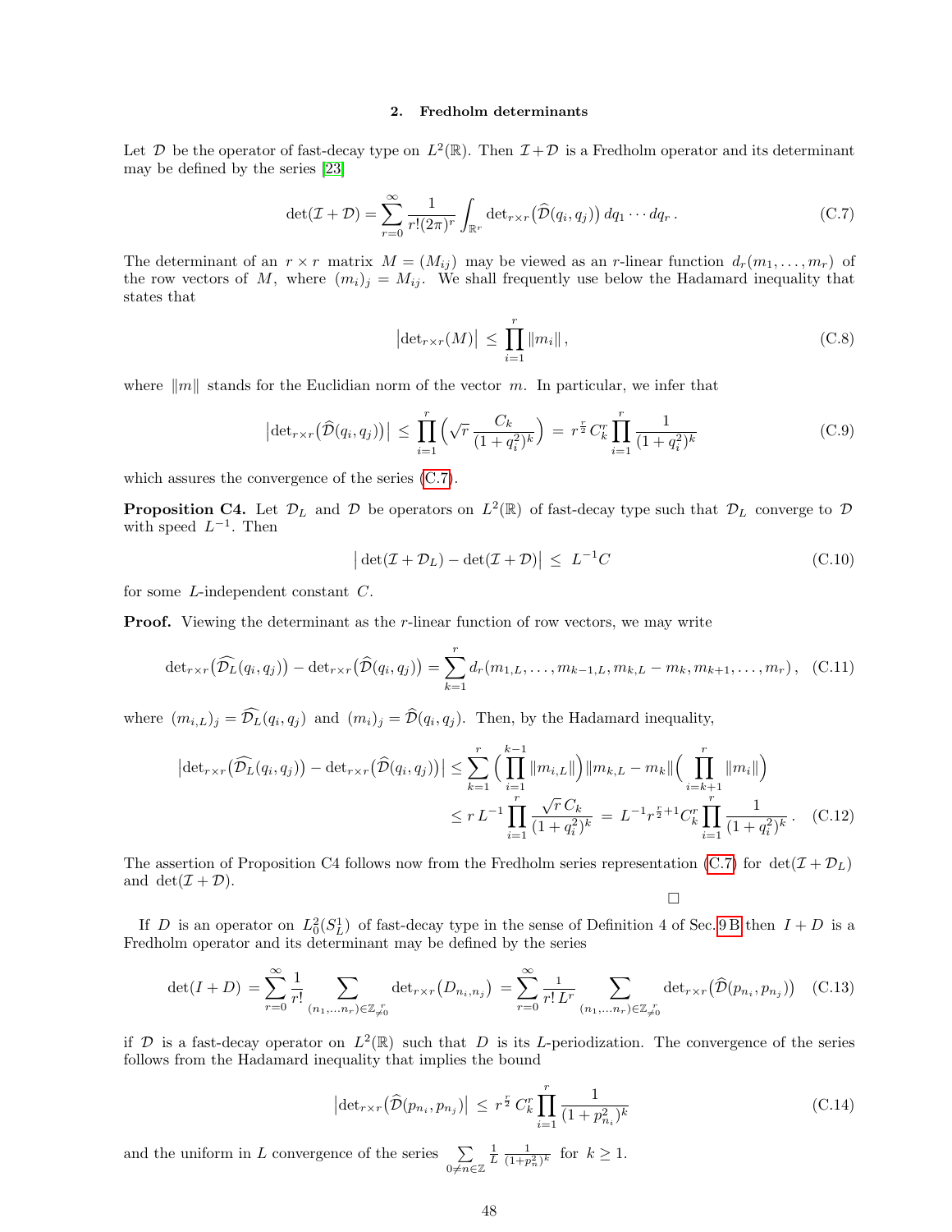### 2. Fredholm determinants

Let $\mathcal{D}$ be the operator of fast-decay type on $L^2(\mathbb{R})$. Then $\mathcal{I}+\mathcal{D}$ is a Fredholm operator and its determinant may be defined by the series [23]

$$\det(\mathcal{I}+\mathcal{D}) = \sum_{r=0}^{\infty} \frac{1}{r!(2\pi)^r} \int_{\mathbb{R}^r} \det_{r\times r}\big(\widehat{\mathcal{D}}(q_i,q_j)\big)\, dq_1\cdots dq_r\,. \tag{C.7}$$

The determinant of an $r\times r$ matrix $M=(M_{ij})$ may be viewed as an $r$-linear function $d_r(m_1,\dots,m_r)$ of the row vectors of $M$, where $(m_i)_j = M_{ij}$. We shall frequently use below the Hadamard inequality that states that

$$\big|\det_{r\times r}(M)\big| \,\leq\, \prod_{i=1}^{r} \|m_i\|\,, \tag{C.8}$$

where $\|m\|$ stands for the Euclidian norm of the vector $m$. In particular, we infer that

$$\big|\det_{r\times r}\big(\widehat{\mathcal{D}}(q_i,q_j)\big)\big| \,\leq\, \prod_{i=1}^{r}\Big(\sqrt{r}\,\frac{C_k}{(1+q_i^2)^k}\Big) \,=\, r^{\frac{r}{2}}\, C_k^r \prod_{i=1}^{r} \frac{1}{(1+q_i^2)^k} \tag{C.9}$$

which assures the convergence of the series (C.7).

**Proposition C4.** Let $\mathcal{D}_L$ and $\mathcal{D}$ be operators on $L^2(\mathbb{R})$ of fast-decay type such that $\mathcal{D}_L$ converge to $\mathcal{D}$ with speed $L^{-1}$. Then

$$\big|\det(\mathcal{I}+\mathcal{D}_L) - \det(\mathcal{I}+\mathcal{D})\big| \,\leq\, L^{-1}C \tag{C.10}$$

for some $L$-independent constant $C$.

**Proof.** Viewing the determinant as the $r$-linear function of row vectors, we may write

$$\det_{r\times r}\big(\widehat{\mathcal{D}_L}(q_i,q_j)\big) - \det_{r\times r}\big(\widehat{\mathcal{D}}(q_i,q_j)\big) = \sum_{k=1}^{r} d_r(m_{1,L},\dots,m_{k-1,L},m_{k,L}-m_k,m_{k+1},\dots,m_r)\,, \tag{C.11}$$

where $(m_{i,L})_j = \widehat{\mathcal{D}_L}(q_i,q_j)$ and $(m_i)_j = \widehat{\mathcal{D}}(q_i,q_j)$. Then, by the Hadamard inequality,

$$\begin{aligned}\big|\det_{r\times r}\big(\widehat{\mathcal{D}_L}(q_i,q_j)\big) - \det_{r\times r}\big(\widehat{\mathcal{D}}(q_i,q_j)\big)\big| &\leq \sum_{k=1}^{r}\Big(\prod_{i=1}^{k-1}\|m_{i,L}\|\Big)\|m_{k,L}-m_k\|\Big(\prod_{i=k+1}^{r}\|m_i\|\Big)\\ &\leq r\,L^{-1}\prod_{i=1}^{r}\frac{\sqrt{r}\,C_k}{(1+q_i^2)^k} \,=\, L^{-1}r^{\frac{r}{2}+1}C_k^r\prod_{i=1}^{r}\frac{1}{(1+q_i^2)^k}\,.\end{aligned} \tag{C.12}$$

The assertion of Proposition C4 follows now from the Fredholm series representation (C.7) for $\det(\mathcal{I}+\mathcal{D}_L)$ and $\det(\mathcal{I}+\mathcal{D})$.

□

If $D$ is an operator on $L^2_0(S^1_L)$ of fast-decay type in the sense of Definition 4 of Sec. 9 B then $I+D$ is a Fredholm operator and its determinant may be defined by the series

$$\det(I+D) = \sum_{r=0}^{\infty}\frac{1}{r!}\sum_{(n_1,\dots n_r)\in\mathbb{Z}^r_{\neq 0}} \det_{r\times r}\big(D_{n_i,n_j}\big) = \sum_{r=0}^{\infty}\frac{1}{r!\,L^r}\sum_{(n_1,\dots n_r)\in\mathbb{Z}^r_{\neq 0}}\det_{r\times r}\big(\widehat{\mathcal{D}}(p_{n_i},p_{n_j})\big) \tag{C.13}$$

if $\mathcal{D}$ is a fast-decay operator on $L^2(\mathbb{R})$ such that $D$ is its $L$-periodization. The convergence of the series follows from the Hadamard inequality that implies the bound

$$\big|\det_{r\times r}\big(\widehat{\mathcal{D}}(p_{n_i},p_{n_j})\big| \,\leq\, r^{\frac{r}{2}}\, C_k^r\prod_{i=1}^{r}\frac{1}{(1+p_{n_i}^2)^k} \tag{C.14}$$

and the uniform in $L$ convergence of the series $\sum\limits_{0\neq n\in\mathbb{Z}} \frac{1}{L}\,\frac{1}{(1+p_n^2)^k}$ for $k\geq 1$.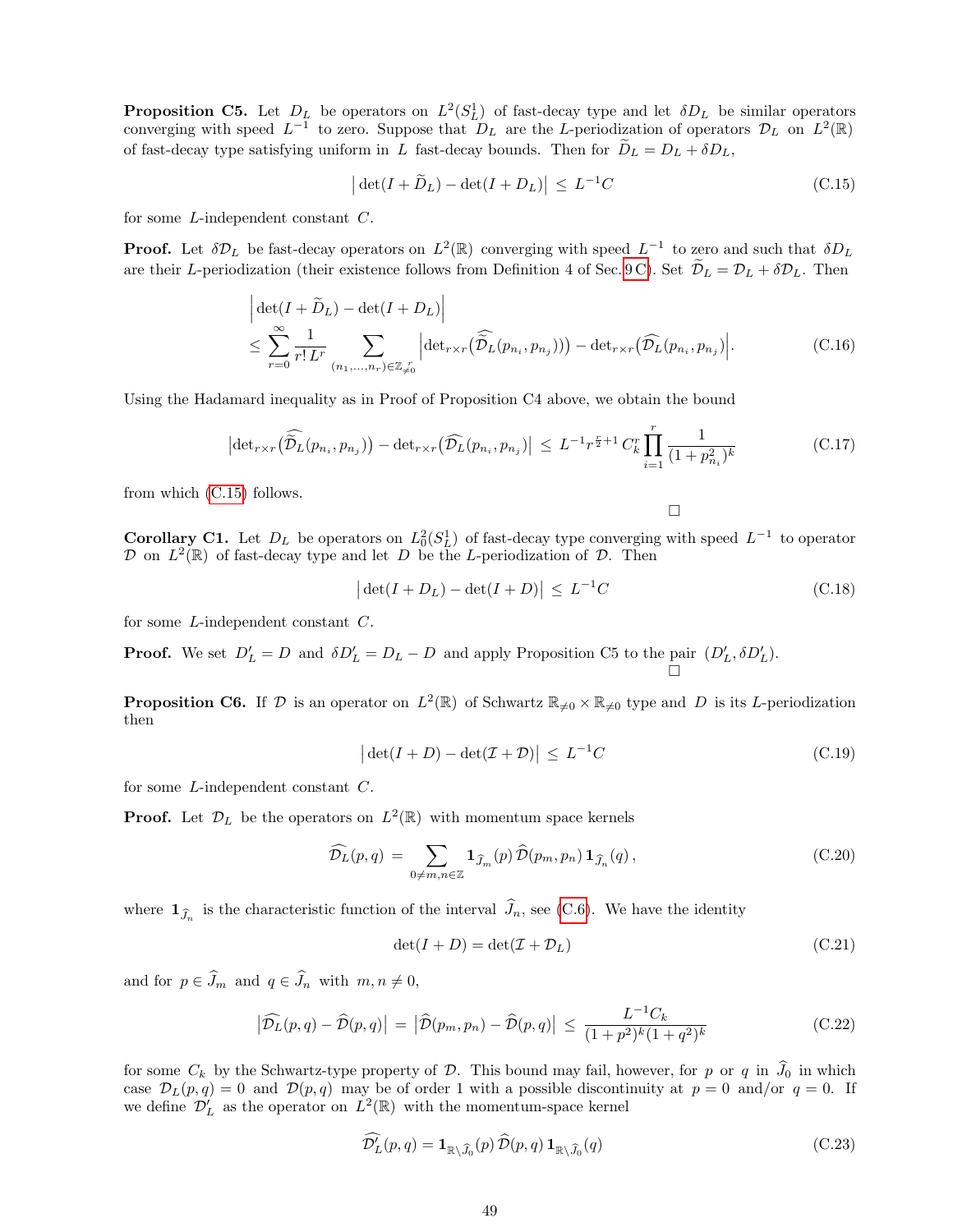**Proposition C5.** Let $D_L$ be operators on $L^2(S^1_L)$ of fast-decay type and let $\delta D_L$ be similar operators converging with speed $L^{-1}$ to zero. Suppose that $D_L$ are the $L$-periodization of operators $\mathcal{D}_L$ on $L^2(\mathbb{R})$ of fast-decay type satisfying uniform in $L$ fast-decay bounds. Then for $\widetilde{D}_L = D_L + \delta D_L$,

$$\big|\det(I + \widetilde{D}_L) - \det(I + D_L)\big| \,\leq\, L^{-1}C \tag{C.15}$$

for some $L$-independent constant $C$.

**Proof.** Let $\delta\mathcal{D}_L$ be fast-decay operators on $L^2(\mathbb{R})$ converging with speed $L^{-1}$ to zero and such that $\delta D_L$ are their $L$-periodization (their existence follows from Definition 4 of Sec. 9 C). Set $\widetilde{\mathcal{D}}_L = \mathcal{D}_L + \delta\mathcal{D}_L$. Then

$$\begin{aligned}&\Big|\det(I + \widetilde{D}_L) - \det(I + D_L)\Big| \\ &\leq \sum_{r=0}^{\infty}\frac{1}{r!\,L^r}\sum_{(n_1,\dots,n_r)\in\mathbb{Z}^r_{\neq 0}}\Big|\det{}_{r\times r}\big(\widehat{\widetilde{\mathcal{D}}_L}(p_{n_i},p_{n_j})\big)\big) - \det{}_{r\times r}\big(\widehat{\mathcal{D}_L}(p_{n_i},p_{n_j}\big)\Big|.\end{aligned} \tag{C.16}$$

Using the Hadamard inequality as in Proof of Proposition C4 above, we obtain the bound

$$\big|\det{}_{r\times r}\big(\widehat{\widetilde{\mathcal{D}}_L}(p_{n_i},p_{n_j})\big) - \det{}_{r\times r}\big(\widehat{\mathcal{D}_L}(p_{n_i},p_{n_j}\big)\big| \,\leq\, L^{-1}r^{\frac{r}{2}+1}\,C_k^r\prod_{i=1}^{r}\frac{1}{(1+p_{n_i}^2)^k} \tag{C.17}$$

from which (C.15) follows.

$\square$

**Corollary C1.** Let $D_L$ be operators on $L^2_0(S^1_L)$ of fast-decay type converging with speed $L^{-1}$ to operator $\mathcal{D}$ on $L^2(\mathbb{R})$ of fast-decay type and let $D$ be the $L$-periodization of $\mathcal{D}$. Then

$$\big|\det(I + D_L) - \det(I + D)\big| \,\leq\, L^{-1}C \tag{C.18}$$

for some $L$-independent constant $C$.

**Proof.** We set $D'_L = D$ and $\delta D'_L = D_L - D$ and apply Proposition C5 to the pair $(D'_L, \delta D'_L)$.

$\square$

**Proposition C6.** If $\mathcal{D}$ is an operator on $L^2(\mathbb{R})$ of Schwartz $\mathbb{R}_{\neq 0}\times\mathbb{R}_{\neq 0}$ type and $D$ is its $L$-periodization then

$$\big|\det(I + D) - \det(\mathcal{I} + \mathcal{D})\big| \,\leq\, L^{-1}C \tag{C.19}$$

for some $L$-independent constant $C$.

**Proof.** Let $\mathcal{D}_L$ be the operators on $L^2(\mathbb{R})$ with momentum space kernels

$$\widehat{\mathcal{D}_L}(p,q) \,=\, \sum_{0\neq m,n\in\mathbb{Z}}\mathbf{1}_{\widehat{J}_m}(p)\,\widehat{\mathcal{D}}(p_m,p_n)\,\mathbf{1}_{\widehat{J}_n}(q)\,, \tag{C.20}$$

where $\mathbf{1}_{\widehat{J}_n}$ is the characteristic function of the interval $\widehat{J}_n$, see (C.6). We have the identity

$$\det(I + D) = \det(\mathcal{I} + \mathcal{D}_L) \tag{C.21}$$

and for $p\in\widehat{J}_m$ and $q\in\widehat{J}_n$ with $m,n\neq 0$,

$$\big|\widehat{\mathcal{D}_L}(p,q) - \widehat{\mathcal{D}}(p,q)\big| \,=\, \big|\widehat{\mathcal{D}}(p_m,p_n) - \widehat{\mathcal{D}}(p,q)\big| \,\leq\, \frac{L^{-1}C_k}{(1+p^2)^k(1+q^2)^k} \tag{C.22}$$

for some $C_k$ by the Schwartz-type property of $\mathcal{D}$. This bound may fail, however, for $p$ or $q$ in $\widehat{J}_0$ in which case $\mathcal{D}_L(p,q) = 0$ and $\mathcal{D}(p,q)$ may be of order 1 with a possible discontinuity at $p = 0$ and/or $q = 0$. If we define $\mathcal{D}'_L$ as the operator on $L^2(\mathbb{R})$ with the momentum-space kernel

$$\widehat{\mathcal{D}'_L}(p,q) = \mathbf{1}_{\mathbb{R}\setminus\widehat{J}_0}(p)\,\widehat{\mathcal{D}}(p,q)\,\mathbf{1}_{\mathbb{R}\setminus\widehat{J}_0}(q) \tag{C.23}$$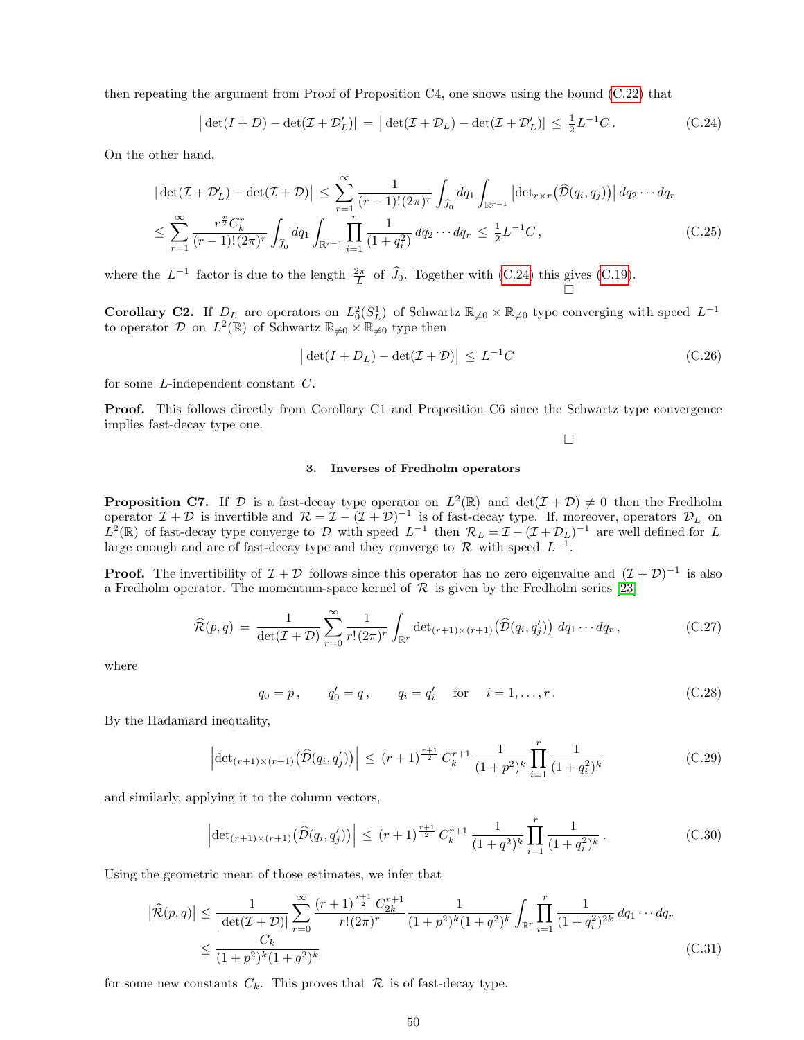then repeating the argument from Proof of Proposition C4, one shows using the bound (C.22) that

$$\big|\det(I+D)-\det(\mathcal{I}+\mathcal{D}'_L)\big| \,=\, \big|\det(\mathcal{I}+\mathcal{D}_L)-\det(\mathcal{I}+\mathcal{D}'_L)\big| \,\le\, \tfrac{1}{2}L^{-1}C\,. \tag{C.24}$$

On the other hand,

$$\begin{aligned}\big|\det(\mathcal{I}+\mathcal{D}'_L)-\det(\mathcal{I}+\mathcal{D})\big| &\le \sum_{r=1}^{\infty}\frac{1}{(r-1)!(2\pi)^r}\int_{\widehat{J}_0}dq_1\int_{\mathbb{R}^{r-1}}\big|\mathrm{det}_{r\times r}\big(\widehat{\mathcal{D}}(q_i,q_j)\big)\big|\,dq_2\cdots dq_r\\ &\le \sum_{r=1}^{\infty}\frac{r^{\frac{r}{2}}C_k^r}{(r-1)!(2\pi)^r}\int_{\widehat{J}_0}dq_1\int_{\mathbb{R}^{r-1}}\prod_{i=1}^{r}\frac{1}{(1+q_i^2)}\,dq_2\cdots dq_r\,\le\,\tfrac{1}{2}L^{-1}C\,,\end{aligned} \tag{C.25}$$

where the $L^{-1}$ factor is due to the length $\frac{2\pi}{L}$ of $\widehat{J}_0$. Together with (C.24) this gives (C.19). □

**Corollary C2.** If $D_L$ are operators on $L^2_0(S^1_L)$ of Schwartz $\mathbb{R}_{\neq 0}\times\mathbb{R}_{\neq 0}$ type converging with speed $L^{-1}$ to operator $\mathcal{D}$ on $L^2(\mathbb{R})$ of Schwartz $\mathbb{R}_{\neq 0}\times\mathbb{R}_{\neq 0}$ type then

$$\big|\det(I+D_L)-\det(\mathcal{I}+\mathcal{D})\big| \,\le\, L^{-1}C \tag{C.26}$$

for some $L$-independent constant $C$.

**Proof.** This follows directly from Corollary C1 and Proposition C6 since the Schwartz type convergence implies fast-decay type one.

□

### 3. Inverses of Fredholm operators

**Proposition C7.** If $\mathcal{D}$ is a fast-decay type operator on $L^2(\mathbb{R})$ and $\det(\mathcal{I}+\mathcal{D})\neq 0$ then the Fredholm operator $\mathcal{I}+\mathcal{D}$ is invertible and $\mathcal{R}=\mathcal{I}-(\mathcal{I}+\mathcal{D})^{-1}$ is of fast-decay type. If, moreover, operators $\mathcal{D}_L$ on $L^2(\mathbb{R})$ of fast-decay type converge to $\mathcal{D}$ with speed $L^{-1}$ then $\mathcal{R}_L=\mathcal{I}-(\mathcal{I}+\mathcal{D}_L)^{-1}$ are well defined for $L$ large enough and are of fast-decay type and they converge to $\mathcal{R}$ with speed $L^{-1}$.

**Proof.** The invertibility of $\mathcal{I}+\mathcal{D}$ follows since this operator has no zero eigenvalue and $(\mathcal{I}+\mathcal{D})^{-1}$ is also a Fredholm operator. The momentum-space kernel of $\mathcal{R}$ is given by the Fredholm series [23]

$$\widehat{\mathcal{R}}(p,q) \,=\, \frac{1}{\det(\mathcal{I}+\mathcal{D})}\sum_{r=0}^{\infty}\frac{1}{r!(2\pi)^r}\int_{\mathbb{R}^r}\mathrm{det}_{(r+1)\times(r+1)}\big(\widehat{\mathcal{D}}(q_i,q'_j)\big)\,dq_1\cdots dq_r\,, \tag{C.27}$$

where

$$q_0=p\,,\qquad q'_0=q\,,\qquad q_i=q'_i\quad\text{for}\quad i=1,\dots,r\,. \tag{C.28}$$

By the Hadamard inequality,

$$\Big|\mathrm{det}_{(r+1)\times(r+1)}\big(\widehat{\mathcal{D}}(q_i,q'_j)\big)\Big| \,\le\, (r+1)^{\frac{r+1}{2}}\,C_k^{r+1}\,\frac{1}{(1+p^2)^k}\prod_{i=1}^{r}\frac{1}{(1+q_i^2)^k} \tag{C.29}$$

and similarly, applying it to the column vectors,

$$\Big|\mathrm{det}_{(r+1)\times(r+1)}\big(\widehat{\mathcal{D}}(q_i,q'_j)\big)\Big| \,\le\, (r+1)^{\frac{r+1}{2}}\,C_k^{r+1}\,\frac{1}{(1+q^2)^k}\prod_{i=1}^{r}\frac{1}{(1+q_i^2)^k}\,. \tag{C.30}$$

Using the geometric mean of those estimates, we infer that

$$\begin{aligned}\big|\widehat{\mathcal{R}}(p,q)\big| &\le \frac{1}{|\det(\mathcal{I}+\mathcal{D})|}\sum_{r=0}^{\infty}\frac{(r+1)^{\frac{r+1}{2}}C_{2k}^{r+1}}{r!(2\pi)^r}\,\frac{1}{(1+p^2)^k(1+q^2)^k}\int_{\mathbb{R}^r}\prod_{i=1}^{r}\frac{1}{(1+q_i^2)^{2k}}\,dq_1\cdots dq_r\\ &\le \frac{C_k}{(1+p^2)^k(1+q^2)^k}\end{aligned} \tag{C.31}$$

for some new constants $C_k$. This proves that $\mathcal{R}$ is of fast-decay type.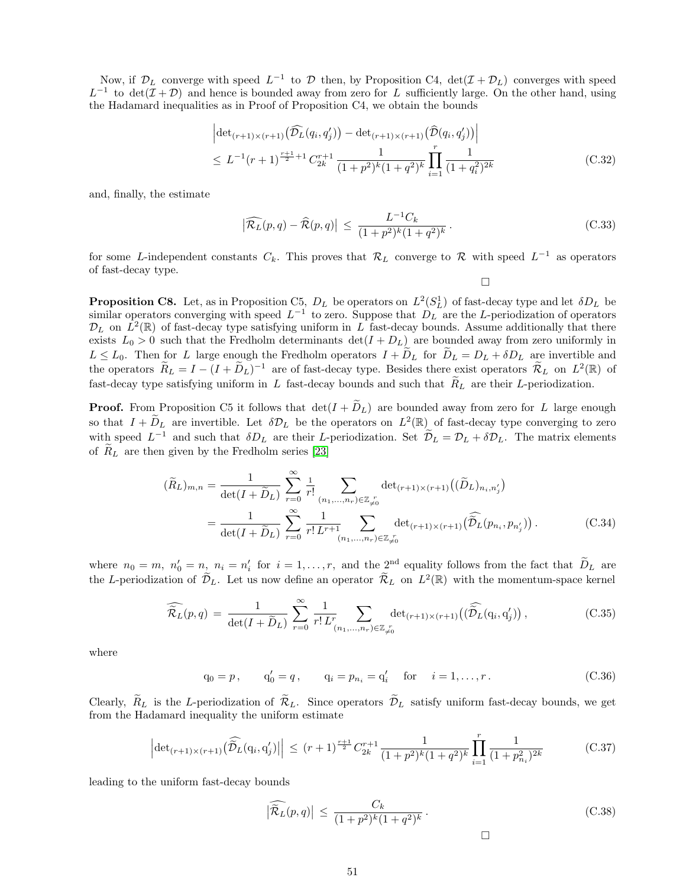Now, if $\mathcal{D}_L$ converge with speed $L^{-1}$ to $\mathcal{D}$ then, by Proposition C4, $\det(\mathcal{I}+\mathcal{D}_L)$ converges with speed $L^{-1}$ to $\det(\mathcal{I}+\mathcal{D})$ and hence is bounded away from zero for $L$ sufficiently large. On the other hand, using the Hadamard inequalities as in Proof of Proposition C4, we obtain the bounds

$$\begin{aligned}
&\Big|\mathrm{det}_{(r+1)\times(r+1)}\big(\widehat{\mathcal{D}_L}(q_i,q'_j)\big) - \mathrm{det}_{(r+1)\times(r+1)}\big(\widehat{\mathcal{D}}(q_i,q'_j)\big)\Big| \\
&\leq\, L^{-1}(r+1)^{\frac{r+1}{2}+1}\,C_{2k}^{r+1}\,\frac{1}{(1+p^2)^k(1+q^2)^k}\prod_{i=1}^{r}\frac{1}{(1+q_i^2)^{2k}}
\end{aligned} \tag{C.32}$$

and, finally, the estimate

$$\big|\widehat{\mathcal{R}_L}(p,q)-\widehat{\mathcal{R}}(p,q)\big|\,\leq\,\frac{L^{-1}C_k}{(1+p^2)^k(1+q^2)^k}\,. \tag{C.33}$$

for some $L$-independent constants $C_k$. This proves that $\mathcal{R}_L$ converge to $\mathcal{R}$ with speed $L^{-1}$ as operators of fast-decay type.

□

**Proposition C8.** Let, as in Proposition C5, $D_L$ be operators on $L^2(S^1_L)$ of fast-decay type and let $\delta D_L$ be similar operators converging with speed $L^{-1}$ to zero. Suppose that $D_L$ are the $L$-periodization of operators $\mathcal{D}_L$ on $L^2(\mathbb{R})$ of fast-decay type satisfying uniform in $L$ fast-decay bounds. Assume additionally that there exists $L_0>0$ such that the Fredholm determinants $\det(I+D_L)$ are bounded away from zero uniformly in $L\leq L_0$. Then for $L$ large enough the Fredholm operators $I+\widetilde{D}_L$ for $\widetilde{D}_L=D_L+\delta D_L$ are invertible and the operators $\widetilde{R}_L=I-(I+\widetilde{D}_L)^{-1}$ are of fast-decay type. Besides there exist operators $\widetilde{\mathcal{R}}_L$ on $L^2(\mathbb{R})$ of fast-decay type satisfying uniform in $L$ fast-decay bounds and such that $\widetilde{R}_L$ are their $L$-periodization.

**Proof.** From Proposition C5 it follows that $\det(I+\widetilde{D}_L)$ are bounded away from zero for $L$ large enough so that $I+\widetilde{D}_L$ are invertible. Let $\delta\mathcal{D}_L$ be the operators on $L^2(\mathbb{R})$ of fast-decay type converging to zero with speed $L^{-1}$ and such that $\delta D_L$ are their $L$-periodization. Set $\widetilde{\mathcal{D}}_L=\mathcal{D}_L+\delta\mathcal{D}_L$. The matrix elements of $\widetilde{R}_L$ are then given by the Fredholm series [23]

$$\begin{aligned}
(\widetilde{R}_L)_{m,n} &= \frac{1}{\det(I+\widetilde{D}_L)}\sum_{r=0}^{\infty}\tfrac{1}{r!}\sum_{(n_1,\dots,n_r)\in\mathbb{Z}^r_{\neq 0}}\mathrm{det}_{(r+1)\times(r+1)}\big((\widetilde{D}_L)_{n_i,n'_j}\big) \\
&= \frac{1}{\det(I+\widetilde{D}_L)}\sum_{r=0}^{\infty}\frac{1}{r!\,L^{r+1}}\sum_{(n_1,\dots,n_r)\in\mathbb{Z}^r_{\neq 0}}\mathrm{det}_{(r+1)\times(r+1)}\big(\widehat{\widetilde{\mathcal{D}}}_L(p_{n_i},p_{n'_j})\big)\,.
\end{aligned} \tag{C.34}$$

where $n_0=m,\ n'_0=n,\ n_i=n'_i$ for $i=1,\dots,r,$ and the 2[nd] equality follows from the fact that $\widetilde{D}_L$ are the $L$-periodization of $\widetilde{\mathcal{D}}_L$. Let us now define an operator $\widetilde{\mathcal{R}}_L$ on $L^2(\mathbb{R})$ with the momentum-space kernel

$$\widehat{\widetilde{\mathcal{R}}}_L(p,q)\,=\,\frac{1}{\det(I+\widetilde{D}_L)}\sum_{r=0}^{\infty}\frac{1}{r!\,L^r}\sum_{(n_1,\dots,n_r)\in\mathbb{Z}^r_{\neq 0}}\mathrm{det}_{(r+1)\times(r+1)}\big((\widehat{\widetilde{\mathcal{D}}}_L(\mathrm{q}_i,\mathrm{q}'_j)\big)\,, \tag{C.35}$$

where

$$\mathrm{q}_0=p\,,\qquad \mathrm{q}'_0=q\,,\qquad \mathrm{q}_i=p_{n_i}=\mathrm{q}'_i\quad\text{ for }\quad i=1,\dots,r\,. \tag{C.36}$$

Clearly, $\widetilde{R}_L$ is the $L$-periodization of $\widetilde{\mathcal{R}}_L$. Since operators $\widetilde{\mathcal{D}}_L$ satisfy uniform fast-decay bounds, we get from the Hadamard inequality the uniform estimate

$$\Big|\mathrm{det}_{(r+1)\times(r+1)}\big(\widehat{\widetilde{\mathcal{D}}}_L(\mathrm{q}_i,\mathrm{q}'_j)\big|\Big|\,\leq\,(r+1)^{\frac{r+1}{2}}\,C_{2k}^{r+1}\,\frac{1}{(1+p^2)^k(1+q^2)^k}\prod_{i=1}^{r}\frac{1}{(1+p_{n_i}^2)^{2k}} \tag{C.37}$$

leading to the uniform fast-decay bounds

$$\big|\widehat{\widetilde{\mathcal{R}}}_L(p,q)\big|\,\leq\,\frac{C_k}{(1+p^2)^k(1+q^2)^k}\,. \tag{C.38}$$

□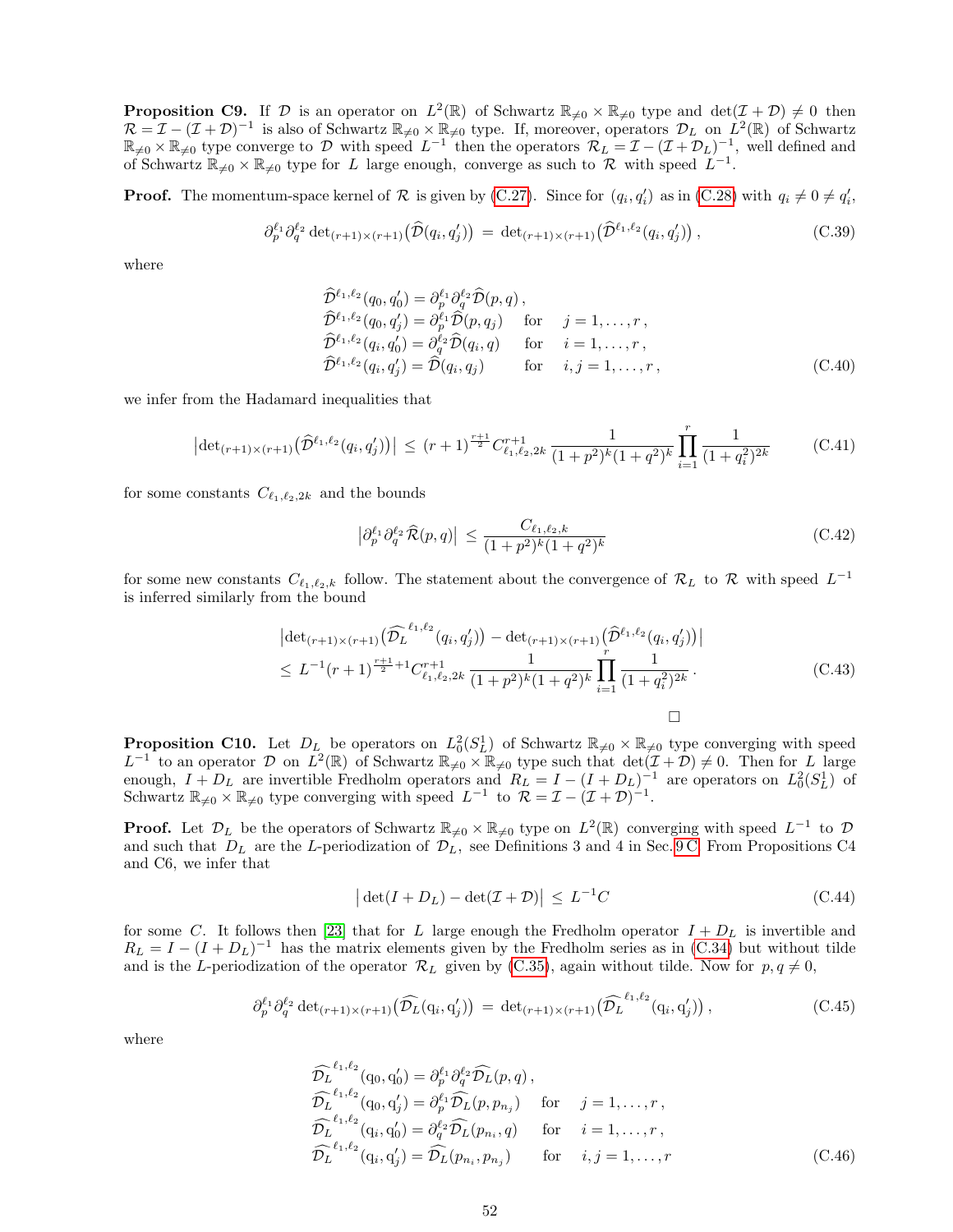**Proposition C9.** If $\mathcal{D}$ is an operator on $L^2(\mathbb{R})$ of Schwartz $\mathbb{R}_{\neq 0} \times \mathbb{R}_{\neq 0}$ type and $\det(\mathcal{I}+\mathcal{D}) \neq 0$ then $\mathcal{R} = \mathcal{I} - (\mathcal{I}+\mathcal{D})^{-1}$ is also of Schwartz $\mathbb{R}_{\neq 0} \times \mathbb{R}_{\neq 0}$ type. If, moreover, operators $\mathcal{D}_L$ on $L^2(\mathbb{R})$ of Schwartz $\mathbb{R}_{\neq 0} \times \mathbb{R}_{\neq 0}$ type converge to $\mathcal{D}$ with speed $L^{-1}$ then the operators $\mathcal{R}_L = \mathcal{I} - (\mathcal{I}+\mathcal{D}_L)^{-1}$, well defined and of Schwartz $\mathbb{R}_{\neq 0} \times \mathbb{R}_{\neq 0}$ type for $L$ large enough, converge as such to $\mathcal{R}$ with speed $L^{-1}$.

**Proof.** The momentum-space kernel of $\mathcal{R}$ is given by (C.27). Since for $(q_i, q_i')$ as in (C.28) with $q_i \neq 0 \neq q_i'$,

$$\partial_p^{\ell_1}\partial_q^{\ell_2} \det{}_{(r+1)\times(r+1)}\big(\widehat{\mathcal{D}}(q_i,q_j')\big) \,=\, \det{}_{(r+1)\times(r+1)}\big(\widehat{\mathcal{D}}^{\ell_1,\ell_2}(q_i,q_j')\big)\,, \tag{C.39}$$

where

$$\begin{aligned}
&\widehat{\mathcal{D}}^{\ell_1,\ell_2}(q_0,q_0') = \partial_p^{\ell_1}\partial_q^{\ell_2}\widehat{\mathcal{D}}(p,q)\,,\\
&\widehat{\mathcal{D}}^{\ell_1,\ell_2}(q_0,q_j') = \partial_p^{\ell_1}\widehat{\mathcal{D}}(p,q_j) \quad \text{for} \quad j=1,\dots,r\,,\\
&\widehat{\mathcal{D}}^{\ell_1,\ell_2}(q_i,q_0') = \partial_q^{\ell_2}\widehat{\mathcal{D}}(q_i,q) \quad \text{for} \quad i=1,\dots,r\,,\\
&\widehat{\mathcal{D}}^{\ell_1,\ell_2}(q_i,q_j') = \widehat{\mathcal{D}}(q_i,q_j) \qquad \text{for} \quad i,j=1,\dots,r\,,
\end{aligned} \tag{C.40}$$

we infer from the Hadamard inequalities that

$$\big|\det{}_{(r+1)\times(r+1)}\big(\widehat{\mathcal{D}}^{\ell_1,\ell_2}(q_i,q_j')\big)\big| \,\leq\, (r+1)^{\frac{r+1}{2}} C_{\ell_1,\ell_2,2k}^{r+1}\, \frac{1}{(1+p^2)^k(1+q^2)^k} \prod_{i=1}^r \frac{1}{(1+q_i^2)^{2k}} \tag{C.41}$$

for some constants $C_{\ell_1,\ell_2,2k}$ and the bounds

$$\big|\partial_p^{\ell_1}\partial_q^{\ell_2}\widehat{\mathcal{R}}(p,q)\big| \,\leq\, \frac{C_{\ell_1,\ell_2,k}}{(1+p^2)^k(1+q^2)^k} \tag{C.42}$$

for some new constants $C_{\ell_1,\ell_2,k}$ follow. The statement about the convergence of $\mathcal{R}_L$ to $\mathcal{R}$ with speed $L^{-1}$ is inferred similarly from the bound

$$\begin{aligned}
&\big|\det{}_{(r+1)\times(r+1)}\big(\widehat{\mathcal{D}_L}^{\ell_1,\ell_2}(q_i,q_j')\big) - \det{}_{(r+1)\times(r+1)}\big(\widehat{\mathcal{D}}^{\ell_1,\ell_2}(q_i,q_j')\big)\big|\\
&\leq\, L^{-1}(r+1)^{\frac{r+1}{2}+1} C_{\ell_1,\ell_2,2k}^{r+1}\, \frac{1}{(1+p^2)^k(1+q^2)^k} \prod_{i=1}^r \frac{1}{(1+q_i^2)^{2k}}\,.
\end{aligned} \tag{C.43}$$

□

**Proposition C10.** Let $D_L$ be operators on $L^2_0(S^1_L)$ of Schwartz $\mathbb{R}_{\neq 0} \times \mathbb{R}_{\neq 0}$ type converging with speed $L^{-1}$ to an operator $\mathcal{D}$ on $L^2(\mathbb{R})$ of Schwartz $\mathbb{R}_{\neq 0} \times \mathbb{R}_{\neq 0}$ type such that $\det(\mathcal{I}+\mathcal{D}) \neq 0$. Then for $L$ large enough, $I + D_L$ are invertible Fredholm operators and $R_L = I - (I+D_L)^{-1}$ are operators on $L^2_0(S^1_L)$ of Schwartz $\mathbb{R}_{\neq 0} \times \mathbb{R}_{\neq 0}$ type converging with speed $L^{-1}$ to $\mathcal{R} = \mathcal{I} - (\mathcal{I}+\mathcal{D})^{-1}$.

**Proof.** Let $\mathcal{D}_L$ be the operators of Schwartz $\mathbb{R}_{\neq 0} \times \mathbb{R}_{\neq 0}$ type on $L^2(\mathbb{R})$ converging with speed $L^{-1}$ to $\mathcal{D}$ and such that $D_L$ are the $L$-periodization of $\mathcal{D}_L$, see Definitions 3 and 4 in Sec. 9 C. From Propositions C4 and C6, we infer that

$$\big|\det(I+D_L) - \det(\mathcal{I}+\mathcal{D})\big| \,\leq\, L^{-1}C \tag{C.44}$$

for some $C$. It follows then [23] that for $L$ large enough the Fredholm operator $I + D_L$ is invertible and $R_L = I - (I+D_L)^{-1}$ has the matrix elements given by the Fredholm series as in (C.34) but without tilde and is the $L$-periodization of the operator $\mathcal{R}_L$ given by (C.35), again without tilde. Now for $p, q \neq 0$,

$$\partial_p^{\ell_1}\partial_q^{\ell_2} \det{}_{(r+1)\times(r+1)}\big(\widehat{\mathcal{D}_L}(\mathrm{q}_i,\mathrm{q}_j')\big) \,=\, \det{}_{(r+1)\times(r+1)}\big(\widehat{\mathcal{D}_L}^{\ell_1,\ell_2}(\mathrm{q}_i,\mathrm{q}_j')\big)\,, \tag{C.45}$$

where

$$\begin{aligned}
&\widehat{\mathcal{D}_L}^{\ell_1,\ell_2}(\mathrm{q}_0,\mathrm{q}_0') = \partial_p^{\ell_1}\partial_q^{\ell_2}\widehat{\mathcal{D}_L}(p,q)\,,\\
&\widehat{\mathcal{D}_L}^{\ell_1,\ell_2}(\mathrm{q}_0,\mathrm{q}_j') = \partial_p^{\ell_1}\widehat{\mathcal{D}_L}(p,p_{n_j}) \quad \text{for} \quad j=1,\dots,r\,,\\
&\widehat{\mathcal{D}_L}^{\ell_1,\ell_2}(\mathrm{q}_i,\mathrm{q}_0') = \partial_q^{\ell_2}\widehat{\mathcal{D}_L}(p_{n_i},q) \quad \text{for} \quad i=1,\dots,r\,,\\
&\widehat{\mathcal{D}_L}^{\ell_1,\ell_2}(\mathrm{q}_i,\mathrm{q}_j') = \widehat{\mathcal{D}_L}(p_{n_i},p_{n_j}) \qquad \text{for} \quad i,j=1,\dots,r
\end{aligned} \tag{C.46}$$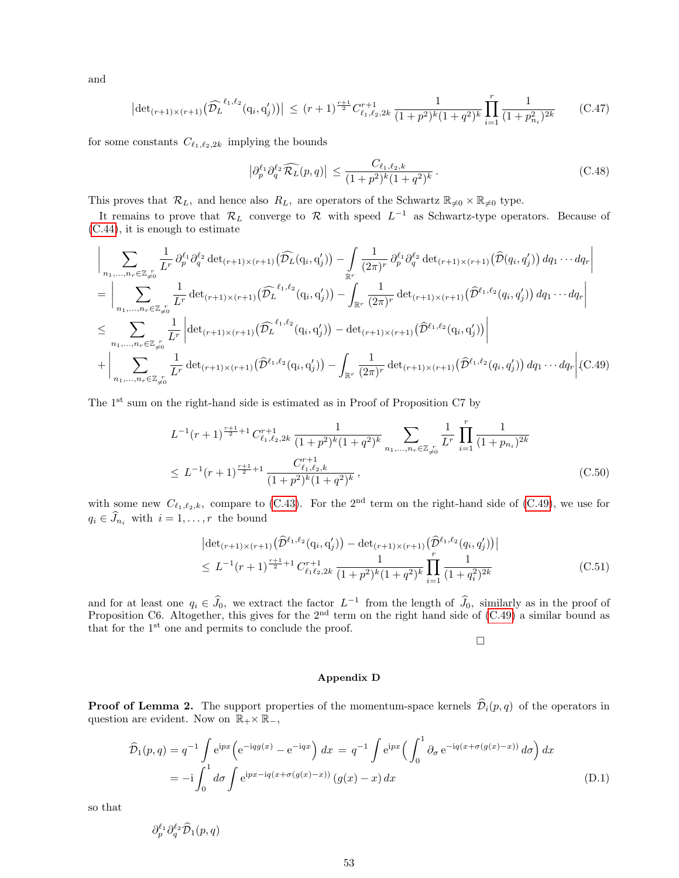and

$$
\left|\det_{(r+1)\times(r+1)}\big(\widehat{\mathcal{D}_L}^{\ell_1,\ell_2}(\mathrm{q}_i,\mathrm{q}'_j)\big)\right| \,\le\, (r+1)^{\frac{r+1}{2}}\, C^{r+1}_{\ell_1,\ell_2,2k}\,\frac{1}{(1+p^2)^k(1+q^2)^k}\prod_{i=1}^{r}\frac{1}{(1+p^2_{n_i})^{2k}} \tag{C.47}
$$

for some constants $C_{\ell_1,\ell_2,2k}$ implying the bounds

$$
\left|\partial_p^{\ell_1}\partial_q^{\ell_2}\widehat{\mathcal{R}_L}(p,q)\right| \,\le\, \frac{C_{\ell_1,\ell_2,k}}{(1+p^2)^k(1+q^2)^k}\,. \tag{C.48}
$$

This proves that $\mathcal{R}_L$, and hence also $R_L$, are operators of the Schwartz $\mathbb{R}_{\neq 0}\times\mathbb{R}_{\neq 0}$ type.

It remains to prove that $\mathcal{R}_L$ converge to $\mathcal{R}$ with speed $L^{-1}$ as Schwartz-type operators. Because of (C.44), it is enough to estimate

$$
\begin{aligned}
&\bigg|\sum_{n_1,\dots,n_r\in\mathbb{Z}^r_{\neq 0}}\frac{1}{L^r}\,\partial_p^{\ell_1}\partial_q^{\ell_2}\det_{(r+1)\times(r+1)}\big(\widehat{\mathcal{D}_L}(\mathrm{q}_i,\mathrm{q}'_j)\big)-\int_{\mathbb{R}^r}\frac{1}{(2\pi)^r}\,\partial_p^{\ell_1}\partial_q^{\ell_2}\det_{(r+1)\times(r+1)}\big(\widehat{\mathcal{D}}(q_i,q'_j)\big)\,dq_1\cdots dq_r\bigg|\\
&=\bigg|\sum_{n_1,\dots,n_r\in\mathbb{Z}^r_{\neq 0}}\frac{1}{L^r}\det_{(r+1)\times(r+1)}\big(\widehat{\mathcal{D}_L}^{\ell_1,\ell_2}(\mathrm{q}_i,\mathrm{q}'_j)\big)-\int_{\mathbb{R}^r}\frac{1}{(2\pi)^r}\det_{(r+1)\times(r+1)}\big(\widehat{\mathcal{D}}^{\ell_1,\ell_2}(q_i,q'_j)\big)\,dq_1\cdots dq_r\bigg|\\
&\le\sum_{n_1,\dots,n_r\in\mathbb{Z}^r_{\neq 0}}\frac{1}{L^r}\left|\det_{(r+1)\times(r+1)}\big(\widehat{\mathcal{D}_L}^{\ell_1,\ell_2}(\mathrm{q}_i,\mathrm{q}'_j)\big)-\det_{(r+1)\times(r+1)}\big(\widehat{\mathcal{D}}^{\ell_1,\ell_2}(\mathrm{q}_i,\mathrm{q}'_j)\big)\right|\\
&+\bigg|\sum_{n_1,\dots,n_r\in\mathbb{Z}^r_{\neq 0}}\frac{1}{L^r}\det_{(r+1)\times(r+1)}\big(\widehat{\mathcal{D}}^{\ell_1,\ell_2}(\mathrm{q}_i,\mathrm{q}'_j)\big)-\int_{\mathbb{R}^r}\frac{1}{(2\pi)^r}\det_{(r+1)\times(r+1)}\big(\widehat{\mathcal{D}}^{\ell_1,\ell_2}(q_i,q'_j)\big)\,dq_1\cdots dq_r\bigg|
\end{aligned}\tag{C.49}
$$

The 1[st] sum on the right-hand side is estimated as in Proof of Proposition C7 by

$$
\begin{aligned}
&L^{-1}(r+1)^{\frac{r+1}{2}+1}\,C^{r+1}_{\ell_1,\ell_2,2k}\,\frac{1}{(1+p^2)^k(1+q^2)^k}\sum_{n_1,\dots,n_r\in\mathbb{Z}^r_{\neq 0}}\frac{1}{L^r}\prod_{i=1}^{r}\frac{1}{(1+p_{n_i})^{2k}}\\
&\le L^{-1}(r+1)^{\frac{r+1}{2}+1}\,\frac{C^{r+1}_{\ell_1,\ell_2,k}}{(1+p^2)^k(1+q^2)^k}\,,
\end{aligned}\tag{C.50}
$$

with some new $C_{\ell_1,\ell_2,k}$, compare to (C.43). For the 2[nd] term on the right-hand side of (C.49), we use for $q_i\in\widehat{J}_{n_i}$ with $i=1,\dots,r$ the bound

$$
\begin{aligned}
&\left|\det_{(r+1)\times(r+1)}\big(\widehat{\mathcal{D}}^{\ell_1,\ell_2}(\mathrm{q}_i,\mathrm{q}'_j)\big)-\det_{(r+1)\times(r+1)}\big(\widehat{\mathcal{D}}^{\ell_1,\ell_2}(q_i,q'_j)\big)\right|\\
&\le L^{-1}(r+1)^{\frac{r+1}{2}+1}\,C^{r+1}_{\ell_1\ell_2,2k}\,\frac{1}{(1+p^2)^k(1+q^2)^k}\prod_{i=1}^{r}\frac{1}{(1+q_i^2)^{2k}}
\end{aligned}\tag{C.51}
$$

and for at least one $q_i\in\widehat{J}_0$, we extract the factor $L^{-1}$ from the length of $\widehat{J}_0$, similarly as in the proof of Proposition C6. Altogether, this gives for the 2[nd] term on the right hand side of (C.49) a similar bound as that for the 1[st] one and permits to conclude the proof.

□

## Appendix D

**Proof of Lemma 2.** The support properties of the momentum-space kernels $\widehat{\mathcal{D}}_i(p,q)$ of the operators in question are evident. Now on $\mathbb{R}_+\times\mathbb{R}_-$,

$$
\begin{aligned}
\widehat{\mathcal{D}}_1(p,q)&=q^{-1}\int \mathrm{e}^{\mathrm{i}px}\Big(\mathrm{e}^{-\mathrm{i}qg(x)}-\mathrm{e}^{-\mathrm{i}qx}\Big)\,dx\;=\;q^{-1}\int \mathrm{e}^{\mathrm{i}px}\Big(\int_0^1\partial_\sigma\,\mathrm{e}^{-\mathrm{i}q(x+\sigma(g(x)-x))}\,d\sigma\Big)\,dx\\
&=-\mathrm{i}\int_0^1 d\sigma\int \mathrm{e}^{\mathrm{i}px-\mathrm{i}q(x+\sigma(g(x)-x))}\,(g(x)-x)\,dx
\end{aligned}\tag{D.1}
$$

so that

$$
\partial_p^{\ell_1}\partial_q^{\ell_2}\widehat{\mathcal{D}}_1(p,q)
$$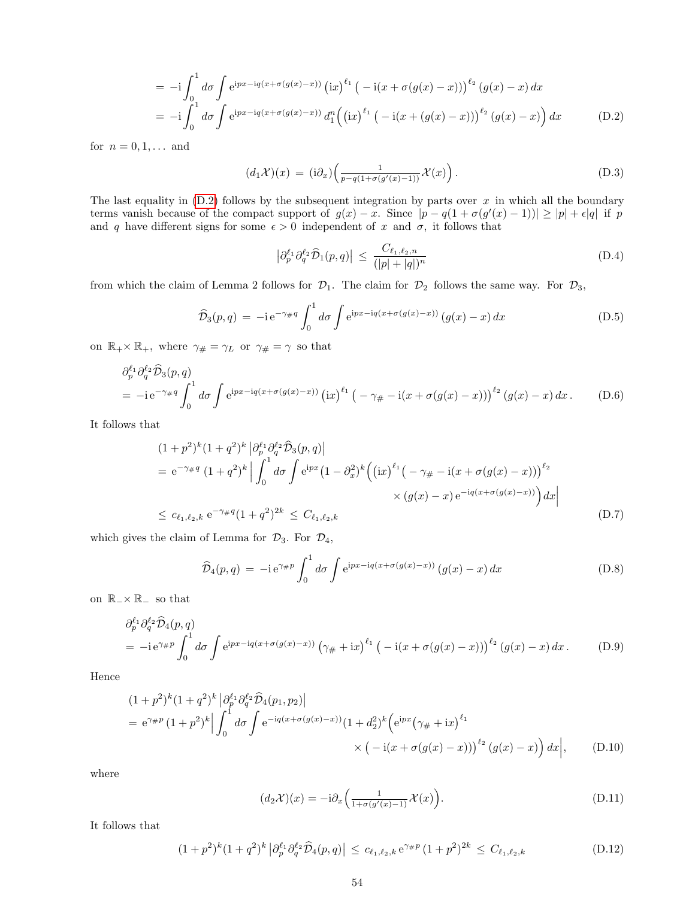$$
\begin{aligned}
&= -\mathrm{i}\int_0^1 d\sigma \int \mathrm{e}^{\mathrm{i}px-\mathrm{i}q(x+\sigma(g(x)-x))}\,\big(\mathrm{i}x\big)^{\ell_1}\,\big(-\mathrm{i}(x+\sigma(g(x)-x))\big)^{\ell_2}\,(g(x)-x)\,dx \\
&= -\mathrm{i}\int_0^1 d\sigma \int \mathrm{e}^{\mathrm{i}px-\mathrm{i}q(x+\sigma(g(x)-x))}\, d_1^n\Big(\big(\mathrm{i}x\big)^{\ell_1}\,\big(-\mathrm{i}(x+(g(x)-x))\big)^{\ell_2}\,(g(x)-x)\Big)\,dx \qquad \text{(D.2)}
\end{aligned}
$$

for $n = 0, 1, \dots$ and

$$
(d_1\mathcal{X})(x) \,=\, (\mathrm{i}\partial_x)\Big(\tfrac{1}{p-q(1+\sigma(g'(x)-1))}\mathcal{X}(x)\Big)\,. \qquad \text{(D.3)}
$$

The last equality in (D.2) follows by the subsequent integration by parts over $x$ in which all the boundary terms vanish because of the compact support of $g(x)-x$. Since $|p-q(1+\sigma(g'(x)-1))| \geq |p| + \epsilon|q|$ if $p$ and $q$ have different signs for some $\epsilon > 0$ independent of $x$ and $\sigma$, it follows that

$$
\big|\partial_p^{\ell_1}\partial_q^{\ell_2}\widehat{\mathcal{D}}_1(p,q)\big| \,\leq\, \frac{C_{\ell_1,\ell_2,n}}{(|p|+|q|)^n} \qquad \text{(D.4)}
$$

from which the claim of Lemma 2 follows for $\mathcal{D}_1$. The claim for $\mathcal{D}_2$ follows the same way. For $\mathcal{D}_3$,

$$
\widehat{\mathcal{D}}_3(p,q) \,=\, -\mathrm{i}\,\mathrm{e}^{-\gamma_\# q}\int_0^1 d\sigma \int \mathrm{e}^{\mathrm{i}px-\mathrm{i}q(x+\sigma(g(x)-x))}\,(g(x)-x)\,dx \qquad \text{(D.5)}
$$

on $\mathbb{R}_+\times\mathbb{R}_+$, where $\gamma_\# = \gamma_L$ or $\gamma_\# = \gamma$ so that

$$
\begin{aligned}
&\partial_p^{\ell_1}\partial_q^{\ell_2}\widehat{\mathcal{D}}_3(p,q) \\
&= -\mathrm{i}\,\mathrm{e}^{-\gamma_\# q}\int_0^1 d\sigma \int \mathrm{e}^{\mathrm{i}px-\mathrm{i}q(x+\sigma(g(x)-x))}\,\big(\mathrm{i}x\big)^{\ell_1}\,\big(-\gamma_\# - \mathrm{i}(x+\sigma(g(x)-x))\big)^{\ell_2}\,(g(x)-x)\,dx\,. \qquad \text{(D.6)}
\end{aligned}
$$

It follows that

$$
\begin{aligned}
&(1+p^2)^k(1+q^2)^k\,\big|\partial_p^{\ell_1}\partial_q^{\ell_2}\widehat{\mathcal{D}}_3(p,q)\big| \\
&= \mathrm{e}^{-\gamma_\# q}\,(1+q^2)^k\,\Big|\int_0^1 d\sigma\int \mathrm{e}^{\mathrm{i}px}\big(1-\partial_x^2\big)^k\Big(\big(\mathrm{i}x\big)^{\ell_1}\big(-\gamma_\# - \mathrm{i}(x+\sigma(g(x)-x))\big)^{\ell_2} \\
&\qquad\qquad \times (g(x)-x)\,\mathrm{e}^{-\mathrm{i}q(x+\sigma(g(x)-x))}\Big)\,dx\Big| \\
&\leq\, c_{\ell_1,\ell_2,k}\,\mathrm{e}^{-\gamma_\# q}(1+q^2)^{2k} \,\leq\, C_{\ell_1,\ell_2,k} \qquad \text{(D.7)}
\end{aligned}
$$

which gives the claim of Lemma for $\mathcal{D}_3$. For $\mathcal{D}_4$,

$$
\widehat{\mathcal{D}}_4(p,q) \,=\, -\mathrm{i}\,\mathrm{e}^{\gamma_\# p}\int_0^1 d\sigma \int \mathrm{e}^{\mathrm{i}px-\mathrm{i}q(x+\sigma(g(x)-x))}\,(g(x)-x)\,dx \qquad \text{(D.8)}
$$

on $\mathbb{R}_-\times\mathbb{R}_-$ so that

$$
\begin{aligned}
&\partial_p^{\ell_1}\partial_q^{\ell_2}\widehat{\mathcal{D}}_4(p,q) \\
&= -\mathrm{i}\,\mathrm{e}^{\gamma_\# p}\int_0^1 d\sigma \int \mathrm{e}^{\mathrm{i}px-\mathrm{i}q(x+\sigma(g(x)-x))}\,\big(\gamma_\# + \mathrm{i}x\big)^{\ell_1}\,\big(-\mathrm{i}(x+\sigma(g(x)-x))\big)^{\ell_2}\,(g(x)-x)\,dx\,. \qquad \text{(D.9)}
\end{aligned}
$$

Hence

$$
\begin{aligned}
&(1+p^2)^k(1+q^2)^k\,\big|\partial_p^{\ell_1}\partial_q^{\ell_2}\widehat{\mathcal{D}}_4(p_1,p_2)\big| \\
&= \mathrm{e}^{\gamma_\# p}\,(1+p^2)^k\Big|\int_0^1 d\sigma\int \mathrm{e}^{-\mathrm{i}q(x+\sigma(g(x)-x))}(1+d_2^2)^k\Big(\mathrm{e}^{\mathrm{i}px}\big(\gamma_\# + \mathrm{i}x\big)^{\ell_1} \\
&\qquad\qquad \times \big(-\mathrm{i}(x+\sigma(g(x)-x))\big)^{\ell_2}\,(g(x)-x)\Big)\,dx\Big|, \qquad \text{(D.10)}
\end{aligned}
$$

where

$$
(d_2\mathcal{X})(x) = -\mathrm{i}\partial_x\Big(\tfrac{1}{1+\sigma(g'(x)-1)}\mathcal{X}(x)\Big). \qquad \text{(D.11)}
$$

It follows that

$$
(1+p^2)^k(1+q^2)^k\,\big|\partial_p^{\ell_1}\partial_q^{\ell_2}\widehat{\mathcal{D}}_4(p,q)\big| \,\leq\, c_{\ell_1,\ell_2,k}\,\mathrm{e}^{\gamma_\# p}\,(1+p^2)^{2k} \,\leq\, C_{\ell_1,\ell_2,k} \qquad \text{(D.12)}
$$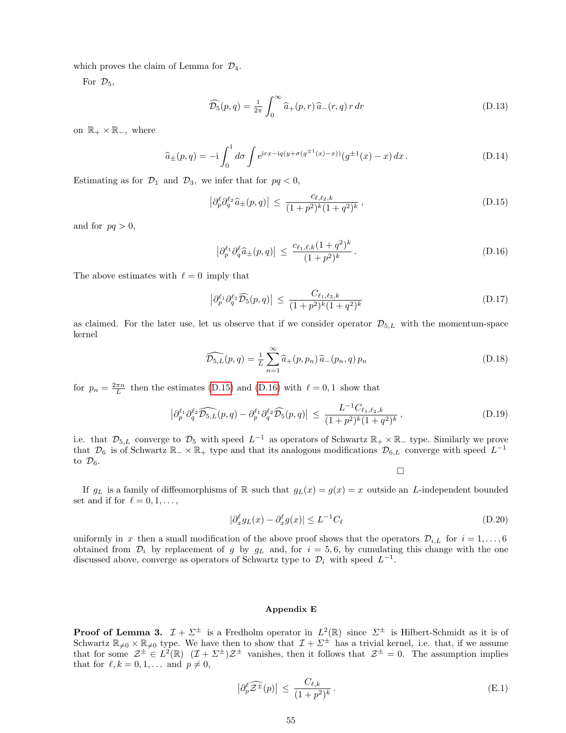which proves the claim of Lemma for $\mathcal{D}_4$.

For $\mathcal{D}_5$,

$$\widehat{\mathcal{D}_5}(p,q) = \tfrac{1}{2\pi}\int_0^\infty \widehat{a}_+(p,r)\,\widehat{a}_-(r,q)\,r\,dr \tag{D.13}$$

on $\mathbb{R}_+\times\mathbb{R}_-$, where

$$\widehat{a}_\pm(p,q) = -\mathrm{i}\int_0^1 d\sigma \int \mathrm{e}^{\mathrm{i}rx-\mathrm{i}q(y+\sigma(g^{\pm1}(x)-x))}(g^{\pm1}(x)-x)\,dx\,. \tag{D.14}$$

Estimating as for $\mathcal{D}_1$ and $\mathcal{D}_3$, we infer that for $pq<0$,

$$\left|\partial_p^{\ell}\partial_q^{\ell_2}\widehat{a}_\pm(p,q)\right| \,\leq\, \frac{c_{\ell,\ell_2,k}}{(1+p^2)^k(1+q^2)^k}\,, \tag{D.15}$$

and for $pq>0$,

$$\left|\partial_p^{\ell_1}\partial_q^{\ell}\widehat{a}_\pm(p,q)\right| \,\leq\, \frac{c_{\ell_1,\ell,k}(1+q^2)^k}{(1+p^2)^k}\,. \tag{D.16}$$

The above estimates with $\ell=0$ imply that

$$\left|\partial_p^{\ell_1}\partial_q^{\ell_2}\widehat{\mathcal{D}_5}(p,q)\right| \,\leq\, \frac{C_{\ell_1,\ell_2,k}}{(1+p^2)^k(1+q^2)^k} \tag{D.17}$$

as claimed. For the later use, let us observe that if we consider operator $\mathcal{D}_{5,L}$ with the momentum-space kernel

$$\widehat{\mathcal{D}_{5,L}}(p,q) = \tfrac{1}{L}\sum_{n=1}^{\infty}\widehat{a}_+(p,p_n)\,\widehat{a}_-(p_n,q)\,p_n \tag{D.18}$$

for $p_n=\frac{2\pi n}{L}$ then the estimates (D.15) and (D.16) with $\ell=0,1$ show that

$$\left|\partial_p^{\ell_1}\partial_q^{\ell_2}\widehat{\mathcal{D}_{5,L}}(p,q)-\partial_p^{\ell_1}\partial_q^{\ell_2}\widehat{\mathcal{D}_5}(p,q)\right| \,\leq\, \frac{L^{-1}C_{\ell_1,\ell_2,k}}{(1+p^2)^k(1+q^2)^k}\,, \tag{D.19}$$

i.e. that $\mathcal{D}_{5,L}$ converge to $\mathcal{D}_5$ with speed $L^{-1}$ as operators of Schwartz $\mathbb{R}_+\times\mathbb{R}_-$ type. Similarly we prove that $\mathcal{D}_6$ is of Schwartz $\mathbb{R}_-\times\mathbb{R}_+$ type and that its analogous modifications $\mathcal{D}_{6,L}$ converge with speed $L^{-1}$ to $\mathcal{D}_6$.

□

If $g_L$ is a family of diffeomorphisms of $\mathbb{R}$ such that $g_L(x)=g(x)=x$ outside an $L$-independent bounded set and if for $\ell=0,1,\dots,$

$$|\partial_x^\ell g_L(x)-\partial_x^\ell g(x)|\leq L^{-1}C_\ell \tag{D.20}$$

uniformly in $x$ then a small modification of the above proof shows that the operators $\mathcal{D}_{i,L}$ for $i=1,\dots,6$ obtained from $\mathcal{D}_i$ by replacement of $g$ by $g_L$ and, for $i=5,6$, by cumulating this change with the one discussed above, converge as operators of Schwartz type to $\mathcal{D}_i$ with speed $L^{-1}$.

## Appendix E

**Proof of Lemma 3.** $\mathcal{I}+\Sigma^\pm$ is a Fredholm operator in $L^2(\mathbb{R})$ since $\Sigma^\pm$ is Hilbert-Schmidt as it is of Schwartz $\mathbb{R}_{\neq0}\times\mathbb{R}_{\neq0}$ type. We have then to show that $\mathcal{I}+\Sigma^\pm$ has a trivial kernel, i.e. that, if we assume that for some $\mathcal{Z}^\pm\in L^2(\mathbb{R})$ $(\mathcal{I}+\Sigma^\pm)\mathcal{Z}^\pm$ vanishes, then it follows that $\mathcal{Z}^\pm=0$. The assumption implies that for $\ell,k=0,1,\dots$ and $p\neq0$,

$$\left|\partial_p^\ell\widehat{\mathcal{Z}^\pm}(p)\right| \,\leq\, \frac{C_{\ell,k}}{(1+p^2)^k}\,. \tag{E.1}$$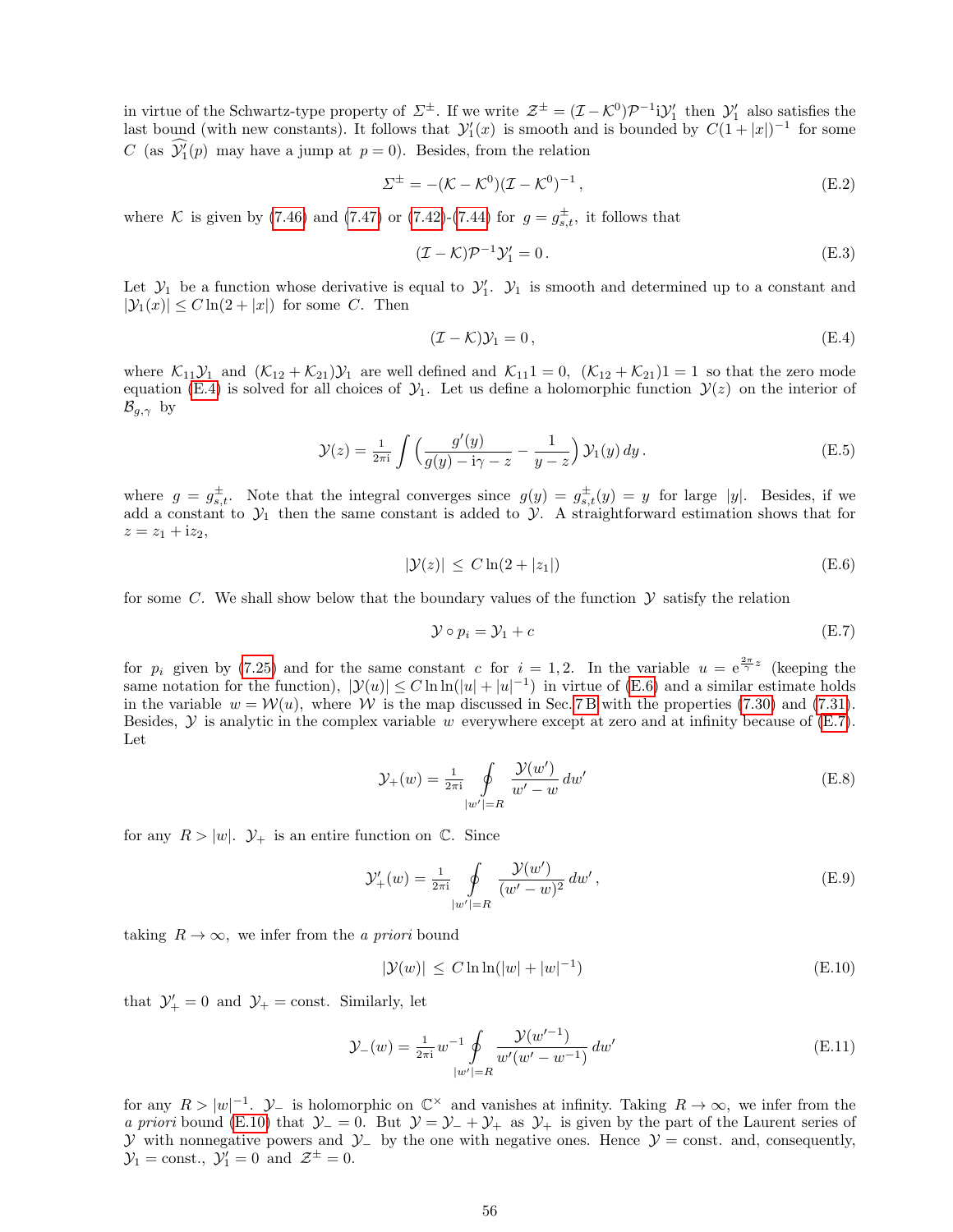in virtue of the Schwartz-type property of $\Sigma^\pm$. If we write $\mathcal{Z}^\pm = (\mathcal{I}-\mathcal{K}^0)\mathcal{P}^{-1}\mathrm{i}\mathcal{Y}_1'$ then $\mathcal{Y}_1'$ also satisfies the last bound (with new constants). It follows that $\mathcal{Y}_1'(x)$ is smooth and is bounded by $C(1+|x|)^{-1}$ for some $C$ (as $\widehat{\mathcal{Y}_1'}(p)$ may have a jump at $p=0$). Besides, from the relation

$$\Sigma^\pm = -(\mathcal{K}-\mathcal{K}^0)(\mathcal{I}-\mathcal{K}^0)^{-1}\,, \tag{E.2}$$

where $\mathcal{K}$ is given by (7.46) and (7.47) or (7.42)-(7.44) for $g = g^\pm_{s,t}$, it follows that

$$(\mathcal{I}-\mathcal{K})\mathcal{P}^{-1}\mathcal{Y}_1' = 0\,. \tag{E.3}$$

Let $\mathcal{Y}_1$ be a function whose derivative is equal to $\mathcal{Y}_1'$. $\mathcal{Y}_1$ is smooth and determined up to a constant and $|\mathcal{Y}_1(x)| \le C\ln(2+|x|)$ for some $C$. Then

$$(\mathcal{I}-\mathcal{K})\mathcal{Y}_1 = 0\,, \tag{E.4}$$

where $\mathcal{K}_{11}\mathcal{Y}_1$ and $(\mathcal{K}_{12}+\mathcal{K}_{21})\mathcal{Y}_1$ are well defined and $\mathcal{K}_{11}1 = 0$, $(\mathcal{K}_{12}+\mathcal{K}_{21})1 = 1$ so that the zero mode equation (E.4) is solved for all choices of $\mathcal{Y}_1$. Let us define a holomorphic function $\mathcal{Y}(z)$ on the interior of $\mathcal{B}_{g,\gamma}$ by

$$\mathcal{Y}(z) = \tfrac{1}{2\pi\mathrm{i}}\int\Big(\frac{g'(y)}{g(y)-\mathrm{i}\gamma-z} - \frac{1}{y-z}\Big)\,\mathcal{Y}_1(y)\,dy\,. \tag{E.5}$$

where $g = g^\pm_{s,t}$. Note that the integral converges since $g(y) = g^\pm_{s,t}(y) = y$ for large $|y|$. Besides, if we add a constant to $\mathcal{Y}_1$ then the same constant is added to $\mathcal{Y}$. A straightforward estimation shows that for $z = z_1 + \mathrm{i}z_2$,

$$|\mathcal{Y}(z)| \,\le\, C\ln(2+|z_1|) \tag{E.6}$$

for some $C$. We shall show below that the boundary values of the function $\mathcal{Y}$ satisfy the relation

$$\mathcal{Y}\circ p_i = \mathcal{Y}_1 + c \tag{E.7}$$

for $p_i$ given by (7.25) and for the same constant $c$ for $i = 1,2$. In the variable $u = \mathrm{e}^{\frac{2\pi}{\gamma}z}$ (keeping the same notation for the function), $|\mathcal{Y}(u)| \le C\ln\ln(|u|+|u|^{-1})$ in virtue of (E.6) and a similar estimate holds in the variable $w = \mathcal{W}(u)$, where $\mathcal{W}$ is the map discussed in Sec. 7 B with the properties (7.30) and (7.31). Besides, $\mathcal{Y}$ is analytic in the complex variable $w$ everywhere except at zero and at infinity because of (E.7). Let

$$\mathcal{Y}_+(w) = \tfrac{1}{2\pi\mathrm{i}}\oint\limits_{|w'|=R}\frac{\mathcal{Y}(w')}{w'-w}\,dw' \tag{E.8}$$

for any $R > |w|$. $\mathcal{Y}_+$ is an entire function on $\mathbb{C}$. Since

$$\mathcal{Y}_+'(w) = \tfrac{1}{2\pi\mathrm{i}}\oint\limits_{|w'|=R}\frac{\mathcal{Y}(w')}{(w'-w)^2}\,dw'\,, \tag{E.9}$$

taking $R\to\infty$, we infer from the *a priori* bound

$$|\mathcal{Y}(w)| \,\le\, C\ln\ln(|w|+|w|^{-1}) \tag{E.10}$$

that $\mathcal{Y}_+' = 0$ and $\mathcal{Y}_+ = \mathrm{const}$. Similarly, let

$$\mathcal{Y}_-(w) = \tfrac{1}{2\pi\mathrm{i}}\,w^{-1}\oint\limits_{|w'|=R}\frac{\mathcal{Y}(w'^{-1})}{w'(w'-w^{-1})}\,dw' \tag{E.11}$$

for any $R > |w|^{-1}$. $\mathcal{Y}_-$ is holomorphic on $\mathbb{C}^\times$ and vanishes at infinity. Taking $R\to\infty$, we infer from the *a priori* bound (E.10) that $\mathcal{Y}_- = 0$. But $\mathcal{Y} = \mathcal{Y}_- + \mathcal{Y}_+$ as $\mathcal{Y}_+$ is given by the part of the Laurent series of $\mathcal{Y}$ with nonnegative powers and $\mathcal{Y}_-$ by the one with negative ones. Hence $\mathcal{Y} = \mathrm{const.}$ and, consequently, $\mathcal{Y}_1 = \mathrm{const.}$, $\mathcal{Y}_1' = 0$ and $\mathcal{Z}^\pm = 0$.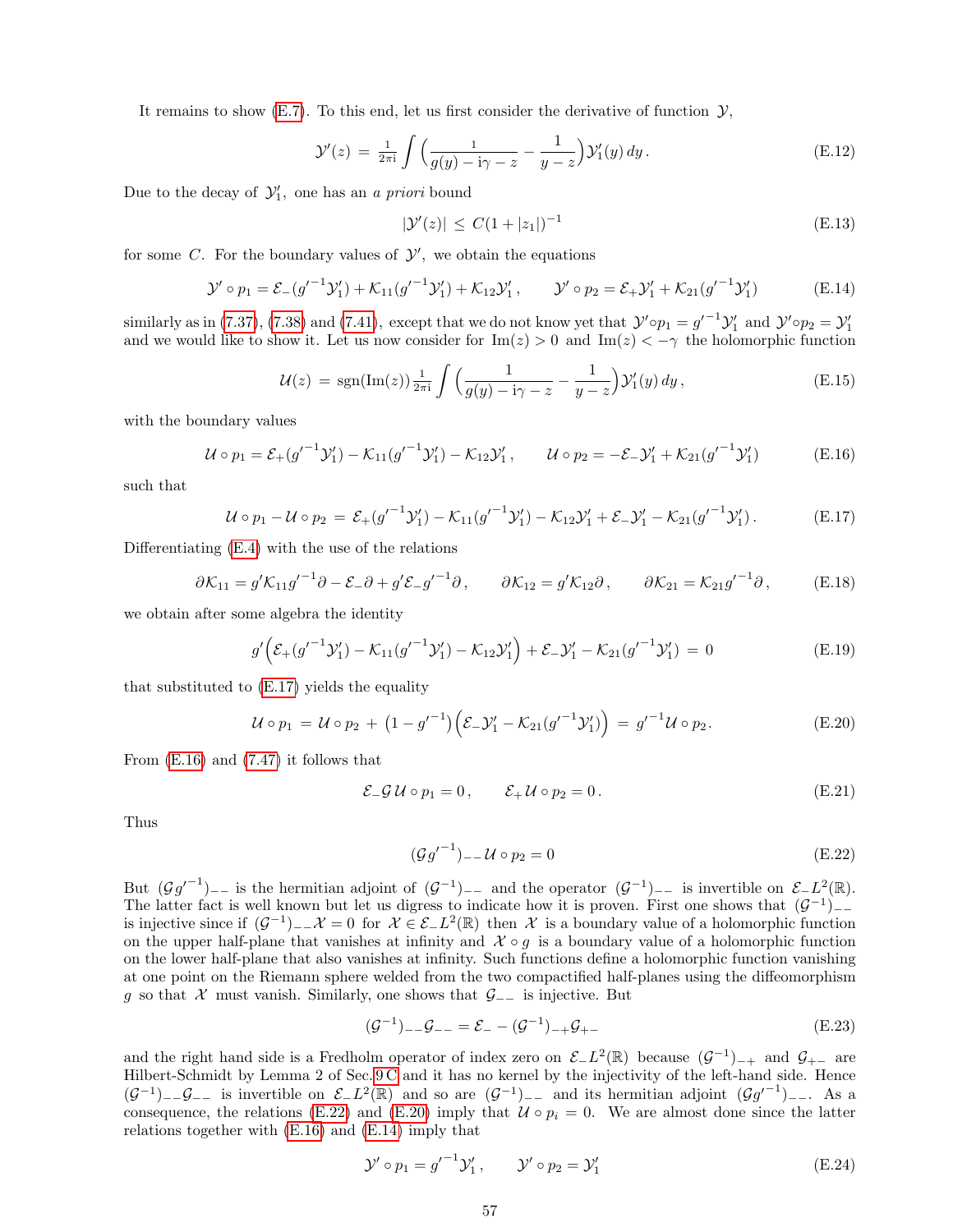It remains to show (E.7). To this end, let us first consider the derivative of function $\mathcal{Y}$,

$$\mathcal{Y}'(z) \,=\, \tfrac{1}{2\pi\mathrm{i}}\int \Big(\frac{1}{g(y)-\mathrm{i}\gamma - z} - \frac{1}{y-z}\Big)\mathcal{Y}_1'(y)\,dy\,. \tag{E.12}$$

Due to the decay of $\mathcal{Y}_1'$, one has an *a priori* bound

$$|\mathcal{Y}'(z)| \,\leq\, C(1+|z_1|)^{-1} \tag{E.13}$$

for some $C$. For the boundary values of $\mathcal{Y}'$, we obtain the equations

$$\mathcal{Y}'\circ p_1 = \mathcal{E}_-({g'}^{-1}\mathcal{Y}_1') + \mathcal{K}_{11}({g'}^{-1}\mathcal{Y}_1') + \mathcal{K}_{12}\mathcal{Y}_1'\,, \qquad \mathcal{Y}'\circ p_2 = \mathcal{E}_+\mathcal{Y}_1' + \mathcal{K}_{21}({g'}^{-1}\mathcal{Y}_1') \tag{E.14}$$

similarly as in (7.37), (7.38) and (7.41), except that we do not know yet that $\mathcal{Y}'\circ p_1 = {g'}^{-1}\mathcal{Y}_1'$ and $\mathcal{Y}'\circ p_2 = \mathcal{Y}_1'$ and we would like to show it. Let us now consider for $\mathrm{Im}(z) > 0$ and $\mathrm{Im}(z) < -\gamma$ the holomorphic function

$$\mathcal{U}(z) \,=\, \mathrm{sgn}(\mathrm{Im}(z))\,\tfrac{1}{2\pi\mathrm{i}}\int \Big(\frac{1}{g(y)-\mathrm{i}\gamma - z} - \frac{1}{y-z}\Big)\mathcal{Y}_1'(y)\,dy\,, \tag{E.15}$$

with the boundary values

$$\mathcal{U}\circ p_1 = \mathcal{E}_+({g'}^{-1}\mathcal{Y}_1') - \mathcal{K}_{11}({g'}^{-1}\mathcal{Y}_1') - \mathcal{K}_{12}\mathcal{Y}_1'\,, \qquad \mathcal{U}\circ p_2 = -\mathcal{E}_-\mathcal{Y}_1' + \mathcal{K}_{21}({g'}^{-1}\mathcal{Y}_1') \tag{E.16}$$

such that

$$\mathcal{U}\circ p_1 - \mathcal{U}\circ p_2 \,=\, \mathcal{E}_+({g'}^{-1}\mathcal{Y}_1') - \mathcal{K}_{11}({g'}^{-1}\mathcal{Y}_1') - \mathcal{K}_{12}\mathcal{Y}_1' + \mathcal{E}_-\mathcal{Y}_1' - \mathcal{K}_{21}({g'}^{-1}\mathcal{Y}_1')\,. \tag{E.17}$$

Differentiating (E.4) with the use of the relations

$$\partial\mathcal{K}_{11} = g'\mathcal{K}_{11}{g'}^{-1}\partial - \mathcal{E}_-\partial + g'\mathcal{E}_-{g'}^{-1}\partial\,, \qquad \partial\mathcal{K}_{12} = g'\mathcal{K}_{12}\partial\,, \qquad \partial\mathcal{K}_{21} = \mathcal{K}_{21}{g'}^{-1}\partial\,, \tag{E.18}$$

we obtain after some algebra the identity

$$g'\Big(\mathcal{E}_+({g'}^{-1}\mathcal{Y}_1') - \mathcal{K}_{11}({g'}^{-1}\mathcal{Y}_1') - \mathcal{K}_{12}\mathcal{Y}_1'\Big) + \mathcal{E}_-\mathcal{Y}_1' - \mathcal{K}_{21}({g'}^{-1}\mathcal{Y}_1') \,=\, 0 \tag{E.19}$$

that substituted to (E.17) yields the equality

$$\mathcal{U}\circ p_1 \,=\, \mathcal{U}\circ p_2 \,+\, \big(1-{g'}^{-1}\big)\Big(\mathcal{E}_-\mathcal{Y}_1' - \mathcal{K}_{21}({g'}^{-1}\mathcal{Y}_1')\Big) \,=\, {g'}^{-1}\mathcal{U}\circ p_2. \tag{E.20}$$

From (E.16) and (7.47) it follows that

$$\mathcal{E}_-\mathcal{G}\,\mathcal{U}\circ p_1 = 0\,, \qquad \mathcal{E}_+\mathcal{U}\circ p_2 = 0\,. \tag{E.21}$$

Thus

$$(\mathcal{G}{g'}^{-1})_{--}\,\mathcal{U}\circ p_2 = 0 \tag{E.22}$$

But $(\mathcal{G}{g'}^{-1})_{--}$ is the hermitian adjoint of $(\mathcal{G}^{-1})_{--}$ and the operator $(\mathcal{G}^{-1})_{--}$ is invertible on $\mathcal{E}_-L^2(\mathbb{R})$. The latter fact is well known but let us digress to indicate how it is proven. First one shows that $(\mathcal{G}^{-1})_{--}$ is injective since if $(\mathcal{G}^{-1})_{--}\mathcal{X} = 0$ for $\mathcal{X}\in\mathcal{E}_-L^2(\mathbb{R})$ then $\mathcal{X}$ is a boundary value of a holomorphic function on the upper half-plane that vanishes at infinity and $\mathcal{X}\circ g$ is a boundary value of a holomorphic function on the lower half-plane that also vanishes at infinity. Such functions define a holomorphic function vanishing at one point on the Riemann sphere welded from the two compactified half-planes using the diffeomorphism $g$ so that $\mathcal{X}$ must vanish. Similarly, one shows that $\mathcal{G}_{--}$ is injective. But

$$(\mathcal{G}^{-1})_{--}\mathcal{G}_{--} = \mathcal{E}_- - (\mathcal{G}^{-1})_{-+}\mathcal{G}_{+-} \tag{E.23}$$

and the right hand side is a Fredholm operator of index zero on $\mathcal{E}_-L^2(\mathbb{R})$ because $(\mathcal{G}^{-1})_{-+}$ and $\mathcal{G}_{+-}$ are Hilbert-Schmidt by Lemma 2 of Sec. 9 C and it has no kernel by the injectivity of the left-hand side. Hence $(\mathcal{G}^{-1})_{--}\mathcal{G}_{--}$ is invertible on $\mathcal{E}_-L^2(\mathbb{R})$ and so are $(\mathcal{G}^{-1})_{--}$ and its hermitian adjoint $(\mathcal{G}{g'}^{-1})_{--}$. As a consequence, the relations (E.22) and (E.20) imply that $\mathcal{U}\circ p_i = 0$. We are almost done since the latter relations together with (E.16) and (E.14) imply that

$$\mathcal{Y}'\circ p_1 = {g'}^{-1}\mathcal{Y}_1'\,, \qquad \mathcal{Y}'\circ p_2 = \mathcal{Y}_1' \tag{E.24}$$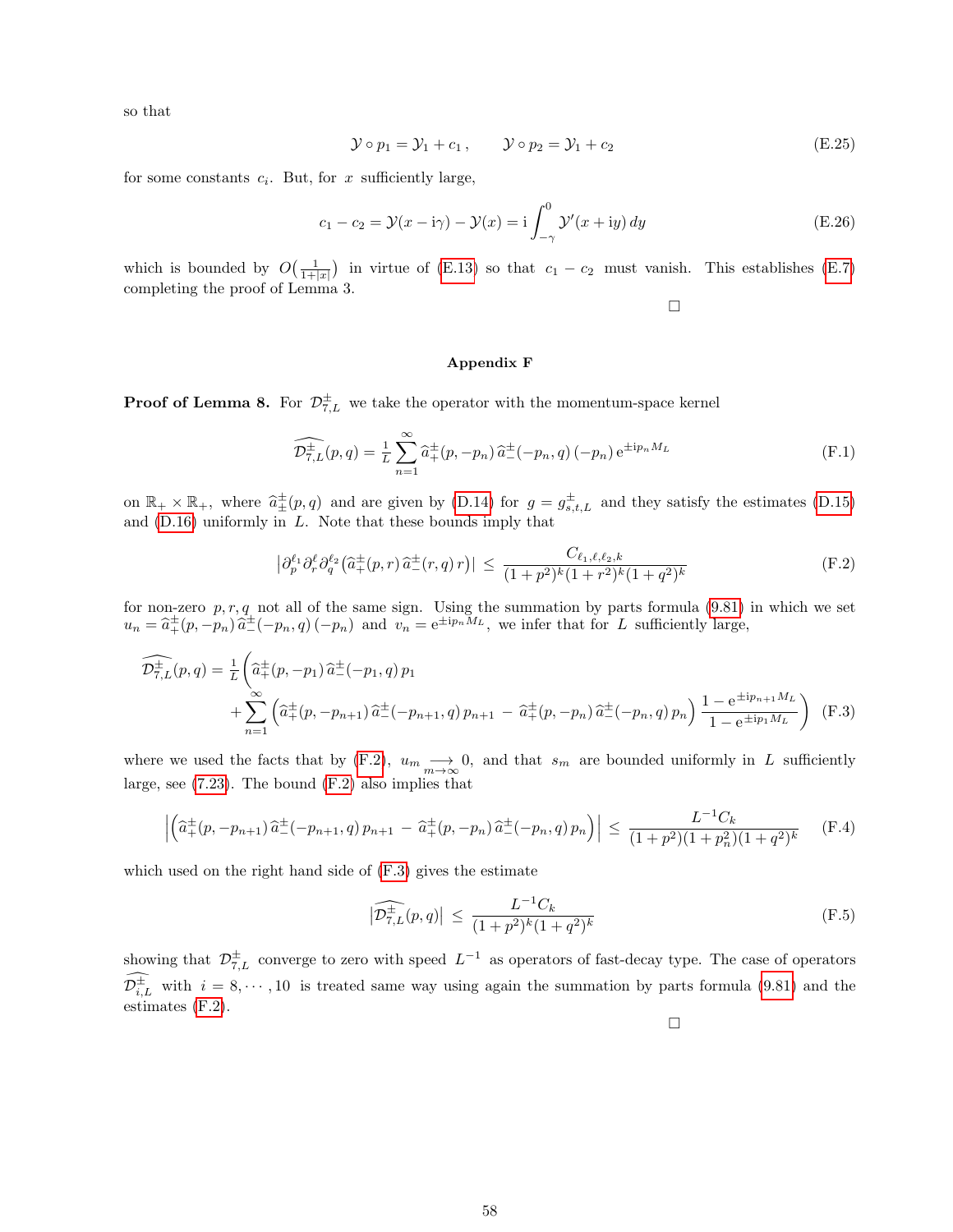so that

$$\mathcal{Y}\circ p_1 = \mathcal{Y}_1 + c_1\,, \qquad \mathcal{Y}\circ p_2 = \mathcal{Y}_1 + c_2 \tag{E.25}$$

for some constants $c_i$. But, for $x$ sufficiently large,

$$c_1 - c_2 = \mathcal{Y}(x-\mathrm{i}\gamma) - \mathcal{Y}(x) = \mathrm{i}\int_{-\gamma}^{0} \mathcal{Y}'(x+\mathrm{i}y)\,dy \tag{E.26}$$

which is bounded by $O\big(\frac{1}{1+|x|}\big)$ in virtue of (E.13) so that $c_1 - c_2$ must vanish. This establishes (E.7) completing the proof of Lemma 3.

□

### Appendix F

**Proof of Lemma 8.** For $\mathcal{D}^{\pm}_{7,L}$ we take the operator with the momentum-space kernel

$$\widehat{\mathcal{D}^{\pm}_{7,L}}(p,q) = \tfrac{1}{L}\sum_{n=1}^{\infty} \widehat{a}^{\pm}_{+}(p,-p_n)\,\widehat{a}^{\pm}_{-}(-p_n,q)\,(-p_n)\,\mathrm{e}^{\pm\mathrm{i}p_n M_L} \tag{F.1}$$

on $\mathbb{R}_+\times\mathbb{R}_+$, where $\widehat{a}^{\pm}_{\pm}(p,q)$ and are given by (D.14) for $g=g^{\pm}_{s,t,L}$ and they satisfy the estimates (D.15) and (D.16) uniformly in $L$. Note that these bounds imply that

$$\big|\partial_p^{\ell_1}\partial_r^{\ell}\partial_q^{\ell_2}\big(\widehat{a}^{\pm}_{+}(p,r)\,\widehat{a}^{\pm}_{-}(r,q)\,r\big)\big| \,\leq\, \frac{C_{\ell_1,\ell,\ell_2,k}}{(1+p^2)^k(1+r^2)^k(1+q^2)^k} \tag{F.2}$$

for non-zero $p,r,q$ not all of the same sign. Using the summation by parts formula (9.81) in which we set $u_n=\widehat{a}^{\pm}_{+}(p,-p_n)\,\widehat{a}^{\pm}_{-}(-p_n,q)\,(-p_n)$ and $v_n=\mathrm{e}^{\pm\mathrm{i}p_nM_L}$, we infer that for $L$ sufficiently large,

$$\begin{aligned}\widehat{\mathcal{D}^{\pm}_{7,L}}(p,q) = \tfrac{1}{L}\bigg(&\widehat{a}^{\pm}_{+}(p,-p_1)\,\widehat{a}^{\pm}_{-}(-p_1,q)\,p_1\\ &+\sum_{n=1}^{\infty}\Big(\widehat{a}^{\pm}_{+}(p,-p_{n+1})\,\widehat{a}^{\pm}_{-}(-p_{n+1},q)\,p_{n+1} - \widehat{a}^{\pm}_{+}(p,-p_n)\,\widehat{a}^{\pm}_{-}(-p_n,q)\,p_n\Big)\,\frac{1-\mathrm{e}^{\pm\mathrm{i}p_{n+1}M_L}}{1-\mathrm{e}^{\pm\mathrm{i}p_1M_L}}\bigg)\end{aligned} \tag{F.3}$$

where we used the facts that by (F.2), $u_m \underset{m\to\infty}{\longrightarrow} 0$, and that $s_m$ are bounded uniformly in $L$ sufficiently large, see (7.23). The bound (F.2) also implies that

$$\Big|\Big(\widehat{a}^{\pm}_{+}(p,-p_{n+1})\,\widehat{a}^{\pm}_{-}(-p_{n+1},q)\,p_{n+1} - \widehat{a}^{\pm}_{+}(p,-p_n)\,\widehat{a}^{\pm}_{-}(-p_n,q)\,p_n\Big)\Big| \,\leq\, \frac{L^{-1}C_k}{(1+p^2)(1+p_n^2)(1+q^2)^k} \tag{F.4}$$

which used on the right hand side of (F.3) gives the estimate

$$\big|\widehat{\mathcal{D}^{\pm}_{7,L}}(p,q)\big| \,\leq\, \frac{L^{-1}C_k}{(1+p^2)^k(1+q^2)^k} \tag{F.5}$$

showing that $\mathcal{D}^{\pm}_{7,L}$ converge to zero with speed $L^{-1}$ as operators of fast-decay type. The case of operators $\widehat{\mathcal{D}^{\pm}_{i,L}}$ with $i=8,\cdots,10$ is treated same way using again the summation by parts formula (9.81) and the estimates (F.2).

□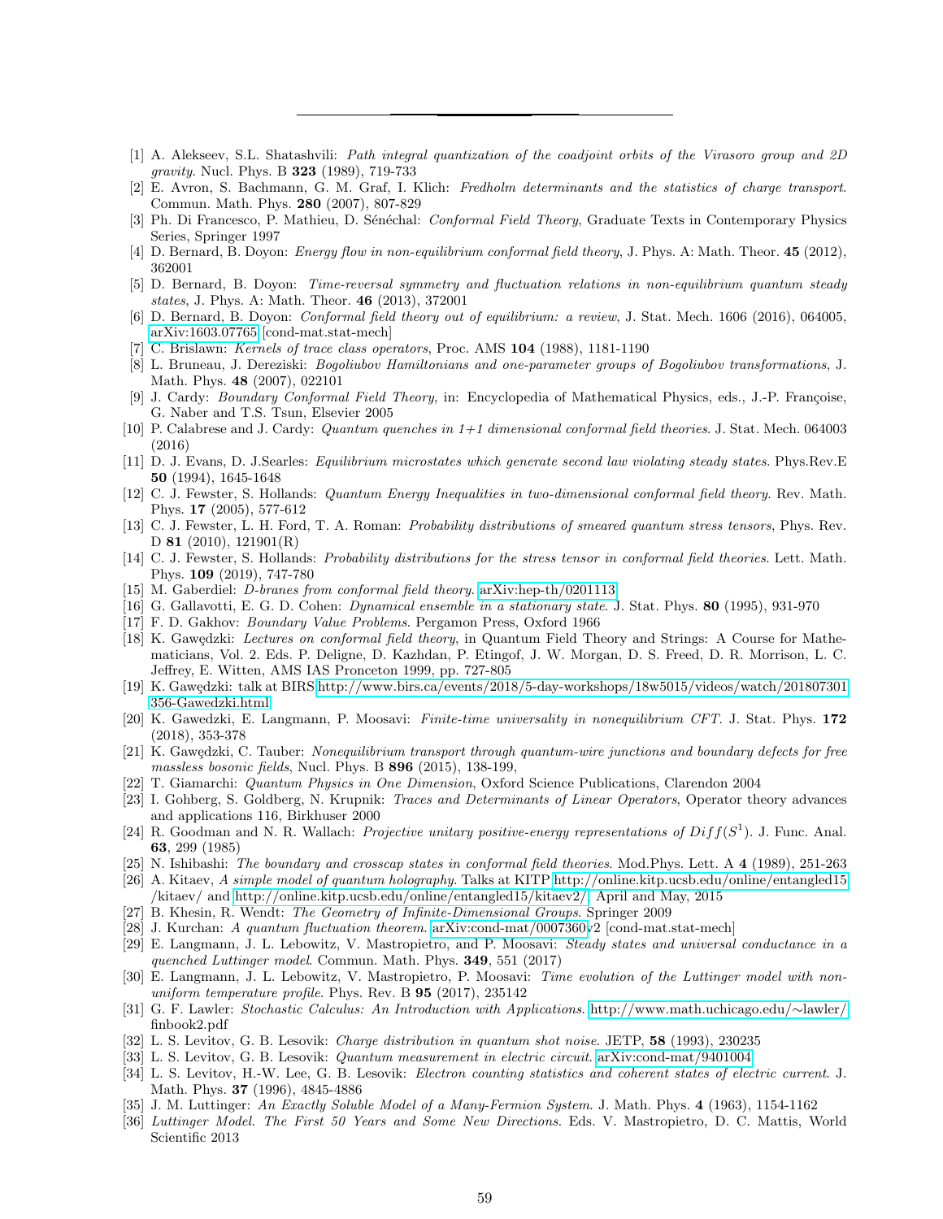- [1] A. Alekseev, S.L. Shatashvili: *Path integral quantization of the coadjoint orbits of the Virasoro group and 2D gravity*. Nucl. Phys. B **323** (1989), 719-733
- [2] E. Avron, S. Bachmann, G. M. Graf, I. Klich: *Fredholm determinants and the statistics of charge transport*. Commun. Math. Phys. **280** (2007), 807-829
- [3] Ph. Di Francesco, P. Mathieu, D. Sénéchal: *Conformal Field Theory*, Graduate Texts in Contemporary Physics Series, Springer 1997
- [4] D. Bernard, B. Doyon: *Energy flow in non-equilibrium conformal field theory*, J. Phys. A: Math. Theor. **45** (2012), 362001
- [5] D. Bernard, B. Doyon: *Time-reversal symmetry and fluctuation relations in non-equilibrium quantum steady states*, J. Phys. A: Math. Theor. **46** (2013), 372001
- [6] D. Bernard, B. Doyon: *Conformal field theory out of equilibrium: a review*, J. Stat. Mech. 1606 (2016), 064005, arXiv:1603.07765 [cond-mat.stat-mech]
- [7] C. Brislawn: *Kernels of trace class operators*, Proc. AMS **104** (1988), 1181-1190
- [8] L. Bruneau, J. Dereziski: *Bogoliubov Hamiltonians and one-parameter groups of Bogoliubov transformations*, J. Math. Phys. **48** (2007), 022101
- [9] J. Cardy: *Boundary Conformal Field Theory*, in: Encyclopedia of Mathematical Physics, eds., J.-P. Françoise, G. Naber and T.S. Tsun, Elsevier 2005
- [10] P. Calabrese and J. Cardy: *Quantum quenches in 1+1 dimensional conformal field theories*. J. Stat. Mech. 064003 (2016)
- [11] D. J. Evans, D. J.Searles: *Equilibrium microstates which generate second law violating steady states*. Phys.Rev.E **50** (1994), 1645-1648
- [12] C. J. Fewster, S. Hollands: *Quantum Energy Inequalities in two-dimensional conformal field theory*. Rev. Math. Phys. **17** (2005), 577-612
- [13] C. J. Fewster, L. H. Ford, T. A. Roman: *Probability distributions of smeared quantum stress tensors*, Phys. Rev. D **81** (2010), 121901(R)
- [14] C. J. Fewster, S. Hollands: *Probability distributions for the stress tensor in conformal field theories*. Lett. Math. Phys. **109** (2019), 747-780
- [15] M. Gaberdiel: *D-branes from conformal field theory*. arXiv:hep-th/0201113
- [16] G. Gallavotti, E. G. D. Cohen: *Dynamical ensemble in a stationary state*. J. Stat. Phys. **80** (1995), 931-970
- [17] F. D. Gakhov: *Boundary Value Problems*. Pergamon Press, Oxford 1966
- [18] K. Gawędzki: *Lectures on conformal field theory*, in Quantum Field Theory and Strings: A Course for Mathematicians, Vol. 2. Eds. P. Deligne, D. Kazhdan, P. Etingof, J. W. Morgan, D. S. Freed, D. R. Morrison, L. C. Jeffrey, E. Witten, AMS IAS Proncetion 1999, pp. 727-805
- [19] K. Gawędzki: talk at BIRS http://www.birs.ca/events/2018/5-day-workshops/18w5015/videos/watch/201807301356-Gawedzki.html
- [20] K. Gawedzki, E. Langmann, P. Moosavi: *Finite-time universality in nonequilibrium CFT*. J. Stat. Phys. **172** (2018), 353-378
- [21] K. Gawędzki, C. Tauber: *Nonequilibrium transport through quantum-wire junctions and boundary defects for free massless bosonic fields*, Nucl. Phys. B **896** (2015), 138-199,
- [22] T. Giamarchi: *Quantum Physics in One Dimension*, Oxford Science Publications, Clarendon 2004
- [23] I. Gohberg, S. Goldberg, N. Krupnik: *Traces and Determinants of Linear Operators*, Operator theory advances and applications 116, Birkhuser 2000
- [24] R. Goodman and N. R. Wallach: *Projective unitary positive-energy representations of $Diff(S^1)$*. J. Func. Anal. **63**, 299 (1985)
- [25] N. Ishibashi: *The boundary and crosscap states in conformal field theories*. Mod.Phys. Lett. A **4** (1989), 251-263
- [26] A. Kitaev, *A simple model of quantum holography*. Talks at KITP http://online.kitp.ucsb.edu/online/entangled15/kitaev/ and http://online.kitp.ucsb.edu/online/entangled15/kitaev2/, April and May, 2015
- [27] B. Khesin, R. Wendt: *The Geometry of Infinite-Dimensional Groups*. Springer 2009
- [28] J. Kurchan: *A quantum fluctuation theorem*. arXiv:cond-mat/0007360v2 [cond-mat.stat-mech]
- [29] E. Langmann, J. L. Lebowitz, V. Mastropietro, and P. Moosavi: *Steady states and universal conductance in a quenched Luttinger model*. Commun. Math. Phys. **349**, 551 (2017)
- [30] E. Langmann, J. L. Lebowitz, V. Mastropietro, P. Moosavi: *Time evolution of the Luttinger model with non-uniform temperature profile*. Phys. Rev. B **95** (2017), 235142
- [31] G. F. Lawler: *Stochastic Calculus: An Introduction with Applications*. http://www.math.uchicago.edu/∼lawler/finbook2.pdf
- [32] L. S. Levitov, G. B. Lesovik: *Charge distribution in quantum shot noise*. JETP, **58** (1993), 230235
- [33] L. S. Levitov, G. B. Lesovik: *Quantum measurement in electric circuit*. arXiv:cond-mat/9401004
- [34] L. S. Levitov, H.-W. Lee, G. B. Lesovik: *Electron counting statistics and coherent states of electric current*. J. Math. Phys. **37** (1996), 4845-4886
- [35] J. M. Luttinger: *An Exactly Soluble Model of a Many-Fermion System*. J. Math. Phys. **4** (1963), 1154-1162
- [36] *Luttinger Model. The First 50 Years and Some New Directions*. Eds. V. Mastropietro, D. C. Mattis, World Scientific 2013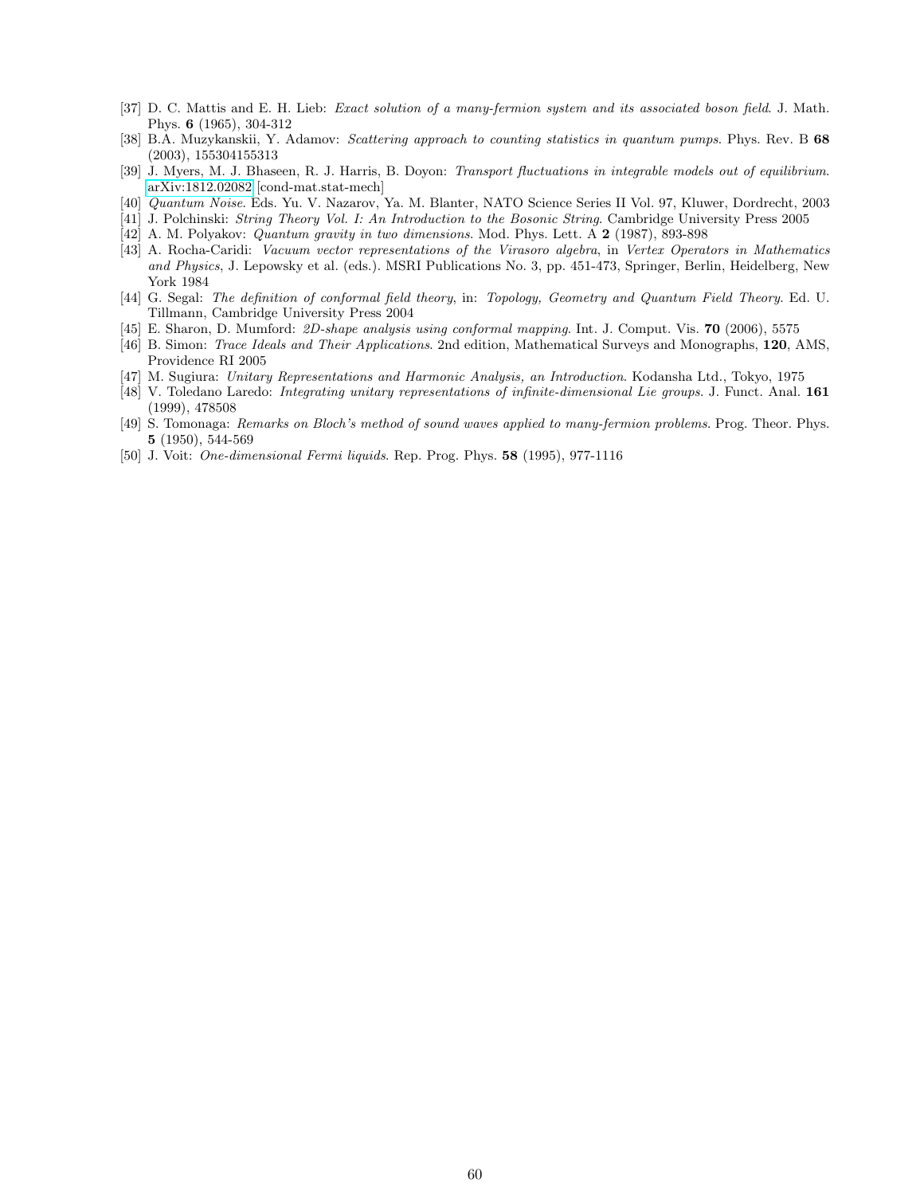[37] D. C. Mattis and E. H. Lieb: *Exact solution of a many-fermion system and its associated boson field*. J. Math. Phys. **6** (1965), 304-312

[38] B.A. Muzykanskii, Y. Adamov: *Scattering approach to counting statistics in quantum pumps*. Phys. Rev. B **68** (2003), 155304155313

[39] J. Myers, M. J. Bhaseen, R. J. Harris, B. Doyon: *Transport fluctuations in integrable models out of equilibrium*. arXiv:1812.02082 [cond-mat.stat-mech]

[40] *Quantum Noise*. Eds. Yu. V. Nazarov, Ya. M. Blanter, NATO Science Series II Vol. 97, Kluwer, Dordrecht, 2003

[41] J. Polchinski: *String Theory Vol. I: An Introduction to the Bosonic String*. Cambridge University Press 2005

[42] A. M. Polyakov: *Quantum gravity in two dimensions*. Mod. Phys. Lett. A **2** (1987), 893-898

[43] A. Rocha-Caridi: *Vacuum vector representations of the Virasoro algebra*, in *Vertex Operators in Mathematics and Physics*, J. Lepowsky et al. (eds.). MSRI Publications No. 3, pp. 451-473, Springer, Berlin, Heidelberg, New York 1984

[44] G. Segal: *The definition of conformal field theory*, in: *Topology, Geometry and Quantum Field Theory*. Ed. U. Tillmann, Cambridge University Press 2004

[45] E. Sharon, D. Mumford: *2D-shape analysis using conformal mapping*. Int. J. Comput. Vis. **70** (2006), 5575

[46] B. Simon: *Trace Ideals and Their Applications*. 2nd edition, Mathematical Surveys and Monographs, **120**, AMS, Providence RI 2005

[47] M. Sugiura: *Unitary Representations and Harmonic Analysis, an Introduction*. Kodansha Ltd., Tokyo, 1975

[48] V. Toledano Laredo: *Integrating unitary representations of infinite-dimensional Lie groups*. J. Funct. Anal. **161** (1999), 478508

[49] S. Tomonaga: *Remarks on Bloch's method of sound waves applied to many-fermion problems*. Prog. Theor. Phys. **5** (1950), 544-569

[50] J. Voit: *One-dimensional Fermi liquids*. Rep. Prog. Phys. **58** (1995), 977-1116